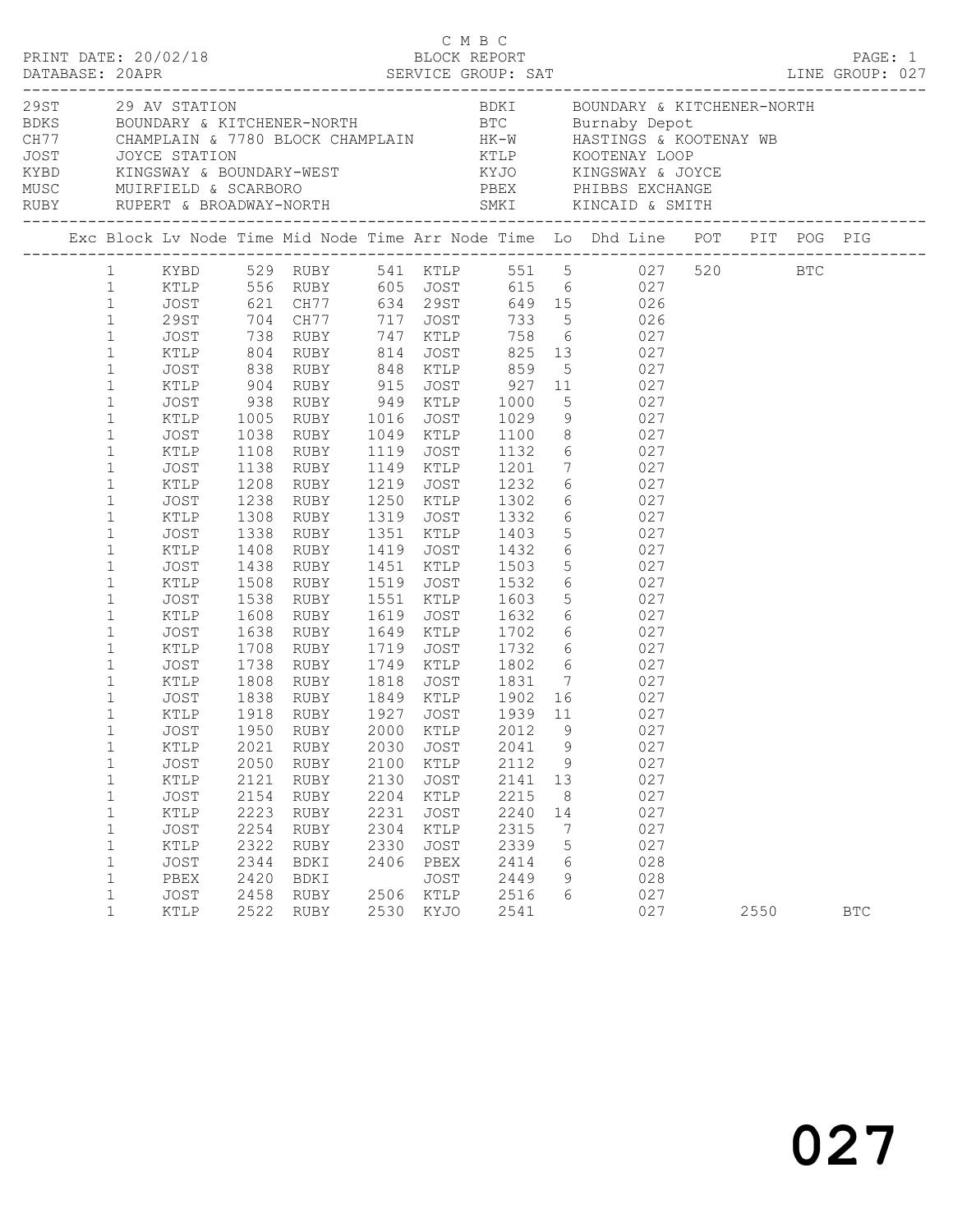C M B C

PRINT DATE: 20/02/18 BLOCK REPORT PAGE: 1

DATABASE: 20APR SERVICE GROUP: SAT LINE GROUP: 027

| Code | Name | Code | Name |
|---|---|---|---|
| 29ST | 29 AV STATION | BDKI | BOUNDARY & KITCHENER-NORTH |
| BDKS | BOUNDARY & KITCHENER-NORTH | BTC | Burnaby Depot |
| CH77 | CHAMPLAIN & 7780 BLOCK CHAMPLAIN | HK-W | HASTINGS & KOOTENAY WB |
| JOST | JOYCE STATION | KTLP | KOOTENAY LOOP |
| KYBD | KINGSWAY & BOUNDARY-WEST | KYJO | KINGSWAY & JOYCE |
| MUSC | MUIRFIELD & SCARBORO | PBEX | PHIBBS EXCHANGE |
| RUBY | RUPERT & BROADWAY-NORTH | SMKI | KINCAID & SMITH |

| Exc | Block | Lv Node | Time | Mid Node | Time | Arr Node | Time | Lo | Dhd | Line | POT | PIT | POG | PIG |
|---|---|---|---|---|---|---|---|---|---|---|---|---|---|---|
| | 1 | KYBD | 529 | RUBY | 541 | KTLP | 551 | 5 | | 027 | 520 | | BTC | |
| | 1 | KTLP | 556 | RUBY | 605 | JOST | 615 | 6 | | 027 | | | | |
| | 1 | JOST | 621 | CH77 | 634 | 29ST | 649 | 15 | | 026 | | | | |
| | 1 | 29ST | 704 | CH77 | 717 | JOST | 733 | 5 | | 026 | | | | |
| | 1 | JOST | 738 | RUBY | 747 | KTLP | 758 | 6 | | 027 | | | | |
| | 1 | KTLP | 804 | RUBY | 814 | JOST | 825 | 13 | | 027 | | | | |
| | 1 | JOST | 838 | RUBY | 848 | KTLP | 859 | 5 | | 027 | | | | |
| | 1 | KTLP | 904 | RUBY | 915 | JOST | 927 | 11 | | 027 | | | | |
| | 1 | JOST | 938 | RUBY | 949 | KTLP | 1000 | 5 | | 027 | | | | |
| | 1 | KTLP | 1005 | RUBY | 1016 | JOST | 1029 | 9 | | 027 | | | | |
| | 1 | JOST | 1038 | RUBY | 1049 | KTLP | 1100 | 8 | | 027 | | | | |
| | 1 | KTLP | 1108 | RUBY | 1119 | JOST | 1132 | 6 | | 027 | | | | |
| | 1 | JOST | 1138 | RUBY | 1149 | KTLP | 1201 | 7 | | 027 | | | | |
| | 1 | KTLP | 1208 | RUBY | 1219 | JOST | 1232 | 6 | | 027 | | | | |
| | 1 | JOST | 1238 | RUBY | 1250 | KTLP | 1302 | 6 | | 027 | | | | |
| | 1 | KTLP | 1308 | RUBY | 1319 | JOST | 1332 | 6 | | 027 | | | | |
| | 1 | JOST | 1338 | RUBY | 1351 | KTLP | 1403 | 5 | | 027 | | | | |
| | 1 | KTLP | 1408 | RUBY | 1419 | JOST | 1432 | 6 | | 027 | | | | |
| | 1 | JOST | 1438 | RUBY | 1451 | KTLP | 1503 | 5 | | 027 | | | | |
| | 1 | KTLP | 1508 | RUBY | 1519 | JOST | 1532 | 6 | | 027 | | | | |
| | 1 | JOST | 1538 | RUBY | 1551 | KTLP | 1603 | 5 | | 027 | | | | |
| | 1 | KTLP | 1608 | RUBY | 1619 | JOST | 1632 | 6 | | 027 | | | | |
| | 1 | JOST | 1638 | RUBY | 1649 | KTLP | 1702 | 6 | | 027 | | | | |
| | 1 | KTLP | 1708 | RUBY | 1719 | JOST | 1732 | 6 | | 027 | | | | |
| | 1 | JOST | 1738 | RUBY | 1749 | KTLP | 1802 | 6 | | 027 | | | | |
| | 1 | KTLP | 1808 | RUBY | 1818 | JOST | 1831 | 7 | | 027 | | | | |
| | 1 | JOST | 1838 | RUBY | 1849 | KTLP | 1902 | 16 | | 027 | | | | |
| | 1 | KTLP | 1918 | RUBY | 1927 | JOST | 1939 | 11 | | 027 | | | | |
| | 1 | JOST | 1950 | RUBY | 2000 | KTLP | 2012 | 9 | | 027 | | | | |
| | 1 | KTLP | 2021 | RUBY | 2030 | JOST | 2041 | 9 | | 027 | | | | |
| | 1 | JOST | 2050 | RUBY | 2100 | KTLP | 2112 | 9 | | 027 | | | | |
| | 1 | KTLP | 2121 | RUBY | 2130 | JOST | 2141 | 13 | | 027 | | | | |
| | 1 | JOST | 2154 | RUBY | 2204 | KTLP | 2215 | 8 | | 027 | | | | |
| | 1 | KTLP | 2223 | RUBY | 2231 | JOST | 2240 | 14 | | 027 | | | | |
| | 1 | JOST | 2254 | RUBY | 2304 | KTLP | 2315 | 7 | | 027 | | | | |
| | 1 | KTLP | 2322 | RUBY | 2330 | JOST | 2339 | 5 | | 027 | | | | |
| | 1 | JOST | 2344 | BDKI | 2406 | PBEX | 2414 | 6 | | 028 | | | | |
| | 1 | PBEX | 2420 | BDKI | | JOST | 2449 | 9 | | 028 | | | | |
| | 1 | JOST | 2458 | RUBY | 2506 | KTLP | 2516 | 6 | | 027 | | | | |
| | 1 | KTLP | 2522 | RUBY | 2530 | KYJO | 2541 | | | 027 | | 2550 | | BTC |

027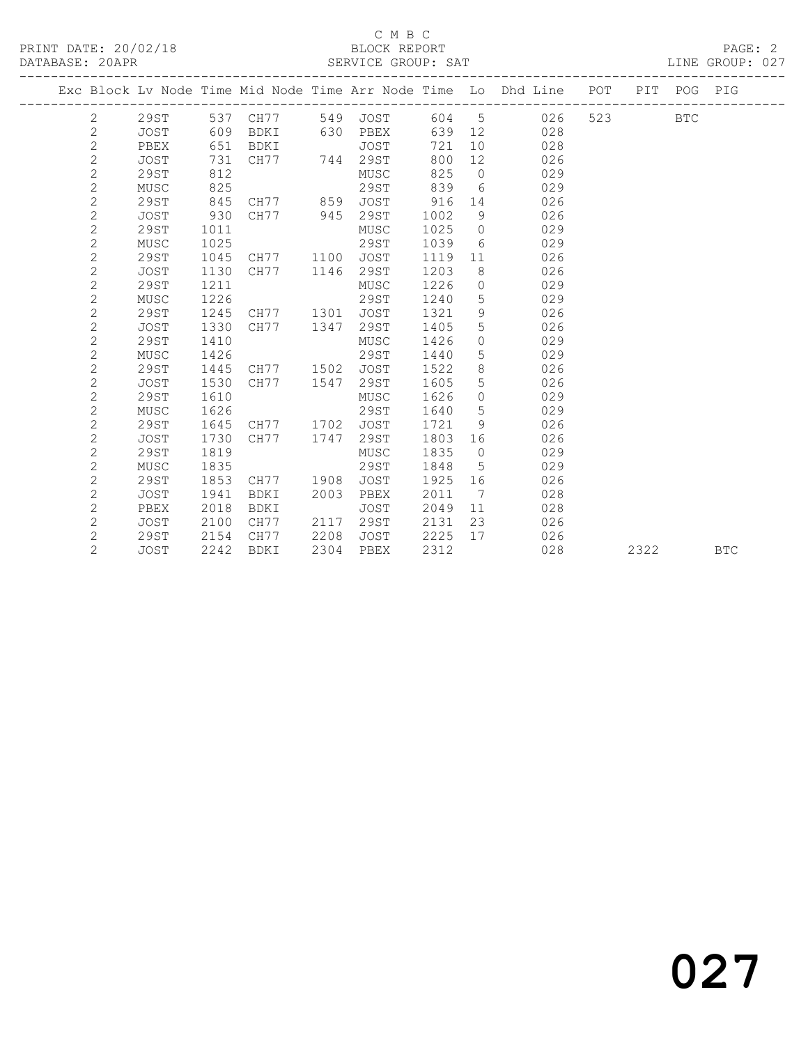C M B C
BLOCK REPORT
SERVICE GROUP: SAT

PRINT DATE: 20/02/18
DATABASE: 20APR

LINE GROUP: 027

| Exc | Block | Lv | Node | Time | Mid Node | Time | Arr Node | Time | Lo | Dhd Line | POT | PIT | POG | PIG |
|---|---|---|---|---|---|---|---|---|---|---|---|---|---|---|
| | 2 | | 29ST | 537 | CH77 | 549 | JOST | 604 | 5 | 026 | 523 | | BTC | |
| | 2 | | JOST | 609 | BDKI | 630 | PBEX | 639 | 12 | 028 | | | | |
| | 2 | | PBEX | 651 | BDKI | | JOST | 721 | 10 | 028 | | | | |
| | 2 | | JOST | 731 | CH77 | 744 | 29ST | 800 | 12 | 026 | | | | |
| | 2 | | 29ST | 812 | | | MUSC | 825 | 0 | 029 | | | | |
| | 2 | | MUSC | 825 | | | 29ST | 839 | 6 | 029 | | | | |
| | 2 | | 29ST | 845 | CH77 | 859 | JOST | 916 | 14 | 026 | | | | |
| | 2 | | JOST | 930 | CH77 | 945 | 29ST | 1002 | 9 | 026 | | | | |
| | 2 | | 29ST | 1011 | | | MUSC | 1025 | 0 | 029 | | | | |
| | 2 | | MUSC | 1025 | | | 29ST | 1039 | 6 | 029 | | | | |
| | 2 | | 29ST | 1045 | CH77 | 1100 | JOST | 1119 | 11 | 026 | | | | |
| | 2 | | JOST | 1130 | CH77 | 1146 | 29ST | 1203 | 8 | 026 | | | | |
| | 2 | | 29ST | 1211 | | | MUSC | 1226 | 0 | 029 | | | | |
| | 2 | | MUSC | 1226 | | | 29ST | 1240 | 5 | 029 | | | | |
| | 2 | | 29ST | 1245 | CH77 | 1301 | JOST | 1321 | 9 | 026 | | | | |
| | 2 | | JOST | 1330 | CH77 | 1347 | 29ST | 1405 | 5 | 026 | | | | |
| | 2 | | 29ST | 1410 | | | MUSC | 1426 | 0 | 029 | | | | |
| | 2 | | MUSC | 1426 | | | 29ST | 1440 | 5 | 029 | | | | |
| | 2 | | 29ST | 1445 | CH77 | 1502 | JOST | 1522 | 8 | 026 | | | | |
| | 2 | | JOST | 1530 | CH77 | 1547 | 29ST | 1605 | 5 | 026 | | | | |
| | 2 | | 29ST | 1610 | | | MUSC | 1626 | 0 | 029 | | | | |
| | 2 | | MUSC | 1626 | | | 29ST | 1640 | 5 | 029 | | | | |
| | 2 | | 29ST | 1645 | CH77 | 1702 | JOST | 1721 | 9 | 026 | | | | |
| | 2 | | JOST | 1730 | CH77 | 1747 | 29ST | 1803 | 16 | 026 | | | | |
| | 2 | | 29ST | 1819 | | | MUSC | 1835 | 0 | 029 | | | | |
| | 2 | | MUSC | 1835 | | | 29ST | 1848 | 5 | 029 | | | | |
| | 2 | | 29ST | 1853 | CH77 | 1908 | JOST | 1925 | 16 | 026 | | | | |
| | 2 | | JOST | 1941 | BDKI | 2003 | PBEX | 2011 | 7 | 028 | | | | |
| | 2 | | PBEX | 2018 | BDKI | | JOST | 2049 | 11 | 028 | | | | |
| | 2 | | JOST | 2100 | CH77 | 2117 | 29ST | 2131 | 23 | 026 | | | | |
| | 2 | | 29ST | 2154 | CH77 | 2208 | JOST | 2225 | 17 | 026 | | | | |
| | 2 | | JOST | 2242 | BDKI | 2304 | PBEX | 2312 | | 028 | | 2322 | | BTC |

027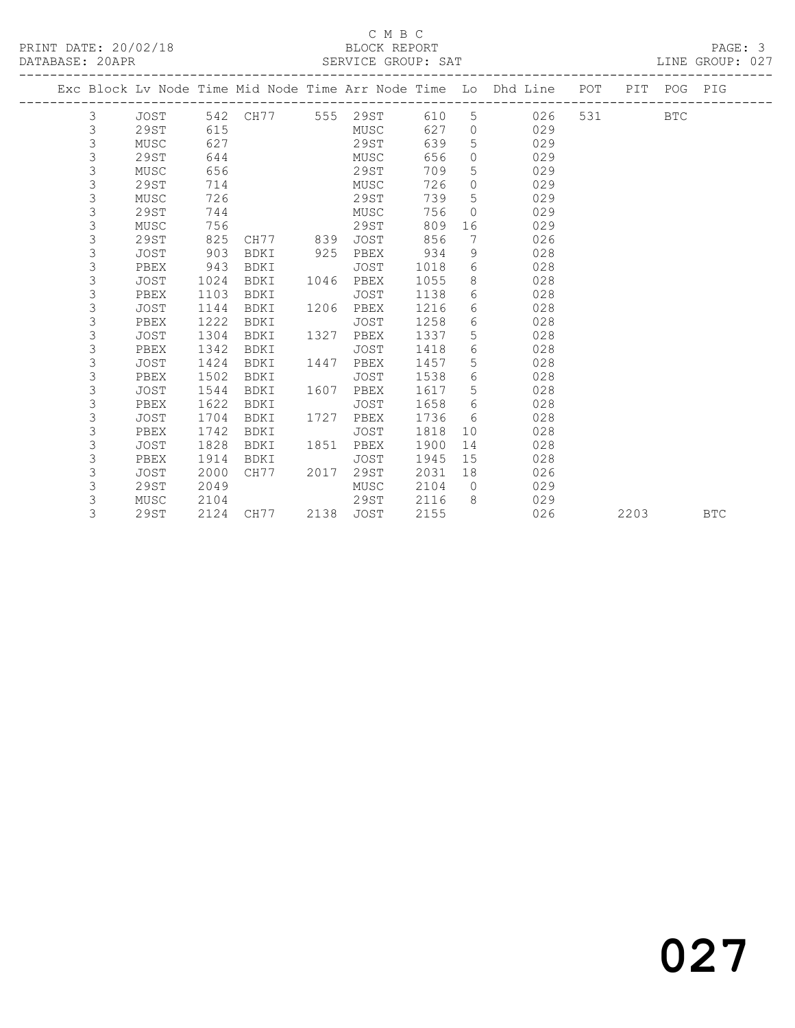C M B C

BLOCK REPORT

SERVICE GROUP: SAT

LINE GROUP: 027

PRINT DATE: 20/02/18

DATABASE: 20APR

| Exc | Block | Lv Node | Time | Mid Node | Time | Arr Node | Time | Lo | Dhd Line | POT | PIT | POG | PIG |
|---|---|---|---|---|---|---|---|---|---|---|---|---|---|
| | 3 | JOST | 542 | CH77 | 555 | 29ST | 610 | 5 | 026 | 531 | | BTC | |
| | 3 | 29ST | 615 | | | MUSC | 627 | 0 | 029 | | | | |
| | 3 | MUSC | 627 | | | 29ST | 639 | 5 | 029 | | | | |
| | 3 | 29ST | 644 | | | MUSC | 656 | 0 | 029 | | | | |
| | 3 | MUSC | 656 | | | 29ST | 709 | 5 | 029 | | | | |
| | 3 | 29ST | 714 | | | MUSC | 726 | 0 | 029 | | | | |
| | 3 | MUSC | 726 | | | 29ST | 739 | 5 | 029 | | | | |
| | 3 | 29ST | 744 | | | MUSC | 756 | 0 | 029 | | | | |
| | 3 | MUSC | 756 | | | 29ST | 809 | 16 | 029 | | | | |
| | 3 | 29ST | 825 | CH77 | 839 | JOST | 856 | 7 | 026 | | | | |
| | 3 | JOST | 903 | BDKI | 925 | PBEX | 934 | 9 | 028 | | | | |
| | 3 | PBEX | 943 | BDKI | | JOST | 1018 | 6 | 028 | | | | |
| | 3 | JOST | 1024 | BDKI | 1046 | PBEX | 1055 | 8 | 028 | | | | |
| | 3 | PBEX | 1103 | BDKI | | JOST | 1138 | 6 | 028 | | | | |
| | 3 | JOST | 1144 | BDKI | 1206 | PBEX | 1216 | 6 | 028 | | | | |
| | 3 | PBEX | 1222 | BDKI | | JOST | 1258 | 6 | 028 | | | | |
| | 3 | JOST | 1304 | BDKI | 1327 | PBEX | 1337 | 5 | 028 | | | | |
| | 3 | PBEX | 1342 | BDKI | | JOST | 1418 | 6 | 028 | | | | |
| | 3 | JOST | 1424 | BDKI | 1447 | PBEX | 1457 | 5 | 028 | | | | |
| | 3 | PBEX | 1502 | BDKI | | JOST | 1538 | 6 | 028 | | | | |
| | 3 | JOST | 1544 | BDKI | 1607 | PBEX | 1617 | 5 | 028 | | | | |
| | 3 | PBEX | 1622 | BDKI | | JOST | 1658 | 6 | 028 | | | | |
| | 3 | JOST | 1704 | BDKI | 1727 | PBEX | 1736 | 6 | 028 | | | | |
| | 3 | PBEX | 1742 | BDKI | | JOST | 1818 | 10 | 028 | | | | |
| | 3 | JOST | 1828 | BDKI | 1851 | PBEX | 1900 | 14 | 028 | | | | |
| | 3 | PBEX | 1914 | BDKI | | JOST | 1945 | 15 | 028 | | | | |
| | 3 | JOST | 2000 | CH77 | 2017 | 29ST | 2031 | 18 | 026 | | | | |
| | 3 | 29ST | 2049 | | | MUSC | 2104 | 0 | 029 | | | | |
| | 3 | MUSC | 2104 | | | 29ST | 2116 | 8 | 029 | | | | |
| | 3 | 29ST | 2124 | CH77 | 2138 | JOST | 2155 | | 026 | | 2203 | | BTC |

027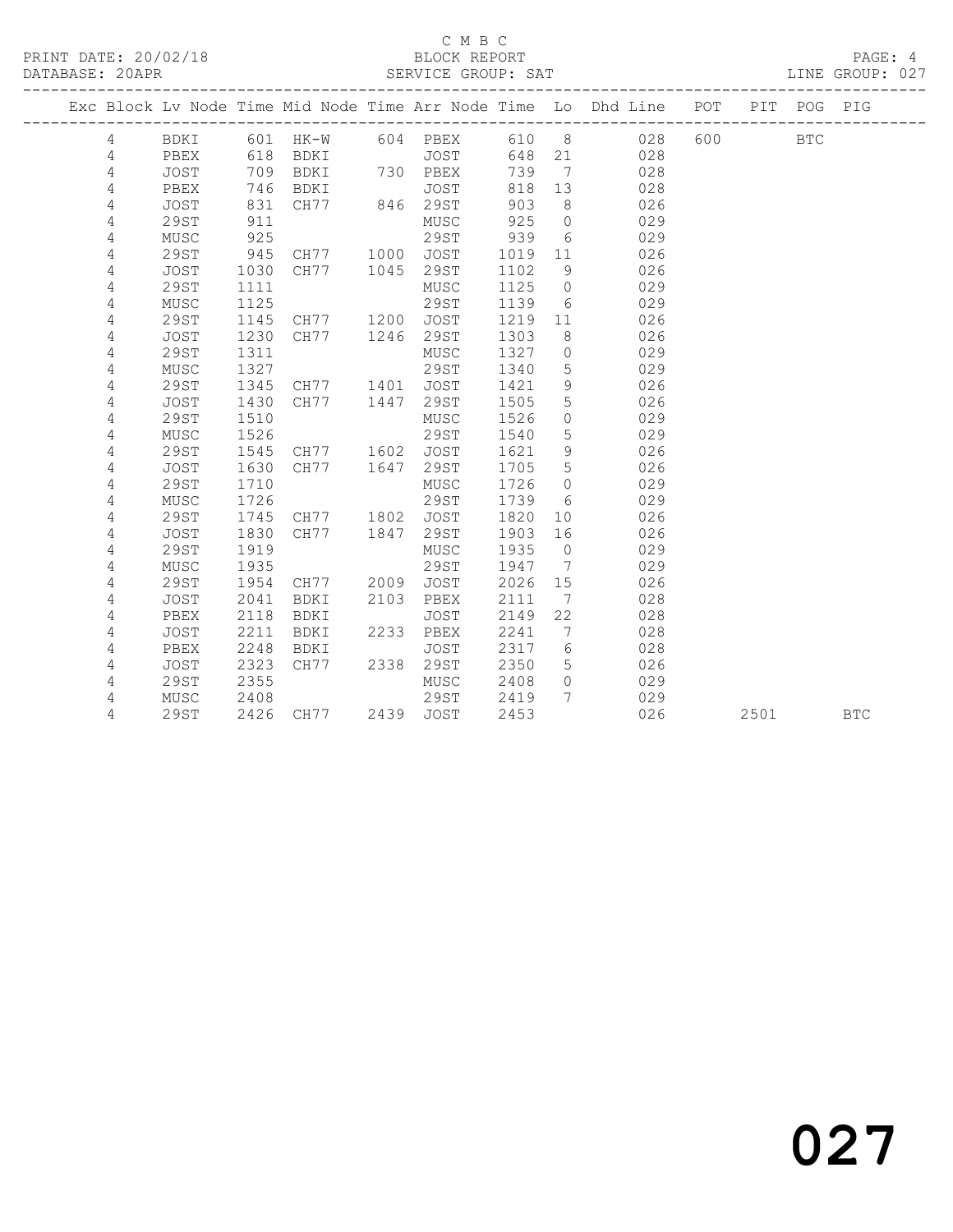C M B C
BLOCK REPORT
SERVICE GROUP: SAT

PRINT DATE: 20/02/18
DATABASE: 20APR
LINE GROUP: 027

| Exc | Block | Lv Node | Time | Mid Node | Time | Arr Node | Time | Lo | Dhd Line | POT | PIT | POG | PIG |
|---|---|---|---|---|---|---|---|---|---|---|---|---|---|
| | 4 | BDKI | 601 | HK-W | 604 | PBEX | 610 | 8 | 028 | 600 | | BTC | |
| | 4 | PBEX | 618 | BDKI | | JOST | 648 | 21 | 028 | | | | |
| | 4 | JOST | 709 | BDKI | 730 | PBEX | 739 | 7 | 028 | | | | |
| | 4 | PBEX | 746 | BDKI | | JOST | 818 | 13 | 028 | | | | |
| | 4 | JOST | 831 | CH77 | 846 | 29ST | 903 | 8 | 026 | | | | |
| | 4 | 29ST | 911 | | | MUSC | 925 | 0 | 029 | | | | |
| | 4 | MUSC | 925 | | | 29ST | 939 | 6 | 029 | | | | |
| | 4 | 29ST | 945 | CH77 | 1000 | JOST | 1019 | 11 | 026 | | | | |
| | 4 | JOST | 1030 | CH77 | 1045 | 29ST | 1102 | 9 | 026 | | | | |
| | 4 | 29ST | 1111 | | | MUSC | 1125 | 0 | 029 | | | | |
| | 4 | MUSC | 1125 | | | 29ST | 1139 | 6 | 029 | | | | |
| | 4 | 29ST | 1145 | CH77 | 1200 | JOST | 1219 | 11 | 026 | | | | |
| | 4 | JOST | 1230 | CH77 | 1246 | 29ST | 1303 | 8 | 026 | | | | |
| | 4 | 29ST | 1311 | | | MUSC | 1327 | 0 | 029 | | | | |
| | 4 | MUSC | 1327 | | | 29ST | 1340 | 5 | 029 | | | | |
| | 4 | 29ST | 1345 | CH77 | 1401 | JOST | 1421 | 9 | 026 | | | | |
| | 4 | JOST | 1430 | CH77 | 1447 | 29ST | 1505 | 5 | 026 | | | | |
| | 4 | 29ST | 1510 | | | MUSC | 1526 | 0 | 029 | | | | |
| | 4 | MUSC | 1526 | | | 29ST | 1540 | 5 | 029 | | | | |
| | 4 | 29ST | 1545 | CH77 | 1602 | JOST | 1621 | 9 | 026 | | | | |
| | 4 | JOST | 1630 | CH77 | 1647 | 29ST | 1705 | 5 | 026 | | | | |
| | 4 | 29ST | 1710 | | | MUSC | 1726 | 0 | 029 | | | | |
| | 4 | MUSC | 1726 | | | 29ST | 1739 | 6 | 029 | | | | |
| | 4 | 29ST | 1745 | CH77 | 1802 | JOST | 1820 | 10 | 026 | | | | |
| | 4 | JOST | 1830 | CH77 | 1847 | 29ST | 1903 | 16 | 026 | | | | |
| | 4 | 29ST | 1919 | | | MUSC | 1935 | 0 | 029 | | | | |
| | 4 | MUSC | 1935 | | | 29ST | 1947 | 7 | 029 | | | | |
| | 4 | 29ST | 1954 | CH77 | 2009 | JOST | 2026 | 15 | 026 | | | | |
| | 4 | JOST | 2041 | BDKI | 2103 | PBEX | 2111 | 7 | 028 | | | | |
| | 4 | PBEX | 2118 | BDKI | | JOST | 2149 | 22 | 028 | | | | |
| | 4 | JOST | 2211 | BDKI | 2233 | PBEX | 2241 | 7 | 028 | | | | |
| | 4 | PBEX | 2248 | BDKI | | JOST | 2317 | 6 | 028 | | | | |
| | 4 | JOST | 2323 | CH77 | 2338 | 29ST | 2350 | 5 | 026 | | | | |
| | 4 | 29ST | 2355 | | | MUSC | 2408 | 0 | 029 | | | | |
| | 4 | MUSC | 2408 | | | 29ST | 2419 | 7 | 029 | | | | |
| | 4 | 29ST | 2426 | CH77 | 2439 | JOST | 2453 | | 026 | | 2501 | | BTC |

027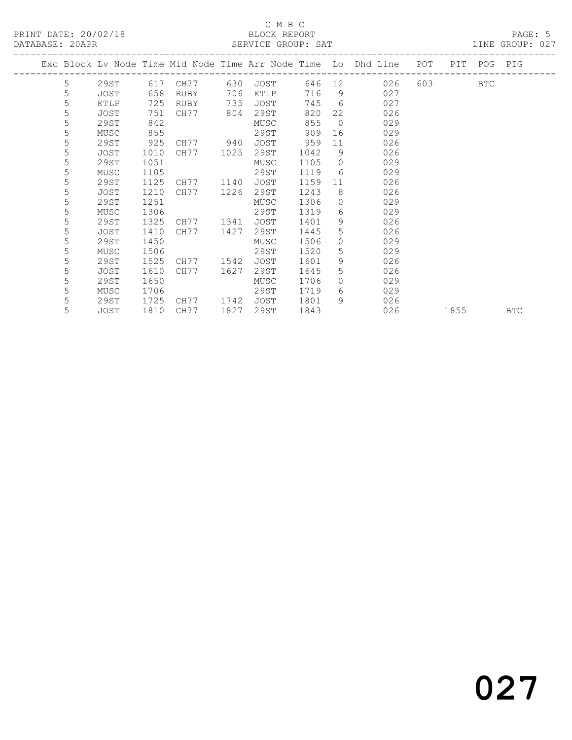C M B C

PRINT DATE: 20/02/18 BLOCK REPORT

DATABASE: 20APR SERVICE GROUP: SAT LINE GROUP: 027

| Exc | Block | Lv | Node | Time | Mid Node | Time | Arr Node | Time | Lo | Dhd Line | POT | PIT | POG | PIG |
|---|---|---|---|---|---|---|---|---|---|---|---|---|---|---|
| | 5 | | 29ST | 617 | CH77 | 630 | JOST | 646 | 12 | 026 | 603 | | BTC | |
| | 5 | | JOST | 658 | RUBY | 706 | KTLP | 716 | 9 | 027 | | | | |
| | 5 | | KTLP | 725 | RUBY | 735 | JOST | 745 | 6 | 027 | | | | |
| | 5 | | JOST | 751 | CH77 | 804 | 29ST | 820 | 22 | 026 | | | | |
| | 5 | | 29ST | 842 | | | MUSC | 855 | 0 | 029 | | | | |
| | 5 | | MUSC | 855 | | | 29ST | 909 | 16 | 029 | | | | |
| | 5 | | 29ST | 925 | CH77 | 940 | JOST | 959 | 11 | 026 | | | | |
| | 5 | | JOST | 1010 | CH77 | 1025 | 29ST | 1042 | 9 | 026 | | | | |
| | 5 | | 29ST | 1051 | | | MUSC | 1105 | 0 | 029 | | | | |
| | 5 | | MUSC | 1105 | | | 29ST | 1119 | 6 | 029 | | | | |
| | 5 | | 29ST | 1125 | CH77 | 1140 | JOST | 1159 | 11 | 026 | | | | |
| | 5 | | JOST | 1210 | CH77 | 1226 | 29ST | 1243 | 8 | 026 | | | | |
| | 5 | | 29ST | 1251 | | | MUSC | 1306 | 0 | 029 | | | | |
| | 5 | | MUSC | 1306 | | | 29ST | 1319 | 6 | 029 | | | | |
| | 5 | | 29ST | 1325 | CH77 | 1341 | JOST | 1401 | 9 | 026 | | | | |
| | 5 | | JOST | 1410 | CH77 | 1427 | 29ST | 1445 | 5 | 026 | | | | |
| | 5 | | 29ST | 1450 | | | MUSC | 1506 | 0 | 029 | | | | |
| | 5 | | MUSC | 1506 | | | 29ST | 1520 | 5 | 029 | | | | |
| | 5 | | 29ST | 1525 | CH77 | 1542 | JOST | 1601 | 9 | 026 | | | | |
| | 5 | | JOST | 1610 | CH77 | 1627 | 29ST | 1645 | 5 | 026 | | | | |
| | 5 | | 29ST | 1650 | | | MUSC | 1706 | 0 | 029 | | | | |
| | 5 | | MUSC | 1706 | | | 29ST | 1719 | 6 | 029 | | | | |
| | 5 | | 29ST | 1725 | CH77 | 1742 | JOST | 1801 | 9 | 026 | | | | |
| | 5 | | JOST | 1810 | CH77 | 1827 | 29ST | 1843 | | 026 | | 1855 | | BTC |

027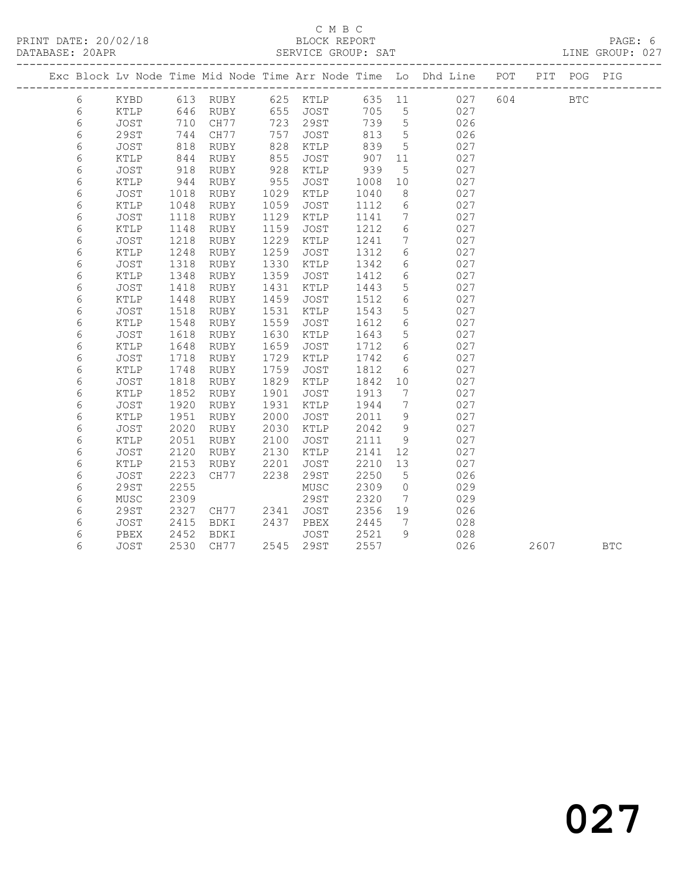C M B C

BLOCK REPORT

PRINT DATE: 20/02/18 DATABASE: 20APR SERVICE GROUP: SAT LINE GROUP: 027

| Exc | Block | Lv | Node | Time | Mid Node | Time | Arr Node | Time | Lo | Dhd Line | POT | PIT | POG | PIG |
|---|---|---|---|---|---|---|---|---|---|---|---|---|---|---|
| | 6 | | KYBD | 613 | RUBY | 625 | KTLP | 635 | 11 | 027 | 604 | | BTC | |
| | 6 | | KTLP | 646 | RUBY | 655 | JOST | 705 | 5 | 027 | | | | |
| | 6 | | JOST | 710 | CH77 | 723 | 29ST | 739 | 5 | 026 | | | | |
| | 6 | | 29ST | 744 | CH77 | 757 | JOST | 813 | 5 | 026 | | | | |
| | 6 | | JOST | 818 | RUBY | 828 | KTLP | 839 | 5 | 027 | | | | |
| | 6 | | KTLP | 844 | RUBY | 855 | JOST | 907 | 11 | 027 | | | | |
| | 6 | | JOST | 918 | RUBY | 928 | KTLP | 939 | 5 | 027 | | | | |
| | 6 | | KTLP | 944 | RUBY | 955 | JOST | 1008 | 10 | 027 | | | | |
| | 6 | | JOST | 1018 | RUBY | 1029 | KTLP | 1040 | 8 | 027 | | | | |
| | 6 | | KTLP | 1048 | RUBY | 1059 | JOST | 1112 | 6 | 027 | | | | |
| | 6 | | JOST | 1118 | RUBY | 1129 | KTLP | 1141 | 7 | 027 | | | | |
| | 6 | | KTLP | 1148 | RUBY | 1159 | JOST | 1212 | 6 | 027 | | | | |
| | 6 | | JOST | 1218 | RUBY | 1229 | KTLP | 1241 | 7 | 027 | | | | |
| | 6 | | KTLP | 1248 | RUBY | 1259 | JOST | 1312 | 6 | 027 | | | | |
| | 6 | | JOST | 1318 | RUBY | 1330 | KTLP | 1342 | 6 | 027 | | | | |
| | 6 | | KTLP | 1348 | RUBY | 1359 | JOST | 1412 | 6 | 027 | | | | |
| | 6 | | JOST | 1418 | RUBY | 1431 | KTLP | 1443 | 5 | 027 | | | | |
| | 6 | | KTLP | 1448 | RUBY | 1459 | JOST | 1512 | 6 | 027 | | | | |
| | 6 | | JOST | 1518 | RUBY | 1531 | KTLP | 1543 | 5 | 027 | | | | |
| | 6 | | KTLP | 1548 | RUBY | 1559 | JOST | 1612 | 6 | 027 | | | | |
| | 6 | | JOST | 1618 | RUBY | 1630 | KTLP | 1643 | 5 | 027 | | | | |
| | 6 | | KTLP | 1648 | RUBY | 1659 | JOST | 1712 | 6 | 027 | | | | |
| | 6 | | JOST | 1718 | RUBY | 1729 | KTLP | 1742 | 6 | 027 | | | | |
| | 6 | | KTLP | 1748 | RUBY | 1759 | JOST | 1812 | 6 | 027 | | | | |
| | 6 | | JOST | 1818 | RUBY | 1829 | KTLP | 1842 | 10 | 027 | | | | |
| | 6 | | KTLP | 1852 | RUBY | 1901 | JOST | 1913 | 7 | 027 | | | | |
| | 6 | | JOST | 1920 | RUBY | 1931 | KTLP | 1944 | 7 | 027 | | | | |
| | 6 | | KTLP | 1951 | RUBY | 2000 | JOST | 2011 | 9 | 027 | | | | |
| | 6 | | JOST | 2020 | RUBY | 2030 | KTLP | 2042 | 9 | 027 | | | | |
| | 6 | | KTLP | 2051 | RUBY | 2100 | JOST | 2111 | 9 | 027 | | | | |
| | 6 | | JOST | 2120 | RUBY | 2130 | KTLP | 2141 | 12 | 027 | | | | |
| | 6 | | KTLP | 2153 | RUBY | 2201 | JOST | 2210 | 13 | 027 | | | | |
| | 6 | | JOST | 2223 | CH77 | 2238 | 29ST | 2250 | 5 | 026 | | | | |
| | 6 | | 29ST | 2255 | | | MUSC | 2309 | 0 | 029 | | | | |
| | 6 | | MUSC | 2309 | | | 29ST | 2320 | 7 | 029 | | | | |
| | 6 | | 29ST | 2327 | CH77 | 2341 | JOST | 2356 | 19 | 026 | | | | |
| | 6 | | JOST | 2415 | BDKI | 2437 | PBEX | 2445 | 7 | 028 | | | | |
| | 6 | | PBEX | 2452 | BDKI | | JOST | 2521 | 9 | 028 | | | | |
| | 6 | | JOST | 2530 | CH77 | 2545 | 29ST | 2557 | | 026 | | 2607 | | BTC |

027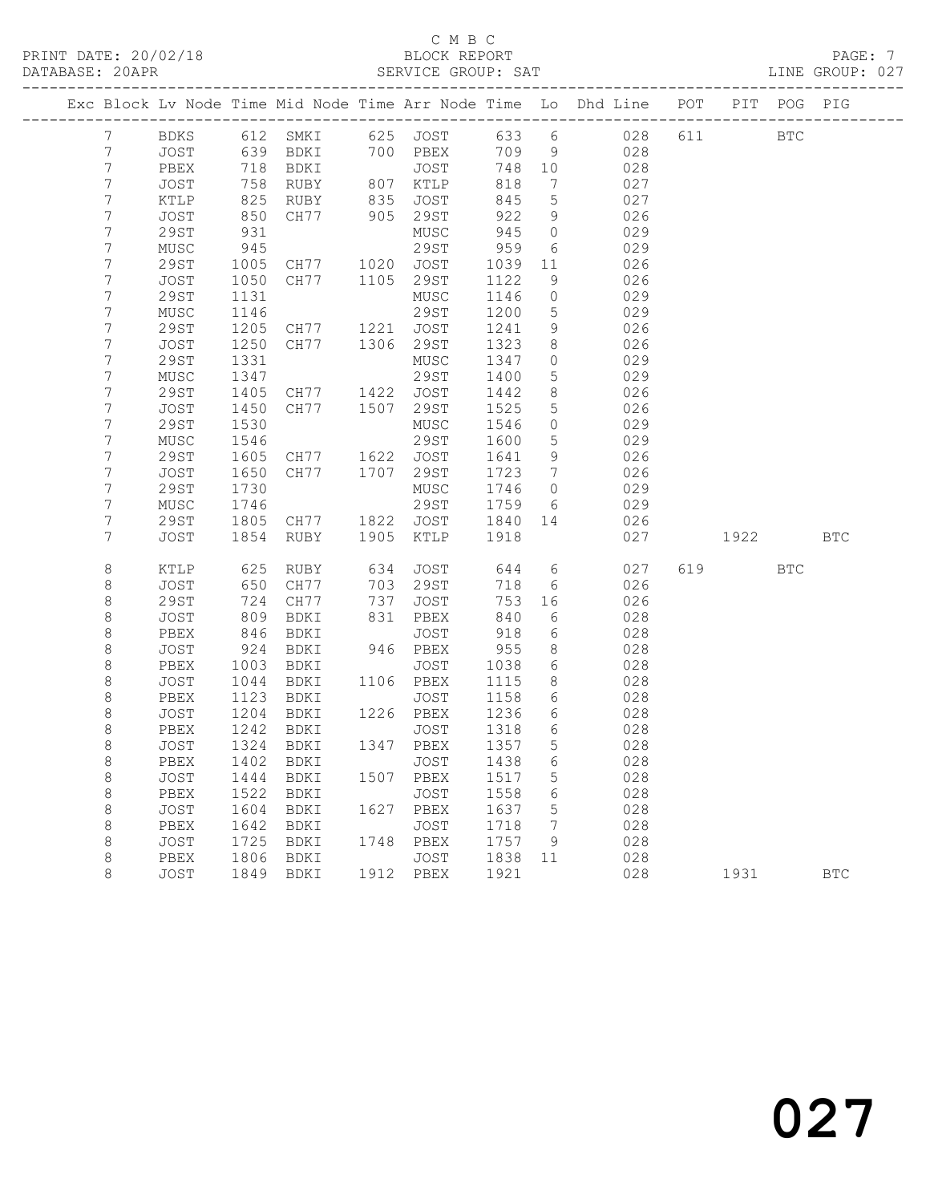C M B C
BLOCK REPORT
SERVICE GROUP: SAT

PRINT DATE: 20/02/18
DATABASE: 20APR
LINE GROUP: 027

| Exc | Block | Lv | Node | Time | Mid Node | Time | Arr Node | Time | Lo | Dhd Line | POT | PIT | POG | PIG |
|---|---|---|---|---|---|---|---|---|---|---|---|---|---|---|
| | 7 | | BDKS | 612 | SMKI | 625 | JOST | 633 | 6 | 028 | 611 | | BTC | |
| | 7 | | JOST | 639 | BDKI | 700 | PBEX | 709 | 9 | 028 | | | | |
| | 7 | | PBEX | 718 | BDKI | | JOST | 748 | 10 | 028 | | | | |
| | 7 | | JOST | 758 | RUBY | 807 | KTLP | 818 | 7 | 027 | | | | |
| | 7 | | KTLP | 825 | RUBY | 835 | JOST | 845 | 5 | 027 | | | | |
| | 7 | | JOST | 850 | CH77 | 905 | 29ST | 922 | 9 | 026 | | | | |
| | 7 | | 29ST | 931 | | | MUSC | 945 | 0 | 029 | | | | |
| | 7 | | MUSC | 945 | | | 29ST | 959 | 6 | 029 | | | | |
| | 7 | | 29ST | 1005 | CH77 | 1020 | JOST | 1039 | 11 | 026 | | | | |
| | 7 | | JOST | 1050 | CH77 | 1105 | 29ST | 1122 | 9 | 026 | | | | |
| | 7 | | 29ST | 1131 | | | MUSC | 1146 | 0 | 029 | | | | |
| | 7 | | MUSC | 1146 | | | 29ST | 1200 | 5 | 029 | | | | |
| | 7 | | 29ST | 1205 | CH77 | 1221 | JOST | 1241 | 9 | 026 | | | | |
| | 7 | | JOST | 1250 | CH77 | 1306 | 29ST | 1323 | 8 | 026 | | | | |
| | 7 | | 29ST | 1331 | | | MUSC | 1347 | 0 | 029 | | | | |
| | 7 | | MUSC | 1347 | | | 29ST | 1400 | 5 | 029 | | | | |
| | 7 | | 29ST | 1405 | CH77 | 1422 | JOST | 1442 | 8 | 026 | | | | |
| | 7 | | JOST | 1450 | CH77 | 1507 | 29ST | 1525 | 5 | 026 | | | | |
| | 7 | | 29ST | 1530 | | | MUSC | 1546 | 0 | 029 | | | | |
| | 7 | | MUSC | 1546 | | | 29ST | 1600 | 5 | 029 | | | | |
| | 7 | | 29ST | 1605 | CH77 | 1622 | JOST | 1641 | 9 | 026 | | | | |
| | 7 | | JOST | 1650 | CH77 | 1707 | 29ST | 1723 | 7 | 026 | | | | |
| | 7 | | 29ST | 1730 | | | MUSC | 1746 | 0 | 029 | | | | |
| | 7 | | MUSC | 1746 | | | 29ST | 1759 | 6 | 029 | | | | |
| | 7 | | 29ST | 1805 | CH77 | 1822 | JOST | 1840 | 14 | 026 | | | | |
| | 7 | | JOST | 1854 | RUBY | 1905 | KTLP | 1918 | | 027 | | 1922 | | BTC |
| | 8 | | KTLP | 625 | RUBY | 634 | JOST | 644 | 6 | 027 | 619 | | BTC | |
| | 8 | | JOST | 650 | CH77 | 703 | 29ST | 718 | 6 | 026 | | | | |
| | 8 | | 29ST | 724 | CH77 | 737 | JOST | 753 | 16 | 026 | | | | |
| | 8 | | JOST | 809 | BDKI | 831 | PBEX | 840 | 6 | 028 | | | | |
| | 8 | | PBEX | 846 | BDKI | | JOST | 918 | 6 | 028 | | | | |
| | 8 | | JOST | 924 | BDKI | 946 | PBEX | 955 | 8 | 028 | | | | |
| | 8 | | PBEX | 1003 | BDKI | | JOST | 1038 | 6 | 028 | | | | |
| | 8 | | JOST | 1044 | BDKI | 1106 | PBEX | 1115 | 8 | 028 | | | | |
| | 8 | | PBEX | 1123 | BDKI | | JOST | 1158 | 6 | 028 | | | | |
| | 8 | | JOST | 1204 | BDKI | 1226 | PBEX | 1236 | 6 | 028 | | | | |
| | 8 | | PBEX | 1242 | BDKI | | JOST | 1318 | 6 | 028 | | | | |
| | 8 | | JOST | 1324 | BDKI | 1347 | PBEX | 1357 | 5 | 028 | | | | |
| | 8 | | PBEX | 1402 | BDKI | | JOST | 1438 | 6 | 028 | | | | |
| | 8 | | JOST | 1444 | BDKI | 1507 | PBEX | 1517 | 5 | 028 | | | | |
| | 8 | | PBEX | 1522 | BDKI | | JOST | 1558 | 6 | 028 | | | | |
| | 8 | | JOST | 1604 | BDKI | 1627 | PBEX | 1637 | 5 | 028 | | | | |
| | 8 | | PBEX | 1642 | BDKI | | JOST | 1718 | 7 | 028 | | | | |
| | 8 | | JOST | 1725 | BDKI | 1748 | PBEX | 1757 | 9 | 028 | | | | |
| | 8 | | PBEX | 1806 | BDKI | | JOST | 1838 | 11 | 028 | | | | |
| | 8 | | JOST | 1849 | BDKI | 1912 | PBEX | 1921 | | 028 | | 1931 | | BTC |

027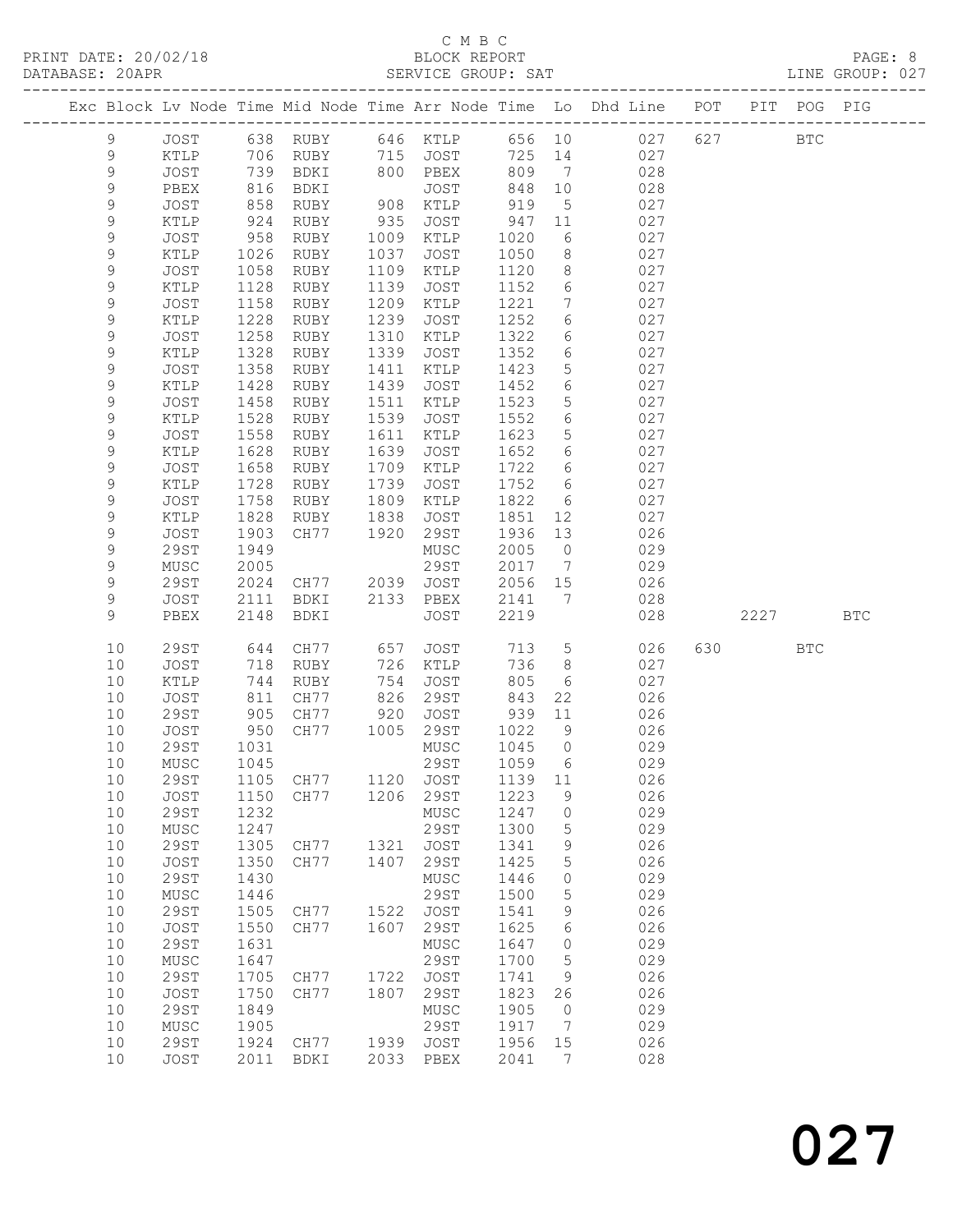C M B C

PRINT DATE: 20/02/18 BLOCK REPORT

DATABASE: 20APR SERVICE GROUP: SAT LINE GROUP: 027

| Exc | Block | Lv | Node | Time | Mid Node | Time | Arr Node | Time | Lo | Dhd Line | POT | PIT | POG | PIG |
|---|---|---|---|---|---|---|---|---|---|---|---|---|---|---|
| | 9 | | JOST | 638 | RUBY | 646 | KTLP | 656 | 10 | 027 | 627 | | BTC | |
| | 9 | | KTLP | 706 | RUBY | 715 | JOST | 725 | 14 | 027 | | | | |
| | 9 | | JOST | 739 | BDKI | 800 | PBEX | 809 | 7 | 028 | | | | |
| | 9 | | PBEX | 816 | BDKI | | JOST | 848 | 10 | 028 | | | | |
| | 9 | | JOST | 858 | RUBY | 908 | KTLP | 919 | 5 | 027 | | | | |
| | 9 | | KTLP | 924 | RUBY | 935 | JOST | 947 | 11 | 027 | | | | |
| | 9 | | JOST | 958 | RUBY | 1009 | KTLP | 1020 | 6 | 027 | | | | |
| | 9 | | KTLP | 1026 | RUBY | 1037 | JOST | 1050 | 8 | 027 | | | | |
| | 9 | | JOST | 1058 | RUBY | 1109 | KTLP | 1120 | 8 | 027 | | | | |
| | 9 | | KTLP | 1128 | RUBY | 1139 | JOST | 1152 | 6 | 027 | | | | |
| | 9 | | JOST | 1158 | RUBY | 1209 | KTLP | 1221 | 7 | 027 | | | | |
| | 9 | | KTLP | 1228 | RUBY | 1239 | JOST | 1252 | 6 | 027 | | | | |
| | 9 | | JOST | 1258 | RUBY | 1310 | KTLP | 1322 | 6 | 027 | | | | |
| | 9 | | KTLP | 1328 | RUBY | 1339 | JOST | 1352 | 6 | 027 | | | | |
| | 9 | | JOST | 1358 | RUBY | 1411 | KTLP | 1423 | 5 | 027 | | | | |
| | 9 | | KTLP | 1428 | RUBY | 1439 | JOST | 1452 | 6 | 027 | | | | |
| | 9 | | JOST | 1458 | RUBY | 1511 | KTLP | 1523 | 5 | 027 | | | | |
| | 9 | | KTLP | 1528 | RUBY | 1539 | JOST | 1552 | 6 | 027 | | | | |
| | 9 | | JOST | 1558 | RUBY | 1611 | KTLP | 1623 | 5 | 027 | | | | |
| | 9 | | KTLP | 1628 | RUBY | 1639 | JOST | 1652 | 6 | 027 | | | | |
| | 9 | | JOST | 1658 | RUBY | 1709 | KTLP | 1722 | 6 | 027 | | | | |
| | 9 | | KTLP | 1728 | RUBY | 1739 | JOST | 1752 | 6 | 027 | | | | |
| | 9 | | JOST | 1758 | RUBY | 1809 | KTLP | 1822 | 6 | 027 | | | | |
| | 9 | | KTLP | 1828 | RUBY | 1838 | JOST | 1851 | 12 | 027 | | | | |
| | 9 | | JOST | 1903 | CH77 | 1920 | 29ST | 1936 | 13 | 026 | | | | |
| | 9 | | 29ST | 1949 | | | MUSC | 2005 | 0 | 029 | | | | |
| | 9 | | MUSC | 2005 | | | 29ST | 2017 | 7 | 029 | | | | |
| | 9 | | 29ST | 2024 | CH77 | 2039 | JOST | 2056 | 15 | 026 | | | | |
| | 9 | | JOST | 2111 | BDKI | 2133 | PBEX | 2141 | 7 | 028 | | | | |
| | 9 | | PBEX | 2148 | BDKI | | JOST | 2219 | | 028 | | 2227 | | BTC |
| | 10 | | 29ST | 644 | CH77 | 657 | JOST | 713 | 5 | 026 | 630 | | BTC | |
| | 10 | | JOST | 718 | RUBY | 726 | KTLP | 736 | 8 | 027 | | | | |
| | 10 | | KTLP | 744 | RUBY | 754 | JOST | 805 | 6 | 027 | | | | |
| | 10 | | JOST | 811 | CH77 | 826 | 29ST | 843 | 22 | 026 | | | | |
| | 10 | | 29ST | 905 | CH77 | 920 | JOST | 939 | 11 | 026 | | | | |
| | 10 | | JOST | 950 | CH77 | 1005 | 29ST | 1022 | 9 | 026 | | | | |
| | 10 | | 29ST | 1031 | | | MUSC | 1045 | 0 | 029 | | | | |
| | 10 | | MUSC | 1045 | | | 29ST | 1059 | 6 | 029 | | | | |
| | 10 | | 29ST | 1105 | CH77 | 1120 | JOST | 1139 | 11 | 026 | | | | |
| | 10 | | JOST | 1150 | CH77 | 1206 | 29ST | 1223 | 9 | 026 | | | | |
| | 10 | | 29ST | 1232 | | | MUSC | 1247 | 0 | 029 | | | | |
| | 10 | | MUSC | 1247 | | | 29ST | 1300 | 5 | 029 | | | | |
| | 10 | | 29ST | 1305 | CH77 | 1321 | JOST | 1341 | 9 | 026 | | | | |
| | 10 | | JOST | 1350 | CH77 | 1407 | 29ST | 1425 | 5 | 026 | | | | |
| | 10 | | 29ST | 1430 | | | MUSC | 1446 | 0 | 029 | | | | |
| | 10 | | MUSC | 1446 | | | 29ST | 1500 | 5 | 029 | | | | |
| | 10 | | 29ST | 1505 | CH77 | 1522 | JOST | 1541 | 9 | 026 | | | | |
| | 10 | | JOST | 1550 | CH77 | 1607 | 29ST | 1625 | 6 | 026 | | | | |
| | 10 | | 29ST | 1631 | | | MUSC | 1647 | 0 | 029 | | | | |
| | 10 | | MUSC | 1647 | | | 29ST | 1700 | 5 | 029 | | | | |
| | 10 | | 29ST | 1705 | CH77 | 1722 | JOST | 1741 | 9 | 026 | | | | |
| | 10 | | JOST | 1750 | CH77 | 1807 | 29ST | 1823 | 26 | 026 | | | | |
| | 10 | | 29ST | 1849 | | | MUSC | 1905 | 0 | 029 | | | | |
| | 10 | | MUSC | 1905 | | | 29ST | 1917 | 7 | 029 | | | | |
| | 10 | | 29ST | 1924 | CH77 | 1939 | JOST | 1956 | 15 | 026 | | | | |
| | 10 | | JOST | 2011 | BDKI | 2033 | PBEX | 2041 | 7 | 028 | | | | |

027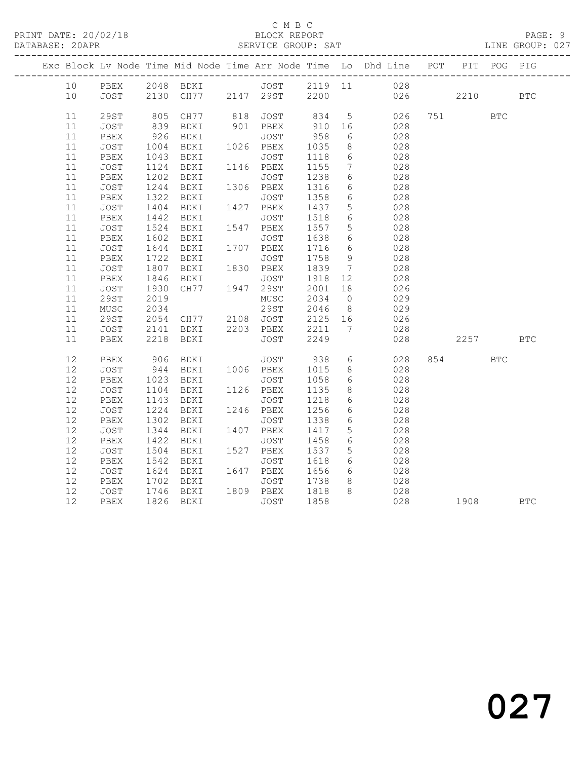C M B C
PRINT DATE: 20/02/18 BLOCK REPORT
DATABASE: 20APR SERVICE GROUP: SAT LINE GROUP: 027

| Exc | Block | Lv | Node | Time | Mid Node | Time | Arr Node | Time | Lo | Dhd Line | POT | PIT | POG | PIG |
|---|---|---|---|---|---|---|---|---|---|---|---|---|---|---|
| | 10 | | PBEX | 2048 | BDKI | | JOST | 2119 | 11 | 028 | | | | |
| | 10 | | JOST | 2130 | CH77 | 2147 | 29ST | 2200 | | 026 | | 2210 | | BTC |
| | 11 | | 29ST | 805 | CH77 | 818 | JOST | 834 | 5 | 026 | 751 | | BTC | |
| | 11 | | JOST | 839 | BDKI | 901 | PBEX | 910 | 16 | 028 | | | | |
| | 11 | | PBEX | 926 | BDKI | | JOST | 958 | 6 | 028 | | | | |
| | 11 | | JOST | 1004 | BDKI | 1026 | PBEX | 1035 | 8 | 028 | | | | |
| | 11 | | PBEX | 1043 | BDKI | | JOST | 1118 | 6 | 028 | | | | |
| | 11 | | JOST | 1124 | BDKI | 1146 | PBEX | 1155 | 7 | 028 | | | | |
| | 11 | | PBEX | 1202 | BDKI | | JOST | 1238 | 6 | 028 | | | | |
| | 11 | | JOST | 1244 | BDKI | 1306 | PBEX | 1316 | 6 | 028 | | | | |
| | 11 | | PBEX | 1322 | BDKI | | JOST | 1358 | 6 | 028 | | | | |
| | 11 | | JOST | 1404 | BDKI | 1427 | PBEX | 1437 | 5 | 028 | | | | |
| | 11 | | PBEX | 1442 | BDKI | | JOST | 1518 | 6 | 028 | | | | |
| | 11 | | JOST | 1524 | BDKI | 1547 | PBEX | 1557 | 5 | 028 | | | | |
| | 11 | | PBEX | 1602 | BDKI | | JOST | 1638 | 6 | 028 | | | | |
| | 11 | | JOST | 1644 | BDKI | 1707 | PBEX | 1716 | 6 | 028 | | | | |
| | 11 | | PBEX | 1722 | BDKI | | JOST | 1758 | 9 | 028 | | | | |
| | 11 | | JOST | 1807 | BDKI | 1830 | PBEX | 1839 | 7 | 028 | | | | |
| | 11 | | PBEX | 1846 | BDKI | | JOST | 1918 | 12 | 028 | | | | |
| | 11 | | JOST | 1930 | CH77 | 1947 | 29ST | 2001 | 18 | 026 | | | | |
| | 11 | | 29ST | 2019 | | | MUSC | 2034 | 0 | 029 | | | | |
| | 11 | | MUSC | 2034 | | | 29ST | 2046 | 8 | 029 | | | | |
| | 11 | | 29ST | 2054 | CH77 | 2108 | JOST | 2125 | 16 | 026 | | | | |
| | 11 | | JOST | 2141 | BDKI | 2203 | PBEX | 2211 | 7 | 028 | | | | |
| | 11 | | PBEX | 2218 | BDKI | | JOST | 2249 | | 028 | | 2257 | | BTC |
| | 12 | | PBEX | 906 | BDKI | | JOST | 938 | 6 | 028 | 854 | | BTC | |
| | 12 | | JOST | 944 | BDKI | 1006 | PBEX | 1015 | 8 | 028 | | | | |
| | 12 | | PBEX | 1023 | BDKI | | JOST | 1058 | 6 | 028 | | | | |
| | 12 | | JOST | 1104 | BDKI | 1126 | PBEX | 1135 | 8 | 028 | | | | |
| | 12 | | PBEX | 1143 | BDKI | | JOST | 1218 | 6 | 028 | | | | |
| | 12 | | JOST | 1224 | BDKI | 1246 | PBEX | 1256 | 6 | 028 | | | | |
| | 12 | | PBEX | 1302 | BDKI | | JOST | 1338 | 6 | 028 | | | | |
| | 12 | | JOST | 1344 | BDKI | 1407 | PBEX | 1417 | 5 | 028 | | | | |
| | 12 | | PBEX | 1422 | BDKI | | JOST | 1458 | 6 | 028 | | | | |
| | 12 | | JOST | 1504 | BDKI | 1527 | PBEX | 1537 | 5 | 028 | | | | |
| | 12 | | PBEX | 1542 | BDKI | | JOST | 1618 | 6 | 028 | | | | |
| | 12 | | JOST | 1624 | BDKI | 1647 | PBEX | 1656 | 6 | 028 | | | | |
| | 12 | | PBEX | 1702 | BDKI | | JOST | 1738 | 8 | 028 | | | | |
| | 12 | | JOST | 1746 | BDKI | 1809 | PBEX | 1818 | 8 | 028 | | | | |
| | 12 | | PBEX | 1826 | BDKI | | JOST | 1858 | | 028 | | 1908 | | BTC |

027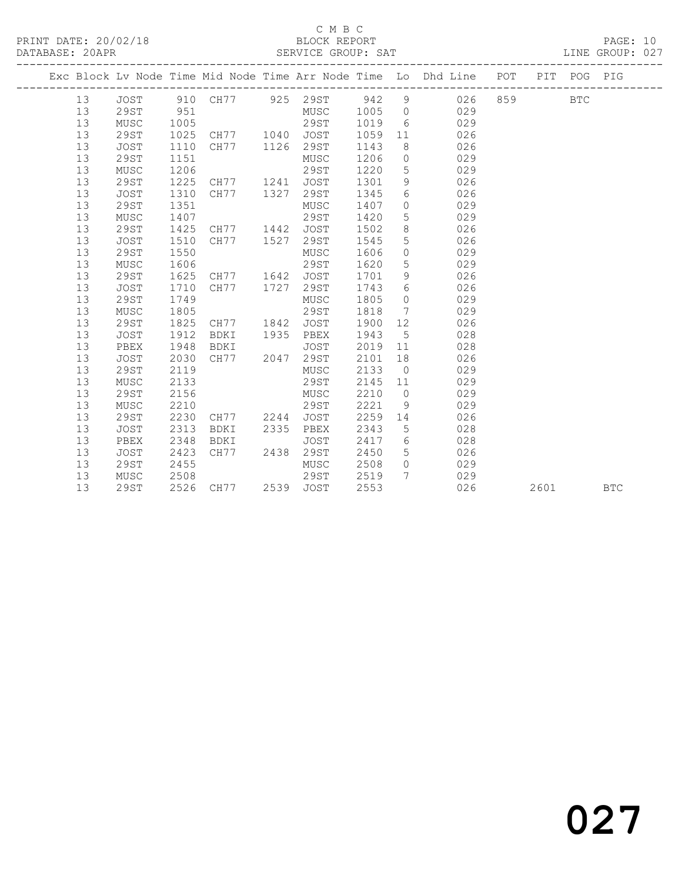C M B C

PRINT DATE: 20/02/18 BLOCK REPORT

DATABASE: 20APR SERVICE GROUP: SAT LINE GROUP: 027

| Exc | Block | Lv | Node | Time | Mid Node | Time | Arr Node | Time | Lo | Dhd Line | POT | PIT | POG | PIG |
|---|---|---|---|---|---|---|---|---|---|---|---|---|---|---|
| | 13 | | JOST | 910 | CH77 | 925 | 29ST | 942 | 9 | 026 | 859 | | BTC | |
| | 13 | | 29ST | 951 | | | MUSC | 1005 | 0 | 029 | | | | |
| | 13 | | MUSC | 1005 | | | 29ST | 1019 | 6 | 029 | | | | |
| | 13 | | 29ST | 1025 | CH77 | 1040 | JOST | 1059 | 11 | 026 | | | | |
| | 13 | | JOST | 1110 | CH77 | 1126 | 29ST | 1143 | 8 | 026 | | | | |
| | 13 | | 29ST | 1151 | | | MUSC | 1206 | 0 | 029 | | | | |
| | 13 | | MUSC | 1206 | | | 29ST | 1220 | 5 | 029 | | | | |
| | 13 | | 29ST | 1225 | CH77 | 1241 | JOST | 1301 | 9 | 026 | | | | |
| | 13 | | JOST | 1310 | CH77 | 1327 | 29ST | 1345 | 6 | 026 | | | | |
| | 13 | | 29ST | 1351 | | | MUSC | 1407 | 0 | 029 | | | | |
| | 13 | | MUSC | 1407 | | | 29ST | 1420 | 5 | 029 | | | | |
| | 13 | | 29ST | 1425 | CH77 | 1442 | JOST | 1502 | 8 | 026 | | | | |
| | 13 | | JOST | 1510 | CH77 | 1527 | 29ST | 1545 | 5 | 026 | | | | |
| | 13 | | 29ST | 1550 | | | MUSC | 1606 | 0 | 029 | | | | |
| | 13 | | MUSC | 1606 | | | 29ST | 1620 | 5 | 029 | | | | |
| | 13 | | 29ST | 1625 | CH77 | 1642 | JOST | 1701 | 9 | 026 | | | | |
| | 13 | | JOST | 1710 | CH77 | 1727 | 29ST | 1743 | 6 | 026 | | | | |
| | 13 | | 29ST | 1749 | | | MUSC | 1805 | 0 | 029 | | | | |
| | 13 | | MUSC | 1805 | | | 29ST | 1818 | 7 | 029 | | | | |
| | 13 | | 29ST | 1825 | CH77 | 1842 | JOST | 1900 | 12 | 026 | | | | |
| | 13 | | JOST | 1912 | BDKI | 1935 | PBEX | 1943 | 5 | 028 | | | | |
| | 13 | | PBEX | 1948 | BDKI | | JOST | 2019 | 11 | 028 | | | | |
| | 13 | | JOST | 2030 | CH77 | 2047 | 29ST | 2101 | 18 | 026 | | | | |
| | 13 | | 29ST | 2119 | | | MUSC | 2133 | 0 | 029 | | | | |
| | 13 | | MUSC | 2133 | | | 29ST | 2145 | 11 | 029 | | | | |
| | 13 | | 29ST | 2156 | | | MUSC | 2210 | 0 | 029 | | | | |
| | 13 | | MUSC | 2210 | | | 29ST | 2221 | 9 | 029 | | | | |
| | 13 | | 29ST | 2230 | CH77 | 2244 | JOST | 2259 | 14 | 026 | | | | |
| | 13 | | JOST | 2313 | BDKI | 2335 | PBEX | 2343 | 5 | 028 | | | | |
| | 13 | | PBEX | 2348 | BDKI | | JOST | 2417 | 6 | 028 | | | | |
| | 13 | | JOST | 2423 | CH77 | 2438 | 29ST | 2450 | 5 | 026 | | | | |
| | 13 | | 29ST | 2455 | | | MUSC | 2508 | 0 | 029 | | | | |
| | 13 | | MUSC | 2508 | | | 29ST | 2519 | 7 | 029 | | | | |
| | 13 | | 29ST | 2526 | CH77 | 2539 | JOST | 2553 | | 026 | | 2601 | | BTC |

027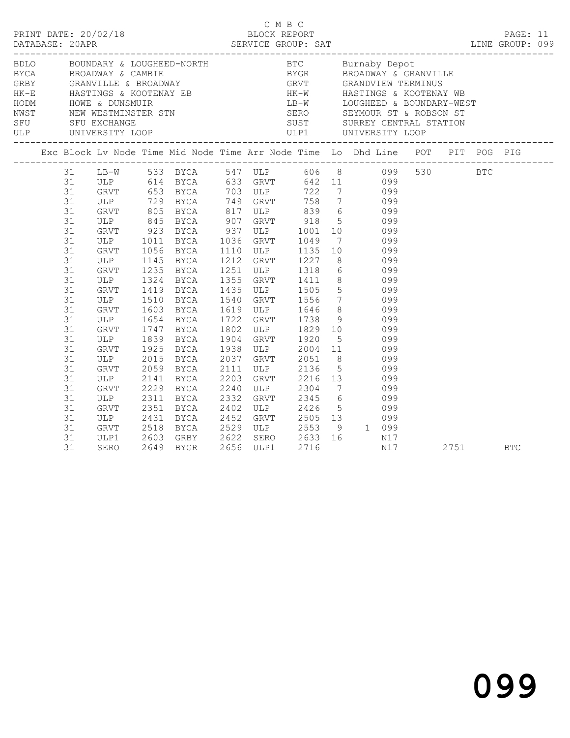C M B C

PRINT DATE: 20/02/18 BLOCK REPORT PAGE: 11
DATABASE: 20APR SERVICE GROUP: SAT LINE GROUP: 099

| | | | |
|---|---|---|---|
| BDLO | BOUNDARY & LOUGHEED-NORTH | BTC | Burnaby Depot |
| BYCA | BROADWAY & CAMBIE | BYGR | BROADWAY & GRANVILLE |
| GRBY | GRANVILLE & BROADWAY | GRVT | GRANDVIEW TERMINUS |
| HK-E | HASTINGS & KOOTENAY EB | HK-W | HASTINGS & KOOTENAY WB |
| HODM | HOWE & DUNSMUIR | LB-W | LOUGHEED & BOUNDARY-WEST |
| NWST | NEW WESTMINSTER STN | SERO | SEYMOUR ST & ROBSON ST |
| SFU | SFU EXCHANGE | SUST | SURREY CENTRAL STATION |
| ULP | UNIVERSITY LOOP | ULP1 | UNIVERSITY LOOP |

| Exc | Block | Lv Node | Time | Mid Node | Time | Arr Node | Time | Lo | Dhd | Line | POT | PIT | POG | PIG |
|---|---|---|---|---|---|---|---|---|---|---|---|---|---|---|
| | 31 | LB-W | 533 | BYCA | 547 | ULP | 606 | 8 | | 099 | 530 | | BTC | |
| | 31 | ULP | 614 | BYCA | 633 | GRVT | 642 | 11 | | 099 | | | | |
| | 31 | GRVT | 653 | BYCA | 703 | ULP | 722 | 7 | | 099 | | | | |
| | 31 | ULP | 729 | BYCA | 749 | GRVT | 758 | 7 | | 099 | | | | |
| | 31 | GRVT | 805 | BYCA | 817 | ULP | 839 | 6 | | 099 | | | | |
| | 31 | ULP | 845 | BYCA | 907 | GRVT | 918 | 5 | | 099 | | | | |
| | 31 | GRVT | 923 | BYCA | 937 | ULP | 1001 | 10 | | 099 | | | | |
| | 31 | ULP | 1011 | BYCA | 1036 | GRVT | 1049 | 7 | | 099 | | | | |
| | 31 | GRVT | 1056 | BYCA | 1110 | ULP | 1135 | 10 | | 099 | | | | |
| | 31 | ULP | 1145 | BYCA | 1212 | GRVT | 1227 | 8 | | 099 | | | | |
| | 31 | GRVT | 1235 | BYCA | 1251 | ULP | 1318 | 6 | | 099 | | | | |
| | 31 | ULP | 1324 | BYCA | 1355 | GRVT | 1411 | 8 | | 099 | | | | |
| | 31 | GRVT | 1419 | BYCA | 1435 | ULP | 1505 | 5 | | 099 | | | | |
| | 31 | ULP | 1510 | BYCA | 1540 | GRVT | 1556 | 7 | | 099 | | | | |
| | 31 | GRVT | 1603 | BYCA | 1619 | ULP | 1646 | 8 | | 099 | | | | |
| | 31 | ULP | 1654 | BYCA | 1722 | GRVT | 1738 | 9 | | 099 | | | | |
| | 31 | GRVT | 1747 | BYCA | 1802 | ULP | 1829 | 10 | | 099 | | | | |
| | 31 | ULP | 1839 | BYCA | 1904 | GRVT | 1920 | 5 | | 099 | | | | |
| | 31 | GRVT | 1925 | BYCA | 1938 | ULP | 2004 | 11 | | 099 | | | | |
| | 31 | ULP | 2015 | BYCA | 2037 | GRVT | 2051 | 8 | | 099 | | | | |
| | 31 | GRVT | 2059 | BYCA | 2111 | ULP | 2136 | 5 | | 099 | | | | |
| | 31 | ULP | 2141 | BYCA | 2203 | GRVT | 2216 | 13 | | 099 | | | | |
| | 31 | GRVT | 2229 | BYCA | 2240 | ULP | 2304 | 7 | | 099 | | | | |
| | 31 | ULP | 2311 | BYCA | 2332 | GRVT | 2345 | 6 | | 099 | | | | |
| | 31 | GRVT | 2351 | BYCA | 2402 | ULP | 2426 | 5 | | 099 | | | | |
| | 31 | ULP | 2431 | BYCA | 2452 | GRVT | 2505 | 13 | | 099 | | | | |
| | 31 | GRVT | 2518 | BYCA | 2529 | ULP | 2553 | 9 | 1 | 099 | | | | |
| | 31 | ULP1 | 2603 | GRBY | 2622 | SERO | 2633 | 16 | | N17 | | | | |
| | 31 | SERO | 2649 | BYGR | 2656 | ULP1 | 2716 | | | N17 | | 2751 | | BTC |

099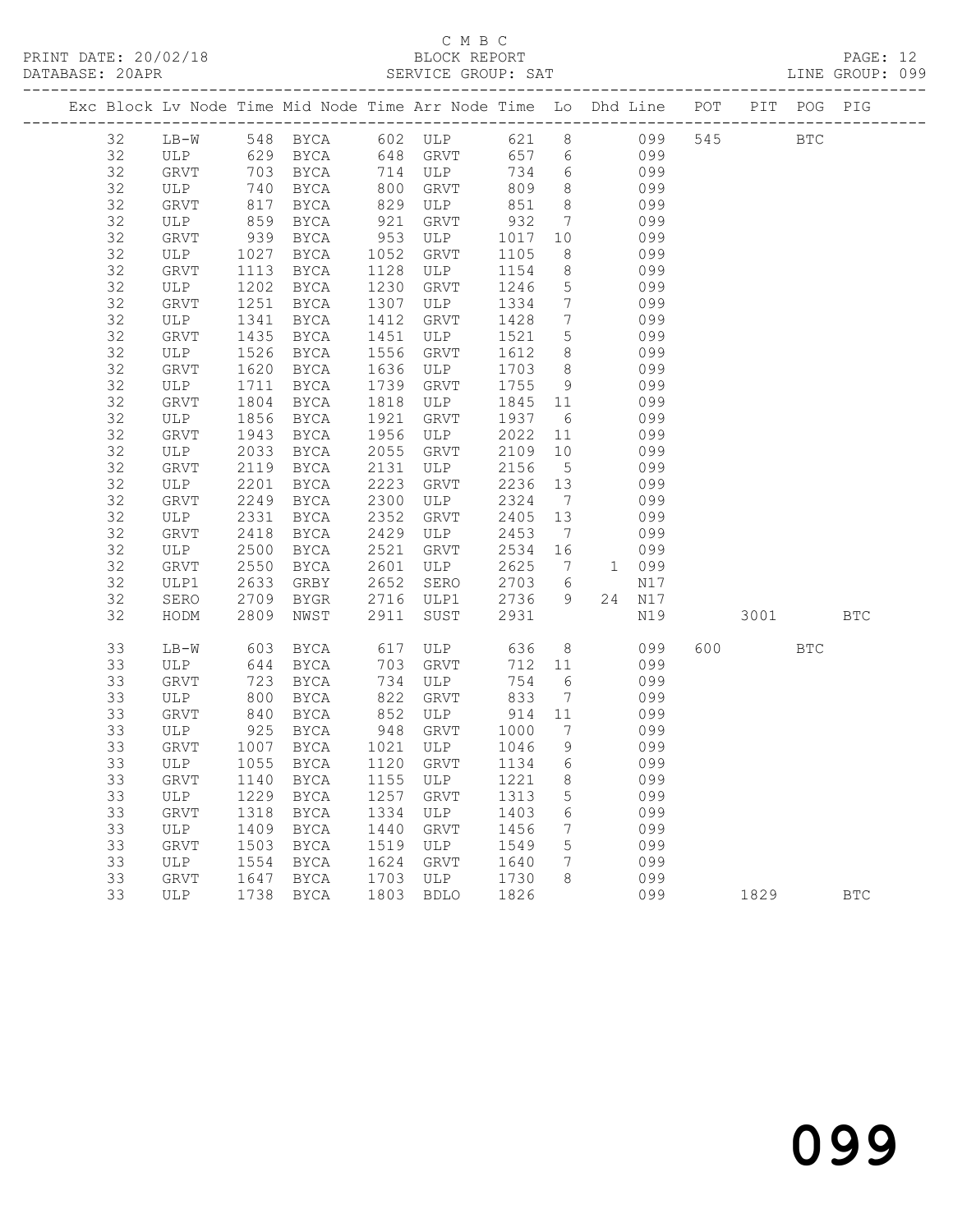C M B C

PRINT DATE: 20/02/18 BLOCK REPORT

DATABASE: 20APR SERVICE GROUP: SAT LINE GROUP: 099

| Exc | Block | Lv | Node | Time | Mid Node | Time | Arr Node | Time | Lo | Dhd | Line | POT | PIT | POG | PIG |
|---|---|---|---|---|---|---|---|---|---|---|---|---|---|---|---|
| | 32 | | LB-W | 548 | BYCA | 602 | ULP | 621 | 8 | | 099 | 545 | | BTC | |
| | 32 | | ULP | 629 | BYCA | 648 | GRVT | 657 | 6 | | 099 | | | | |
| | 32 | | GRVT | 703 | BYCA | 714 | ULP | 734 | 6 | | 099 | | | | |
| | 32 | | ULP | 740 | BYCA | 800 | GRVT | 809 | 8 | | 099 | | | | |
| | 32 | | GRVT | 817 | BYCA | 829 | ULP | 851 | 8 | | 099 | | | | |
| | 32 | | ULP | 859 | BYCA | 921 | GRVT | 932 | 7 | | 099 | | | | |
| | 32 | | GRVT | 939 | BYCA | 953 | ULP | 1017 | 10 | | 099 | | | | |
| | 32 | | ULP | 1027 | BYCA | 1052 | GRVT | 1105 | 8 | | 099 | | | | |
| | 32 | | GRVT | 1113 | BYCA | 1128 | ULP | 1154 | 8 | | 099 | | | | |
| | 32 | | ULP | 1202 | BYCA | 1230 | GRVT | 1246 | 5 | | 099 | | | | |
| | 32 | | GRVT | 1251 | BYCA | 1307 | ULP | 1334 | 7 | | 099 | | | | |
| | 32 | | ULP | 1341 | BYCA | 1412 | GRVT | 1428 | 7 | | 099 | | | | |
| | 32 | | GRVT | 1435 | BYCA | 1451 | ULP | 1521 | 5 | | 099 | | | | |
| | 32 | | ULP | 1526 | BYCA | 1556 | GRVT | 1612 | 8 | | 099 | | | | |
| | 32 | | GRVT | 1620 | BYCA | 1636 | ULP | 1703 | 8 | | 099 | | | | |
| | 32 | | ULP | 1711 | BYCA | 1739 | GRVT | 1755 | 9 | | 099 | | | | |
| | 32 | | GRVT | 1804 | BYCA | 1818 | ULP | 1845 | 11 | | 099 | | | | |
| | 32 | | ULP | 1856 | BYCA | 1921 | GRVT | 1937 | 6 | | 099 | | | | |
| | 32 | | GRVT | 1943 | BYCA | 1956 | ULP | 2022 | 11 | | 099 | | | | |
| | 32 | | ULP | 2033 | BYCA | 2055 | GRVT | 2109 | 10 | | 099 | | | | |
| | 32 | | GRVT | 2119 | BYCA | 2131 | ULP | 2156 | 5 | | 099 | | | | |
| | 32 | | ULP | 2201 | BYCA | 2223 | GRVT | 2236 | 13 | | 099 | | | | |
| | 32 | | GRVT | 2249 | BYCA | 2300 | ULP | 2324 | 7 | | 099 | | | | |
| | 32 | | ULP | 2331 | BYCA | 2352 | GRVT | 2405 | 13 | | 099 | | | | |
| | 32 | | GRVT | 2418 | BYCA | 2429 | ULP | 2453 | 7 | | 099 | | | | |
| | 32 | | ULP | 2500 | BYCA | 2521 | GRVT | 2534 | 16 | | 099 | | | | |
| | 32 | | GRVT | 2550 | BYCA | 2601 | ULP | 2625 | 7 | 1 | 099 | | | | |
| | 32 | | ULP1 | 2633 | GRBY | 2652 | SERO | 2703 | 6 | | N17 | | | | |
| | 32 | | SERO | 2709 | BYGR | 2716 | ULP1 | 2736 | 9 | 24 | N17 | | | | |
| | 32 | | HODM | 2809 | NWST | 2911 | SUST | 2931 | | | N19 | | 3001 | | BTC |
| | 33 | | LB-W | 603 | BYCA | 617 | ULP | 636 | 8 | | 099 | 600 | | BTC | |
| | 33 | | ULP | 644 | BYCA | 703 | GRVT | 712 | 11 | | 099 | | | | |
| | 33 | | GRVT | 723 | BYCA | 734 | ULP | 754 | 6 | | 099 | | | | |
| | 33 | | ULP | 800 | BYCA | 822 | GRVT | 833 | 7 | | 099 | | | | |
| | 33 | | GRVT | 840 | BYCA | 852 | ULP | 914 | 11 | | 099 | | | | |
| | 33 | | ULP | 925 | BYCA | 948 | GRVT | 1000 | 7 | | 099 | | | | |
| | 33 | | GRVT | 1007 | BYCA | 1021 | ULP | 1046 | 9 | | 099 | | | | |
| | 33 | | ULP | 1055 | BYCA | 1120 | GRVT | 1134 | 6 | | 099 | | | | |
| | 33 | | GRVT | 1140 | BYCA | 1155 | ULP | 1221 | 8 | | 099 | | | | |
| | 33 | | ULP | 1229 | BYCA | 1257 | GRVT | 1313 | 5 | | 099 | | | | |
| | 33 | | GRVT | 1318 | BYCA | 1334 | ULP | 1403 | 6 | | 099 | | | | |
| | 33 | | ULP | 1409 | BYCA | 1440 | GRVT | 1456 | 7 | | 099 | | | | |
| | 33 | | GRVT | 1503 | BYCA | 1519 | ULP | 1549 | 5 | | 099 | | | | |
| | 33 | | ULP | 1554 | BYCA | 1624 | GRVT | 1640 | 7 | | 099 | | | | |
| | 33 | | GRVT | 1647 | BYCA | 1703 | ULP | 1730 | 8 | | 099 | | | | |
| | 33 | | ULP | 1738 | BYCA | 1803 | BDLO | 1826 | | | 099 | | 1829 | | BTC |

099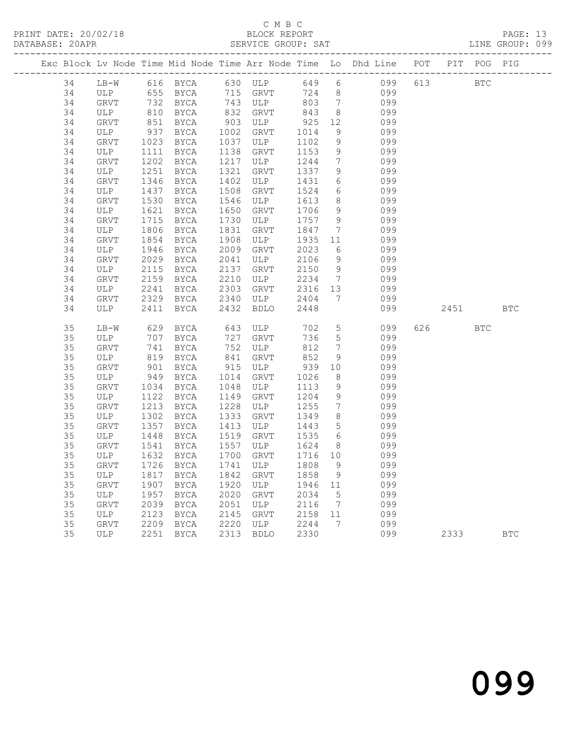C M B C

PRINT DATE: 20/02/18 BLOCK REPORT

DATABASE: 20APR SERVICE GROUP: SAT LINE GROUP: 099

| Exc | Block | Lv Node | Time | Mid Node | Time | Arr Node | Time | Lo | Dhd Line | POT | PIT | POG | PIG |
|---|---|---|---|---|---|---|---|---|---|---|---|---|---|
| | 34 | LB-W | 616 | BYCA | 630 | ULP | 649 | 6 | 099 | 613 | | BTC | |
| | 34 | ULP | 655 | BYCA | 715 | GRVT | 724 | 8 | 099 | | | | |
| | 34 | GRVT | 732 | BYCA | 743 | ULP | 803 | 7 | 099 | | | | |
| | 34 | ULP | 810 | BYCA | 832 | GRVT | 843 | 8 | 099 | | | | |
| | 34 | GRVT | 851 | BYCA | 903 | ULP | 925 | 12 | 099 | | | | |
| | 34 | ULP | 937 | BYCA | 1002 | GRVT | 1014 | 9 | 099 | | | | |
| | 34 | GRVT | 1023 | BYCA | 1037 | ULP | 1102 | 9 | 099 | | | | |
| | 34 | ULP | 1111 | BYCA | 1138 | GRVT | 1153 | 9 | 099 | | | | |
| | 34 | GRVT | 1202 | BYCA | 1217 | ULP | 1244 | 7 | 099 | | | | |
| | 34 | ULP | 1251 | BYCA | 1321 | GRVT | 1337 | 9 | 099 | | | | |
| | 34 | GRVT | 1346 | BYCA | 1402 | ULP | 1431 | 6 | 099 | | | | |
| | 34 | ULP | 1437 | BYCA | 1508 | GRVT | 1524 | 6 | 099 | | | | |
| | 34 | GRVT | 1530 | BYCA | 1546 | ULP | 1613 | 8 | 099 | | | | |
| | 34 | ULP | 1621 | BYCA | 1650 | GRVT | 1706 | 9 | 099 | | | | |
| | 34 | GRVT | 1715 | BYCA | 1730 | ULP | 1757 | 9 | 099 | | | | |
| | 34 | ULP | 1806 | BYCA | 1831 | GRVT | 1847 | 7 | 099 | | | | |
| | 34 | GRVT | 1854 | BYCA | 1908 | ULP | 1935 | 11 | 099 | | | | |
| | 34 | ULP | 1946 | BYCA | 2009 | GRVT | 2023 | 6 | 099 | | | | |
| | 34 | GRVT | 2029 | BYCA | 2041 | ULP | 2106 | 9 | 099 | | | | |
| | 34 | ULP | 2115 | BYCA | 2137 | GRVT | 2150 | 9 | 099 | | | | |
| | 34 | GRVT | 2159 | BYCA | 2210 | ULP | 2234 | 7 | 099 | | | | |
| | 34 | ULP | 2241 | BYCA | 2303 | GRVT | 2316 | 13 | 099 | | | | |
| | 34 | GRVT | 2329 | BYCA | 2340 | ULP | 2404 | 7 | 099 | | | | |
| | 34 | ULP | 2411 | BYCA | 2432 | BDLO | 2448 | | 099 | | 2451 | | BTC |
| | 35 | LB-W | 629 | BYCA | 643 | ULP | 702 | 5 | 099 | 626 | | BTC | |
| | 35 | ULP | 707 | BYCA | 727 | GRVT | 736 | 5 | 099 | | | | |
| | 35 | GRVT | 741 | BYCA | 752 | ULP | 812 | 7 | 099 | | | | |
| | 35 | ULP | 819 | BYCA | 841 | GRVT | 852 | 9 | 099 | | | | |
| | 35 | GRVT | 901 | BYCA | 915 | ULP | 939 | 10 | 099 | | | | |
| | 35 | ULP | 949 | BYCA | 1014 | GRVT | 1026 | 8 | 099 | | | | |
| | 35 | GRVT | 1034 | BYCA | 1048 | ULP | 1113 | 9 | 099 | | | | |
| | 35 | ULP | 1122 | BYCA | 1149 | GRVT | 1204 | 9 | 099 | | | | |
| | 35 | GRVT | 1213 | BYCA | 1228 | ULP | 1255 | 7 | 099 | | | | |
| | 35 | ULP | 1302 | BYCA | 1333 | GRVT | 1349 | 8 | 099 | | | | |
| | 35 | GRVT | 1357 | BYCA | 1413 | ULP | 1443 | 5 | 099 | | | | |
| | 35 | ULP | 1448 | BYCA | 1519 | GRVT | 1535 | 6 | 099 | | | | |
| | 35 | GRVT | 1541 | BYCA | 1557 | ULP | 1624 | 8 | 099 | | | | |
| | 35 | ULP | 1632 | BYCA | 1700 | GRVT | 1716 | 10 | 099 | | | | |
| | 35 | GRVT | 1726 | BYCA | 1741 | ULP | 1808 | 9 | 099 | | | | |
| | 35 | ULP | 1817 | BYCA | 1842 | GRVT | 1858 | 9 | 099 | | | | |
| | 35 | GRVT | 1907 | BYCA | 1920 | ULP | 1946 | 11 | 099 | | | | |
| | 35 | ULP | 1957 | BYCA | 2020 | GRVT | 2034 | 5 | 099 | | | | |
| | 35 | GRVT | 2039 | BYCA | 2051 | ULP | 2116 | 7 | 099 | | | | |
| | 35 | ULP | 2123 | BYCA | 2145 | GRVT | 2158 | 11 | 099 | | | | |
| | 35 | GRVT | 2209 | BYCA | 2220 | ULP | 2244 | 7 | 099 | | | | |
| | 35 | ULP | 2251 | BYCA | 2313 | BDLO | 2330 | | 099 | | 2333 | | BTC |

099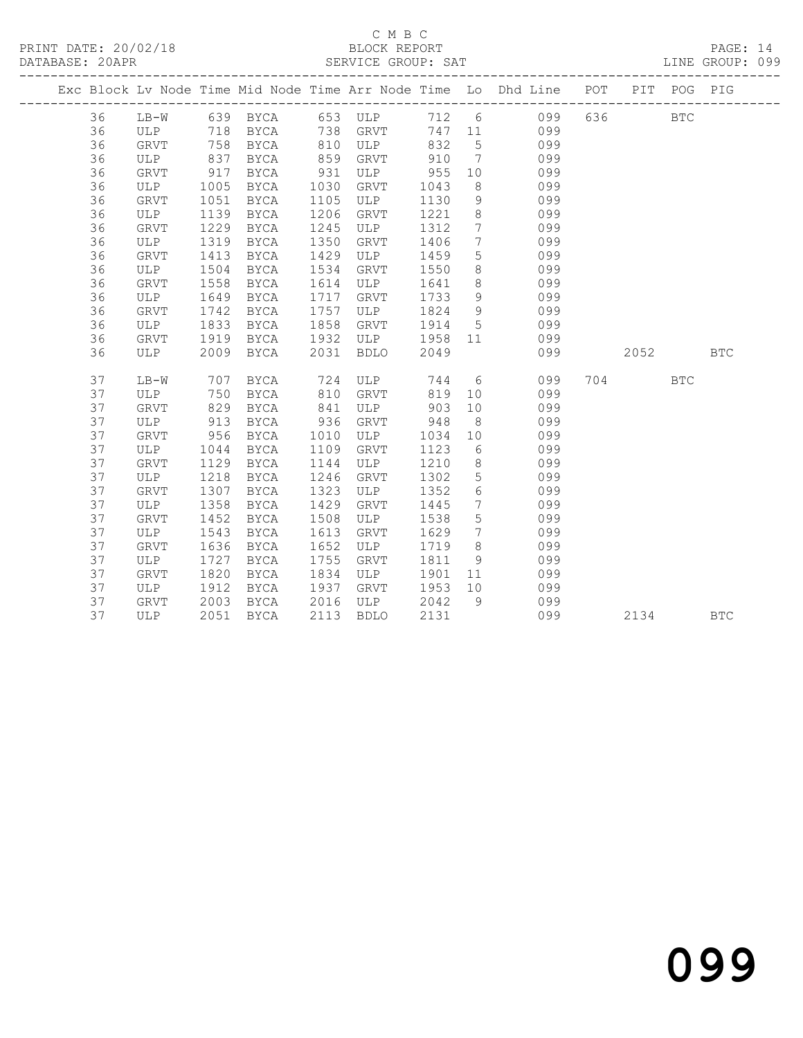C M B C

BLOCK REPORT

SERVICE GROUP: SAT

PRINT DATE: 20/02/18
DATABASE: 20APR

LINE GROUP: 099

| Exc | Block | Lv | Node | Time | Mid Node | Time | Arr Node | Time | Lo | Dhd Line | POT | PIT | POG | PIG |
|---|---|---|---|---|---|---|---|---|---|---|---|---|---|---|
| | 36 | | LB-W | 639 | BYCA | 653 | ULP | 712 | 6 | 099 | 636 | | BTC | |
| | 36 | | ULP | 718 | BYCA | 738 | GRVT | 747 | 11 | 099 | | | | |
| | 36 | | GRVT | 758 | BYCA | 810 | ULP | 832 | 5 | 099 | | | | |
| | 36 | | ULP | 837 | BYCA | 859 | GRVT | 910 | 7 | 099 | | | | |
| | 36 | | GRVT | 917 | BYCA | 931 | ULP | 955 | 10 | 099 | | | | |
| | 36 | | ULP | 1005 | BYCA | 1030 | GRVT | 1043 | 8 | 099 | | | | |
| | 36 | | GRVT | 1051 | BYCA | 1105 | ULP | 1130 | 9 | 099 | | | | |
| | 36 | | ULP | 1139 | BYCA | 1206 | GRVT | 1221 | 8 | 099 | | | | |
| | 36 | | GRVT | 1229 | BYCA | 1245 | ULP | 1312 | 7 | 099 | | | | |
| | 36 | | ULP | 1319 | BYCA | 1350 | GRVT | 1406 | 7 | 099 | | | | |
| | 36 | | GRVT | 1413 | BYCA | 1429 | ULP | 1459 | 5 | 099 | | | | |
| | 36 | | ULP | 1504 | BYCA | 1534 | GRVT | 1550 | 8 | 099 | | | | |
| | 36 | | GRVT | 1558 | BYCA | 1614 | ULP | 1641 | 8 | 099 | | | | |
| | 36 | | ULP | 1649 | BYCA | 1717 | GRVT | 1733 | 9 | 099 | | | | |
| | 36 | | GRVT | 1742 | BYCA | 1757 | ULP | 1824 | 9 | 099 | | | | |
| | 36 | | ULP | 1833 | BYCA | 1858 | GRVT | 1914 | 5 | 099 | | | | |
| | 36 | | GRVT | 1919 | BYCA | 1932 | ULP | 1958 | 11 | 099 | | | | |
| | 36 | | ULP | 2009 | BYCA | 2031 | BDLO | 2049 | | 099 | | 2052 | | BTC |
| | 37 | | LB-W | 707 | BYCA | 724 | ULP | 744 | 6 | 099 | 704 | | BTC | |
| | 37 | | ULP | 750 | BYCA | 810 | GRVT | 819 | 10 | 099 | | | | |
| | 37 | | GRVT | 829 | BYCA | 841 | ULP | 903 | 10 | 099 | | | | |
| | 37 | | ULP | 913 | BYCA | 936 | GRVT | 948 | 8 | 099 | | | | |
| | 37 | | GRVT | 956 | BYCA | 1010 | ULP | 1034 | 10 | 099 | | | | |
| | 37 | | ULP | 1044 | BYCA | 1109 | GRVT | 1123 | 6 | 099 | | | | |
| | 37 | | GRVT | 1129 | BYCA | 1144 | ULP | 1210 | 8 | 099 | | | | |
| | 37 | | ULP | 1218 | BYCA | 1246 | GRVT | 1302 | 5 | 099 | | | | |
| | 37 | | GRVT | 1307 | BYCA | 1323 | ULP | 1352 | 6 | 099 | | | | |
| | 37 | | ULP | 1358 | BYCA | 1429 | GRVT | 1445 | 7 | 099 | | | | |
| | 37 | | GRVT | 1452 | BYCA | 1508 | ULP | 1538 | 5 | 099 | | | | |
| | 37 | | ULP | 1543 | BYCA | 1613 | GRVT | 1629 | 7 | 099 | | | | |
| | 37 | | GRVT | 1636 | BYCA | 1652 | ULP | 1719 | 8 | 099 | | | | |
| | 37 | | ULP | 1727 | BYCA | 1755 | GRVT | 1811 | 9 | 099 | | | | |
| | 37 | | GRVT | 1820 | BYCA | 1834 | ULP | 1901 | 11 | 099 | | | | |
| | 37 | | ULP | 1912 | BYCA | 1937 | GRVT | 1953 | 10 | 099 | | | | |
| | 37 | | GRVT | 2003 | BYCA | 2016 | ULP | 2042 | 9 | 099 | | | | |
| | 37 | | ULP | 2051 | BYCA | 2113 | BDLO | 2131 | | 099 | | 2134 | | BTC |

099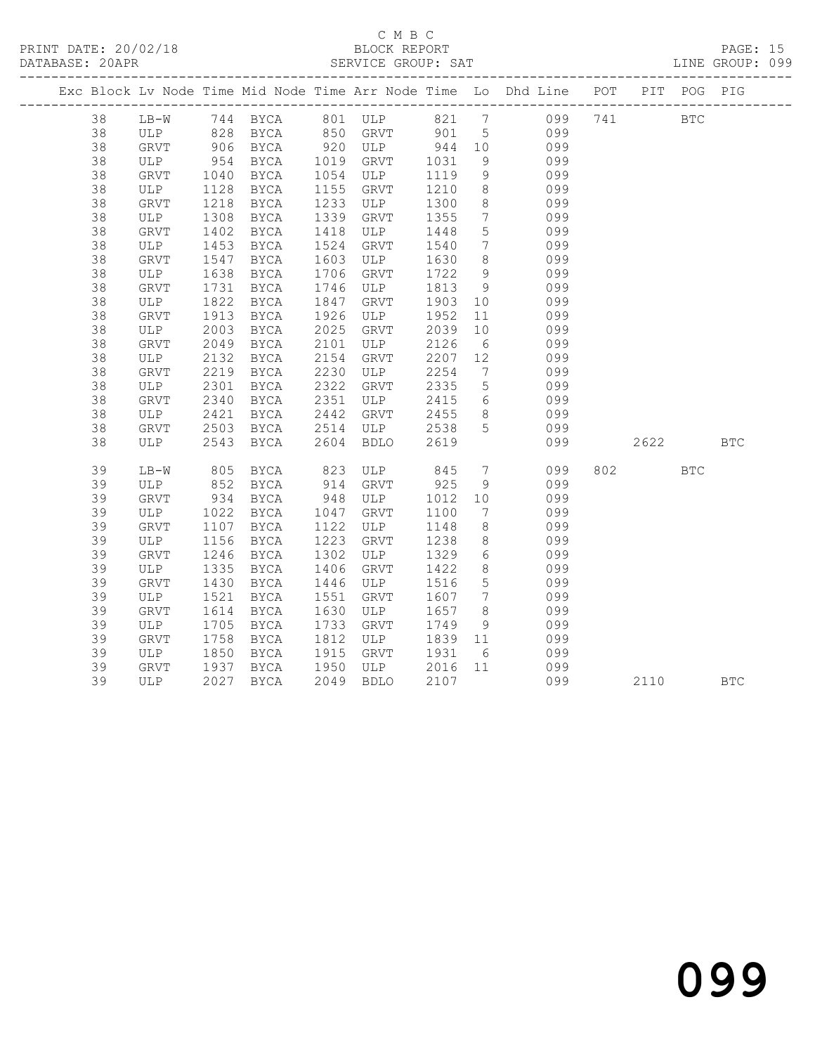C M B C

BLOCK REPORT

SERVICE GROUP: SAT

PRINT DATE: 20/02/18

DATABASE: 20APR

LINE GROUP: 099

| Exc | Block | Lv | Node | Time | Mid Node | Time | Arr Node | Time | Lo | Dhd Line | POT | PIT | POG | PIG |
|---|---|---|---|---|---|---|---|---|---|---|---|---|---|---|
| | 38 | | LB-W | 744 | BYCA | 801 | ULP | 821 | 7 | 099 | 741 | | BTC | |
| | 38 | | ULP | 828 | BYCA | 850 | GRVT | 901 | 5 | 099 | | | | |
| | 38 | | GRVT | 906 | BYCA | 920 | ULP | 944 | 10 | 099 | | | | |
| | 38 | | ULP | 954 | BYCA | 1019 | GRVT | 1031 | 9 | 099 | | | | |
| | 38 | | GRVT | 1040 | BYCA | 1054 | ULP | 1119 | 9 | 099 | | | | |
| | 38 | | ULP | 1128 | BYCA | 1155 | GRVT | 1210 | 8 | 099 | | | | |
| | 38 | | GRVT | 1218 | BYCA | 1233 | ULP | 1300 | 8 | 099 | | | | |
| | 38 | | ULP | 1308 | BYCA | 1339 | GRVT | 1355 | 7 | 099 | | | | |
| | 38 | | GRVT | 1402 | BYCA | 1418 | ULP | 1448 | 5 | 099 | | | | |
| | 38 | | ULP | 1453 | BYCA | 1524 | GRVT | 1540 | 7 | 099 | | | | |
| | 38 | | GRVT | 1547 | BYCA | 1603 | ULP | 1630 | 8 | 099 | | | | |
| | 38 | | ULP | 1638 | BYCA | 1706 | GRVT | 1722 | 9 | 099 | | | | |
| | 38 | | GRVT | 1731 | BYCA | 1746 | ULP | 1813 | 9 | 099 | | | | |
| | 38 | | ULP | 1822 | BYCA | 1847 | GRVT | 1903 | 10 | 099 | | | | |
| | 38 | | GRVT | 1913 | BYCA | 1926 | ULP | 1952 | 11 | 099 | | | | |
| | 38 | | ULP | 2003 | BYCA | 2025 | GRVT | 2039 | 10 | 099 | | | | |
| | 38 | | GRVT | 2049 | BYCA | 2101 | ULP | 2126 | 6 | 099 | | | | |
| | 38 | | ULP | 2132 | BYCA | 2154 | GRVT | 2207 | 12 | 099 | | | | |
| | 38 | | GRVT | 2219 | BYCA | 2230 | ULP | 2254 | 7 | 099 | | | | |
| | 38 | | ULP | 2301 | BYCA | 2322 | GRVT | 2335 | 5 | 099 | | | | |
| | 38 | | GRVT | 2340 | BYCA | 2351 | ULP | 2415 | 6 | 099 | | | | |
| | 38 | | ULP | 2421 | BYCA | 2442 | GRVT | 2455 | 8 | 099 | | | | |
| | 38 | | GRVT | 2503 | BYCA | 2514 | ULP | 2538 | 5 | 099 | | | | |
| | 38 | | ULP | 2543 | BYCA | 2604 | BDLO | 2619 | | 099 | | 2622 | | BTC |
| | 39 | | LB-W | 805 | BYCA | 823 | ULP | 845 | 7 | 099 | 802 | | BTC | |
| | 39 | | ULP | 852 | BYCA | 914 | GRVT | 925 | 9 | 099 | | | | |
| | 39 | | GRVT | 934 | BYCA | 948 | ULP | 1012 | 10 | 099 | | | | |
| | 39 | | ULP | 1022 | BYCA | 1047 | GRVT | 1100 | 7 | 099 | | | | |
| | 39 | | GRVT | 1107 | BYCA | 1122 | ULP | 1148 | 8 | 099 | | | | |
| | 39 | | ULP | 1156 | BYCA | 1223 | GRVT | 1238 | 8 | 099 | | | | |
| | 39 | | GRVT | 1246 | BYCA | 1302 | ULP | 1329 | 6 | 099 | | | | |
| | 39 | | ULP | 1335 | BYCA | 1406 | GRVT | 1422 | 8 | 099 | | | | |
| | 39 | | GRVT | 1430 | BYCA | 1446 | ULP | 1516 | 5 | 099 | | | | |
| | 39 | | ULP | 1521 | BYCA | 1551 | GRVT | 1607 | 7 | 099 | | | | |
| | 39 | | GRVT | 1614 | BYCA | 1630 | ULP | 1657 | 8 | 099 | | | | |
| | 39 | | ULP | 1705 | BYCA | 1733 | GRVT | 1749 | 9 | 099 | | | | |
| | 39 | | GRVT | 1758 | BYCA | 1812 | ULP | 1839 | 11 | 099 | | | | |
| | 39 | | ULP | 1850 | BYCA | 1915 | GRVT | 1931 | 6 | 099 | | | | |
| | 39 | | GRVT | 1937 | BYCA | 1950 | ULP | 2016 | 11 | 099 | | | | |
| | 39 | | ULP | 2027 | BYCA | 2049 | BDLO | 2107 | | 099 | | 2110 | | BTC |

099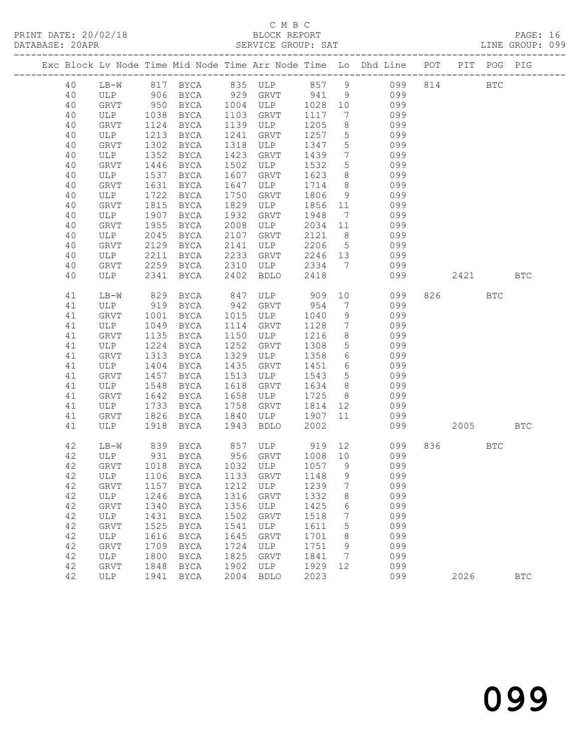C M B C
BLOCK REPORT
SERVICE GROUP: SAT

PRINT DATE: 20/02/18
DATABASE: 20APR
LINE GROUP: 099

| Exc | Block | Lv | Node | Time | Mid Node | Time | Arr Node | Time | Lo | Dhd Line | POT | PIT | POG | PIG |
|---|---|---|---|---|---|---|---|---|---|---|---|---|---|---|
| | 40 | | LB-W | 817 | BYCA | 835 | ULP | 857 | 9 | 099 | 814 | | BTC | |
| | 40 | | ULP | 906 | BYCA | 929 | GRVT | 941 | 9 | 099 | | | | |
| | 40 | | GRVT | 950 | BYCA | 1004 | ULP | 1028 | 10 | 099 | | | | |
| | 40 | | ULP | 1038 | BYCA | 1103 | GRVT | 1117 | 7 | 099 | | | | |
| | 40 | | GRVT | 1124 | BYCA | 1139 | ULP | 1205 | 8 | 099 | | | | |
| | 40 | | ULP | 1213 | BYCA | 1241 | GRVT | 1257 | 5 | 099 | | | | |
| | 40 | | GRVT | 1302 | BYCA | 1318 | ULP | 1347 | 5 | 099 | | | | |
| | 40 | | ULP | 1352 | BYCA | 1423 | GRVT | 1439 | 7 | 099 | | | | |
| | 40 | | GRVT | 1446 | BYCA | 1502 | ULP | 1532 | 5 | 099 | | | | |
| | 40 | | ULP | 1537 | BYCA | 1607 | GRVT | 1623 | 8 | 099 | | | | |
| | 40 | | GRVT | 1631 | BYCA | 1647 | ULP | 1714 | 8 | 099 | | | | |
| | 40 | | ULP | 1722 | BYCA | 1750 | GRVT | 1806 | 9 | 099 | | | | |
| | 40 | | GRVT | 1815 | BYCA | 1829 | ULP | 1856 | 11 | 099 | | | | |
| | 40 | | ULP | 1907 | BYCA | 1932 | GRVT | 1948 | 7 | 099 | | | | |
| | 40 | | GRVT | 1955 | BYCA | 2008 | ULP | 2034 | 11 | 099 | | | | |
| | 40 | | ULP | 2045 | BYCA | 2107 | GRVT | 2121 | 8 | 099 | | | | |
| | 40 | | GRVT | 2129 | BYCA | 2141 | ULP | 2206 | 5 | 099 | | | | |
| | 40 | | ULP | 2211 | BYCA | 2233 | GRVT | 2246 | 13 | 099 | | | | |
| | 40 | | GRVT | 2259 | BYCA | 2310 | ULP | 2334 | 7 | 099 | | | | |
| | 40 | | ULP | 2341 | BYCA | 2402 | BDLO | 2418 | | 099 | | 2421 | | BTC |
| | 41 | | LB-W | 829 | BYCA | 847 | ULP | 909 | 10 | 099 | 826 | | BTC | |
| | 41 | | ULP | 919 | BYCA | 942 | GRVT | 954 | 7 | 099 | | | | |
| | 41 | | GRVT | 1001 | BYCA | 1015 | ULP | 1040 | 9 | 099 | | | | |
| | 41 | | ULP | 1049 | BYCA | 1114 | GRVT | 1128 | 7 | 099 | | | | |
| | 41 | | GRVT | 1135 | BYCA | 1150 | ULP | 1216 | 8 | 099 | | | | |
| | 41 | | ULP | 1224 | BYCA | 1252 | GRVT | 1308 | 5 | 099 | | | | |
| | 41 | | GRVT | 1313 | BYCA | 1329 | ULP | 1358 | 6 | 099 | | | | |
| | 41 | | ULP | 1404 | BYCA | 1435 | GRVT | 1451 | 6 | 099 | | | | |
| | 41 | | GRVT | 1457 | BYCA | 1513 | ULP | 1543 | 5 | 099 | | | | |
| | 41 | | ULP | 1548 | BYCA | 1618 | GRVT | 1634 | 8 | 099 | | | | |
| | 41 | | GRVT | 1642 | BYCA | 1658 | ULP | 1725 | 8 | 099 | | | | |
| | 41 | | ULP | 1733 | BYCA | 1758 | GRVT | 1814 | 12 | 099 | | | | |
| | 41 | | GRVT | 1826 | BYCA | 1840 | ULP | 1907 | 11 | 099 | | | | |
| | 41 | | ULP | 1918 | BYCA | 1943 | BDLO | 2002 | | 099 | | 2005 | | BTC |
| | 42 | | LB-W | 839 | BYCA | 857 | ULP | 919 | 12 | 099 | 836 | | BTC | |
| | 42 | | ULP | 931 | BYCA | 956 | GRVT | 1008 | 10 | 099 | | | | |
| | 42 | | GRVT | 1018 | BYCA | 1032 | ULP | 1057 | 9 | 099 | | | | |
| | 42 | | ULP | 1106 | BYCA | 1133 | GRVT | 1148 | 9 | 099 | | | | |
| | 42 | | GRVT | 1157 | BYCA | 1212 | ULP | 1239 | 7 | 099 | | | | |
| | 42 | | ULP | 1246 | BYCA | 1316 | GRVT | 1332 | 8 | 099 | | | | |
| | 42 | | GRVT | 1340 | BYCA | 1356 | ULP | 1425 | 6 | 099 | | | | |
| | 42 | | ULP | 1431 | BYCA | 1502 | GRVT | 1518 | 7 | 099 | | | | |
| | 42 | | GRVT | 1525 | BYCA | 1541 | ULP | 1611 | 5 | 099 | | | | |
| | 42 | | ULP | 1616 | BYCA | 1645 | GRVT | 1701 | 8 | 099 | | | | |
| | 42 | | GRVT | 1709 | BYCA | 1724 | ULP | 1751 | 9 | 099 | | | | |
| | 42 | | ULP | 1800 | BYCA | 1825 | GRVT | 1841 | 7 | 099 | | | | |
| | 42 | | GRVT | 1848 | BYCA | 1902 | ULP | 1929 | 12 | 099 | | | | |
| | 42 | | ULP | 1941 | BYCA | 2004 | BDLO | 2023 | | 099 | | 2026 | | BTC |

099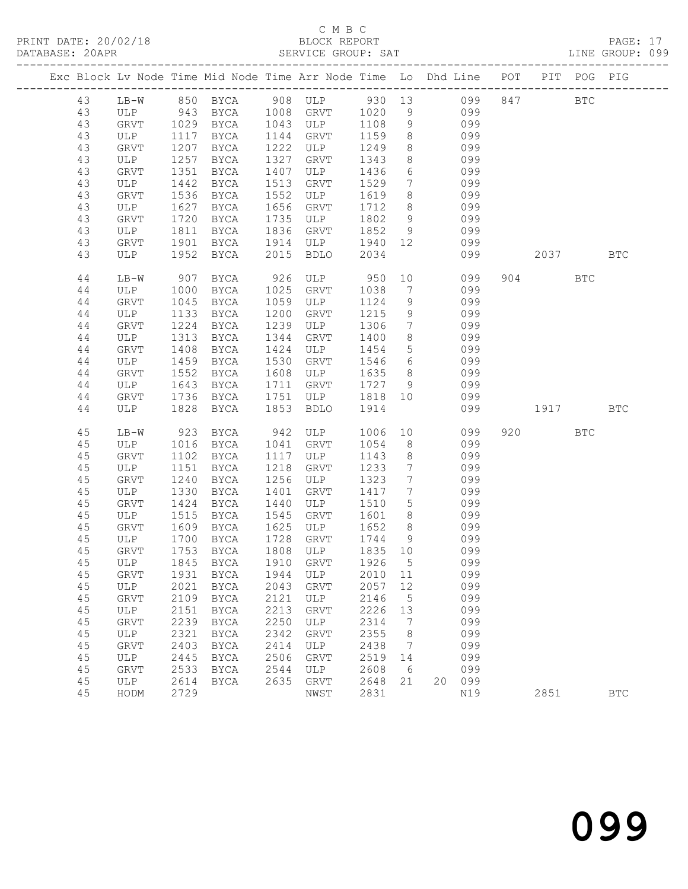C M B C

PRINT DATE: 20/02/18 BLOCK REPORT

DATABASE: 20APR SERVICE GROUP: SAT LINE GROUP: 099

| Exc | Block | Lv | Node | Time | Mid Node | Time | Arr Node | Time | Lo | Dhd | Line | POT | PIT | POG | PIG |
|---|---|---|---|---|---|---|---|---|---|---|---|---|---|---|---|
| | 43 | | LB-W | 850 | BYCA | 908 | ULP | 930 | 13 | | 099 | 847 | | BTC | |
| | 43 | | ULP | 943 | BYCA | 1008 | GRVT | 1020 | 9 | | 099 | | | | |
| | 43 | | GRVT | 1029 | BYCA | 1043 | ULP | 1108 | 9 | | 099 | | | | |
| | 43 | | ULP | 1117 | BYCA | 1144 | GRVT | 1159 | 8 | | 099 | | | | |
| | 43 | | GRVT | 1207 | BYCA | 1222 | ULP | 1249 | 8 | | 099 | | | | |
| | 43 | | ULP | 1257 | BYCA | 1327 | GRVT | 1343 | 8 | | 099 | | | | |
| | 43 | | GRVT | 1351 | BYCA | 1407 | ULP | 1436 | 6 | | 099 | | | | |
| | 43 | | ULP | 1442 | BYCA | 1513 | GRVT | 1529 | 7 | | 099 | | | | |
| | 43 | | GRVT | 1536 | BYCA | 1552 | ULP | 1619 | 8 | | 099 | | | | |
| | 43 | | ULP | 1627 | BYCA | 1656 | GRVT | 1712 | 8 | | 099 | | | | |
| | 43 | | GRVT | 1720 | BYCA | 1735 | ULP | 1802 | 9 | | 099 | | | | |
| | 43 | | ULP | 1811 | BYCA | 1836 | GRVT | 1852 | 9 | | 099 | | | | |
| | 43 | | GRVT | 1901 | BYCA | 1914 | ULP | 1940 | 12 | | 099 | | | | |
| | 43 | | ULP | 1952 | BYCA | 2015 | BDLO | 2034 | | | 099 | | 2037 | | BTC |
| | 44 | | LB-W | 907 | BYCA | 926 | ULP | 950 | 10 | | 099 | 904 | | BTC | |
| | 44 | | ULP | 1000 | BYCA | 1025 | GRVT | 1038 | 7 | | 099 | | | | |
| | 44 | | GRVT | 1045 | BYCA | 1059 | ULP | 1124 | 9 | | 099 | | | | |
| | 44 | | ULP | 1133 | BYCA | 1200 | GRVT | 1215 | 9 | | 099 | | | | |
| | 44 | | GRVT | 1224 | BYCA | 1239 | ULP | 1306 | 7 | | 099 | | | | |
| | 44 | | ULP | 1313 | BYCA | 1344 | GRVT | 1400 | 8 | | 099 | | | | |
| | 44 | | GRVT | 1408 | BYCA | 1424 | ULP | 1454 | 5 | | 099 | | | | |
| | 44 | | ULP | 1459 | BYCA | 1530 | GRVT | 1546 | 6 | | 099 | | | | |
| | 44 | | GRVT | 1552 | BYCA | 1608 | ULP | 1635 | 8 | | 099 | | | | |
| | 44 | | ULP | 1643 | BYCA | 1711 | GRVT | 1727 | 9 | | 099 | | | | |
| | 44 | | GRVT | 1736 | BYCA | 1751 | ULP | 1818 | 10 | | 099 | | | | |
| | 44 | | ULP | 1828 | BYCA | 1853 | BDLO | 1914 | | | 099 | | 1917 | | BTC |
| | 45 | | LB-W | 923 | BYCA | 942 | ULP | 1006 | 10 | | 099 | 920 | | BTC | |
| | 45 | | ULP | 1016 | BYCA | 1041 | GRVT | 1054 | 8 | | 099 | | | | |
| | 45 | | GRVT | 1102 | BYCA | 1117 | ULP | 1143 | 8 | | 099 | | | | |
| | 45 | | ULP | 1151 | BYCA | 1218 | GRVT | 1233 | 7 | | 099 | | | | |
| | 45 | | GRVT | 1240 | BYCA | 1256 | ULP | 1323 | 7 | | 099 | | | | |
| | 45 | | ULP | 1330 | BYCA | 1401 | GRVT | 1417 | 7 | | 099 | | | | |
| | 45 | | GRVT | 1424 | BYCA | 1440 | ULP | 1510 | 5 | | 099 | | | | |
| | 45 | | ULP | 1515 | BYCA | 1545 | GRVT | 1601 | 8 | | 099 | | | | |
| | 45 | | GRVT | 1609 | BYCA | 1625 | ULP | 1652 | 8 | | 099 | | | | |
| | 45 | | ULP | 1700 | BYCA | 1728 | GRVT | 1744 | 9 | | 099 | | | | |
| | 45 | | GRVT | 1753 | BYCA | 1808 | ULP | 1835 | 10 | | 099 | | | | |
| | 45 | | ULP | 1845 | BYCA | 1910 | GRVT | 1926 | 5 | | 099 | | | | |
| | 45 | | GRVT | 1931 | BYCA | 1944 | ULP | 2010 | 11 | | 099 | | | | |
| | 45 | | ULP | 2021 | BYCA | 2043 | GRVT | 2057 | 12 | | 099 | | | | |
| | 45 | | GRVT | 2109 | BYCA | 2121 | ULP | 2146 | 5 | | 099 | | | | |
| | 45 | | ULP | 2151 | BYCA | 2213 | GRVT | 2226 | 13 | | 099 | | | | |
| | 45 | | GRVT | 2239 | BYCA | 2250 | ULP | 2314 | 7 | | 099 | | | | |
| | 45 | | ULP | 2321 | BYCA | 2342 | GRVT | 2355 | 8 | | 099 | | | | |
| | 45 | | GRVT | 2403 | BYCA | 2414 | ULP | 2438 | 7 | | 099 | | | | |
| | 45 | | ULP | 2445 | BYCA | 2506 | GRVT | 2519 | 14 | | 099 | | | | |
| | 45 | | GRVT | 2533 | BYCA | 2544 | ULP | 2608 | 6 | | 099 | | | | |
| | 45 | | ULP | 2614 | BYCA | 2635 | GRVT | 2648 | 21 | 20 | 099 | | | | |
| | 45 | | HODM | 2729 | | | NWST | 2831 | | | N19 | | 2851 | | BTC |

099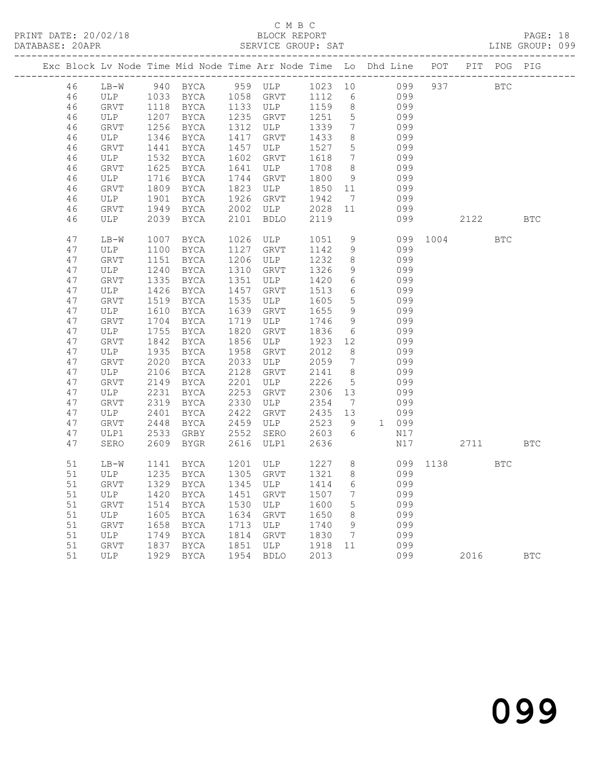C M B C

PRINT DATE: 20/02/18 BLOCK REPORT

DATABASE: 20APR SERVICE GROUP: SAT LINE GROUP: 099

| Exc | Block | Lv | Node | Time | Mid Node | Time | Arr Node | Time | Lo | Dhd | Line | POT | PIT | POG | PIG |
|---|---|---|---|---|---|---|---|---|---|---|---|---|---|---|---|
| | 46 | | LB-W | 940 | BYCA | 959 | ULP | 1023 | 10 | | 099 | 937 | | BTC | |
| | 46 | | ULP | 1033 | BYCA | 1058 | GRVT | 1112 | 6 | | 099 | | | | |
| | 46 | | GRVT | 1118 | BYCA | 1133 | ULP | 1159 | 8 | | 099 | | | | |
| | 46 | | ULP | 1207 | BYCA | 1235 | GRVT | 1251 | 5 | | 099 | | | | |
| | 46 | | GRVT | 1256 | BYCA | 1312 | ULP | 1339 | 7 | | 099 | | | | |
| | 46 | | ULP | 1346 | BYCA | 1417 | GRVT | 1433 | 8 | | 099 | | | | |
| | 46 | | GRVT | 1441 | BYCA | 1457 | ULP | 1527 | 5 | | 099 | | | | |
| | 46 | | ULP | 1532 | BYCA | 1602 | GRVT | 1618 | 7 | | 099 | | | | |
| | 46 | | GRVT | 1625 | BYCA | 1641 | ULP | 1708 | 8 | | 099 | | | | |
| | 46 | | ULP | 1716 | BYCA | 1744 | GRVT | 1800 | 9 | | 099 | | | | |
| | 46 | | GRVT | 1809 | BYCA | 1823 | ULP | 1850 | 11 | | 099 | | | | |
| | 46 | | ULP | 1901 | BYCA | 1926 | GRVT | 1942 | 7 | | 099 | | | | |
| | 46 | | GRVT | 1949 | BYCA | 2002 | ULP | 2028 | 11 | | 099 | | | | |
| | 46 | | ULP | 2039 | BYCA | 2101 | BDLO | 2119 | | | 099 | | 2122 | | BTC |
| | 47 | | LB-W | 1007 | BYCA | 1026 | ULP | 1051 | 9 | | 099 | 1004 | | BTC | |
| | 47 | | ULP | 1100 | BYCA | 1127 | GRVT | 1142 | 9 | | 099 | | | | |
| | 47 | | GRVT | 1151 | BYCA | 1206 | ULP | 1232 | 8 | | 099 | | | | |
| | 47 | | ULP | 1240 | BYCA | 1310 | GRVT | 1326 | 9 | | 099 | | | | |
| | 47 | | GRVT | 1335 | BYCA | 1351 | ULP | 1420 | 6 | | 099 | | | | |
| | 47 | | ULP | 1426 | BYCA | 1457 | GRVT | 1513 | 6 | | 099 | | | | |
| | 47 | | GRVT | 1519 | BYCA | 1535 | ULP | 1605 | 5 | | 099 | | | | |
| | 47 | | ULP | 1610 | BYCA | 1639 | GRVT | 1655 | 9 | | 099 | | | | |
| | 47 | | GRVT | 1704 | BYCA | 1719 | ULP | 1746 | 9 | | 099 | | | | |
| | 47 | | ULP | 1755 | BYCA | 1820 | GRVT | 1836 | 6 | | 099 | | | | |
| | 47 | | GRVT | 1842 | BYCA | 1856 | ULP | 1923 | 12 | | 099 | | | | |
| | 47 | | ULP | 1935 | BYCA | 1958 | GRVT | 2012 | 8 | | 099 | | | | |
| | 47 | | GRVT | 2020 | BYCA | 2033 | ULP | 2059 | 7 | | 099 | | | | |
| | 47 | | ULP | 2106 | BYCA | 2128 | GRVT | 2141 | 8 | | 099 | | | | |
| | 47 | | GRVT | 2149 | BYCA | 2201 | ULP | 2226 | 5 | | 099 | | | | |
| | 47 | | ULP | 2231 | BYCA | 2253 | GRVT | 2306 | 13 | | 099 | | | | |
| | 47 | | GRVT | 2319 | BYCA | 2330 | ULP | 2354 | 7 | | 099 | | | | |
| | 47 | | ULP | 2401 | BYCA | 2422 | GRVT | 2435 | 13 | | 099 | | | | |
| | 47 | | GRVT | 2448 | BYCA | 2459 | ULP | 2523 | 9 | 1 | 099 | | | | |
| | 47 | | ULP1 | 2533 | GRBY | 2552 | SERO | 2603 | 6 | | N17 | | | | |
| | 47 | | SERO | 2609 | BYGR | 2616 | ULP1 | 2636 | | | N17 | | 2711 | | BTC |
| | 51 | | LB-W | 1141 | BYCA | 1201 | ULP | 1227 | 8 | | 099 | 1138 | | BTC | |
| | 51 | | ULP | 1235 | BYCA | 1305 | GRVT | 1321 | 8 | | 099 | | | | |
| | 51 | | GRVT | 1329 | BYCA | 1345 | ULP | 1414 | 6 | | 099 | | | | |
| | 51 | | ULP | 1420 | BYCA | 1451 | GRVT | 1507 | 7 | | 099 | | | | |
| | 51 | | GRVT | 1514 | BYCA | 1530 | ULP | 1600 | 5 | | 099 | | | | |
| | 51 | | ULP | 1605 | BYCA | 1634 | GRVT | 1650 | 8 | | 099 | | | | |
| | 51 | | GRVT | 1658 | BYCA | 1713 | ULP | 1740 | 9 | | 099 | | | | |
| | 51 | | ULP | 1749 | BYCA | 1814 | GRVT | 1830 | 7 | | 099 | | | | |
| | 51 | | GRVT | 1837 | BYCA | 1851 | ULP | 1918 | 11 | | 099 | | | | |
| | 51 | | ULP | 1929 | BYCA | 1954 | BDLO | 2013 | | | 099 | | 2016 | | BTC |

099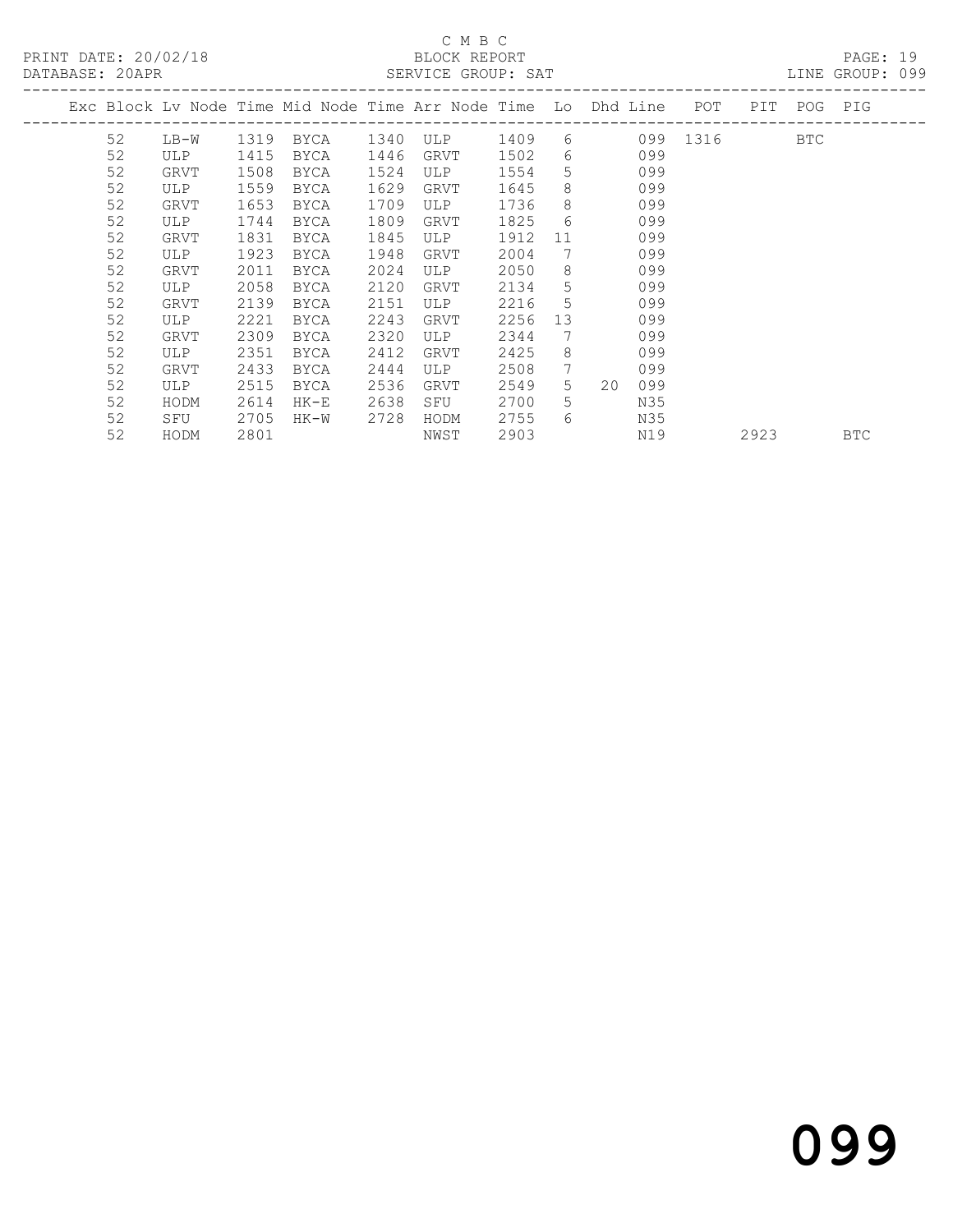C M B C

PRINT DATE: 20/02/18 BLOCK REPORT

DATABASE: 20APR SERVICE GROUP: SAT LINE GROUP: 099

| Exc | Block | Lv | Node | Time | Mid Node | Time | Arr Node | Time | Lo | Dhd | Line | POT | PIT | POG | PIG |
|---|---|---|---|---|---|---|---|---|---|---|---|---|---|---|---|
| | 52 | | LB-W | 1319 | BYCA | 1340 | ULP | 1409 | 6 | | 099 | 1316 | | BTC | |
| | 52 | | ULP | 1415 | BYCA | 1446 | GRVT | 1502 | 6 | | 099 | | | | |
| | 52 | | GRVT | 1508 | BYCA | 1524 | ULP | 1554 | 5 | | 099 | | | | |
| | 52 | | ULP | 1559 | BYCA | 1629 | GRVT | 1645 | 8 | | 099 | | | | |
| | 52 | | GRVT | 1653 | BYCA | 1709 | ULP | 1736 | 8 | | 099 | | | | |
| | 52 | | ULP | 1744 | BYCA | 1809 | GRVT | 1825 | 6 | | 099 | | | | |
| | 52 | | GRVT | 1831 | BYCA | 1845 | ULP | 1912 | 11 | | 099 | | | | |
| | 52 | | ULP | 1923 | BYCA | 1948 | GRVT | 2004 | 7 | | 099 | | | | |
| | 52 | | GRVT | 2011 | BYCA | 2024 | ULP | 2050 | 8 | | 099 | | | | |
| | 52 | | ULP | 2058 | BYCA | 2120 | GRVT | 2134 | 5 | | 099 | | | | |
| | 52 | | GRVT | 2139 | BYCA | 2151 | ULP | 2216 | 5 | | 099 | | | | |
| | 52 | | ULP | 2221 | BYCA | 2243 | GRVT | 2256 | 13 | | 099 | | | | |
| | 52 | | GRVT | 2309 | BYCA | 2320 | ULP | 2344 | 7 | | 099 | | | | |
| | 52 | | ULP | 2351 | BYCA | 2412 | GRVT | 2425 | 8 | | 099 | | | | |
| | 52 | | GRVT | 2433 | BYCA | 2444 | ULP | 2508 | 7 | | 099 | | | | |
| | 52 | | ULP | 2515 | BYCA | 2536 | GRVT | 2549 | 5 | 20 | 099 | | | | |
| | 52 | | HODM | 2614 | HK-E | 2638 | SFU | 2700 | 5 | | N35 | | | | |
| | 52 | | SFU | 2705 | HK-W | 2728 | HODM | 2755 | 6 | | N35 | | | | |
| | 52 | | HODM | 2801 | | | NWST | 2903 | | | N19 | | 2923 | | BTC |

099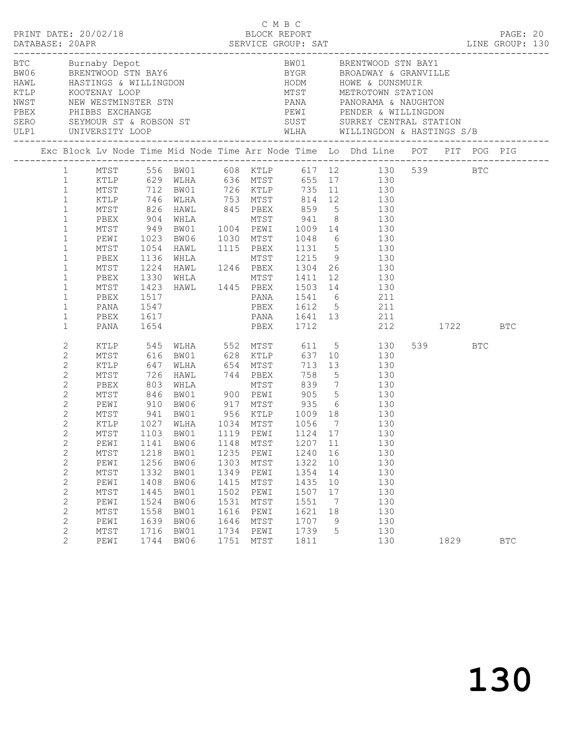C M B C

PRINT DATE: 20/02/18 BLOCK REPORT

DATABASE: 20APR SERVICE GROUP: SAT LINE GROUP: 130

| Code | Description | Code | Description |
|---|---|---|---|
| BTC | Burnaby Depot | BW01 | BRENTWOOD STN BAY1 |
| BW06 | BRENTWOOD STN BAY6 | BYGR | BROADWAY & GRANVILLE |
| HAWL | HASTINGS & WILLINGDON | HODM | HOWE & DUNSMUIR |
| KTLP | KOOTENAY LOOP | MTST | METROTOWN STATION |
| NWST | NEW WESTMINSTER STN | PANA | PANORAMA & NAUGHTON |
| PBEX | PHIBBS EXCHANGE | PEWI | PENDER & WILLINGDON |
| SERO | SEYMOUR ST & ROBSON ST | SUST | SURREY CENTRAL STATION |
| ULP1 | UNIVERSITY LOOP | WLHA | WILLINGDON & HASTINGS S/B |

| Exc | Block | Lv Node | Time | Mid Node | Time | Arr Node | Time | Lo | Dhd Line | POT | PIT | POG | PIG |
|---|---|---|---|---|---|---|---|---|---|---|---|---|---|
| | 1 | MTST | 556 | BW01 | 608 | KTLP | 617 | 12 | 130 | 539 | | BTC | |
| | 1 | KTLP | 629 | WLHA | 636 | MTST | 655 | 17 | 130 | | | | |
| | 1 | MTST | 712 | BW01 | 726 | KTLP | 735 | 11 | 130 | | | | |
| | 1 | KTLP | 746 | WLHA | 753 | MTST | 814 | 12 | 130 | | | | |
| | 1 | MTST | 826 | HAWL | 845 | PBEX | 859 | 5 | 130 | | | | |
| | 1 | PBEX | 904 | WHLA | | MTST | 941 | 8 | 130 | | | | |
| | 1 | MTST | 949 | BW01 | 1004 | PEWI | 1009 | 14 | 130 | | | | |
| | 1 | PEWI | 1023 | BW06 | 1030 | MTST | 1048 | 6 | 130 | | | | |
| | 1 | MTST | 1054 | HAWL | 1115 | PBEX | 1131 | 5 | 130 | | | | |
| | 1 | PBEX | 1136 | WHLA | | MTST | 1215 | 9 | 130 | | | | |
| | 1 | MTST | 1224 | HAWL | 1246 | PBEX | 1304 | 26 | 130 | | | | |
| | 1 | PBEX | 1330 | WHLA | | MTST | 1411 | 12 | 130 | | | | |
| | 1 | MTST | 1423 | HAWL | 1445 | PBEX | 1503 | 14 | 130 | | | | |
| | 1 | PBEX | 1517 | | | PANA | 1541 | 6 | 211 | | | | |
| | 1 | PANA | 1547 | | | PBEX | 1612 | 5 | 211 | | | | |
| | 1 | PBEX | 1617 | | | PANA | 1641 | 13 | 211 | | | | |
| | 1 | PANA | 1654 | | | PBEX | 1712 | | 212 | | 1722 | | BTC |
| | 2 | KTLP | 545 | WLHA | 552 | MTST | 611 | 5 | 130 | 539 | | BTC | |
| | 2 | MTST | 616 | BW01 | 628 | KTLP | 637 | 10 | 130 | | | | |
| | 2 | KTLP | 647 | WLHA | 654 | MTST | 713 | 13 | 130 | | | | |
| | 2 | MTST | 726 | HAWL | 744 | PBEX | 758 | 5 | 130 | | | | |
| | 2 | PBEX | 803 | WHLA | | MTST | 839 | 7 | 130 | | | | |
| | 2 | MTST | 846 | BW01 | 900 | PEWI | 905 | 5 | 130 | | | | |
| | 2 | PEWI | 910 | BW06 | 917 | MTST | 935 | 6 | 130 | | | | |
| | 2 | MTST | 941 | BW01 | 956 | KTLP | 1009 | 18 | 130 | | | | |
| | 2 | KTLP | 1027 | WLHA | 1034 | MTST | 1056 | 7 | 130 | | | | |
| | 2 | MTST | 1103 | BW01 | 1119 | PEWI | 1124 | 17 | 130 | | | | |
| | 2 | PEWI | 1141 | BW06 | 1148 | MTST | 1207 | 11 | 130 | | | | |
| | 2 | MTST | 1218 | BW01 | 1235 | PEWI | 1240 | 16 | 130 | | | | |
| | 2 | PEWI | 1256 | BW06 | 1303 | MTST | 1322 | 10 | 130 | | | | |
| | 2 | MTST | 1332 | BW01 | 1349 | PEWI | 1354 | 14 | 130 | | | | |
| | 2 | PEWI | 1408 | BW06 | 1415 | MTST | 1435 | 10 | 130 | | | | |
| | 2 | MTST | 1445 | BW01 | 1502 | PEWI | 1507 | 17 | 130 | | | | |
| | 2 | PEWI | 1524 | BW06 | 1531 | MTST | 1551 | 7 | 130 | | | | |
| | 2 | MTST | 1558 | BW01 | 1616 | PEWI | 1621 | 18 | 130 | | | | |
| | 2 | PEWI | 1639 | BW06 | 1646 | MTST | 1707 | 9 | 130 | | | | |
| | 2 | MTST | 1716 | BW01 | 1734 | PEWI | 1739 | 5 | 130 | | | | |
| | 2 | PEWI | 1744 | BW06 | 1751 | MTST | 1811 | | 130 | | 1829 | | BTC |

130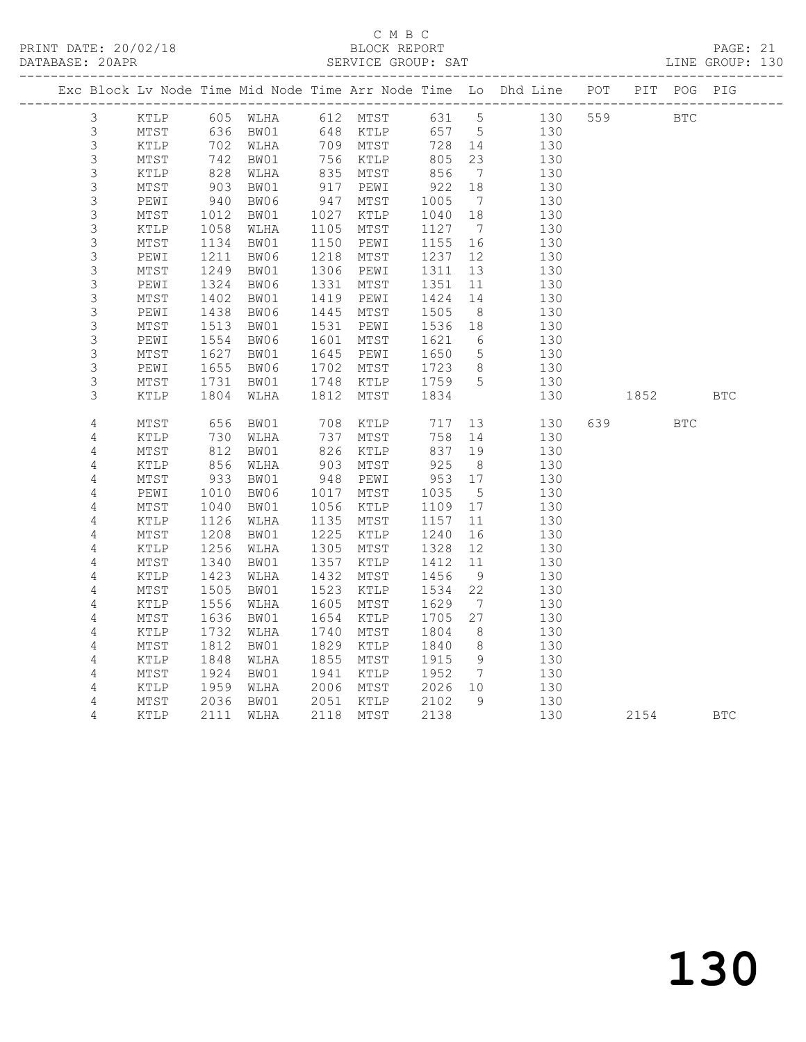C M B C

BLOCK REPORT

SERVICE GROUP: SAT

| Exc | Block | Lv | Node | Time | Mid Node | Time | Arr Node | Time | Lo | Dhd Line | POT | PIT | POG | PIG |
|---|---|---|---|---|---|---|---|---|---|---|---|---|---|---|
| | 3 | | KTLP | 605 | WLHA | 612 | MTST | 631 | 5 | 130 | 559 | | BTC | |
| | 3 | | MTST | 636 | BW01 | 648 | KTLP | 657 | 5 | 130 | | | | |
| | 3 | | KTLP | 702 | WLHA | 709 | MTST | 728 | 14 | 130 | | | | |
| | 3 | | MTST | 742 | BW01 | 756 | KTLP | 805 | 23 | 130 | | | | |
| | 3 | | KTLP | 828 | WLHA | 835 | MTST | 856 | 7 | 130 | | | | |
| | 3 | | MTST | 903 | BW01 | 917 | PEWI | 922 | 18 | 130 | | | | |
| | 3 | | PEWI | 940 | BW06 | 947 | MTST | 1005 | 7 | 130 | | | | |
| | 3 | | MTST | 1012 | BW01 | 1027 | KTLP | 1040 | 18 | 130 | | | | |
| | 3 | | KTLP | 1058 | WLHA | 1105 | MTST | 1127 | 7 | 130 | | | | |
| | 3 | | MTST | 1134 | BW01 | 1150 | PEWI | 1155 | 16 | 130 | | | | |
| | 3 | | PEWI | 1211 | BW06 | 1218 | MTST | 1237 | 12 | 130 | | | | |
| | 3 | | MTST | 1249 | BW01 | 1306 | PEWI | 1311 | 13 | 130 | | | | |
| | 3 | | PEWI | 1324 | BW06 | 1331 | MTST | 1351 | 11 | 130 | | | | |
| | 3 | | MTST | 1402 | BW01 | 1419 | PEWI | 1424 | 14 | 130 | | | | |
| | 3 | | PEWI | 1438 | BW06 | 1445 | MTST | 1505 | 8 | 130 | | | | |
| | 3 | | MTST | 1513 | BW01 | 1531 | PEWI | 1536 | 18 | 130 | | | | |
| | 3 | | PEWI | 1554 | BW06 | 1601 | MTST | 1621 | 6 | 130 | | | | |
| | 3 | | MTST | 1627 | BW01 | 1645 | PEWI | 1650 | 5 | 130 | | | | |
| | 3 | | PEWI | 1655 | BW06 | 1702 | MTST | 1723 | 8 | 130 | | | | |
| | 3 | | MTST | 1731 | BW01 | 1748 | KTLP | 1759 | 5 | 130 | | | | |
| | 3 | | KTLP | 1804 | WLHA | 1812 | MTST | 1834 | | 130 | | 1852 | | BTC |
| | 4 | | MTST | 656 | BW01 | 708 | KTLP | 717 | 13 | 130 | 639 | | BTC | |
| | 4 | | KTLP | 730 | WLHA | 737 | MTST | 758 | 14 | 130 | | | | |
| | 4 | | MTST | 812 | BW01 | 826 | KTLP | 837 | 19 | 130 | | | | |
| | 4 | | KTLP | 856 | WLHA | 903 | MTST | 925 | 8 | 130 | | | | |
| | 4 | | MTST | 933 | BW01 | 948 | PEWI | 953 | 17 | 130 | | | | |
| | 4 | | PEWI | 1010 | BW06 | 1017 | MTST | 1035 | 5 | 130 | | | | |
| | 4 | | MTST | 1040 | BW01 | 1056 | KTLP | 1109 | 17 | 130 | | | | |
| | 4 | | KTLP | 1126 | WLHA | 1135 | MTST | 1157 | 11 | 130 | | | | |
| | 4 | | MTST | 1208 | BW01 | 1225 | KTLP | 1240 | 16 | 130 | | | | |
| | 4 | | KTLP | 1256 | WLHA | 1305 | MTST | 1328 | 12 | 130 | | | | |
| | 4 | | MTST | 1340 | BW01 | 1357 | KTLP | 1412 | 11 | 130 | | | | |
| | 4 | | KTLP | 1423 | WLHA | 1432 | MTST | 1456 | 9 | 130 | | | | |
| | 4 | | MTST | 1505 | BW01 | 1523 | KTLP | 1534 | 22 | 130 | | | | |
| | 4 | | KTLP | 1556 | WLHA | 1605 | MTST | 1629 | 7 | 130 | | | | |
| | 4 | | MTST | 1636 | BW01 | 1654 | KTLP | 1705 | 27 | 130 | | | | |
| | 4 | | KTLP | 1732 | WLHA | 1740 | MTST | 1804 | 8 | 130 | | | | |
| | 4 | | MTST | 1812 | BW01 | 1829 | KTLP | 1840 | 8 | 130 | | | | |
| | 4 | | KTLP | 1848 | WLHA | 1855 | MTST | 1915 | 9 | 130 | | | | |
| | 4 | | MTST | 1924 | BW01 | 1941 | KTLP | 1952 | 7 | 130 | | | | |
| | 4 | | KTLP | 1959 | WLHA | 2006 | MTST | 2026 | 10 | 130 | | | | |
| | 4 | | MTST | 2036 | BW01 | 2051 | KTLP | 2102 | 9 | 130 | | | | |
| | 4 | | KTLP | 2111 | WLHA | 2118 | MTST | 2138 | | 130 | | 2154 | | BTC |

130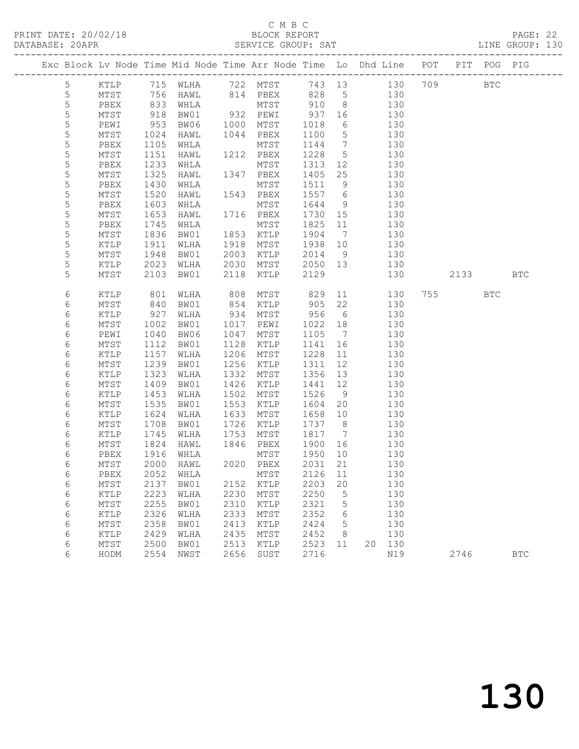C M B C
PRINT DATE: 20/02/18 BLOCK REPORT
DATABASE: 20APR SERVICE GROUP: SAT LINE GROUP: 130

| Exc | Block | Lv | Node | Time | Mid Node | Time | Arr Node | Time | Lo | Dhd | Line | POT | PIT | POG | PIG |
|---|---|---|---|---|---|---|---|---|---|---|---|---|---|---|---|
| | 5 | | KTLP | 715 | WLHA | 722 | MTST | 743 | 13 | | 130 | 709 | | BTC | |
| | 5 | | MTST | 756 | HAWL | 814 | PBEX | 828 | 5 | | 130 | | | | |
| | 5 | | PBEX | 833 | WHLA | | MTST | 910 | 8 | | 130 | | | | |
| | 5 | | MTST | 918 | BW01 | 932 | PEWI | 937 | 16 | | 130 | | | | |
| | 5 | | PEWI | 953 | BW06 | 1000 | MTST | 1018 | 6 | | 130 | | | | |
| | 5 | | MTST | 1024 | HAWL | 1044 | PBEX | 1100 | 5 | | 130 | | | | |
| | 5 | | PBEX | 1105 | WHLA | | MTST | 1144 | 7 | | 130 | | | | |
| | 5 | | MTST | 1151 | HAWL | 1212 | PBEX | 1228 | 5 | | 130 | | | | |
| | 5 | | PBEX | 1233 | WHLA | | MTST | 1313 | 12 | | 130 | | | | |
| | 5 | | MTST | 1325 | HAWL | 1347 | PBEX | 1405 | 25 | | 130 | | | | |
| | 5 | | PBEX | 1430 | WHLA | | MTST | 1511 | 9 | | 130 | | | | |
| | 5 | | MTST | 1520 | HAWL | 1543 | PBEX | 1557 | 6 | | 130 | | | | |
| | 5 | | PBEX | 1603 | WHLA | | MTST | 1644 | 9 | | 130 | | | | |
| | 5 | | MTST | 1653 | HAWL | 1716 | PBEX | 1730 | 15 | | 130 | | | | |
| | 5 | | PBEX | 1745 | WHLA | | MTST | 1825 | 11 | | 130 | | | | |
| | 5 | | MTST | 1836 | BW01 | 1853 | KTLP | 1904 | 7 | | 130 | | | | |
| | 5 | | KTLP | 1911 | WLHA | 1918 | MTST | 1938 | 10 | | 130 | | | | |
| | 5 | | MTST | 1948 | BW01 | 2003 | KTLP | 2014 | 9 | | 130 | | | | |
| | 5 | | KTLP | 2023 | WLHA | 2030 | MTST | 2050 | 13 | | 130 | | | | |
| | 5 | | MTST | 2103 | BW01 | 2118 | KTLP | 2129 | | | 130 | | 2133 | | BTC |
| | 6 | | KTLP | 801 | WLHA | 808 | MTST | 829 | 11 | | 130 | 755 | | BTC | |
| | 6 | | MTST | 840 | BW01 | 854 | KTLP | 905 | 22 | | 130 | | | | |
| | 6 | | KTLP | 927 | WLHA | 934 | MTST | 956 | 6 | | 130 | | | | |
| | 6 | | MTST | 1002 | BW01 | 1017 | PEWI | 1022 | 18 | | 130 | | | | |
| | 6 | | PEWI | 1040 | BW06 | 1047 | MTST | 1105 | 7 | | 130 | | | | |
| | 6 | | MTST | 1112 | BW01 | 1128 | KTLP | 1141 | 16 | | 130 | | | | |
| | 6 | | KTLP | 1157 | WLHA | 1206 | MTST | 1228 | 11 | | 130 | | | | |
| | 6 | | MTST | 1239 | BW01 | 1256 | KTLP | 1311 | 12 | | 130 | | | | |
| | 6 | | KTLP | 1323 | WLHA | 1332 | MTST | 1356 | 13 | | 130 | | | | |
| | 6 | | MTST | 1409 | BW01 | 1426 | KTLP | 1441 | 12 | | 130 | | | | |
| | 6 | | KTLP | 1453 | WLHA | 1502 | MTST | 1526 | 9 | | 130 | | | | |
| | 6 | | MTST | 1535 | BW01 | 1553 | KTLP | 1604 | 20 | | 130 | | | | |
| | 6 | | KTLP | 1624 | WLHA | 1633 | MTST | 1658 | 10 | | 130 | | | | |
| | 6 | | MTST | 1708 | BW01 | 1726 | KTLP | 1737 | 8 | | 130 | | | | |
| | 6 | | KTLP | 1745 | WLHA | 1753 | MTST | 1817 | 7 | | 130 | | | | |
| | 6 | | MTST | 1824 | HAWL | 1846 | PBEX | 1900 | 16 | | 130 | | | | |
| | 6 | | PBEX | 1916 | WHLA | | MTST | 1950 | 10 | | 130 | | | | |
| | 6 | | MTST | 2000 | HAWL | 2020 | PBEX | 2031 | 21 | | 130 | | | | |
| | 6 | | PBEX | 2052 | WHLA | | MTST | 2126 | 11 | | 130 | | | | |
| | 6 | | MTST | 2137 | BW01 | 2152 | KTLP | 2203 | 20 | | 130 | | | | |
| | 6 | | KTLP | 2223 | WLHA | 2230 | MTST | 2250 | 5 | | 130 | | | | |
| | 6 | | MTST | 2255 | BW01 | 2310 | KTLP | 2321 | 5 | | 130 | | | | |
| | 6 | | KTLP | 2326 | WLHA | 2333 | MTST | 2352 | 6 | | 130 | | | | |
| | 6 | | MTST | 2358 | BW01 | 2413 | KTLP | 2424 | 5 | | 130 | | | | |
| | 6 | | KTLP | 2429 | WLHA | 2435 | MTST | 2452 | 8 | | 130 | | | | |
| | 6 | | MTST | 2500 | BW01 | 2513 | KTLP | 2523 | 11 | 20 | 130 | | | | |
| | 6 | | HODM | 2554 | NWST | 2656 | SUST | 2716 | | | N19 | | 2746 | | BTC |

130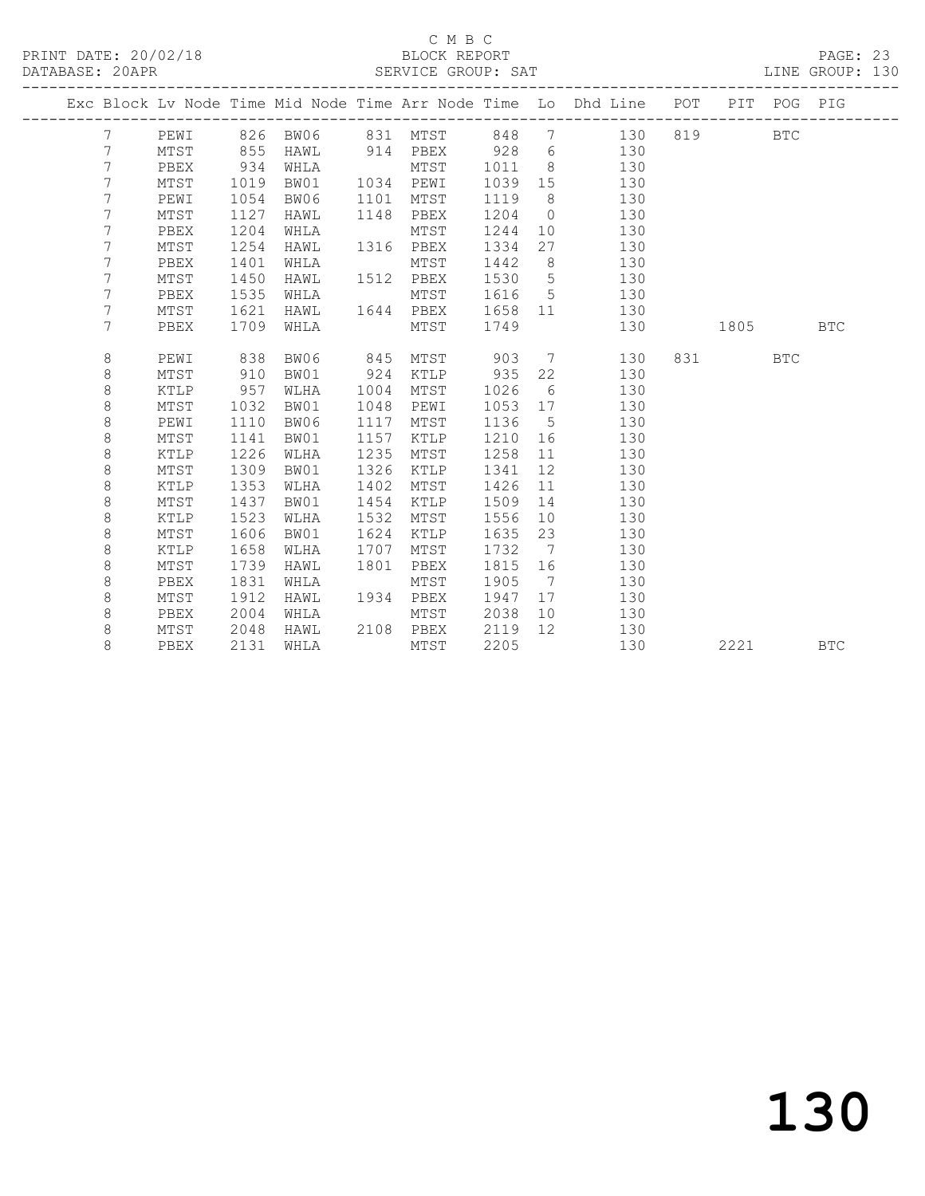C M B C
PRINT DATE: 20/02/18 BLOCK REPORT
DATABASE: 20APR SERVICE GROUP: SAT LINE GROUP: 130

| Exc | Block | Lv Node | Time | Mid Node | Time | Arr Node | Time | Lo | Dhd Line | POT | PIT | POG | PIG |
|---|---|---|---|---|---|---|---|---|---|---|---|---|---|
| | 7 | PEWI | 826 | BW06 | 831 | MTST | 848 | 7 | 130 | 819 | | BTC | |
| | 7 | MTST | 855 | HAWL | 914 | PBEX | 928 | 6 | 130 | | | | |
| | 7 | PBEX | 934 | WHLA | | MTST | 1011 | 8 | 130 | | | | |
| | 7 | MTST | 1019 | BW01 | 1034 | PEWI | 1039 | 15 | 130 | | | | |
| | 7 | PEWI | 1054 | BW06 | 1101 | MTST | 1119 | 8 | 130 | | | | |
| | 7 | MTST | 1127 | HAWL | 1148 | PBEX | 1204 | 0 | 130 | | | | |
| | 7 | PBEX | 1204 | WHLA | | MTST | 1244 | 10 | 130 | | | | |
| | 7 | MTST | 1254 | HAWL | 1316 | PBEX | 1334 | 27 | 130 | | | | |
| | 7 | PBEX | 1401 | WHLA | | MTST | 1442 | 8 | 130 | | | | |
| | 7 | MTST | 1450 | HAWL | 1512 | PBEX | 1530 | 5 | 130 | | | | |
| | 7 | PBEX | 1535 | WHLA | | MTST | 1616 | 5 | 130 | | | | |
| | 7 | MTST | 1621 | HAWL | 1644 | PBEX | 1658 | 11 | 130 | | | | |
| | 7 | PBEX | 1709 | WHLA | | MTST | 1749 | | 130 | | 1805 | | BTC |
| | 8 | PEWI | 838 | BW06 | 845 | MTST | 903 | 7 | 130 | 831 | | BTC | |
| | 8 | MTST | 910 | BW01 | 924 | KTLP | 935 | 22 | 130 | | | | |
| | 8 | KTLP | 957 | WLHA | 1004 | MTST | 1026 | 6 | 130 | | | | |
| | 8 | MTST | 1032 | BW01 | 1048 | PEWI | 1053 | 17 | 130 | | | | |
| | 8 | PEWI | 1110 | BW06 | 1117 | MTST | 1136 | 5 | 130 | | | | |
| | 8 | MTST | 1141 | BW01 | 1157 | KTLP | 1210 | 16 | 130 | | | | |
| | 8 | KTLP | 1226 | WLHA | 1235 | MTST | 1258 | 11 | 130 | | | | |
| | 8 | MTST | 1309 | BW01 | 1326 | KTLP | 1341 | 12 | 130 | | | | |
| | 8 | KTLP | 1353 | WLHA | 1402 | MTST | 1426 | 11 | 130 | | | | |
| | 8 | MTST | 1437 | BW01 | 1454 | KTLP | 1509 | 14 | 130 | | | | |
| | 8 | KTLP | 1523 | WLHA | 1532 | MTST | 1556 | 10 | 130 | | | | |
| | 8 | MTST | 1606 | BW01 | 1624 | KTLP | 1635 | 23 | 130 | | | | |
| | 8 | KTLP | 1658 | WLHA | 1707 | MTST | 1732 | 7 | 130 | | | | |
| | 8 | MTST | 1739 | HAWL | 1801 | PBEX | 1815 | 16 | 130 | | | | |
| | 8 | PBEX | 1831 | WHLA | | MTST | 1905 | 7 | 130 | | | | |
| | 8 | MTST | 1912 | HAWL | 1934 | PBEX | 1947 | 17 | 130 | | | | |
| | 8 | PBEX | 2004 | WHLA | | MTST | 2038 | 10 | 130 | | | | |
| | 8 | MTST | 2048 | HAWL | 2108 | PBEX | 2119 | 12 | 130 | | | | |
| | 8 | PBEX | 2131 | WHLA | | MTST | 2205 | | 130 | | 2221 | | BTC |

130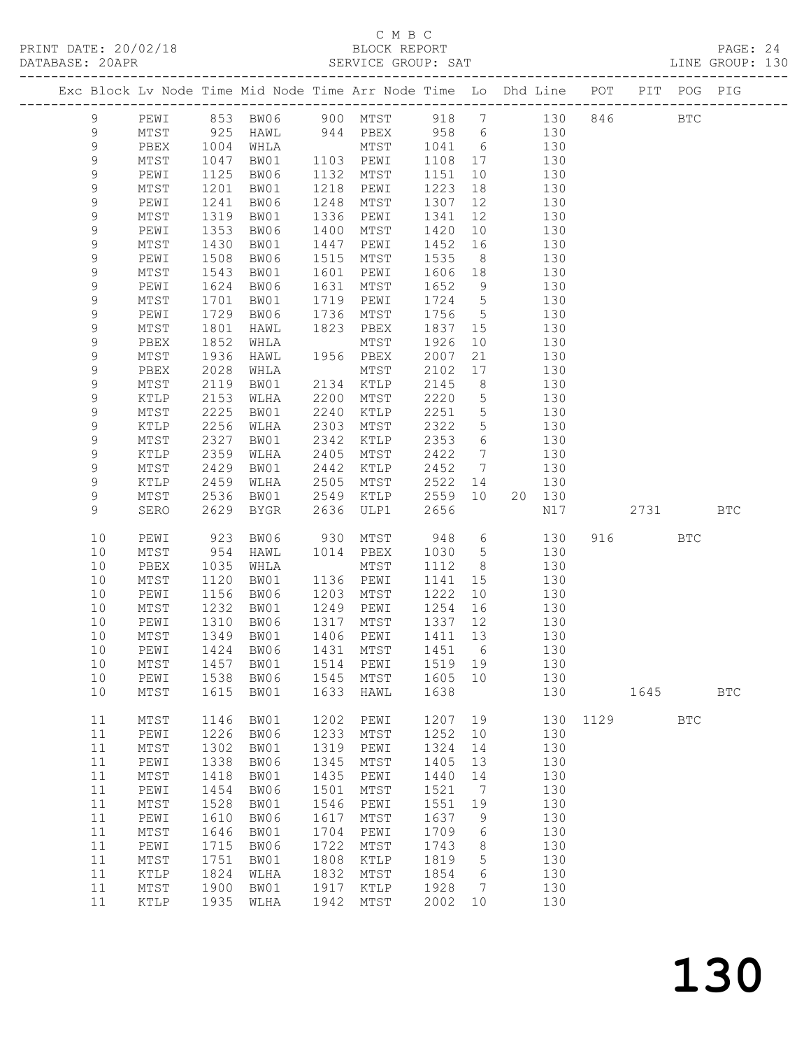C M B C

PRINT DATE: 20/02/18 BLOCK REPORT

DATABASE: 20APR SERVICE GROUP: SAT LINE GROUP: 130

| Exc | Block | Lv | Node | Time | Mid | Node | Time | Arr | Node | Time | Lo | Dhd | Line | POT | PIT | POG | PIG |
|---|---|---|---|---|---|---|---|---|---|---|---|---|---|---|---|---|---|
| | 9 | | PEWI | 853 | BW06 | | 900 | MTST | | 918 | 7 | | 130 | 846 | | BTC | |
| | 9 | | MTST | 925 | HAWL | | 944 | PBEX | | 958 | 6 | | 130 | | | | |
| | 9 | | PBEX | 1004 | WHLA | | | MTST | | 1041 | 6 | | 130 | | | | |
| | 9 | | MTST | 1047 | BW01 | | 1103 | PEWI | | 1108 | 17 | | 130 | | | | |
| | 9 | | PEWI | 1125 | BW06 | | 1132 | MTST | | 1151 | 10 | | 130 | | | | |
| | 9 | | MTST | 1201 | BW01 | | 1218 | PEWI | | 1223 | 18 | | 130 | | | | |
| | 9 | | PEWI | 1241 | BW06 | | 1248 | MTST | | 1307 | 12 | | 130 | | | | |
| | 9 | | MTST | 1319 | BW01 | | 1336 | PEWI | | 1341 | 12 | | 130 | | | | |
| | 9 | | PEWI | 1353 | BW06 | | 1400 | MTST | | 1420 | 10 | | 130 | | | | |
| | 9 | | MTST | 1430 | BW01 | | 1447 | PEWI | | 1452 | 16 | | 130 | | | | |
| | 9 | | PEWI | 1508 | BW06 | | 1515 | MTST | | 1535 | 8 | | 130 | | | | |
| | 9 | | MTST | 1543 | BW01 | | 1601 | PEWI | | 1606 | 18 | | 130 | | | | |
| | 9 | | PEWI | 1624 | BW06 | | 1631 | MTST | | 1652 | 9 | | 130 | | | | |
| | 9 | | MTST | 1701 | BW01 | | 1719 | PEWI | | 1724 | 5 | | 130 | | | | |
| | 9 | | PEWI | 1729 | BW06 | | 1736 | MTST | | 1756 | 5 | | 130 | | | | |
| | 9 | | MTST | 1801 | HAWL | | 1823 | PBEX | | 1837 | 15 | | 130 | | | | |
| | 9 | | PBEX | 1852 | WHLA | | | MTST | | 1926 | 10 | | 130 | | | | |
| | 9 | | MTST | 1936 | HAWL | | 1956 | PBEX | | 2007 | 21 | | 130 | | | | |
| | 9 | | PBEX | 2028 | WHLA | | | MTST | | 2102 | 17 | | 130 | | | | |
| | 9 | | MTST | 2119 | BW01 | | 2134 | KTLP | | 2145 | 8 | | 130 | | | | |
| | 9 | | KTLP | 2153 | WLHA | | 2200 | MTST | | 2220 | 5 | | 130 | | | | |
| | 9 | | MTST | 2225 | BW01 | | 2240 | KTLP | | 2251 | 5 | | 130 | | | | |
| | 9 | | KTLP | 2256 | WLHA | | 2303 | MTST | | 2322 | 5 | | 130 | | | | |
| | 9 | | MTST | 2327 | BW01 | | 2342 | KTLP | | 2353 | 6 | | 130 | | | | |
| | 9 | | KTLP | 2359 | WLHA | | 2405 | MTST | | 2422 | 7 | | 130 | | | | |
| | 9 | | MTST | 2429 | BW01 | | 2442 | KTLP | | 2452 | 7 | | 130 | | | | |
| | 9 | | KTLP | 2459 | WLHA | | 2505 | MTST | | 2522 | 14 | | 130 | | | | |
| | 9 | | MTST | 2536 | BW01 | | 2549 | KTLP | | 2559 | 10 | 20 | 130 | | | | |
| | 9 | | SERO | 2629 | BYGR | | 2636 | ULP1 | | 2656 | | | N17 | | 2731 | | BTC |
| | 10 | | PEWI | 923 | BW06 | | 930 | MTST | | 948 | 6 | | 130 | 916 | | BTC | |
| | 10 | | MTST | 954 | HAWL | | 1014 | PBEX | | 1030 | 5 | | 130 | | | | |
| | 10 | | PBEX | 1035 | WHLA | | | MTST | | 1112 | 8 | | 130 | | | | |
| | 10 | | MTST | 1120 | BW01 | | 1136 | PEWI | | 1141 | 15 | | 130 | | | | |
| | 10 | | PEWI | 1156 | BW06 | | 1203 | MTST | | 1222 | 10 | | 130 | | | | |
| | 10 | | MTST | 1232 | BW01 | | 1249 | PEWI | | 1254 | 16 | | 130 | | | | |
| | 10 | | PEWI | 1310 | BW06 | | 1317 | MTST | | 1337 | 12 | | 130 | | | | |
| | 10 | | MTST | 1349 | BW01 | | 1406 | PEWI | | 1411 | 13 | | 130 | | | | |
| | 10 | | PEWI | 1424 | BW06 | | 1431 | MTST | | 1451 | 6 | | 130 | | | | |
| | 10 | | MTST | 1457 | BW01 | | 1514 | PEWI | | 1519 | 19 | | 130 | | | | |
| | 10 | | PEWI | 1538 | BW06 | | 1545 | MTST | | 1605 | 10 | | 130 | | | | |
| | 10 | | MTST | 1615 | BW01 | | 1633 | HAWL | | 1638 | | | 130 | | 1645 | | BTC |
| | 11 | | MTST | 1146 | BW01 | | 1202 | PEWI | | 1207 | 19 | | 130 | 1129 | | BTC | |
| | 11 | | PEWI | 1226 | BW06 | | 1233 | MTST | | 1252 | 10 | | 130 | | | | |
| | 11 | | MTST | 1302 | BW01 | | 1319 | PEWI | | 1324 | 14 | | 130 | | | | |
| | 11 | | PEWI | 1338 | BW06 | | 1345 | MTST | | 1405 | 13 | | 130 | | | | |
| | 11 | | MTST | 1418 | BW01 | | 1435 | PEWI | | 1440 | 14 | | 130 | | | | |
| | 11 | | PEWI | 1454 | BW06 | | 1501 | MTST | | 1521 | 7 | | 130 | | | | |
| | 11 | | MTST | 1528 | BW01 | | 1546 | PEWI | | 1551 | 19 | | 130 | | | | |
| | 11 | | PEWI | 1610 | BW06 | | 1617 | MTST | | 1637 | 9 | | 130 | | | | |
| | 11 | | MTST | 1646 | BW01 | | 1704 | PEWI | | 1709 | 6 | | 130 | | | | |
| | 11 | | PEWI | 1715 | BW06 | | 1722 | MTST | | 1743 | 8 | | 130 | | | | |
| | 11 | | MTST | 1751 | BW01 | | 1808 | KTLP | | 1819 | 5 | | 130 | | | | |
| | 11 | | KTLP | 1824 | WLHA | | 1832 | MTST | | 1854 | 6 | | 130 | | | | |
| | 11 | | MTST | 1900 | BW01 | | 1917 | KTLP | | 1928 | 7 | | 130 | | | | |
| | 11 | | KTLP | 1935 | WLHA | | 1942 | MTST | | 2002 | 10 | | 130 | | | | |

130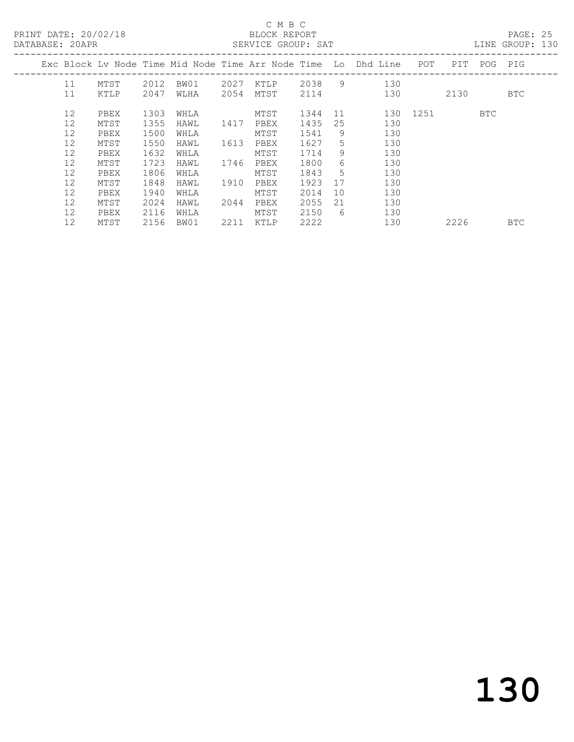C M B C

BLOCK REPORT

SERVICE GROUP: SAT

PRINT DATE: 20/02/18

DATABASE: 20APR

LINE GROUP: 130

| Exc | Block | Lv | Node | Time | Mid Node | Time | Arr Node | Time | Lo | Dhd Line | POT | PIT | POG | PIG |
|---|---|---|---|---|---|---|---|---|---|---|---|---|---|---|
| | 11 | | MTST | 2012 | BW01 | 2027 | KTLP | 2038 | 9 | 130 | | | | |
| | 11 | | KTLP | 2047 | WLHA | 2054 | MTST | 2114 | | 130 | | 2130 | | BTC |
| | 12 | | PBEX | 1303 | WHLA | | MTST | 1344 | 11 | 130 | 1251 | | BTC | |
| | 12 | | MTST | 1355 | HAWL | 1417 | PBEX | 1435 | 25 | 130 | | | | |
| | 12 | | PBEX | 1500 | WHLA | | MTST | 1541 | 9 | 130 | | | | |
| | 12 | | MTST | 1550 | HAWL | 1613 | PBEX | 1627 | 5 | 130 | | | | |
| | 12 | | PBEX | 1632 | WHLA | | MTST | 1714 | 9 | 130 | | | | |
| | 12 | | MTST | 1723 | HAWL | 1746 | PBEX | 1800 | 6 | 130 | | | | |
| | 12 | | PBEX | 1806 | WHLA | | MTST | 1843 | 5 | 130 | | | | |
| | 12 | | MTST | 1848 | HAWL | 1910 | PBEX | 1923 | 17 | 130 | | | | |
| | 12 | | PBEX | 1940 | WHLA | | MTST | 2014 | 10 | 130 | | | | |
| | 12 | | MTST | 2024 | HAWL | 2044 | PBEX | 2055 | 21 | 130 | | | | |
| | 12 | | PBEX | 2116 | WHLA | | MTST | 2150 | 6 | 130 | | | | |
| | 12 | | MTST | 2156 | BW01 | 2211 | KTLP | 2222 | | 130 | | 2226 | | BTC |

# 130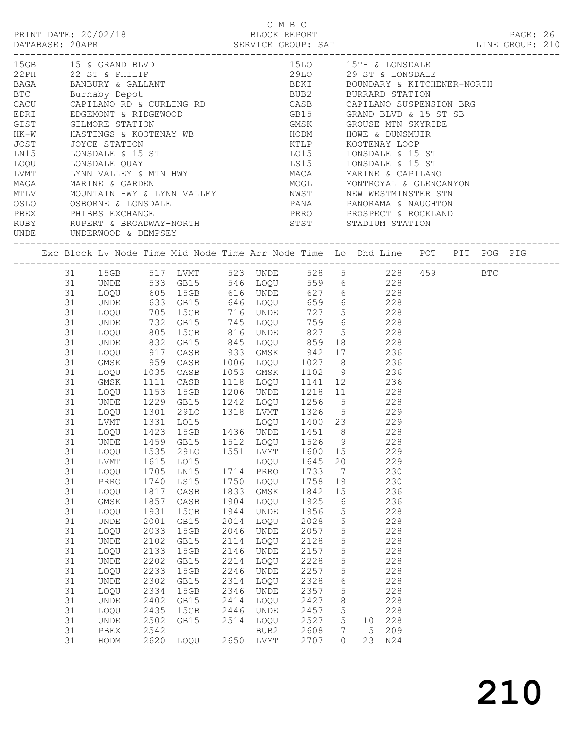C M B C

PRINT DATE: 20/02/18 BLOCK REPORT

DATABASE: 20APR SERVICE GROUP: SAT LINE GROUP: 210

| Code | Description | Code | Description |
|---|---|---|---|
| 15GB | 15 & GRAND BLVD | 15LO | 15TH & LONSDALE |
| 22PH | 22 ST & PHILIP | 29LO | 29 ST & LONSDALE |
| BAGA | BANBURY & GALLANT | BDKI | BOUNDARY & KITCHENER-NORTH |
| BTC | Burnaby Depot | BUB2 | BURRARD STATION |
| CACU | CAPILANO RD & CURLING RD | CASB | CAPILANO SUSPENSION BRG |
| EDRI | EDGEMONT & RIDGEWOOD | GB15 | GRAND BLVD & 15 ST SB |
| GIST | GILMORE STATION | GMSK | GROUSE MTN SKYRIDE |
| HK-W | HASTINGS & KOOTENAY WB | HODM | HOWE & DUNSMUIR |
| JOST | JOYCE STATION | KTLP | KOOTENAY LOOP |
| LN15 | LONSDALE & 15 ST | LO15 | LONSDALE & 15 ST |
| LOQU | LONSDALE QUAY | LS15 | LONSDALE & 15 ST |
| LVMT | LYNN VALLEY & MTN HWY | MACA | MARINE & CAPILANO |
| MAGA | MARINE & GARDEN | MOGL | MONTROYAL & GLENCANYON |
| MTLV | MOUNTAIN HWY & LYNN VALLEY | NWST | NEW WESTMINSTER STN |
| OSLO | OSBORNE & LONSDALE | PANA | PANORAMA & NAUGHTON |
| PBEX | PHIBBS EXCHANGE | PRRO | PROSPECT & ROCKLAND |
| RUBY | RUPERT & BROADWAY-NORTH | STST | STADIUM STATION |
| UNDE | UNDERWOOD & DEMPSEY | | |

| Exc | Block | Lv Node | Time | Mid Node | Time | Arr Node | Time | Lo | Dhd | Line | POT | PIT | POG | PIG |
|---|---|---|---|---|---|---|---|---|---|---|---|---|---|---|
| | 31 | 15GB | 517 | LVMT | 523 | UNDE | 528 | 5 | | 228 | 459 | | BTC | |
| | 31 | UNDE | 533 | GB15 | 546 | LOQU | 559 | 6 | | 228 | | | | |
| | 31 | LOQU | 605 | 15GB | 616 | UNDE | 627 | 6 | | 228 | | | | |
| | 31 | UNDE | 633 | GB15 | 646 | LOQU | 659 | 6 | | 228 | | | | |
| | 31 | LOQU | 705 | 15GB | 716 | UNDE | 727 | 5 | | 228 | | | | |
| | 31 | UNDE | 732 | GB15 | 745 | LOQU | 759 | 6 | | 228 | | | | |
| | 31 | LOQU | 805 | 15GB | 816 | UNDE | 827 | 5 | | 228 | | | | |
| | 31 | UNDE | 832 | GB15 | 845 | LOQU | 859 | 18 | | 228 | | | | |
| | 31 | LOQU | 917 | CASB | 933 | GMSK | 942 | 17 | | 236 | | | | |
| | 31 | GMSK | 959 | CASB | 1006 | LOQU | 1027 | 8 | | 236 | | | | |
| | 31 | LOQU | 1035 | CASB | 1053 | GMSK | 1102 | 9 | | 236 | | | | |
| | 31 | GMSK | 1111 | CASB | 1118 | LOQU | 1141 | 12 | | 236 | | | | |
| | 31 | LOQU | 1153 | 15GB | 1206 | UNDE | 1218 | 11 | | 228 | | | | |
| | 31 | UNDE | 1229 | GB15 | 1242 | LOQU | 1256 | 5 | | 228 | | | | |
| | 31 | LOQU | 1301 | 29LO | 1318 | LVMT | 1326 | 5 | | 229 | | | | |
| | 31 | LVMT | 1331 | LO15 | | LOQU | 1400 | 23 | | 229 | | | | |
| | 31 | LOQU | 1423 | 15GB | 1436 | UNDE | 1451 | 8 | | 228 | | | | |
| | 31 | UNDE | 1459 | GB15 | 1512 | LOQU | 1526 | 9 | | 228 | | | | |
| | 31 | LOQU | 1535 | 29LO | 1551 | LVMT | 1600 | 15 | | 229 | | | | |
| | 31 | LVMT | 1615 | LO15 | | LOQU | 1645 | 20 | | 229 | | | | |
| | 31 | LOQU | 1705 | LN15 | 1714 | PRRO | 1733 | 7 | | 230 | | | | |
| | 31 | PRRO | 1740 | LS15 | 1750 | LOQU | 1758 | 19 | | 230 | | | | |
| | 31 | LOQU | 1817 | CASB | 1833 | GMSK | 1842 | 15 | | 236 | | | | |
| | 31 | GMSK | 1857 | CASB | 1904 | LOQU | 1925 | 6 | | 236 | | | | |
| | 31 | LOQU | 1931 | 15GB | 1944 | UNDE | 1956 | 5 | | 228 | | | | |
| | 31 | UNDE | 2001 | GB15 | 2014 | LOQU | 2028 | 5 | | 228 | | | | |
| | 31 | LOQU | 2033 | 15GB | 2046 | UNDE | 2057 | 5 | | 228 | | | | |
| | 31 | UNDE | 2102 | GB15 | 2114 | LOQU | 2128 | 5 | | 228 | | | | |
| | 31 | LOQU | 2133 | 15GB | 2146 | UNDE | 2157 | 5 | | 228 | | | | |
| | 31 | UNDE | 2202 | GB15 | 2214 | LOQU | 2228 | 5 | | 228 | | | | |
| | 31 | LOQU | 2233 | 15GB | 2246 | UNDE | 2257 | 5 | | 228 | | | | |
| | 31 | UNDE | 2302 | GB15 | 2314 | LOQU | 2328 | 6 | | 228 | | | | |
| | 31 | LOQU | 2334 | 15GB | 2346 | UNDE | 2357 | 5 | | 228 | | | | |
| | 31 | UNDE | 2402 | GB15 | 2414 | LOQU | 2427 | 8 | | 228 | | | | |
| | 31 | LOQU | 2435 | 15GB | 2446 | UNDE | 2457 | 5 | | 228 | | | | |
| | 31 | UNDE | 2502 | GB15 | 2514 | LOQU | 2527 | 5 | 10 | 228 | | | | |
| | 31 | PBEX | 2542 | | | BUB2 | 2608 | 7 | 5 | 209 | | | | |
| | 31 | HODM | 2620 | LOQU | 2650 | LVMT | 2707 | 0 | 23 | N24 | | | | |

210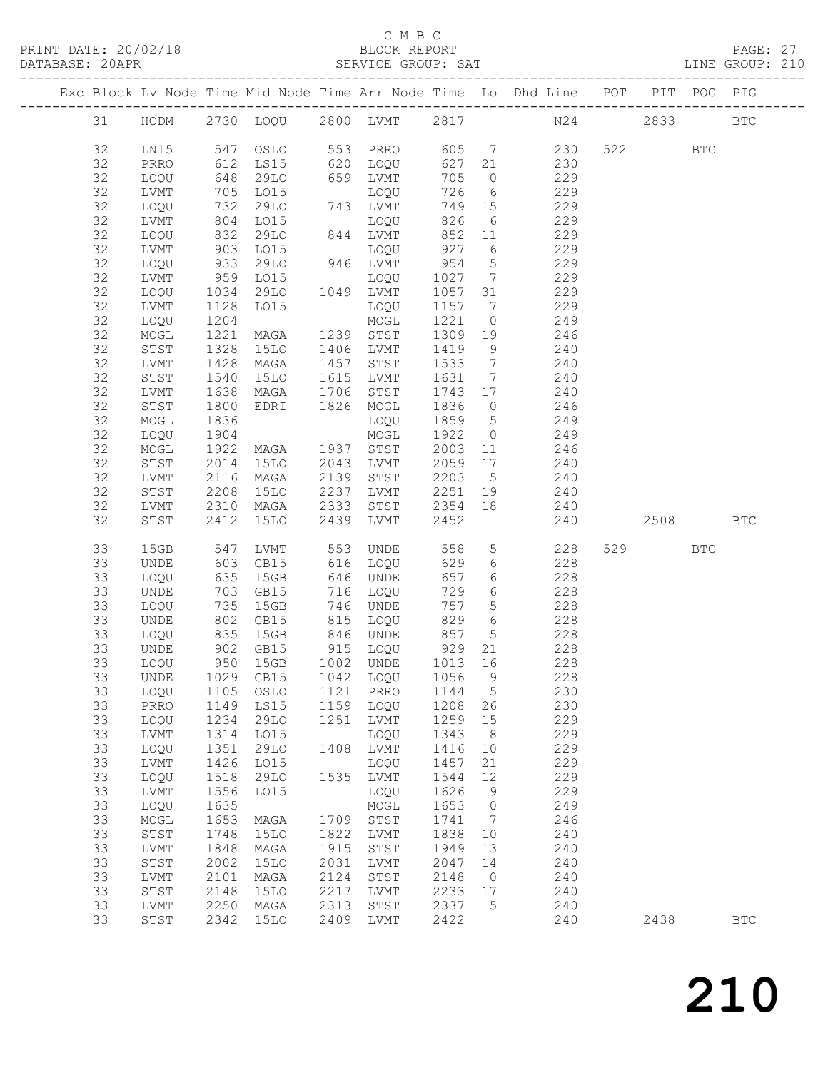C M B C

PRINT DATE: 20/02/18 BLOCK REPORT

DATABASE: 20APR SERVICE GROUP: SAT LINE GROUP: 210

| Exc | Block | Lv | Node | Time | Mid Node | Time | Arr Node | Time | Lo | Dhd Line | POT | PIT | POG | PIG |
|---|---|---|---|---|---|---|---|---|---|---|---|---|---|---|
| | 31 | | HODM | 2730 | LOQU | 2800 | LVMT | 2817 | | N24 | | 2833 | | BTC |
| | 32 | | LN15 | 547 | OSLO | 553 | PRRO | 605 | 7 | 230 | 522 | | BTC | |
| | 32 | | PRRO | 612 | LS15 | 620 | LOQU | 627 | 21 | 230 | | | | |
| | 32 | | LOQU | 648 | 29LO | 659 | LVMT | 705 | 0 | 229 | | | | |
| | 32 | | LVMT | 705 | LO15 | | LOQU | 726 | 6 | 229 | | | | |
| | 32 | | LOQU | 732 | 29LO | 743 | LVMT | 749 | 15 | 229 | | | | |
| | 32 | | LVMT | 804 | LO15 | | LOQU | 826 | 6 | 229 | | | | |
| | 32 | | LOQU | 832 | 29LO | 844 | LVMT | 852 | 11 | 229 | | | | |
| | 32 | | LVMT | 903 | LO15 | | LOQU | 927 | 6 | 229 | | | | |
| | 32 | | LOQU | 933 | 29LO | 946 | LVMT | 954 | 5 | 229 | | | | |
| | 32 | | LVMT | 959 | LO15 | | LOQU | 1027 | 7 | 229 | | | | |
| | 32 | | LOQU | 1034 | 29LO | 1049 | LVMT | 1057 | 31 | 229 | | | | |
| | 32 | | LVMT | 1128 | LO15 | | LOQU | 1157 | 7 | 229 | | | | |
| | 32 | | LOQU | 1204 | | | MOGL | 1221 | 0 | 249 | | | | |
| | 32 | | MOGL | 1221 | MAGA | 1239 | STST | 1309 | 19 | 246 | | | | |
| | 32 | | STST | 1328 | 15LO | 1406 | LVMT | 1419 | 9 | 240 | | | | |
| | 32 | | LVMT | 1428 | MAGA | 1457 | STST | 1533 | 7 | 240 | | | | |
| | 32 | | STST | 1540 | 15LO | 1615 | LVMT | 1631 | 7 | 240 | | | | |
| | 32 | | LVMT | 1638 | MAGA | 1706 | STST | 1743 | 17 | 240 | | | | |
| | 32 | | STST | 1800 | EDRI | 1826 | MOGL | 1836 | 0 | 246 | | | | |
| | 32 | | MOGL | 1836 | | | LOQU | 1859 | 5 | 249 | | | | |
| | 32 | | LOQU | 1904 | | | MOGL | 1922 | 0 | 249 | | | | |
| | 32 | | MOGL | 1922 | MAGA | 1937 | STST | 2003 | 11 | 246 | | | | |
| | 32 | | STST | 2014 | 15LO | 2043 | LVMT | 2059 | 17 | 240 | | | | |
| | 32 | | LVMT | 2116 | MAGA | 2139 | STST | 2203 | 5 | 240 | | | | |
| | 32 | | STST | 2208 | 15LO | 2237 | LVMT | 2251 | 19 | 240 | | | | |
| | 32 | | LVMT | 2310 | MAGA | 2333 | STST | 2354 | 18 | 240 | | | | |
| | 32 | | STST | 2412 | 15LO | 2439 | LVMT | 2452 | | 240 | | 2508 | | BTC |
| | 33 | | 15GB | 547 | LVMT | 553 | UNDE | 558 | 5 | 228 | 529 | | BTC | |
| | 33 | | UNDE | 603 | GB15 | 616 | LOQU | 629 | 6 | 228 | | | | |
| | 33 | | LOQU | 635 | 15GB | 646 | UNDE | 657 | 6 | 228 | | | | |
| | 33 | | UNDE | 703 | GB15 | 716 | LOQU | 729 | 6 | 228 | | | | |
| | 33 | | LOQU | 735 | 15GB | 746 | UNDE | 757 | 5 | 228 | | | | |
| | 33 | | UNDE | 802 | GB15 | 815 | LOQU | 829 | 6 | 228 | | | | |
| | 33 | | LOQU | 835 | 15GB | 846 | UNDE | 857 | 5 | 228 | | | | |
| | 33 | | UNDE | 902 | GB15 | 915 | LOQU | 929 | 21 | 228 | | | | |
| | 33 | | LOQU | 950 | 15GB | 1002 | UNDE | 1013 | 16 | 228 | | | | |
| | 33 | | UNDE | 1029 | GB15 | 1042 | LOQU | 1056 | 9 | 228 | | | | |
| | 33 | | LOQU | 1105 | OSLO | 1121 | PRRO | 1144 | 5 | 230 | | | | |
| | 33 | | PRRO | 1149 | LS15 | 1159 | LOQU | 1208 | 26 | 230 | | | | |
| | 33 | | LOQU | 1234 | 29LO | 1251 | LVMT | 1259 | 15 | 229 | | | | |
| | 33 | | LVMT | 1314 | LO15 | | LOQU | 1343 | 8 | 229 | | | | |
| | 33 | | LOQU | 1351 | 29LO | 1408 | LVMT | 1416 | 10 | 229 | | | | |
| | 33 | | LVMT | 1426 | LO15 | | LOQU | 1457 | 21 | 229 | | | | |
| | 33 | | LOQU | 1518 | 29LO | 1535 | LVMT | 1544 | 12 | 229 | | | | |
| | 33 | | LVMT | 1556 | LO15 | | LOQU | 1626 | 9 | 229 | | | | |
| | 33 | | LOQU | 1635 | | | MOGL | 1653 | 0 | 249 | | | | |
| | 33 | | MOGL | 1653 | MAGA | 1709 | STST | 1741 | 7 | 246 | | | | |
| | 33 | | STST | 1748 | 15LO | 1822 | LVMT | 1838 | 10 | 240 | | | | |
| | 33 | | LVMT | 1848 | MAGA | 1915 | STST | 1949 | 13 | 240 | | | | |
| | 33 | | STST | 2002 | 15LO | 2031 | LVMT | 2047 | 14 | 240 | | | | |
| | 33 | | LVMT | 2101 | MAGA | 2124 | STST | 2148 | 0 | 240 | | | | |
| | 33 | | STST | 2148 | 15LO | 2217 | LVMT | 2233 | 17 | 240 | | | | |
| | 33 | | LVMT | 2250 | MAGA | 2313 | STST | 2337 | 5 | 240 | | | | |
| | 33 | | STST | 2342 | 15LO | 2409 | LVMT | 2422 | | 240 | | 2438 | | BTC |

210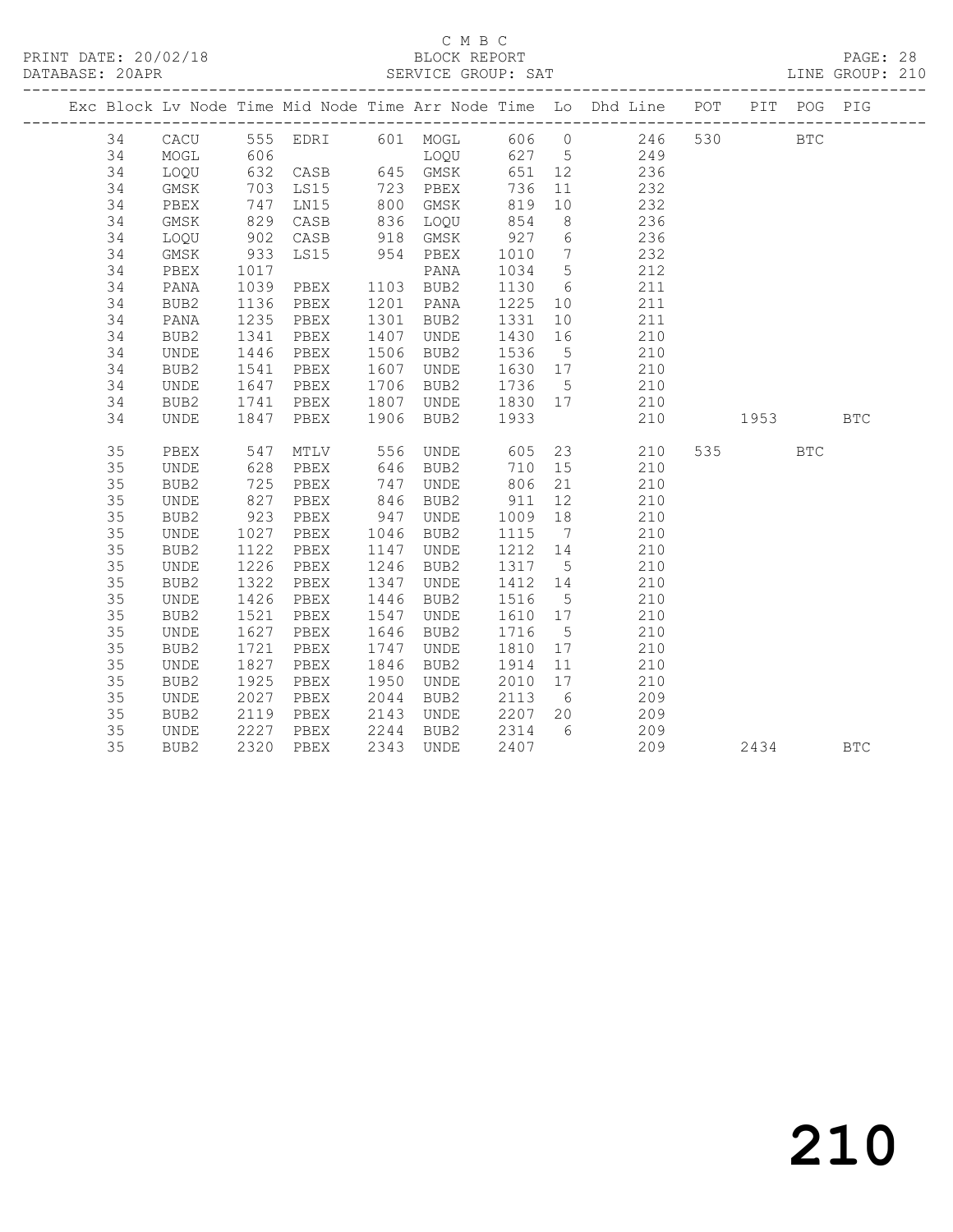C M B C

BLOCK REPORT

SERVICE GROUP: SAT

LINE GROUP: 210

| Exc | Block | Lv | Node | Time | Mid Node | Time | Arr Node | Time | Lo | Dhd Line | POT | PIT | POG | PIG |
|---|---|---|---|---|---|---|---|---|---|---|---|---|---|---|
| | 34 | | CACU | 555 | EDRI | 601 | MOGL | 606 | 0 | 246 | 530 | | BTC | |
| | 34 | | MOGL | 606 | | | LOQU | 627 | 5 | 249 | | | | |
| | 34 | | LOQU | 632 | CASB | 645 | GMSK | 651 | 12 | 236 | | | | |
| | 34 | | GMSK | 703 | LS15 | 723 | PBEX | 736 | 11 | 232 | | | | |
| | 34 | | PBEX | 747 | LN15 | 800 | GMSK | 819 | 10 | 232 | | | | |
| | 34 | | GMSK | 829 | CASB | 836 | LOQU | 854 | 8 | 236 | | | | |
| | 34 | | LOQU | 902 | CASB | 918 | GMSK | 927 | 6 | 236 | | | | |
| | 34 | | GMSK | 933 | LS15 | 954 | PBEX | 1010 | 7 | 232 | | | | |
| | 34 | | PBEX | 1017 | | | PANA | 1034 | 5 | 212 | | | | |
| | 34 | | PANA | 1039 | PBEX | 1103 | BUB2 | 1130 | 6 | 211 | | | | |
| | 34 | | BUB2 | 1136 | PBEX | 1201 | PANA | 1225 | 10 | 211 | | | | |
| | 34 | | PANA | 1235 | PBEX | 1301 | BUB2 | 1331 | 10 | 211 | | | | |
| | 34 | | BUB2 | 1341 | PBEX | 1407 | UNDE | 1430 | 16 | 210 | | | | |
| | 34 | | UNDE | 1446 | PBEX | 1506 | BUB2 | 1536 | 5 | 210 | | | | |
| | 34 | | BUB2 | 1541 | PBEX | 1607 | UNDE | 1630 | 17 | 210 | | | | |
| | 34 | | UNDE | 1647 | PBEX | 1706 | BUB2 | 1736 | 5 | 210 | | | | |
| | 34 | | BUB2 | 1741 | PBEX | 1807 | UNDE | 1830 | 17 | 210 | | | | |
| | 34 | | UNDE | 1847 | PBEX | 1906 | BUB2 | 1933 | | 210 | | 1953 | | BTC |
| | 35 | | PBEX | 547 | MTLV | 556 | UNDE | 605 | 23 | 210 | 535 | | BTC | |
| | 35 | | UNDE | 628 | PBEX | 646 | BUB2 | 710 | 15 | 210 | | | | |
| | 35 | | BUB2 | 725 | PBEX | 747 | UNDE | 806 | 21 | 210 | | | | |
| | 35 | | UNDE | 827 | PBEX | 846 | BUB2 | 911 | 12 | 210 | | | | |
| | 35 | | BUB2 | 923 | PBEX | 947 | UNDE | 1009 | 18 | 210 | | | | |
| | 35 | | UNDE | 1027 | PBEX | 1046 | BUB2 | 1115 | 7 | 210 | | | | |
| | 35 | | BUB2 | 1122 | PBEX | 1147 | UNDE | 1212 | 14 | 210 | | | | |
| | 35 | | UNDE | 1226 | PBEX | 1246 | BUB2 | 1317 | 5 | 210 | | | | |
| | 35 | | BUB2 | 1322 | PBEX | 1347 | UNDE | 1412 | 14 | 210 | | | | |
| | 35 | | UNDE | 1426 | PBEX | 1446 | BUB2 | 1516 | 5 | 210 | | | | |
| | 35 | | BUB2 | 1521 | PBEX | 1547 | UNDE | 1610 | 17 | 210 | | | | |
| | 35 | | UNDE | 1627 | PBEX | 1646 | BUB2 | 1716 | 5 | 210 | | | | |
| | 35 | | BUB2 | 1721 | PBEX | 1747 | UNDE | 1810 | 17 | 210 | | | | |
| | 35 | | UNDE | 1827 | PBEX | 1846 | BUB2 | 1914 | 11 | 210 | | | | |
| | 35 | | BUB2 | 1925 | PBEX | 1950 | UNDE | 2010 | 17 | 210 | | | | |
| | 35 | | UNDE | 2027 | PBEX | 2044 | BUB2 | 2113 | 6 | 209 | | | | |
| | 35 | | BUB2 | 2119 | PBEX | 2143 | UNDE | 2207 | 20 | 209 | | | | |
| | 35 | | UNDE | 2227 | PBEX | 2244 | BUB2 | 2314 | 6 | 209 | | | | |
| | 35 | | BUB2 | 2320 | PBEX | 2343 | UNDE | 2407 | | 209 | | 2434 | | BTC |

210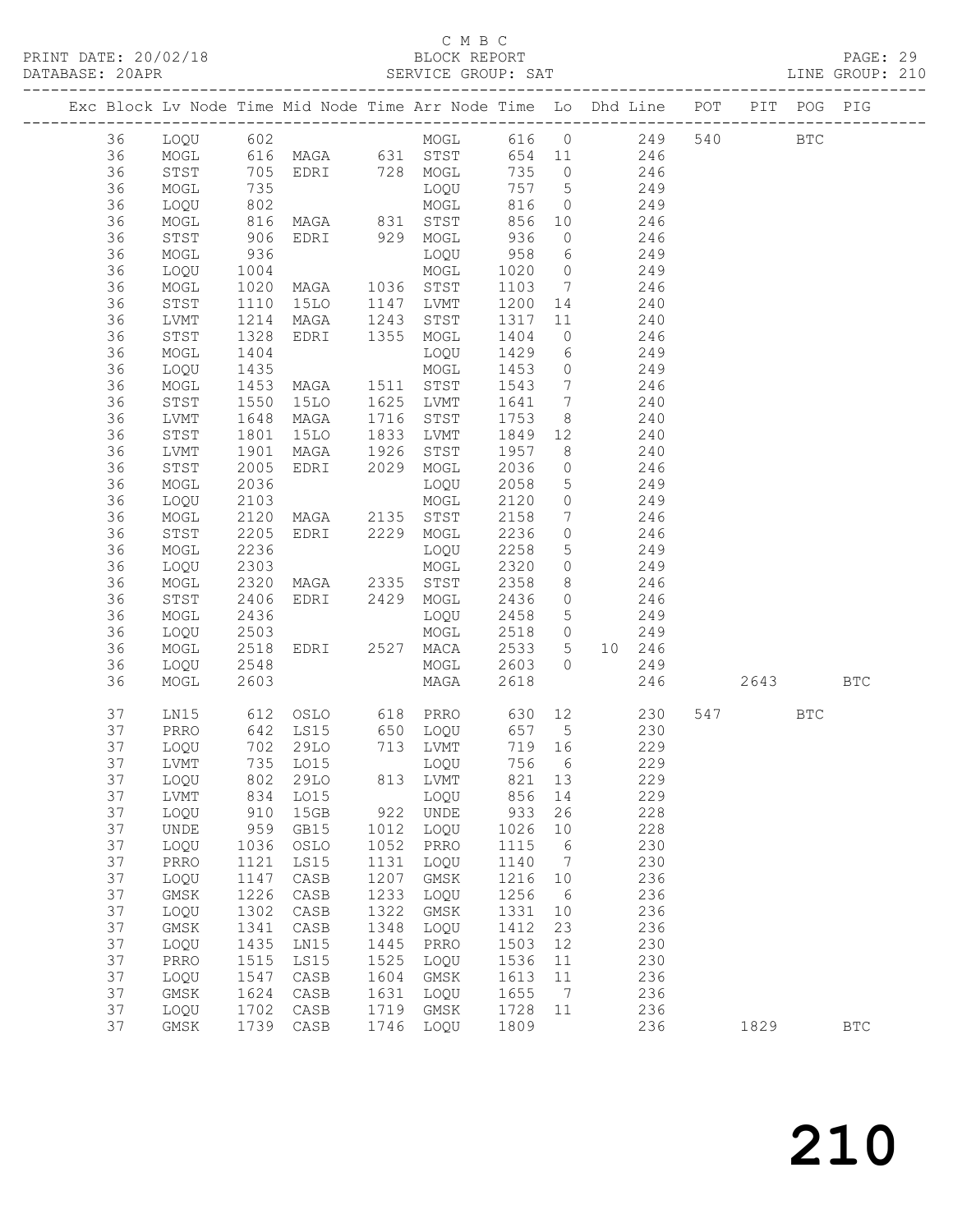C M B C
BLOCK REPORT
SERVICE GROUP: SAT

PRINT DATE: 20/02/18
DATABASE: 20APR
LINE GROUP: 210

| Exc | Block | Lv | Node | Time | Mid Node | Time | Arr Node | Time | Lo | Dhd Line | POT | PIT | POG | PIG |
|---|---|---|---|---|---|---|---|---|---|---|---|---|---|---|
| | 36 | | LOQU | 602 | | | MOGL | 616 | 0 | 249 | 540 | | BTC | |
| | 36 | | MOGL | 616 | MAGA | 631 | STST | 654 | 11 | 246 | | | | |
| | 36 | | STST | 705 | EDRI | 728 | MOGL | 735 | 0 | 246 | | | | |
| | 36 | | MOGL | 735 | | | LOQU | 757 | 5 | 249 | | | | |
| | 36 | | LOQU | 802 | | | MOGL | 816 | 0 | 249 | | | | |
| | 36 | | MOGL | 816 | MAGA | 831 | STST | 856 | 10 | 246 | | | | |
| | 36 | | STST | 906 | EDRI | 929 | MOGL | 936 | 0 | 246 | | | | |
| | 36 | | MOGL | 936 | | | LOQU | 958 | 6 | 249 | | | | |
| | 36 | | LOQU | 1004 | | | MOGL | 1020 | 0 | 249 | | | | |
| | 36 | | MOGL | 1020 | MAGA | 1036 | STST | 1103 | 7 | 246 | | | | |
| | 36 | | STST | 1110 | 15LO | 1147 | LVMT | 1200 | 14 | 240 | | | | |
| | 36 | | LVMT | 1214 | MAGA | 1243 | STST | 1317 | 11 | 240 | | | | |
| | 36 | | STST | 1328 | EDRI | 1355 | MOGL | 1404 | 0 | 246 | | | | |
| | 36 | | MOGL | 1404 | | | LOQU | 1429 | 6 | 249 | | | | |
| | 36 | | LOQU | 1435 | | | MOGL | 1453 | 0 | 249 | | | | |
| | 36 | | MOGL | 1453 | MAGA | 1511 | STST | 1543 | 7 | 246 | | | | |
| | 36 | | STST | 1550 | 15LO | 1625 | LVMT | 1641 | 7 | 240 | | | | |
| | 36 | | LVMT | 1648 | MAGA | 1716 | STST | 1753 | 8 | 240 | | | | |
| | 36 | | STST | 1801 | 15LO | 1833 | LVMT | 1849 | 12 | 240 | | | | |
| | 36 | | LVMT | 1901 | MAGA | 1926 | STST | 1957 | 8 | 240 | | | | |
| | 36 | | STST | 2005 | EDRI | 2029 | MOGL | 2036 | 0 | 246 | | | | |
| | 36 | | MOGL | 2036 | | | LOQU | 2058 | 5 | 249 | | | | |
| | 36 | | LOQU | 2103 | | | MOGL | 2120 | 0 | 249 | | | | |
| | 36 | | MOGL | 2120 | MAGA | 2135 | STST | 2158 | 7 | 246 | | | | |
| | 36 | | STST | 2205 | EDRI | 2229 | MOGL | 2236 | 0 | 246 | | | | |
| | 36 | | MOGL | 2236 | | | LOQU | 2258 | 5 | 249 | | | | |
| | 36 | | LOQU | 2303 | | | MOGL | 2320 | 0 | 249 | | | | |
| | 36 | | MOGL | 2320 | MAGA | 2335 | STST | 2358 | 8 | 246 | | | | |
| | 36 | | STST | 2406 | EDRI | 2429 | MOGL | 2436 | 0 | 246 | | | | |
| | 36 | | MOGL | 2436 | | | LOQU | 2458 | 5 | 249 | | | | |
| | 36 | | LOQU | 2503 | | | MOGL | 2518 | 0 | 249 | | | | |
| | 36 | | MOGL | 2518 | EDRI | 2527 | MACA | 2533 | 5 | 10 246 | | | | |
| | 36 | | LOQU | 2548 | | | MOGL | 2603 | 0 | 249 | | | | |
| | 36 | | MOGL | 2603 | | | MAGA | 2618 | | 246 | | 2643 | | BTC |
| | 37 | | LN15 | 612 | OSLO | 618 | PRRO | 630 | 12 | 230 | 547 | | BTC | |
| | 37 | | PRRO | 642 | LS15 | 650 | LOQU | 657 | 5 | 230 | | | | |
| | 37 | | LOQU | 702 | 29LO | 713 | LVMT | 719 | 16 | 229 | | | | |
| | 37 | | LVMT | 735 | LO15 | | LOQU | 756 | 6 | 229 | | | | |
| | 37 | | LOQU | 802 | 29LO | 813 | LVMT | 821 | 13 | 229 | | | | |
| | 37 | | LVMT | 834 | LO15 | | LOQU | 856 | 14 | 229 | | | | |
| | 37 | | LOQU | 910 | 15GB | 922 | UNDE | 933 | 26 | 228 | | | | |
| | 37 | | UNDE | 959 | GB15 | 1012 | LOQU | 1026 | 10 | 228 | | | | |
| | 37 | | LOQU | 1036 | OSLO | 1052 | PRRO | 1115 | 6 | 230 | | | | |
| | 37 | | PRRO | 1121 | LS15 | 1131 | LOQU | 1140 | 7 | 230 | | | | |
| | 37 | | LOQU | 1147 | CASB | 1207 | GMSK | 1216 | 10 | 236 | | | | |
| | 37 | | GMSK | 1226 | CASB | 1233 | LOQU | 1256 | 6 | 236 | | | | |
| | 37 | | LOQU | 1302 | CASB | 1322 | GMSK | 1331 | 10 | 236 | | | | |
| | 37 | | GMSK | 1341 | CASB | 1348 | LOQU | 1412 | 23 | 236 | | | | |
| | 37 | | LOQU | 1435 | LN15 | 1445 | PRRO | 1503 | 12 | 230 | | | | |
| | 37 | | PRRO | 1515 | LS15 | 1525 | LOQU | 1536 | 11 | 230 | | | | |
| | 37 | | LOQU | 1547 | CASB | 1604 | GMSK | 1613 | 11 | 236 | | | | |
| | 37 | | GMSK | 1624 | CASB | 1631 | LOQU | 1655 | 7 | 236 | | | | |
| | 37 | | LOQU | 1702 | CASB | 1719 | GMSK | 1728 | 11 | 236 | | | | |
| | 37 | | GMSK | 1739 | CASB | 1746 | LOQU | 1809 | | 236 | | 1829 | | BTC |

210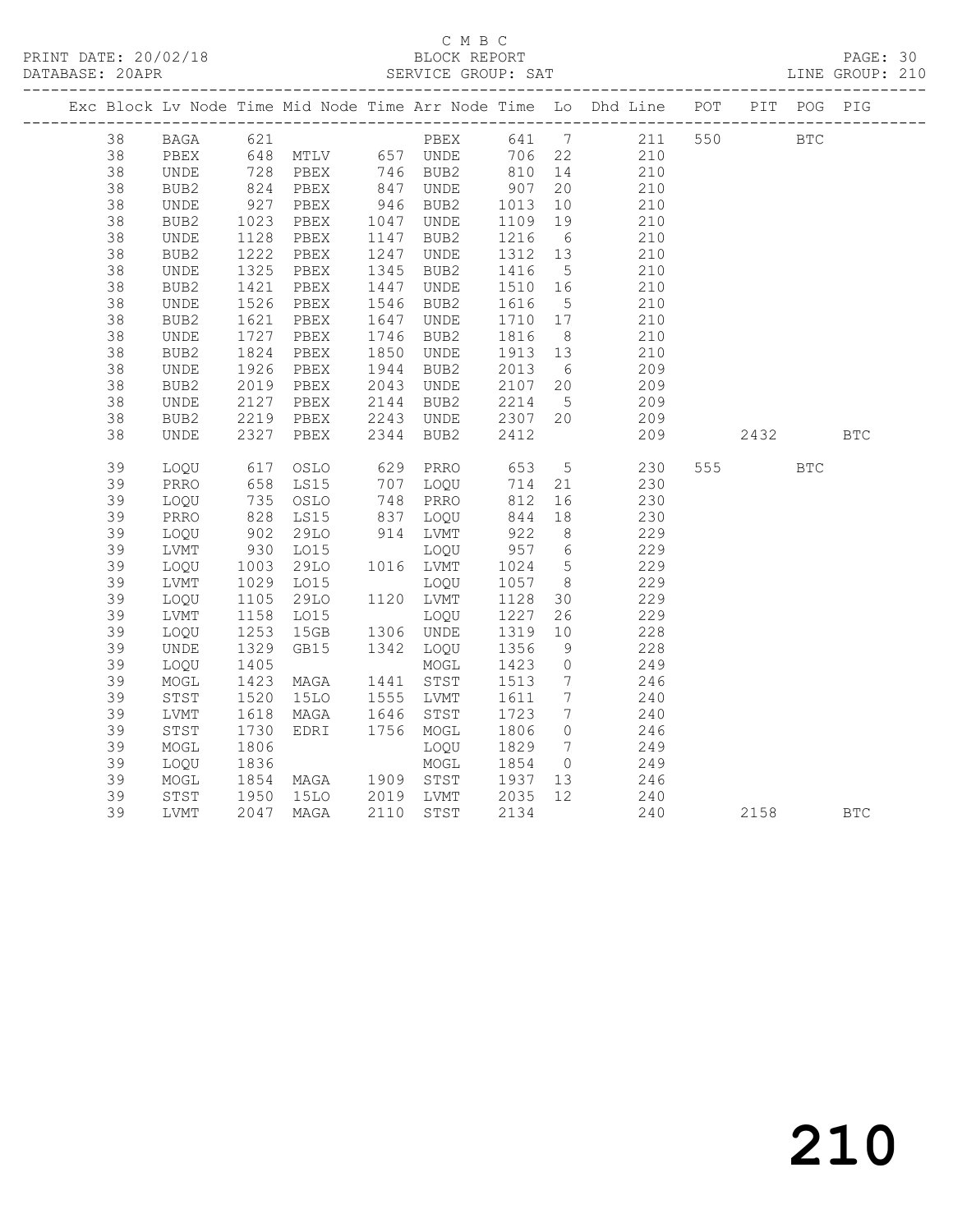C M B C

BLOCK REPORT

SERVICE GROUP: SAT

PRINT DATE: 20/02/18
DATABASE: 20APR
LINE GROUP: 210

| Exc | Block | Lv | Node | Time | Mid Node | Time | Arr Node | Time | Lo | Dhd Line | POT | PIT | POG | PIG |
|---|---|---|---|---|---|---|---|---|---|---|---|---|---|---|
| | 38 | | BAGA | 621 | | | PBEX | 641 | 7 | 211 | 550 | | BTC | |
| | 38 | | PBEX | 648 | MTLV | 657 | UNDE | 706 | 22 | 210 | | | | |
| | 38 | | UNDE | 728 | PBEX | 746 | BUB2 | 810 | 14 | 210 | | | | |
| | 38 | | BUB2 | 824 | PBEX | 847 | UNDE | 907 | 20 | 210 | | | | |
| | 38 | | UNDE | 927 | PBEX | 946 | BUB2 | 1013 | 10 | 210 | | | | |
| | 38 | | BUB2 | 1023 | PBEX | 1047 | UNDE | 1109 | 19 | 210 | | | | |
| | 38 | | UNDE | 1128 | PBEX | 1147 | BUB2 | 1216 | 6 | 210 | | | | |
| | 38 | | BUB2 | 1222 | PBEX | 1247 | UNDE | 1312 | 13 | 210 | | | | |
| | 38 | | UNDE | 1325 | PBEX | 1345 | BUB2 | 1416 | 5 | 210 | | | | |
| | 38 | | BUB2 | 1421 | PBEX | 1447 | UNDE | 1510 | 16 | 210 | | | | |
| | 38 | | UNDE | 1526 | PBEX | 1546 | BUB2 | 1616 | 5 | 210 | | | | |
| | 38 | | BUB2 | 1621 | PBEX | 1647 | UNDE | 1710 | 17 | 210 | | | | |
| | 38 | | UNDE | 1727 | PBEX | 1746 | BUB2 | 1816 | 8 | 210 | | | | |
| | 38 | | BUB2 | 1824 | PBEX | 1850 | UNDE | 1913 | 13 | 210 | | | | |
| | 38 | | UNDE | 1926 | PBEX | 1944 | BUB2 | 2013 | 6 | 209 | | | | |
| | 38 | | BUB2 | 2019 | PBEX | 2043 | UNDE | 2107 | 20 | 209 | | | | |
| | 38 | | UNDE | 2127 | PBEX | 2144 | BUB2 | 2214 | 5 | 209 | | | | |
| | 38 | | BUB2 | 2219 | PBEX | 2243 | UNDE | 2307 | 20 | 209 | | | | |
| | 38 | | UNDE | 2327 | PBEX | 2344 | BUB2 | 2412 | | 209 | | 2432 | | BTC |
| | 39 | | LOQU | 617 | OSLO | 629 | PRRO | 653 | 5 | 230 | 555 | | BTC | |
| | 39 | | PRRO | 658 | LS15 | 707 | LOQU | 714 | 21 | 230 | | | | |
| | 39 | | LOQU | 735 | OSLO | 748 | PRRO | 812 | 16 | 230 | | | | |
| | 39 | | PRRO | 828 | LS15 | 837 | LOQU | 844 | 18 | 230 | | | | |
| | 39 | | LOQU | 902 | 29LO | 914 | LVMT | 922 | 8 | 229 | | | | |
| | 39 | | LVMT | 930 | LO15 | | LOQU | 957 | 6 | 229 | | | | |
| | 39 | | LOQU | 1003 | 29LO | 1016 | LVMT | 1024 | 5 | 229 | | | | |
| | 39 | | LVMT | 1029 | LO15 | | LOQU | 1057 | 8 | 229 | | | | |
| | 39 | | LOQU | 1105 | 29LO | 1120 | LVMT | 1128 | 30 | 229 | | | | |
| | 39 | | LVMT | 1158 | LO15 | | LOQU | 1227 | 26 | 229 | | | | |
| | 39 | | LOQU | 1253 | 15GB | 1306 | UNDE | 1319 | 10 | 228 | | | | |
| | 39 | | UNDE | 1329 | GB15 | 1342 | LOQU | 1356 | 9 | 228 | | | | |
| | 39 | | LOQU | 1405 | | | MOGL | 1423 | 0 | 249 | | | | |
| | 39 | | MOGL | 1423 | MAGA | 1441 | STST | 1513 | 7 | 246 | | | | |
| | 39 | | STST | 1520 | 15LO | 1555 | LVMT | 1611 | 7 | 240 | | | | |
| | 39 | | LVMT | 1618 | MAGA | 1646 | STST | 1723 | 7 | 240 | | | | |
| | 39 | | STST | 1730 | EDRI | 1756 | MOGL | 1806 | 0 | 246 | | | | |
| | 39 | | MOGL | 1806 | | | LOQU | 1829 | 7 | 249 | | | | |
| | 39 | | LOQU | 1836 | | | MOGL | 1854 | 0 | 249 | | | | |
| | 39 | | MOGL | 1854 | MAGA | 1909 | STST | 1937 | 13 | 246 | | | | |
| | 39 | | STST | 1950 | 15LO | 2019 | LVMT | 2035 | 12 | 240 | | | | |
| | 39 | | LVMT | 2047 | MAGA | 2110 | STST | 2134 | | 240 | | 2158 | | BTC |

210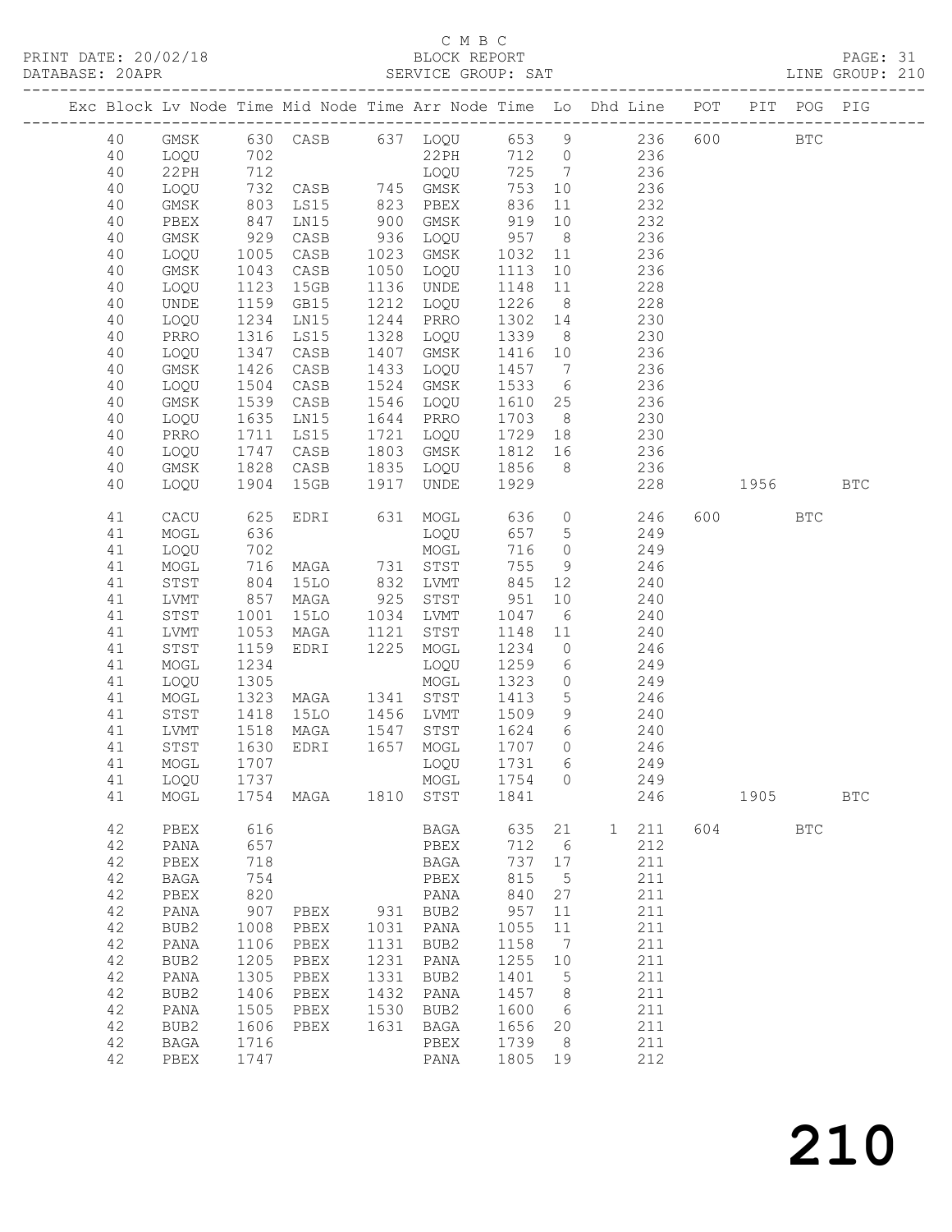C M B C

PRINT DATE: 20/02/18 BLOCK REPORT

DATABASE: 20APR SERVICE GROUP: SAT LINE GROUP: 210

| Exc | Block | Lv | Node | Time | Mid Node | Time | Arr Node | Time | Lo | Dhd Line | POT | PIT | POG | PIG |
|---|---|---|---|---|---|---|---|---|---|---|---|---|---|---|
| | 40 | | GMSK | 630 | CASB | 637 | LOQU | 653 | 9 | 236 | 600 | | BTC | |
| | 40 | | LOQU | 702 | | | 22PH | 712 | 0 | 236 | | | | |
| | 40 | | 22PH | 712 | | | LOQU | 725 | 7 | 236 | | | | |
| | 40 | | LOQU | 732 | CASB | 745 | GMSK | 753 | 10 | 236 | | | | |
| | 40 | | GMSK | 803 | LS15 | 823 | PBEX | 836 | 11 | 232 | | | | |
| | 40 | | PBEX | 847 | LN15 | 900 | GMSK | 919 | 10 | 232 | | | | |
| | 40 | | GMSK | 929 | CASB | 936 | LOQU | 957 | 8 | 236 | | | | |
| | 40 | | LOQU | 1005 | CASB | 1023 | GMSK | 1032 | 11 | 236 | | | | |
| | 40 | | GMSK | 1043 | CASB | 1050 | LOQU | 1113 | 10 | 236 | | | | |
| | 40 | | LOQU | 1123 | 15GB | 1136 | UNDE | 1148 | 11 | 228 | | | | |
| | 40 | | UNDE | 1159 | GB15 | 1212 | LOQU | 1226 | 8 | 228 | | | | |
| | 40 | | LOQU | 1234 | LN15 | 1244 | PRRO | 1302 | 14 | 230 | | | | |
| | 40 | | PRRO | 1316 | LS15 | 1328 | LOQU | 1339 | 8 | 230 | | | | |
| | 40 | | LOQU | 1347 | CASB | 1407 | GMSK | 1416 | 10 | 236 | | | | |
| | 40 | | GMSK | 1426 | CASB | 1433 | LOQU | 1457 | 7 | 236 | | | | |
| | 40 | | LOQU | 1504 | CASB | 1524 | GMSK | 1533 | 6 | 236 | | | | |
| | 40 | | GMSK | 1539 | CASB | 1546 | LOQU | 1610 | 25 | 236 | | | | |
| | 40 | | LOQU | 1635 | LN15 | 1644 | PRRO | 1703 | 8 | 230 | | | | |
| | 40 | | PRRO | 1711 | LS15 | 1721 | LOQU | 1729 | 18 | 230 | | | | |
| | 40 | | LOQU | 1747 | CASB | 1803 | GMSK | 1812 | 16 | 236 | | | | |
| | 40 | | GMSK | 1828 | CASB | 1835 | LOQU | 1856 | 8 | 236 | | | | |
| | 40 | | LOQU | 1904 | 15GB | 1917 | UNDE | 1929 | | 228 | | 1956 | | BTC |
| | 41 | | CACU | 625 | EDRI | 631 | MOGL | 636 | 0 | 246 | 600 | | BTC | |
| | 41 | | MOGL | 636 | | | LOQU | 657 | 5 | 249 | | | | |
| | 41 | | LOQU | 702 | | | MOGL | 716 | 0 | 249 | | | | |
| | 41 | | MOGL | 716 | MAGA | 731 | STST | 755 | 9 | 246 | | | | |
| | 41 | | STST | 804 | 15LO | 832 | LVMT | 845 | 12 | 240 | | | | |
| | 41 | | LVMT | 857 | MAGA | 925 | STST | 951 | 10 | 240 | | | | |
| | 41 | | STST | 1001 | 15LO | 1034 | LVMT | 1047 | 6 | 240 | | | | |
| | 41 | | LVMT | 1053 | MAGA | 1121 | STST | 1148 | 11 | 240 | | | | |
| | 41 | | STST | 1159 | EDRI | 1225 | MOGL | 1234 | 0 | 246 | | | | |
| | 41 | | MOGL | 1234 | | | LOQU | 1259 | 6 | 249 | | | | |
| | 41 | | LOQU | 1305 | | | MOGL | 1323 | 0 | 249 | | | | |
| | 41 | | MOGL | 1323 | MAGA | 1341 | STST | 1413 | 5 | 246 | | | | |
| | 41 | | STST | 1418 | 15LO | 1456 | LVMT | 1509 | 9 | 240 | | | | |
| | 41 | | LVMT | 1518 | MAGA | 1547 | STST | 1624 | 6 | 240 | | | | |
| | 41 | | STST | 1630 | EDRI | 1657 | MOGL | 1707 | 0 | 246 | | | | |
| | 41 | | MOGL | 1707 | | | LOQU | 1731 | 6 | 249 | | | | |
| | 41 | | LOQU | 1737 | | | MOGL | 1754 | 0 | 249 | | | | |
| | 41 | | MOGL | 1754 | MAGA | 1810 | STST | 1841 | | 246 | | 1905 | | BTC |
| | 42 | | PBEX | 616 | | | BAGA | 635 | 21 | 1 211 | 604 | | BTC | |
| | 42 | | PANA | 657 | | | PBEX | 712 | 6 | 212 | | | | |
| | 42 | | PBEX | 718 | | | BAGA | 737 | 17 | 211 | | | | |
| | 42 | | BAGA | 754 | | | PBEX | 815 | 5 | 211 | | | | |
| | 42 | | PBEX | 820 | | | PANA | 840 | 27 | 211 | | | | |
| | 42 | | PANA | 907 | PBEX | 931 | BUB2 | 957 | 11 | 211 | | | | |
| | 42 | | BUB2 | 1008 | PBEX | 1031 | PANA | 1055 | 11 | 211 | | | | |
| | 42 | | PANA | 1106 | PBEX | 1131 | BUB2 | 1158 | 7 | 211 | | | | |
| | 42 | | BUB2 | 1205 | PBEX | 1231 | PANA | 1255 | 10 | 211 | | | | |
| | 42 | | PANA | 1305 | PBEX | 1331 | BUB2 | 1401 | 5 | 211 | | | | |
| | 42 | | BUB2 | 1406 | PBEX | 1432 | PANA | 1457 | 8 | 211 | | | | |
| | 42 | | PANA | 1505 | PBEX | 1530 | BUB2 | 1600 | 6 | 211 | | | | |
| | 42 | | BUB2 | 1606 | PBEX | 1631 | BAGA | 1656 | 20 | 211 | | | | |
| | 42 | | BAGA | 1716 | | | PBEX | 1739 | 8 | 211 | | | | |
| | 42 | | PBEX | 1747 | | | PANA | 1805 | 19 | 212 | | | | |

210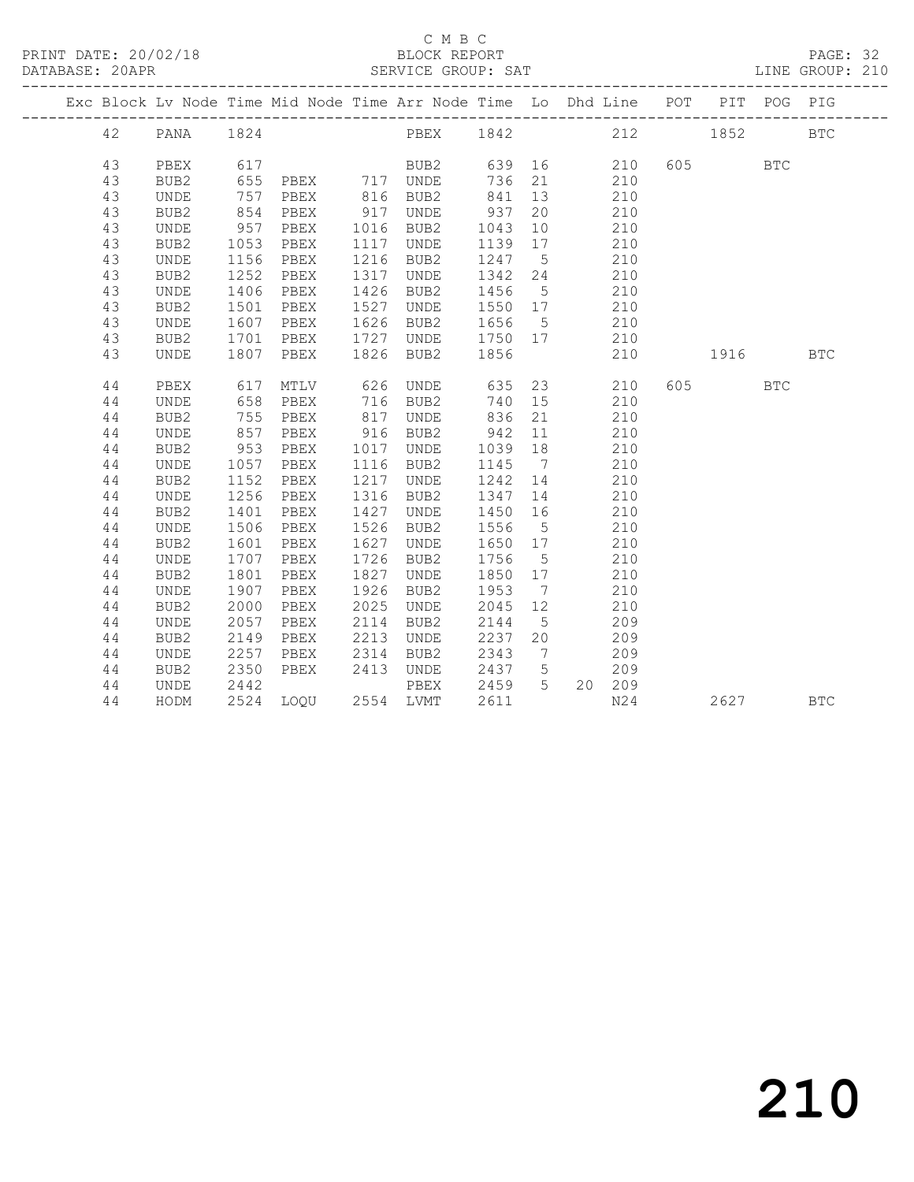C M B C

PRINT DATE: 20/02/18 BLOCK REPORT

DATABASE: 20APR SERVICE GROUP: SAT LINE GROUP: 210

| Exc | Block | Lv | Node | Time | Mid Node | Time | Arr Node | Time | Lo | Dhd | Line | POT | PIT | POG | PIG |
|---|---|---|---|---|---|---|---|---|---|---|---|---|---|---|---|
| | 42 | | PANA | 1824 | | | PBEX | 1842 | | | 212 | | 1852 | | BTC |
| | 43 | | PBEX | 617 | | | BUB2 | 639 | 16 | | 210 | 605 | | BTC | |
| | 43 | | BUB2 | 655 | PBEX | 717 | UNDE | 736 | 21 | | 210 | | | | |
| | 43 | | UNDE | 757 | PBEX | 816 | BUB2 | 841 | 13 | | 210 | | | | |
| | 43 | | BUB2 | 854 | PBEX | 917 | UNDE | 937 | 20 | | 210 | | | | |
| | 43 | | UNDE | 957 | PBEX | 1016 | BUB2 | 1043 | 10 | | 210 | | | | |
| | 43 | | BUB2 | 1053 | PBEX | 1117 | UNDE | 1139 | 17 | | 210 | | | | |
| | 43 | | UNDE | 1156 | PBEX | 1216 | BUB2 | 1247 | 5 | | 210 | | | | |
| | 43 | | BUB2 | 1252 | PBEX | 1317 | UNDE | 1342 | 24 | | 210 | | | | |
| | 43 | | UNDE | 1406 | PBEX | 1426 | BUB2 | 1456 | 5 | | 210 | | | | |
| | 43 | | BUB2 | 1501 | PBEX | 1527 | UNDE | 1550 | 17 | | 210 | | | | |
| | 43 | | UNDE | 1607 | PBEX | 1626 | BUB2 | 1656 | 5 | | 210 | | | | |
| | 43 | | BUB2 | 1701 | PBEX | 1727 | UNDE | 1750 | 17 | | 210 | | | | |
| | 43 | | UNDE | 1807 | PBEX | 1826 | BUB2 | 1856 | | | 210 | | 1916 | | BTC |
| | 44 | | PBEX | 617 | MTLV | 626 | UNDE | 635 | 23 | | 210 | 605 | | BTC | |
| | 44 | | UNDE | 658 | PBEX | 716 | BUB2 | 740 | 15 | | 210 | | | | |
| | 44 | | BUB2 | 755 | PBEX | 817 | UNDE | 836 | 21 | | 210 | | | | |
| | 44 | | UNDE | 857 | PBEX | 916 | BUB2 | 942 | 11 | | 210 | | | | |
| | 44 | | BUB2 | 953 | PBEX | 1017 | UNDE | 1039 | 18 | | 210 | | | | |
| | 44 | | UNDE | 1057 | PBEX | 1116 | BUB2 | 1145 | 7 | | 210 | | | | |
| | 44 | | BUB2 | 1152 | PBEX | 1217 | UNDE | 1242 | 14 | | 210 | | | | |
| | 44 | | UNDE | 1256 | PBEX | 1316 | BUB2 | 1347 | 14 | | 210 | | | | |
| | 44 | | BUB2 | 1401 | PBEX | 1427 | UNDE | 1450 | 16 | | 210 | | | | |
| | 44 | | UNDE | 1506 | PBEX | 1526 | BUB2 | 1556 | 5 | | 210 | | | | |
| | 44 | | BUB2 | 1601 | PBEX | 1627 | UNDE | 1650 | 17 | | 210 | | | | |
| | 44 | | UNDE | 1707 | PBEX | 1726 | BUB2 | 1756 | 5 | | 210 | | | | |
| | 44 | | BUB2 | 1801 | PBEX | 1827 | UNDE | 1850 | 17 | | 210 | | | | |
| | 44 | | UNDE | 1907 | PBEX | 1926 | BUB2 | 1953 | 7 | | 210 | | | | |
| | 44 | | BUB2 | 2000 | PBEX | 2025 | UNDE | 2045 | 12 | | 210 | | | | |
| | 44 | | UNDE | 2057 | PBEX | 2114 | BUB2 | 2144 | 5 | | 209 | | | | |
| | 44 | | BUB2 | 2149 | PBEX | 2213 | UNDE | 2237 | 20 | | 209 | | | | |
| | 44 | | UNDE | 2257 | PBEX | 2314 | BUB2 | 2343 | 7 | | 209 | | | | |
| | 44 | | BUB2 | 2350 | PBEX | 2413 | UNDE | 2437 | 5 | | 209 | | | | |
| | 44 | | UNDE | 2442 | | | PBEX | 2459 | 5 | 20 | 209 | | | | |
| | 44 | | HODM | 2524 | LOQU | 2554 | LVMT | 2611 | | | N24 | | 2627 | | BTC |

210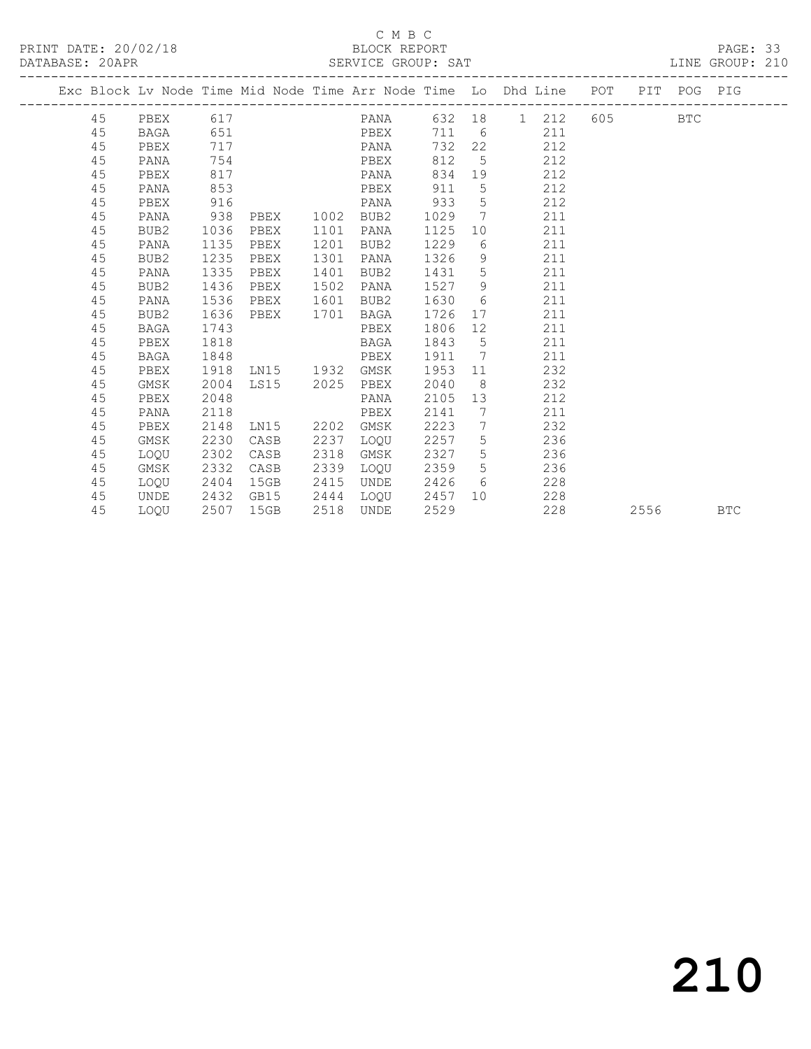C M B C
BLOCK REPORT
SERVICE GROUP: SAT

PRINT DATE: 20/02/18
DATABASE: 20APR
LINE GROUP: 210

| Exc | Block | Lv Node | Time | Mid Node | Time | Arr Node | Time | Lo | Dhd | Line | POT | PIT | POG | PIG |
|---|---|---|---|---|---|---|---|---|---|---|---|---|---|---|
| | 45 | PBEX | 617 | | | PANA | 632 | 18 | 1 | 212 | 605 | | BTC | |
| | 45 | BAGA | 651 | | | PBEX | 711 | 6 | | 211 | | | | |
| | 45 | PBEX | 717 | | | PANA | 732 | 22 | | 212 | | | | |
| | 45 | PANA | 754 | | | PBEX | 812 | 5 | | 212 | | | | |
| | 45 | PBEX | 817 | | | PANA | 834 | 19 | | 212 | | | | |
| | 45 | PANA | 853 | | | PBEX | 911 | 5 | | 212 | | | | |
| | 45 | PBEX | 916 | | | PANA | 933 | 5 | | 212 | | | | |
| | 45 | PANA | 938 | PBEX | 1002 | BUB2 | 1029 | 7 | | 211 | | | | |
| | 45 | BUB2 | 1036 | PBEX | 1101 | PANA | 1125 | 10 | | 211 | | | | |
| | 45 | PANA | 1135 | PBEX | 1201 | BUB2 | 1229 | 6 | | 211 | | | | |
| | 45 | BUB2 | 1235 | PBEX | 1301 | PANA | 1326 | 9 | | 211 | | | | |
| | 45 | PANA | 1335 | PBEX | 1401 | BUB2 | 1431 | 5 | | 211 | | | | |
| | 45 | BUB2 | 1436 | PBEX | 1502 | PANA | 1527 | 9 | | 211 | | | | |
| | 45 | PANA | 1536 | PBEX | 1601 | BUB2 | 1630 | 6 | | 211 | | | | |
| | 45 | BUB2 | 1636 | PBEX | 1701 | BAGA | 1726 | 17 | | 211 | | | | |
| | 45 | BAGA | 1743 | | | PBEX | 1806 | 12 | | 211 | | | | |
| | 45 | PBEX | 1818 | | | BAGA | 1843 | 5 | | 211 | | | | |
| | 45 | BAGA | 1848 | | | PBEX | 1911 | 7 | | 211 | | | | |
| | 45 | PBEX | 1918 | LN15 | 1932 | GMSK | 1953 | 11 | | 232 | | | | |
| | 45 | GMSK | 2004 | LS15 | 2025 | PBEX | 2040 | 8 | | 232 | | | | |
| | 45 | PBEX | 2048 | | | PANA | 2105 | 13 | | 212 | | | | |
| | 45 | PANA | 2118 | | | PBEX | 2141 | 7 | | 211 | | | | |
| | 45 | PBEX | 2148 | LN15 | 2202 | GMSK | 2223 | 7 | | 232 | | | | |
| | 45 | GMSK | 2230 | CASB | 2237 | LOQU | 2257 | 5 | | 236 | | | | |
| | 45 | LOQU | 2302 | CASB | 2318 | GMSK | 2327 | 5 | | 236 | | | | |
| | 45 | GMSK | 2332 | CASB | 2339 | LOQU | 2359 | 5 | | 236 | | | | |
| | 45 | LOQU | 2404 | 15GB | 2415 | UNDE | 2426 | 6 | | 228 | | | | |
| | 45 | UNDE | 2432 | GB15 | 2444 | LOQU | 2457 | 10 | | 228 | | | | |
| | 45 | LOQU | 2507 | 15GB | 2518 | UNDE | 2529 | | | 228 | | 2556 | | BTC |

210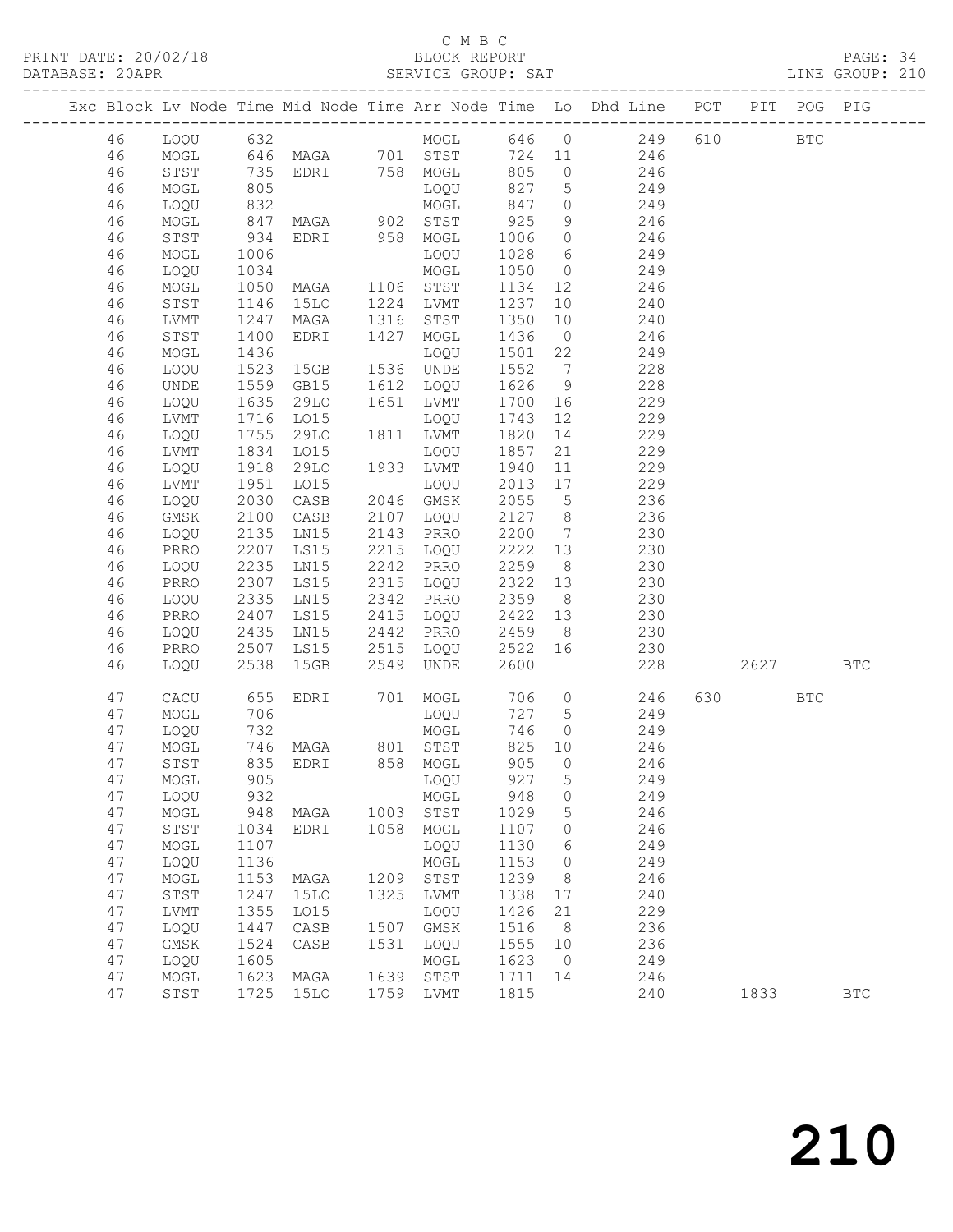C M B C

PRINT DATE: 20/02/18 BLOCK REPORT

DATABASE: 20APR SERVICE GROUP: SAT LINE GROUP: 210

| Exc | Block | Lv | Node | Time | Mid Node | Time | Arr Node | Time | Lo | Dhd Line | POT | PIT | POG | PIG |
|---|---|---|---|---|---|---|---|---|---|---|---|---|---|---|
| | 46 | | LOQU | 632 | | | MOGL | 646 | 0 | 249 | 610 | | BTC | |
| | 46 | | MOGL | 646 | MAGA | 701 | STST | 724 | 11 | 246 | | | | |
| | 46 | | STST | 735 | EDRI | 758 | MOGL | 805 | 0 | 246 | | | | |
| | 46 | | MOGL | 805 | | | LOQU | 827 | 5 | 249 | | | | |
| | 46 | | LOQU | 832 | | | MOGL | 847 | 0 | 249 | | | | |
| | 46 | | MOGL | 847 | MAGA | 902 | STST | 925 | 9 | 246 | | | | |
| | 46 | | STST | 934 | EDRI | 958 | MOGL | 1006 | 0 | 246 | | | | |
| | 46 | | MOGL | 1006 | | | LOQU | 1028 | 6 | 249 | | | | |
| | 46 | | LOQU | 1034 | | | MOGL | 1050 | 0 | 249 | | | | |
| | 46 | | MOGL | 1050 | MAGA | 1106 | STST | 1134 | 12 | 246 | | | | |
| | 46 | | STST | 1146 | 15LO | 1224 | LVMT | 1237 | 10 | 240 | | | | |
| | 46 | | LVMT | 1247 | MAGA | 1316 | STST | 1350 | 10 | 240 | | | | |
| | 46 | | STST | 1400 | EDRI | 1427 | MOGL | 1436 | 0 | 246 | | | | |
| | 46 | | MOGL | 1436 | | | LOQU | 1501 | 22 | 249 | | | | |
| | 46 | | LOQU | 1523 | 15GB | 1536 | UNDE | 1552 | 7 | 228 | | | | |
| | 46 | | UNDE | 1559 | GB15 | 1612 | LOQU | 1626 | 9 | 228 | | | | |
| | 46 | | LOQU | 1635 | 29LO | 1651 | LVMT | 1700 | 16 | 229 | | | | |
| | 46 | | LVMT | 1716 | LO15 | | LOQU | 1743 | 12 | 229 | | | | |
| | 46 | | LOQU | 1755 | 29LO | 1811 | LVMT | 1820 | 14 | 229 | | | | |
| | 46 | | LVMT | 1834 | LO15 | | LOQU | 1857 | 21 | 229 | | | | |
| | 46 | | LOQU | 1918 | 29LO | 1933 | LVMT | 1940 | 11 | 229 | | | | |
| | 46 | | LVMT | 1951 | LO15 | | LOQU | 2013 | 17 | 229 | | | | |
| | 46 | | LOQU | 2030 | CASB | 2046 | GMSK | 2055 | 5 | 236 | | | | |
| | 46 | | GMSK | 2100 | CASB | 2107 | LOQU | 2127 | 8 | 236 | | | | |
| | 46 | | LOQU | 2135 | LN15 | 2143 | PRRO | 2200 | 7 | 230 | | | | |
| | 46 | | PRRO | 2207 | LS15 | 2215 | LOQU | 2222 | 13 | 230 | | | | |
| | 46 | | LOQU | 2235 | LN15 | 2242 | PRRO | 2259 | 8 | 230 | | | | |
| | 46 | | PRRO | 2307 | LS15 | 2315 | LOQU | 2322 | 13 | 230 | | | | |
| | 46 | | LOQU | 2335 | LN15 | 2342 | PRRO | 2359 | 8 | 230 | | | | |
| | 46 | | PRRO | 2407 | LS15 | 2415 | LOQU | 2422 | 13 | 230 | | | | |
| | 46 | | LOQU | 2435 | LN15 | 2442 | PRRO | 2459 | 8 | 230 | | | | |
| | 46 | | PRRO | 2507 | LS15 | 2515 | LOQU | 2522 | 16 | 230 | | | | |
| | 46 | | LOQU | 2538 | 15GB | 2549 | UNDE | 2600 | | 228 | | 2627 | | BTC |
| | 47 | | CACU | 655 | EDRI | 701 | MOGL | 706 | 0 | 246 | 630 | | BTC | |
| | 47 | | MOGL | 706 | | | LOQU | 727 | 5 | 249 | | | | |
| | 47 | | LOQU | 732 | | | MOGL | 746 | 0 | 249 | | | | |
| | 47 | | MOGL | 746 | MAGA | 801 | STST | 825 | 10 | 246 | | | | |
| | 47 | | STST | 835 | EDRI | 858 | MOGL | 905 | 0 | 246 | | | | |
| | 47 | | MOGL | 905 | | | LOQU | 927 | 5 | 249 | | | | |
| | 47 | | LOQU | 932 | | | MOGL | 948 | 0 | 249 | | | | |
| | 47 | | MOGL | 948 | MAGA | 1003 | STST | 1029 | 5 | 246 | | | | |
| | 47 | | STST | 1034 | EDRI | 1058 | MOGL | 1107 | 0 | 246 | | | | |
| | 47 | | MOGL | 1107 | | | LOQU | 1130 | 6 | 249 | | | | |
| | 47 | | LOQU | 1136 | | | MOGL | 1153 | 0 | 249 | | | | |
| | 47 | | MOGL | 1153 | MAGA | 1209 | STST | 1239 | 8 | 246 | | | | |
| | 47 | | STST | 1247 | 15LO | 1325 | LVMT | 1338 | 17 | 240 | | | | |
| | 47 | | LVMT | 1355 | LO15 | | LOQU | 1426 | 21 | 229 | | | | |
| | 47 | | LOQU | 1447 | CASB | 1507 | GMSK | 1516 | 8 | 236 | | | | |
| | 47 | | GMSK | 1524 | CASB | 1531 | LOQU | 1555 | 10 | 236 | | | | |
| | 47 | | LOQU | 1605 | | | MOGL | 1623 | 0 | 249 | | | | |
| | 47 | | MOGL | 1623 | MAGA | 1639 | STST | 1711 | 14 | 246 | | | | |
| | 47 | | STST | 1725 | 15LO | 1759 | LVMT | 1815 | | 240 | | 1833 | | BTC |

210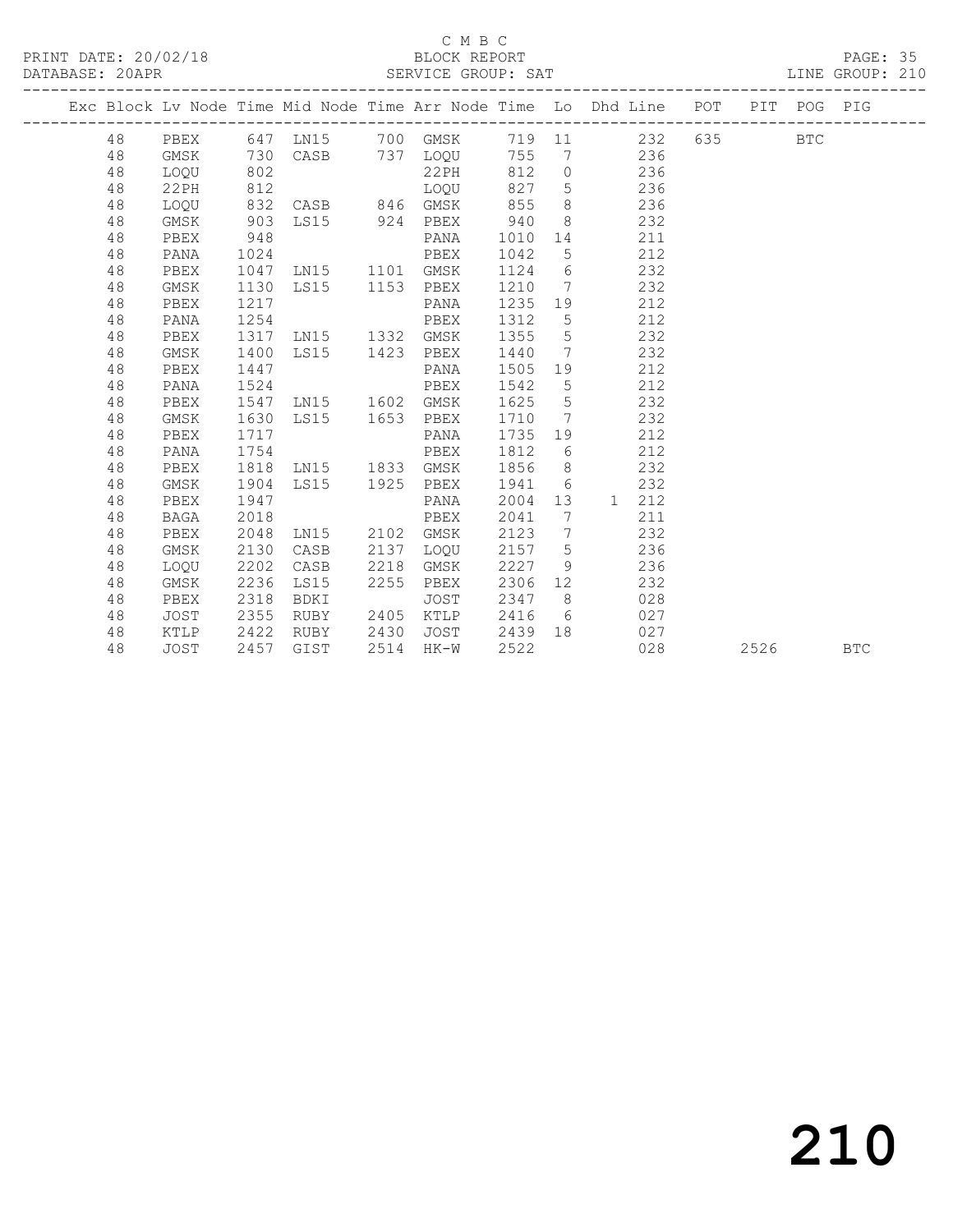C M B C

PRINT DATE: 20/02/18 BLOCK REPORT

DATABASE: 20APR SERVICE GROUP: SAT LINE GROUP: 210

| Exc | Block | Lv | Node | Time | Mid Node | Time | Arr Node | Time | Lo | Dhd | Line | POT | PIT | POG | PIG |
|---|---|---|---|---|---|---|---|---|---|---|---|---|---|---|---|
| | 48 | | PBEX | 647 | LN15 | 700 | GMSK | 719 | 11 | | 232 | 635 | | BTC | |
| | 48 | | GMSK | 730 | CASB | 737 | LOQU | 755 | 7 | | 236 | | | | |
| | 48 | | LOQU | 802 | | | 22PH | 812 | 0 | | 236 | | | | |
| | 48 | | 22PH | 812 | | | LOQU | 827 | 5 | | 236 | | | | |
| | 48 | | LOQU | 832 | CASB | 846 | GMSK | 855 | 8 | | 236 | | | | |
| | 48 | | GMSK | 903 | LS15 | 924 | PBEX | 940 | 8 | | 232 | | | | |
| | 48 | | PBEX | 948 | | | PANA | 1010 | 14 | | 211 | | | | |
| | 48 | | PANA | 1024 | | | PBEX | 1042 | 5 | | 212 | | | | |
| | 48 | | PBEX | 1047 | LN15 | 1101 | GMSK | 1124 | 6 | | 232 | | | | |
| | 48 | | GMSK | 1130 | LS15 | 1153 | PBEX | 1210 | 7 | | 232 | | | | |
| | 48 | | PBEX | 1217 | | | PANA | 1235 | 19 | | 212 | | | | |
| | 48 | | PANA | 1254 | | | PBEX | 1312 | 5 | | 212 | | | | |
| | 48 | | PBEX | 1317 | LN15 | 1332 | GMSK | 1355 | 5 | | 232 | | | | |
| | 48 | | GMSK | 1400 | LS15 | 1423 | PBEX | 1440 | 7 | | 232 | | | | |
| | 48 | | PBEX | 1447 | | | PANA | 1505 | 19 | | 212 | | | | |
| | 48 | | PANA | 1524 | | | PBEX | 1542 | 5 | | 212 | | | | |
| | 48 | | PBEX | 1547 | LN15 | 1602 | GMSK | 1625 | 5 | | 232 | | | | |
| | 48 | | GMSK | 1630 | LS15 | 1653 | PBEX | 1710 | 7 | | 232 | | | | |
| | 48 | | PBEX | 1717 | | | PANA | 1735 | 19 | | 212 | | | | |
| | 48 | | PANA | 1754 | | | PBEX | 1812 | 6 | | 212 | | | | |
| | 48 | | PBEX | 1818 | LN15 | 1833 | GMSK | 1856 | 8 | | 232 | | | | |
| | 48 | | GMSK | 1904 | LS15 | 1925 | PBEX | 1941 | 6 | | 232 | | | | |
| | 48 | | PBEX | 1947 | | | PANA | 2004 | 13 | 1 | 212 | | | | |
| | 48 | | BAGA | 2018 | | | PBEX | 2041 | 7 | | 211 | | | | |
| | 48 | | PBEX | 2048 | LN15 | 2102 | GMSK | 2123 | 7 | | 232 | | | | |
| | 48 | | GMSK | 2130 | CASB | 2137 | LOQU | 2157 | 5 | | 236 | | | | |
| | 48 | | LOQU | 2202 | CASB | 2218 | GMSK | 2227 | 9 | | 236 | | | | |
| | 48 | | GMSK | 2236 | LS15 | 2255 | PBEX | 2306 | 12 | | 232 | | | | |
| | 48 | | PBEX | 2318 | BDKI | | JOST | 2347 | 8 | | 028 | | | | |
| | 48 | | JOST | 2355 | RUBY | 2405 | KTLP | 2416 | 6 | | 027 | | | | |
| | 48 | | KTLP | 2422 | RUBY | 2430 | JOST | 2439 | 18 | | 027 | | | | |
| | 48 | | JOST | 2457 | GIST | 2514 | HK-W | 2522 | | | 028 | | 2526 | | BTC |

210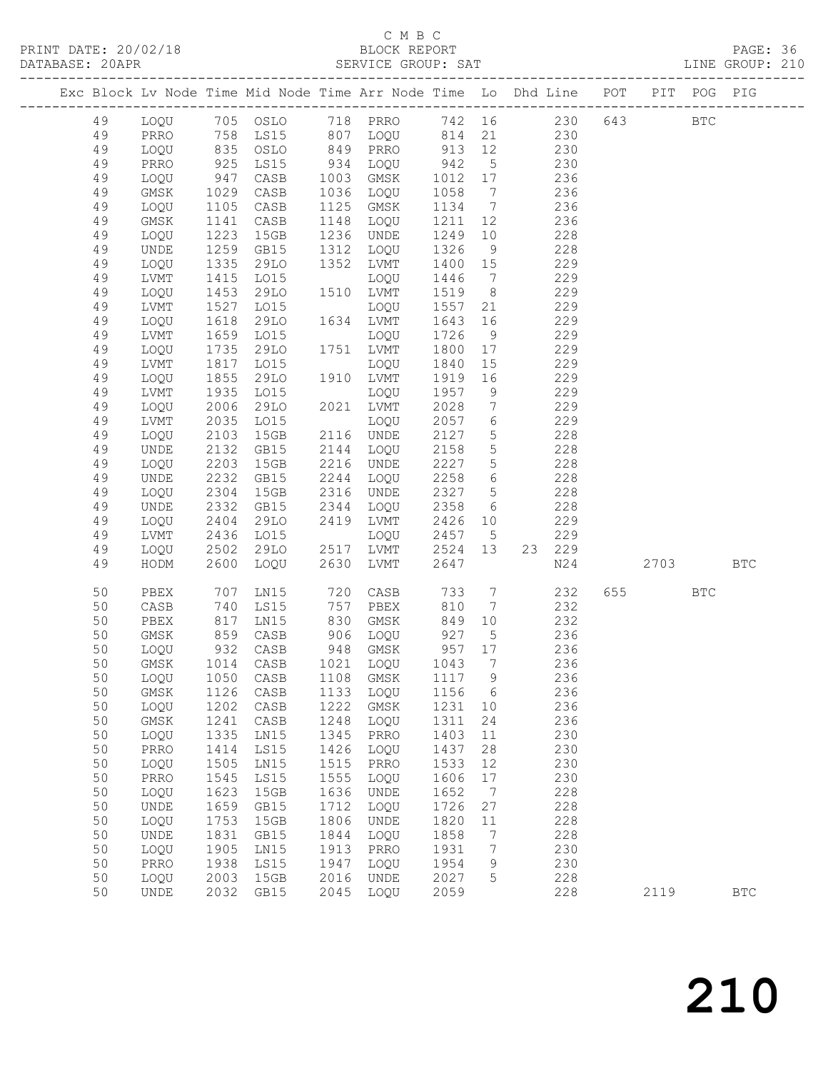C M B C
BLOCK REPORT
SERVICE GROUP: SAT

PRINT DATE: 20/02/18
DATABASE: 20APR
LINE GROUP: 210

| Exc | Block | Lv | Node | Time | Mid Node | Time | Arr Node | Time | Lo | Dhd | Line | POT | PIT | POG | PIG |
|---|---|---|---|---|---|---|---|---|---|---|---|---|---|---|---|
| | 49 | | LOQU | 705 | OSLO | 718 | PRRO | 742 | 16 | | 230 | 643 | | BTC | |
| | 49 | | PRRO | 758 | LS15 | 807 | LOQU | 814 | 21 | | 230 | | | | |
| | 49 | | LOQU | 835 | OSLO | 849 | PRRO | 913 | 12 | | 230 | | | | |
| | 49 | | PRRO | 925 | LS15 | 934 | LOQU | 942 | 5 | | 230 | | | | |
| | 49 | | LOQU | 947 | CASB | 1003 | GMSK | 1012 | 17 | | 236 | | | | |
| | 49 | | GMSK | 1029 | CASB | 1036 | LOQU | 1058 | 7 | | 236 | | | | |
| | 49 | | LOQU | 1105 | CASB | 1125 | GMSK | 1134 | 7 | | 236 | | | | |
| | 49 | | GMSK | 1141 | CASB | 1148 | LOQU | 1211 | 12 | | 236 | | | | |
| | 49 | | LOQU | 1223 | 15GB | 1236 | UNDE | 1249 | 10 | | 228 | | | | |
| | 49 | | UNDE | 1259 | GB15 | 1312 | LOQU | 1326 | 9 | | 228 | | | | |
| | 49 | | LOQU | 1335 | 29LO | 1352 | LVMT | 1400 | 15 | | 229 | | | | |
| | 49 | | LVMT | 1415 | LO15 | | LOQU | 1446 | 7 | | 229 | | | | |
| | 49 | | LOQU | 1453 | 29LO | 1510 | LVMT | 1519 | 8 | | 229 | | | | |
| | 49 | | LVMT | 1527 | LO15 | | LOQU | 1557 | 21 | | 229 | | | | |
| | 49 | | LOQU | 1618 | 29LO | 1634 | LVMT | 1643 | 16 | | 229 | | | | |
| | 49 | | LVMT | 1659 | LO15 | | LOQU | 1726 | 9 | | 229 | | | | |
| | 49 | | LOQU | 1735 | 29LO | 1751 | LVMT | 1800 | 17 | | 229 | | | | |
| | 49 | | LVMT | 1817 | LO15 | | LOQU | 1840 | 15 | | 229 | | | | |
| | 49 | | LOQU | 1855 | 29LO | 1910 | LVMT | 1919 | 16 | | 229 | | | | |
| | 49 | | LVMT | 1935 | LO15 | | LOQU | 1957 | 9 | | 229 | | | | |
| | 49 | | LOQU | 2006 | 29LO | 2021 | LVMT | 2028 | 7 | | 229 | | | | |
| | 49 | | LVMT | 2035 | LO15 | | LOQU | 2057 | 6 | | 229 | | | | |
| | 49 | | LOQU | 2103 | 15GB | 2116 | UNDE | 2127 | 5 | | 228 | | | | |
| | 49 | | UNDE | 2132 | GB15 | 2144 | LOQU | 2158 | 5 | | 228 | | | | |
| | 49 | | LOQU | 2203 | 15GB | 2216 | UNDE | 2227 | 5 | | 228 | | | | |
| | 49 | | UNDE | 2232 | GB15 | 2244 | LOQU | 2258 | 6 | | 228 | | | | |
| | 49 | | LOQU | 2304 | 15GB | 2316 | UNDE | 2327 | 5 | | 228 | | | | |
| | 49 | | UNDE | 2332 | GB15 | 2344 | LOQU | 2358 | 6 | | 228 | | | | |
| | 49 | | LOQU | 2404 | 29LO | 2419 | LVMT | 2426 | 10 | | 229 | | | | |
| | 49 | | LVMT | 2436 | LO15 | | LOQU | 2457 | 5 | | 229 | | | | |
| | 49 | | LOQU | 2502 | 29LO | 2517 | LVMT | 2524 | 13 | 23 | 229 | | | | |
| | 49 | | HODM | 2600 | LOQU | 2630 | LVMT | 2647 | | | N24 | | 2703 | | BTC |
| | 50 | | PBEX | 707 | LN15 | 720 | CASB | 733 | 7 | | 232 | 655 | | BTC | |
| | 50 | | CASB | 740 | LS15 | 757 | PBEX | 810 | 7 | | 232 | | | | |
| | 50 | | PBEX | 817 | LN15 | 830 | GMSK | 849 | 10 | | 232 | | | | |
| | 50 | | GMSK | 859 | CASB | 906 | LOQU | 927 | 5 | | 236 | | | | |
| | 50 | | LOQU | 932 | CASB | 948 | GMSK | 957 | 17 | | 236 | | | | |
| | 50 | | GMSK | 1014 | CASB | 1021 | LOQU | 1043 | 7 | | 236 | | | | |
| | 50 | | LOQU | 1050 | CASB | 1108 | GMSK | 1117 | 9 | | 236 | | | | |
| | 50 | | GMSK | 1126 | CASB | 1133 | LOQU | 1156 | 6 | | 236 | | | | |
| | 50 | | LOQU | 1202 | CASB | 1222 | GMSK | 1231 | 10 | | 236 | | | | |
| | 50 | | GMSK | 1241 | CASB | 1248 | LOQU | 1311 | 24 | | 236 | | | | |
| | 50 | | LOQU | 1335 | LN15 | 1345 | PRRO | 1403 | 11 | | 230 | | | | |
| | 50 | | PRRO | 1414 | LS15 | 1426 | LOQU | 1437 | 28 | | 230 | | | | |
| | 50 | | LOQU | 1505 | LN15 | 1515 | PRRO | 1533 | 12 | | 230 | | | | |
| | 50 | | PRRO | 1545 | LS15 | 1555 | LOQU | 1606 | 17 | | 230 | | | | |
| | 50 | | LOQU | 1623 | 15GB | 1636 | UNDE | 1652 | 7 | | 228 | | | | |
| | 50 | | UNDE | 1659 | GB15 | 1712 | LOQU | 1726 | 27 | | 228 | | | | |
| | 50 | | LOQU | 1753 | 15GB | 1806 | UNDE | 1820 | 11 | | 228 | | | | |
| | 50 | | UNDE | 1831 | GB15 | 1844 | LOQU | 1858 | 7 | | 228 | | | | |
| | 50 | | LOQU | 1905 | LN15 | 1913 | PRRO | 1931 | 7 | | 230 | | | | |
| | 50 | | PRRO | 1938 | LS15 | 1947 | LOQU | 1954 | 9 | | 230 | | | | |
| | 50 | | LOQU | 2003 | 15GB | 2016 | UNDE | 2027 | 5 | | 228 | | | | |
| | 50 | | UNDE | 2032 | GB15 | 2045 | LOQU | 2059 | | | 228 | | 2119 | | BTC |

210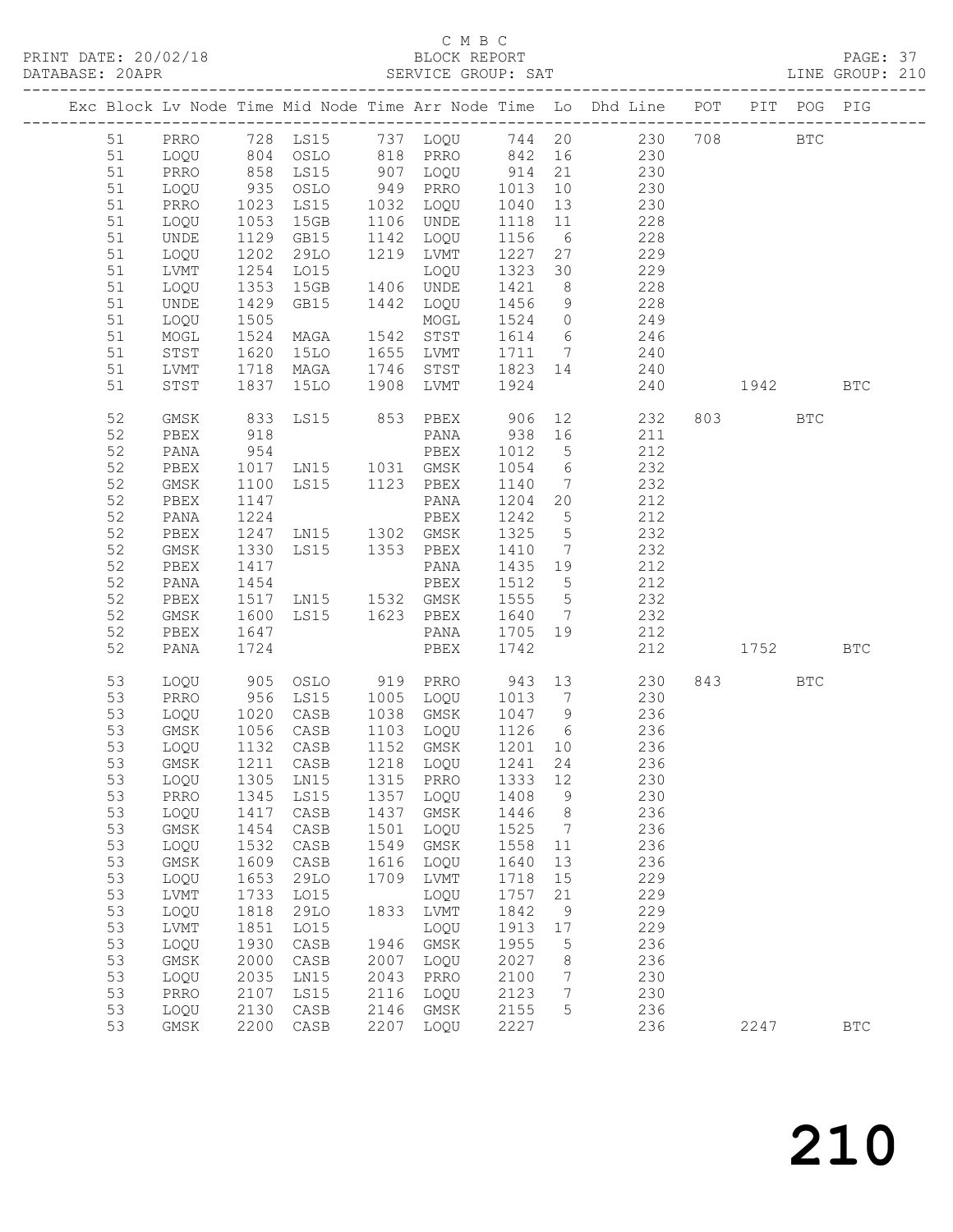C M B C

PRINT DATE: 20/02/18 BLOCK REPORT

DATABASE: 20APR SERVICE GROUP: SAT LINE GROUP: 210

| Exc | Block | Lv | Node | Time | Mid Node | Time | Arr Node | Time | Lo | Dhd Line | POT | PIT | POG | PIG |
|---|---|---|---|---|---|---|---|---|---|---|---|---|---|---|
| | 51 | | PRRO | 728 | LS15 | 737 | LOQU | 744 | 20 | 230 | 708 | | BTC | |
| | 51 | | LOQU | 804 | OSLO | 818 | PRRO | 842 | 16 | 230 | | | | |
| | 51 | | PRRO | 858 | LS15 | 907 | LOQU | 914 | 21 | 230 | | | | |
| | 51 | | LOQU | 935 | OSLO | 949 | PRRO | 1013 | 10 | 230 | | | | |
| | 51 | | PRRO | 1023 | LS15 | 1032 | LOQU | 1040 | 13 | 230 | | | | |
| | 51 | | LOQU | 1053 | 15GB | 1106 | UNDE | 1118 | 11 | 228 | | | | |
| | 51 | | UNDE | 1129 | GB15 | 1142 | LOQU | 1156 | 6 | 228 | | | | |
| | 51 | | LOQU | 1202 | 29LO | 1219 | LVMT | 1227 | 27 | 229 | | | | |
| | 51 | | LVMT | 1254 | LO15 | | LOQU | 1323 | 30 | 229 | | | | |
| | 51 | | LOQU | 1353 | 15GB | 1406 | UNDE | 1421 | 8 | 228 | | | | |
| | 51 | | UNDE | 1429 | GB15 | 1442 | LOQU | 1456 | 9 | 228 | | | | |
| | 51 | | LOQU | 1505 | | | MOGL | 1524 | 0 | 249 | | | | |
| | 51 | | MOGL | 1524 | MAGA | 1542 | STST | 1614 | 6 | 246 | | | | |
| | 51 | | STST | 1620 | 15LO | 1655 | LVMT | 1711 | 7 | 240 | | | | |
| | 51 | | LVMT | 1718 | MAGA | 1746 | STST | 1823 | 14 | 240 | | | | |
| | 51 | | STST | 1837 | 15LO | 1908 | LVMT | 1924 | | 240 | | 1942 | | BTC |
| | 52 | | GMSK | 833 | LS15 | 853 | PBEX | 906 | 12 | 232 | 803 | | BTC | |
| | 52 | | PBEX | 918 | | | PANA | 938 | 16 | 211 | | | | |
| | 52 | | PANA | 954 | | | PBEX | 1012 | 5 | 212 | | | | |
| | 52 | | PBEX | 1017 | LN15 | 1031 | GMSK | 1054 | 6 | 232 | | | | |
| | 52 | | GMSK | 1100 | LS15 | 1123 | PBEX | 1140 | 7 | 232 | | | | |
| | 52 | | PBEX | 1147 | | | PANA | 1204 | 20 | 212 | | | | |
| | 52 | | PANA | 1224 | | | PBEX | 1242 | 5 | 212 | | | | |
| | 52 | | PBEX | 1247 | LN15 | 1302 | GMSK | 1325 | 5 | 232 | | | | |
| | 52 | | GMSK | 1330 | LS15 | 1353 | PBEX | 1410 | 7 | 232 | | | | |
| | 52 | | PBEX | 1417 | | | PANA | 1435 | 19 | 212 | | | | |
| | 52 | | PANA | 1454 | | | PBEX | 1512 | 5 | 212 | | | | |
| | 52 | | PBEX | 1517 | LN15 | 1532 | GMSK | 1555 | 5 | 232 | | | | |
| | 52 | | GMSK | 1600 | LS15 | 1623 | PBEX | 1640 | 7 | 232 | | | | |
| | 52 | | PBEX | 1647 | | | PANA | 1705 | 19 | 212 | | | | |
| | 52 | | PANA | 1724 | | | PBEX | 1742 | | 212 | | 1752 | | BTC |
| | 53 | | LOQU | 905 | OSLO | 919 | PRRO | 943 | 13 | 230 | 843 | | BTC | |
| | 53 | | PRRO | 956 | LS15 | 1005 | LOQU | 1013 | 7 | 230 | | | | |
| | 53 | | LOQU | 1020 | CASB | 1038 | GMSK | 1047 | 9 | 236 | | | | |
| | 53 | | GMSK | 1056 | CASB | 1103 | LOQU | 1126 | 6 | 236 | | | | |
| | 53 | | LOQU | 1132 | CASB | 1152 | GMSK | 1201 | 10 | 236 | | | | |
| | 53 | | GMSK | 1211 | CASB | 1218 | LOQU | 1241 | 24 | 236 | | | | |
| | 53 | | LOQU | 1305 | LN15 | 1315 | PRRO | 1333 | 12 | 230 | | | | |
| | 53 | | PRRO | 1345 | LS15 | 1357 | LOQU | 1408 | 9 | 230 | | | | |
| | 53 | | LOQU | 1417 | CASB | 1437 | GMSK | 1446 | 8 | 236 | | | | |
| | 53 | | GMSK | 1454 | CASB | 1501 | LOQU | 1525 | 7 | 236 | | | | |
| | 53 | | LOQU | 1532 | CASB | 1549 | GMSK | 1558 | 11 | 236 | | | | |
| | 53 | | GMSK | 1609 | CASB | 1616 | LOQU | 1640 | 13 | 236 | | | | |
| | 53 | | LOQU | 1653 | 29LO | 1709 | LVMT | 1718 | 15 | 229 | | | | |
| | 53 | | LVMT | 1733 | LO15 | | LOQU | 1757 | 21 | 229 | | | | |
| | 53 | | LOQU | 1818 | 29LO | 1833 | LVMT | 1842 | 9 | 229 | | | | |
| | 53 | | LVMT | 1851 | LO15 | | LOQU | 1913 | 17 | 229 | | | | |
| | 53 | | LOQU | 1930 | CASB | 1946 | GMSK | 1955 | 5 | 236 | | | | |
| | 53 | | GMSK | 2000 | CASB | 2007 | LOQU | 2027 | 8 | 236 | | | | |
| | 53 | | LOQU | 2035 | LN15 | 2043 | PRRO | 2100 | 7 | 230 | | | | |
| | 53 | | PRRO | 2107 | LS15 | 2116 | LOQU | 2123 | 7 | 230 | | | | |
| | 53 | | LOQU | 2130 | CASB | 2146 | GMSK | 2155 | 5 | 236 | | | | |
| | 53 | | GMSK | 2200 | CASB | 2207 | LOQU | 2227 | | 236 | | 2247 | | BTC |

210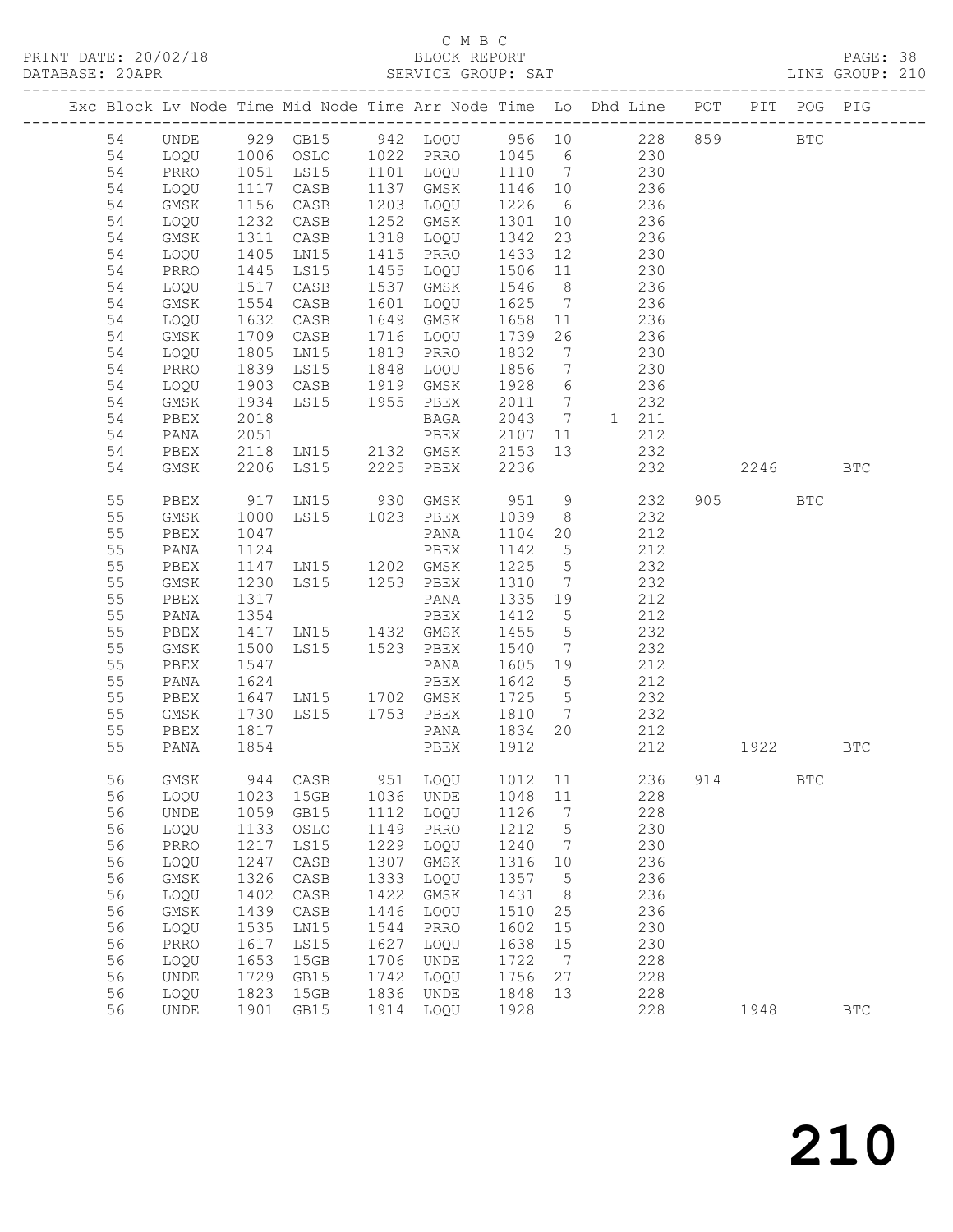C M B C

PRINT DATE: 20/02/18 BLOCK REPORT

DATABASE: 20APR SERVICE GROUP: SAT LINE GROUP: 210

| Exc | Block | Lv | Node | Time | Mid Node | Time | Arr Node | Time | Lo | Dhd Line | POT | PIT | POG | PIG |
|---|---|---|---|---|---|---|---|---|---|---|---|---|---|---|
| | 54 | | UNDE | 929 | GB15 | 942 | LOQU | 956 | 10 | 228 | 859 | | BTC | |
| | 54 | | LOQU | 1006 | OSLO | 1022 | PRRO | 1045 | 6 | 230 | | | | |
| | 54 | | PRRO | 1051 | LS15 | 1101 | LOQU | 1110 | 7 | 230 | | | | |
| | 54 | | LOQU | 1117 | CASB | 1137 | GMSK | 1146 | 10 | 236 | | | | |
| | 54 | | GMSK | 1156 | CASB | 1203 | LOQU | 1226 | 6 | 236 | | | | |
| | 54 | | LOQU | 1232 | CASB | 1252 | GMSK | 1301 | 10 | 236 | | | | |
| | 54 | | GMSK | 1311 | CASB | 1318 | LOQU | 1342 | 23 | 236 | | | | |
| | 54 | | LOQU | 1405 | LN15 | 1415 | PRRO | 1433 | 12 | 230 | | | | |
| | 54 | | PRRO | 1445 | LS15 | 1455 | LOQU | 1506 | 11 | 230 | | | | |
| | 54 | | LOQU | 1517 | CASB | 1537 | GMSK | 1546 | 8 | 236 | | | | |
| | 54 | | GMSK | 1554 | CASB | 1601 | LOQU | 1625 | 7 | 236 | | | | |
| | 54 | | LOQU | 1632 | CASB | 1649 | GMSK | 1658 | 11 | 236 | | | | |
| | 54 | | GMSK | 1709 | CASB | 1716 | LOQU | 1739 | 26 | 236 | | | | |
| | 54 | | LOQU | 1805 | LN15 | 1813 | PRRO | 1832 | 7 | 230 | | | | |
| | 54 | | PRRO | 1839 | LS15 | 1848 | LOQU | 1856 | 7 | 230 | | | | |
| | 54 | | LOQU | 1903 | CASB | 1919 | GMSK | 1928 | 6 | 236 | | | | |
| | 54 | | GMSK | 1934 | LS15 | 1955 | PBEX | 2011 | 7 | 232 | | | | |
| | 54 | | PBEX | 2018 | | | BAGA | 2043 | 7 | 1 211 | | | | |
| | 54 | | PANA | 2051 | | | PBEX | 2107 | 11 | 212 | | | | |
| | 54 | | PBEX | 2118 | LN15 | 2132 | GMSK | 2153 | 13 | 232 | | | | |
| | 54 | | GMSK | 2206 | LS15 | 2225 | PBEX | 2236 | | 232 | | 2246 | | BTC |
| | 55 | | PBEX | 917 | LN15 | 930 | GMSK | 951 | 9 | 232 | 905 | | BTC | |
| | 55 | | GMSK | 1000 | LS15 | 1023 | PBEX | 1039 | 8 | 232 | | | | |
| | 55 | | PBEX | 1047 | | | PANA | 1104 | 20 | 212 | | | | |
| | 55 | | PANA | 1124 | | | PBEX | 1142 | 5 | 212 | | | | |
| | 55 | | PBEX | 1147 | LN15 | 1202 | GMSK | 1225 | 5 | 232 | | | | |
| | 55 | | GMSK | 1230 | LS15 | 1253 | PBEX | 1310 | 7 | 232 | | | | |
| | 55 | | PBEX | 1317 | | | PANA | 1335 | 19 | 212 | | | | |
| | 55 | | PANA | 1354 | | | PBEX | 1412 | 5 | 212 | | | | |
| | 55 | | PBEX | 1417 | LN15 | 1432 | GMSK | 1455 | 5 | 232 | | | | |
| | 55 | | GMSK | 1500 | LS15 | 1523 | PBEX | 1540 | 7 | 232 | | | | |
| | 55 | | PBEX | 1547 | | | PANA | 1605 | 19 | 212 | | | | |
| | 55 | | PANA | 1624 | | | PBEX | 1642 | 5 | 212 | | | | |
| | 55 | | PBEX | 1647 | LN15 | 1702 | GMSK | 1725 | 5 | 232 | | | | |
| | 55 | | GMSK | 1730 | LS15 | 1753 | PBEX | 1810 | 7 | 232 | | | | |
| | 55 | | PBEX | 1817 | | | PANA | 1834 | 20 | 212 | | | | |
| | 55 | | PANA | 1854 | | | PBEX | 1912 | | 212 | | 1922 | | BTC |
| | 56 | | GMSK | 944 | CASB | 951 | LOQU | 1012 | 11 | 236 | 914 | | BTC | |
| | 56 | | LOQU | 1023 | 15GB | 1036 | UNDE | 1048 | 11 | 228 | | | | |
| | 56 | | UNDE | 1059 | GB15 | 1112 | LOQU | 1126 | 7 | 228 | | | | |
| | 56 | | LOQU | 1133 | OSLO | 1149 | PRRO | 1212 | 5 | 230 | | | | |
| | 56 | | PRRO | 1217 | LS15 | 1229 | LOQU | 1240 | 7 | 230 | | | | |
| | 56 | | LOQU | 1247 | CASB | 1307 | GMSK | 1316 | 10 | 236 | | | | |
| | 56 | | GMSK | 1326 | CASB | 1333 | LOQU | 1357 | 5 | 236 | | | | |
| | 56 | | LOQU | 1402 | CASB | 1422 | GMSK | 1431 | 8 | 236 | | | | |
| | 56 | | GMSK | 1439 | CASB | 1446 | LOQU | 1510 | 25 | 236 | | | | |
| | 56 | | LOQU | 1535 | LN15 | 1544 | PRRO | 1602 | 15 | 230 | | | | |
| | 56 | | PRRO | 1617 | LS15 | 1627 | LOQU | 1638 | 15 | 230 | | | | |
| | 56 | | LOQU | 1653 | 15GB | 1706 | UNDE | 1722 | 7 | 228 | | | | |
| | 56 | | UNDE | 1729 | GB15 | 1742 | LOQU | 1756 | 27 | 228 | | | | |
| | 56 | | LOQU | 1823 | 15GB | 1836 | UNDE | 1848 | 13 | 228 | | | | |
| | 56 | | UNDE | 1901 | GB15 | 1914 | LOQU | 1928 | | 228 | | 1948 | | BTC |

210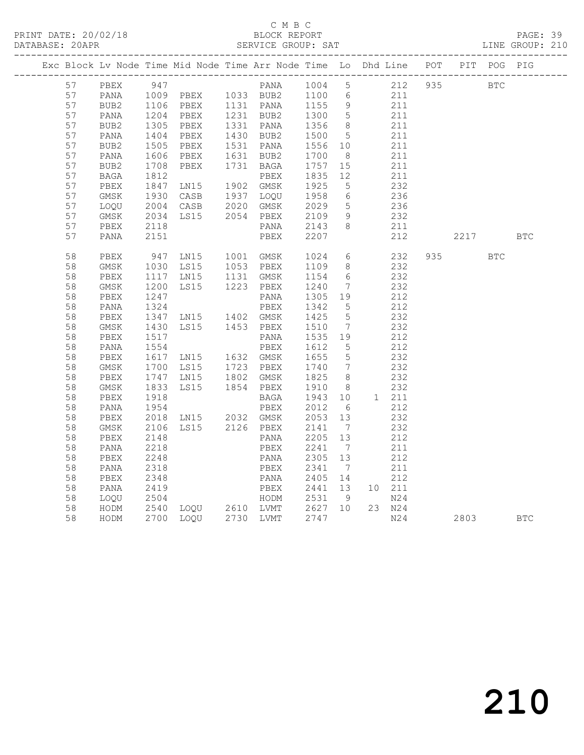C M B C

PRINT DATE: 20/02/18 BLOCK REPORT
DATABASE: 20APR SERVICE GROUP: SAT LINE GROUP: 210

| Exc | Block | Lv | Node | Time | Mid Node | Time | Arr Node | Time | Lo | Dhd | Line | POT | PIT | POG | PIG |
|---|---|---|---|---|---|---|---|---|---|---|---|---|---|---|---|
| | 57 | | PBEX | 947 | | | PANA | 1004 | 5 | | 212 | 935 | | BTC | |
| | 57 | | PANA | 1009 | PBEX | 1033 | BUB2 | 1100 | 6 | | 211 | | | | |
| | 57 | | BUB2 | 1106 | PBEX | 1131 | PANA | 1155 | 9 | | 211 | | | | |
| | 57 | | PANA | 1204 | PBEX | 1231 | BUB2 | 1300 | 5 | | 211 | | | | |
| | 57 | | BUB2 | 1305 | PBEX | 1331 | PANA | 1356 | 8 | | 211 | | | | |
| | 57 | | PANA | 1404 | PBEX | 1430 | BUB2 | 1500 | 5 | | 211 | | | | |
| | 57 | | BUB2 | 1505 | PBEX | 1531 | PANA | 1556 | 10 | | 211 | | | | |
| | 57 | | PANA | 1606 | PBEX | 1631 | BUB2 | 1700 | 8 | | 211 | | | | |
| | 57 | | BUB2 | 1708 | PBEX | 1731 | BAGA | 1757 | 15 | | 211 | | | | |
| | 57 | | BAGA | 1812 | | | PBEX | 1835 | 12 | | 211 | | | | |
| | 57 | | PBEX | 1847 | LN15 | 1902 | GMSK | 1925 | 5 | | 232 | | | | |
| | 57 | | GMSK | 1930 | CASB | 1937 | LOQU | 1958 | 6 | | 236 | | | | |
| | 57 | | LOQU | 2004 | CASB | 2020 | GMSK | 2029 | 5 | | 236 | | | | |
| | 57 | | GMSK | 2034 | LS15 | 2054 | PBEX | 2109 | 9 | | 232 | | | | |
| | 57 | | PBEX | 2118 | | | PANA | 2143 | 8 | | 211 | | | | |
| | 57 | | PANA | 2151 | | | PBEX | 2207 | | | 212 | | 2217 | | BTC |
| | 58 | | PBEX | 947 | LN15 | 1001 | GMSK | 1024 | 6 | | 232 | 935 | | BTC | |
| | 58 | | GMSK | 1030 | LS15 | 1053 | PBEX | 1109 | 8 | | 232 | | | | |
| | 58 | | PBEX | 1117 | LN15 | 1131 | GMSK | 1154 | 6 | | 232 | | | | |
| | 58 | | GMSK | 1200 | LS15 | 1223 | PBEX | 1240 | 7 | | 232 | | | | |
| | 58 | | PBEX | 1247 | | | PANA | 1305 | 19 | | 212 | | | | |
| | 58 | | PANA | 1324 | | | PBEX | 1342 | 5 | | 212 | | | | |
| | 58 | | PBEX | 1347 | LN15 | 1402 | GMSK | 1425 | 5 | | 232 | | | | |
| | 58 | | GMSK | 1430 | LS15 | 1453 | PBEX | 1510 | 7 | | 232 | | | | |
| | 58 | | PBEX | 1517 | | | PANA | 1535 | 19 | | 212 | | | | |
| | 58 | | PANA | 1554 | | | PBEX | 1612 | 5 | | 212 | | | | |
| | 58 | | PBEX | 1617 | LN15 | 1632 | GMSK | 1655 | 5 | | 232 | | | | |
| | 58 | | GMSK | 1700 | LS15 | 1723 | PBEX | 1740 | 7 | | 232 | | | | |
| | 58 | | PBEX | 1747 | LN15 | 1802 | GMSK | 1825 | 8 | | 232 | | | | |
| | 58 | | GMSK | 1833 | LS15 | 1854 | PBEX | 1910 | 8 | | 232 | | | | |
| | 58 | | PBEX | 1918 | | | BAGA | 1943 | 10 | 1 | 211 | | | | |
| | 58 | | PANA | 1954 | | | PBEX | 2012 | 6 | | 212 | | | | |
| | 58 | | PBEX | 2018 | LN15 | 2032 | GMSK | 2053 | 13 | | 232 | | | | |
| | 58 | | GMSK | 2106 | LS15 | 2126 | PBEX | 2141 | 7 | | 232 | | | | |
| | 58 | | PBEX | 2148 | | | PANA | 2205 | 13 | | 212 | | | | |
| | 58 | | PANA | 2218 | | | PBEX | 2241 | 7 | | 211 | | | | |
| | 58 | | PBEX | 2248 | | | PANA | 2305 | 13 | | 212 | | | | |
| | 58 | | PANA | 2318 | | | PBEX | 2341 | 7 | | 211 | | | | |
| | 58 | | PBEX | 2348 | | | PANA | 2405 | 14 | | 212 | | | | |
| | 58 | | PANA | 2419 | | | PBEX | 2441 | 13 | 10 | 211 | | | | |
| | 58 | | LOQU | 2504 | | | HODM | 2531 | 9 | | N24 | | | | |
| | 58 | | HODM | 2540 | LOQU | 2610 | LVMT | 2627 | 10 | 23 | N24 | | | | |
| | 58 | | HODM | 2700 | LOQU | 2730 | LVMT | 2747 | | | N24 | | 2803 | | BTC |

210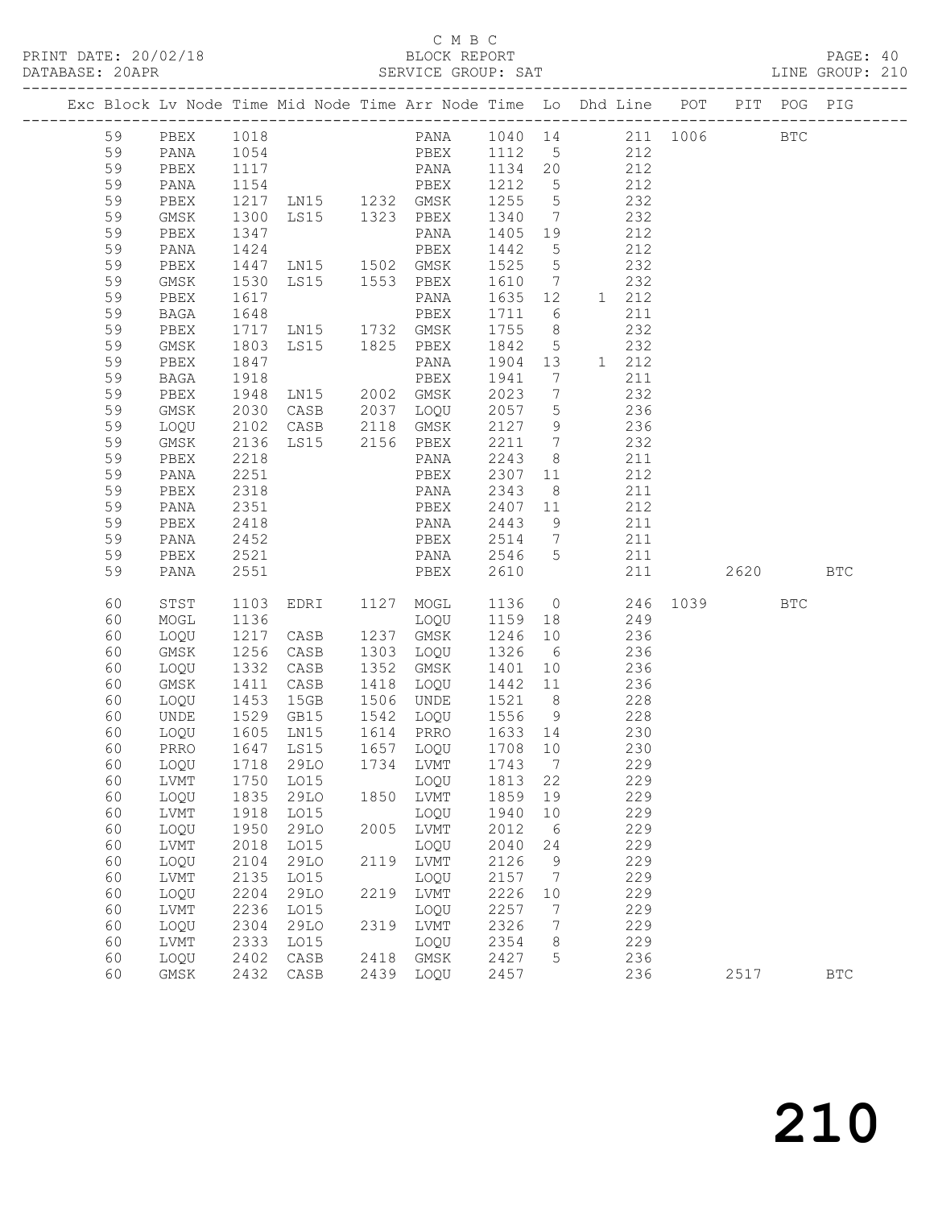C M B C
PRINT DATE: 20/02/18 BLOCK REPORT
DATABASE: 20APR SERVICE GROUP: SAT LINE GROUP: 210

| Exc | Block | Lv | Node | Time | Mid Node | Time | Arr Node | Time | Lo | Dhd | Line | POT | PIT | POG | PIG |
|---|---|---|---|---|---|---|---|---|---|---|---|---|---|---|---|
| | 59 | | PBEX | 1018 | | | PANA | 1040 | 14 | | 211 | 1006 | | BTC | |
| | 59 | | PANA | 1054 | | | PBEX | 1112 | 5 | | 212 | | | | |
| | 59 | | PBEX | 1117 | | | PANA | 1134 | 20 | | 212 | | | | |
| | 59 | | PANA | 1154 | | | PBEX | 1212 | 5 | | 212 | | | | |
| | 59 | | PBEX | 1217 | LN15 | 1232 | GMSK | 1255 | 5 | | 232 | | | | |
| | 59 | | GMSK | 1300 | LS15 | 1323 | PBEX | 1340 | 7 | | 232 | | | | |
| | 59 | | PBEX | 1347 | | | PANA | 1405 | 19 | | 212 | | | | |
| | 59 | | PANA | 1424 | | | PBEX | 1442 | 5 | | 212 | | | | |
| | 59 | | PBEX | 1447 | LN15 | 1502 | GMSK | 1525 | 5 | | 232 | | | | |
| | 59 | | GMSK | 1530 | LS15 | 1553 | PBEX | 1610 | 7 | | 232 | | | | |
| | 59 | | PBEX | 1617 | | | PANA | 1635 | 12 | 1 | 212 | | | | |
| | 59 | | BAGA | 1648 | | | PBEX | 1711 | 6 | | 211 | | | | |
| | 59 | | PBEX | 1717 | LN15 | 1732 | GMSK | 1755 | 8 | | 232 | | | | |
| | 59 | | GMSK | 1803 | LS15 | 1825 | PBEX | 1842 | 5 | | 232 | | | | |
| | 59 | | PBEX | 1847 | | | PANA | 1904 | 13 | 1 | 212 | | | | |
| | 59 | | BAGA | 1918 | | | PBEX | 1941 | 7 | | 211 | | | | |
| | 59 | | PBEX | 1948 | LN15 | 2002 | GMSK | 2023 | 7 | | 232 | | | | |
| | 59 | | GMSK | 2030 | CASB | 2037 | LOQU | 2057 | 5 | | 236 | | | | |
| | 59 | | LOQU | 2102 | CASB | 2118 | GMSK | 2127 | 9 | | 236 | | | | |
| | 59 | | GMSK | 2136 | LS15 | 2156 | PBEX | 2211 | 7 | | 232 | | | | |
| | 59 | | PBEX | 2218 | | | PANA | 2243 | 8 | | 211 | | | | |
| | 59 | | PANA | 2251 | | | PBEX | 2307 | 11 | | 212 | | | | |
| | 59 | | PBEX | 2318 | | | PANA | 2343 | 8 | | 211 | | | | |
| | 59 | | PANA | 2351 | | | PBEX | 2407 | 11 | | 212 | | | | |
| | 59 | | PBEX | 2418 | | | PANA | 2443 | 9 | | 211 | | | | |
| | 59 | | PANA | 2452 | | | PBEX | 2514 | 7 | | 211 | | | | |
| | 59 | | PBEX | 2521 | | | PANA | 2546 | 5 | | 211 | | | | |
| | 59 | | PANA | 2551 | | | PBEX | 2610 | | | 211 | | 2620 | | BTC |
| | 60 | | STST | 1103 | EDRI | 1127 | MOGL | 1136 | 0 | | 246 | 1039 | | BTC | |
| | 60 | | MOGL | 1136 | | | LOQU | 1159 | 18 | | 249 | | | | |
| | 60 | | LOQU | 1217 | CASB | 1237 | GMSK | 1246 | 10 | | 236 | | | | |
| | 60 | | GMSK | 1256 | CASB | 1303 | LOQU | 1326 | 6 | | 236 | | | | |
| | 60 | | LOQU | 1332 | CASB | 1352 | GMSK | 1401 | 10 | | 236 | | | | |
| | 60 | | GMSK | 1411 | CASB | 1418 | LOQU | 1442 | 11 | | 236 | | | | |
| | 60 | | LOQU | 1453 | 15GB | 1506 | UNDE | 1521 | 8 | | 228 | | | | |
| | 60 | | UNDE | 1529 | GB15 | 1542 | LOQU | 1556 | 9 | | 228 | | | | |
| | 60 | | LOQU | 1605 | LN15 | 1614 | PRRO | 1633 | 14 | | 230 | | | | |
| | 60 | | PRRO | 1647 | LS15 | 1657 | LOQU | 1708 | 10 | | 230 | | | | |
| | 60 | | LOQU | 1718 | 29LO | 1734 | LVMT | 1743 | 7 | | 229 | | | | |
| | 60 | | LVMT | 1750 | LO15 | | LOQU | 1813 | 22 | | 229 | | | | |
| | 60 | | LOQU | 1835 | 29LO | 1850 | LVMT | 1859 | 19 | | 229 | | | | |
| | 60 | | LVMT | 1918 | LO15 | | LOQU | 1940 | 10 | | 229 | | | | |
| | 60 | | LOQU | 1950 | 29LO | 2005 | LVMT | 2012 | 6 | | 229 | | | | |
| | 60 | | LVMT | 2018 | LO15 | | LOQU | 2040 | 24 | | 229 | | | | |
| | 60 | | LOQU | 2104 | 29LO | 2119 | LVMT | 2126 | 9 | | 229 | | | | |
| | 60 | | LVMT | 2135 | LO15 | | LOQU | 2157 | 7 | | 229 | | | | |
| | 60 | | LOQU | 2204 | 29LO | 2219 | LVMT | 2226 | 10 | | 229 | | | | |
| | 60 | | LVMT | 2236 | LO15 | | LOQU | 2257 | 7 | | 229 | | | | |
| | 60 | | LOQU | 2304 | 29LO | 2319 | LVMT | 2326 | 7 | | 229 | | | | |
| | 60 | | LVMT | 2333 | LO15 | | LOQU | 2354 | 8 | | 229 | | | | |
| | 60 | | LOQU | 2402 | CASB | 2418 | GMSK | 2427 | 5 | | 236 | | | | |
| | 60 | | GMSK | 2432 | CASB | 2439 | LOQU | 2457 | | | 236 | | 2517 | | BTC |

210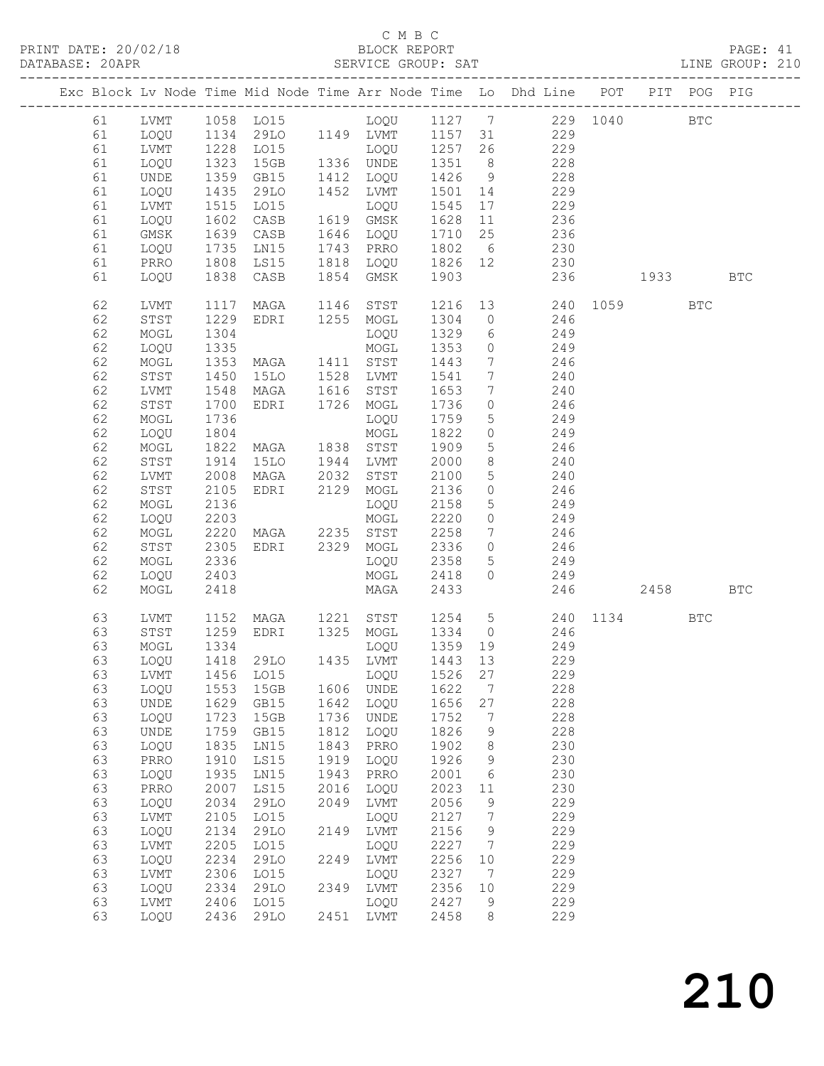C M B C
PRINT DATE: 20/02/18 BLOCK REPORT
DATABASE: 20APR SERVICE GROUP: SAT LINE GROUP: 210

| Exc | Block | Lv | Node | Time | Mid Node | Time | Arr Node | Time | Lo | Dhd Line | POT | PIT | POG | PIG |
|---|---|---|---|---|---|---|---|---|---|---|---|---|---|---|
| | 61 | | LVMT | 1058 | LO15 | | LOQU | 1127 | 7 | 229 | 1040 | | BTC | |
| | 61 | | LOQU | 1134 | 29LO | 1149 | LVMT | 1157 | 31 | 229 | | | | |
| | 61 | | LVMT | 1228 | LO15 | | LOQU | 1257 | 26 | 229 | | | | |
| | 61 | | LOQU | 1323 | 15GB | 1336 | UNDE | 1351 | 8 | 228 | | | | |
| | 61 | | UNDE | 1359 | GB15 | 1412 | LOQU | 1426 | 9 | 228 | | | | |
| | 61 | | LOQU | 1435 | 29LO | 1452 | LVMT | 1501 | 14 | 229 | | | | |
| | 61 | | LVMT | 1515 | LO15 | | LOQU | 1545 | 17 | 229 | | | | |
| | 61 | | LOQU | 1602 | CASB | 1619 | GMSK | 1628 | 11 | 236 | | | | |
| | 61 | | GMSK | 1639 | CASB | 1646 | LOQU | 1710 | 25 | 236 | | | | |
| | 61 | | LOQU | 1735 | LN15 | 1743 | PRRO | 1802 | 6 | 230 | | | | |
| | 61 | | PRRO | 1808 | LS15 | 1818 | LOQU | 1826 | 12 | 230 | | | | |
| | 61 | | LOQU | 1838 | CASB | 1854 | GMSK | 1903 | | 236 | | 1933 | | BTC |
| | 62 | | LVMT | 1117 | MAGA | 1146 | STST | 1216 | 13 | 240 | 1059 | | BTC | |
| | 62 | | STST | 1229 | EDRI | 1255 | MOGL | 1304 | 0 | 246 | | | | |
| | 62 | | MOGL | 1304 | | | LOQU | 1329 | 6 | 249 | | | | |
| | 62 | | LOQU | 1335 | | | MOGL | 1353 | 0 | 249 | | | | |
| | 62 | | MOGL | 1353 | MAGA | 1411 | STST | 1443 | 7 | 246 | | | | |
| | 62 | | STST | 1450 | 15LO | 1528 | LVMT | 1541 | 7 | 240 | | | | |
| | 62 | | LVMT | 1548 | MAGA | 1616 | STST | 1653 | 7 | 240 | | | | |
| | 62 | | STST | 1700 | EDRI | 1726 | MOGL | 1736 | 0 | 246 | | | | |
| | 62 | | MOGL | 1736 | | | LOQU | 1759 | 5 | 249 | | | | |
| | 62 | | LOQU | 1804 | | | MOGL | 1822 | 0 | 249 | | | | |
| | 62 | | MOGL | 1822 | MAGA | 1838 | STST | 1909 | 5 | 246 | | | | |
| | 62 | | STST | 1914 | 15LO | 1944 | LVMT | 2000 | 8 | 240 | | | | |
| | 62 | | LVMT | 2008 | MAGA | 2032 | STST | 2100 | 5 | 240 | | | | |
| | 62 | | STST | 2105 | EDRI | 2129 | MOGL | 2136 | 0 | 246 | | | | |
| | 62 | | MOGL | 2136 | | | LOQU | 2158 | 5 | 249 | | | | |
| | 62 | | LOQU | 2203 | | | MOGL | 2220 | 0 | 249 | | | | |
| | 62 | | MOGL | 2220 | MAGA | 2235 | STST | 2258 | 7 | 246 | | | | |
| | 62 | | STST | 2305 | EDRI | 2329 | MOGL | 2336 | 0 | 246 | | | | |
| | 62 | | MOGL | 2336 | | | LOQU | 2358 | 5 | 249 | | | | |
| | 62 | | LOQU | 2403 | | | MOGL | 2418 | 0 | 249 | | | | |
| | 62 | | MOGL | 2418 | | | MAGA | 2433 | | 246 | | 2458 | | BTC |
| | 63 | | LVMT | 1152 | MAGA | 1221 | STST | 1254 | 5 | 240 | 1134 | | BTC | |
| | 63 | | STST | 1259 | EDRI | 1325 | MOGL | 1334 | 0 | 246 | | | | |
| | 63 | | MOGL | 1334 | | | LOQU | 1359 | 19 | 249 | | | | |
| | 63 | | LOQU | 1418 | 29LO | 1435 | LVMT | 1443 | 13 | 229 | | | | |
| | 63 | | LVMT | 1456 | LO15 | | LOQU | 1526 | 27 | 229 | | | | |
| | 63 | | LOQU | 1553 | 15GB | 1606 | UNDE | 1622 | 7 | 228 | | | | |
| | 63 | | UNDE | 1629 | GB15 | 1642 | LOQU | 1656 | 27 | 228 | | | | |
| | 63 | | LOQU | 1723 | 15GB | 1736 | UNDE | 1752 | 7 | 228 | | | | |
| | 63 | | UNDE | 1759 | GB15 | 1812 | LOQU | 1826 | 9 | 228 | | | | |
| | 63 | | LOQU | 1835 | LN15 | 1843 | PRRO | 1902 | 8 | 230 | | | | |
| | 63 | | PRRO | 1910 | LS15 | 1919 | LOQU | 1926 | 9 | 230 | | | | |
| | 63 | | LOQU | 1935 | LN15 | 1943 | PRRO | 2001 | 6 | 230 | | | | |
| | 63 | | PRRO | 2007 | LS15 | 2016 | LOQU | 2023 | 11 | 230 | | | | |
| | 63 | | LOQU | 2034 | 29LO | 2049 | LVMT | 2056 | 9 | 229 | | | | |
| | 63 | | LVMT | 2105 | LO15 | | LOQU | 2127 | 7 | 229 | | | | |
| | 63 | | LOQU | 2134 | 29LO | 2149 | LVMT | 2156 | 9 | 229 | | | | |
| | 63 | | LVMT | 2205 | LO15 | | LOQU | 2227 | 7 | 229 | | | | |
| | 63 | | LOQU | 2234 | 29LO | 2249 | LVMT | 2256 | 10 | 229 | | | | |
| | 63 | | LVMT | 2306 | LO15 | | LOQU | 2327 | 7 | 229 | | | | |
| | 63 | | LOQU | 2334 | 29LO | 2349 | LVMT | 2356 | 10 | 229 | | | | |
| | 63 | | LVMT | 2406 | LO15 | | LOQU | 2427 | 9 | 229 | | | | |
| | 63 | | LOQU | 2436 | 29LO | 2451 | LVMT | 2458 | 8 | 229 | | | | |

# 210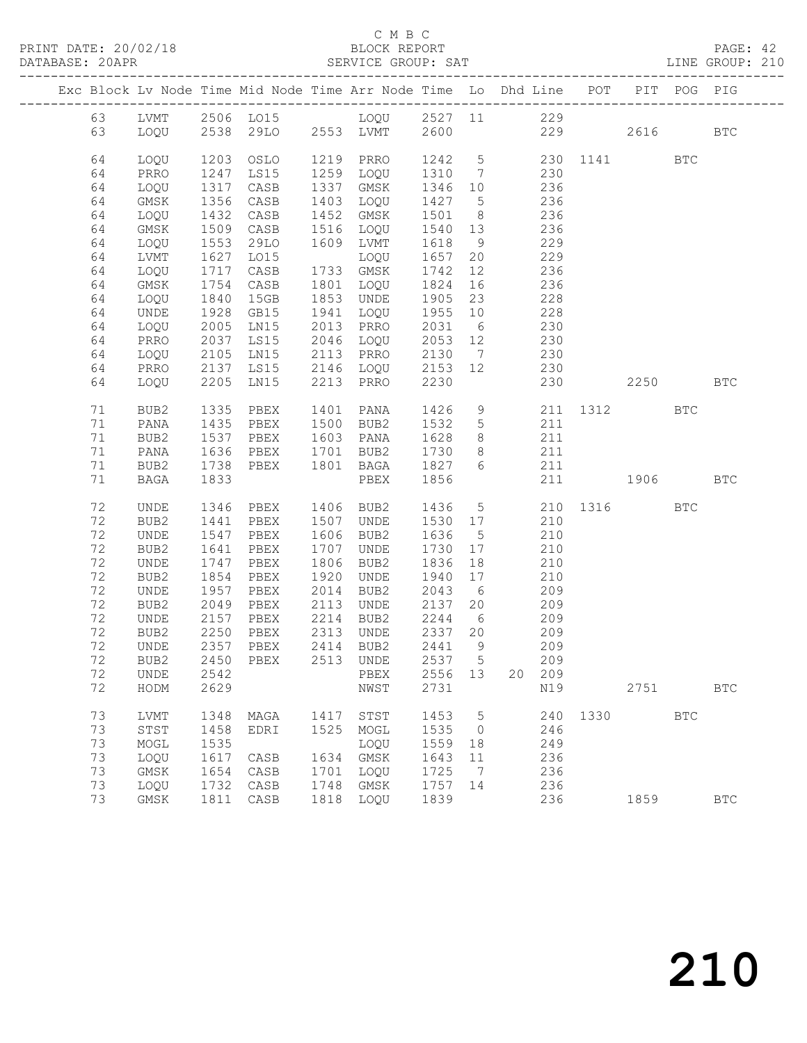C M B C

BLOCK REPORT

SERVICE GROUP: SAT

PRINT DATE: 20/02/18
DATABASE: 20APR
LINE GROUP: 210

| Exc | Block | Lv | Node | Time | Mid Node | Time | Arr Node | Time | Lo | Dhd | Line | POT | PIT | POG | PIG |
|---|---|---|---|---|---|---|---|---|---|---|---|---|---|---|---|
| | 63 | | LVMT | 2506 | LO15 | | LOQU | 2527 | 11 | | 229 | | | | |
| | 63 | | LOQU | 2538 | 29LO | 2553 | LVMT | 2600 | | | 229 | | 2616 | | BTC |
| | 64 | | LOQU | 1203 | OSLO | 1219 | PRRO | 1242 | 5 | | 230 | 1141 | | BTC | |
| | 64 | | PRRO | 1247 | LS15 | 1259 | LOQU | 1310 | 7 | | 230 | | | | |
| | 64 | | LOQU | 1317 | CASB | 1337 | GMSK | 1346 | 10 | | 236 | | | | |
| | 64 | | GMSK | 1356 | CASB | 1403 | LOQU | 1427 | 5 | | 236 | | | | |
| | 64 | | LOQU | 1432 | CASB | 1452 | GMSK | 1501 | 8 | | 236 | | | | |
| | 64 | | GMSK | 1509 | CASB | 1516 | LOQU | 1540 | 13 | | 236 | | | | |
| | 64 | | LOQU | 1553 | 29LO | 1609 | LVMT | 1618 | 9 | | 229 | | | | |
| | 64 | | LVMT | 1627 | LO15 | | LOQU | 1657 | 20 | | 229 | | | | |
| | 64 | | LOQU | 1717 | CASB | 1733 | GMSK | 1742 | 12 | | 236 | | | | |
| | 64 | | GMSK | 1754 | CASB | 1801 | LOQU | 1824 | 16 | | 236 | | | | |
| | 64 | | LOQU | 1840 | 15GB | 1853 | UNDE | 1905 | 23 | | 228 | | | | |
| | 64 | | UNDE | 1928 | GB15 | 1941 | LOQU | 1955 | 10 | | 228 | | | | |
| | 64 | | LOQU | 2005 | LN15 | 2013 | PRRO | 2031 | 6 | | 230 | | | | |
| | 64 | | PRRO | 2037 | LS15 | 2046 | LOQU | 2053 | 12 | | 230 | | | | |
| | 64 | | LOQU | 2105 | LN15 | 2113 | PRRO | 2130 | 7 | | 230 | | | | |
| | 64 | | PRRO | 2137 | LS15 | 2146 | LOQU | 2153 | 12 | | 230 | | | | |
| | 64 | | LOQU | 2205 | LN15 | 2213 | PRRO | 2230 | | | 230 | | 2250 | | BTC |
| | 71 | | BUB2 | 1335 | PBEX | 1401 | PANA | 1426 | 9 | | 211 | 1312 | | BTC | |
| | 71 | | PANA | 1435 | PBEX | 1500 | BUB2 | 1532 | 5 | | 211 | | | | |
| | 71 | | BUB2 | 1537 | PBEX | 1603 | PANA | 1628 | 8 | | 211 | | | | |
| | 71 | | PANA | 1636 | PBEX | 1701 | BUB2 | 1730 | 8 | | 211 | | | | |
| | 71 | | BUB2 | 1738 | PBEX | 1801 | BAGA | 1827 | 6 | | 211 | | | | |
| | 71 | | BAGA | 1833 | | | PBEX | 1856 | | | 211 | | 1906 | | BTC |
| | 72 | | UNDE | 1346 | PBEX | 1406 | BUB2 | 1436 | 5 | | 210 | 1316 | | BTC | |
| | 72 | | BUB2 | 1441 | PBEX | 1507 | UNDE | 1530 | 17 | | 210 | | | | |
| | 72 | | UNDE | 1547 | PBEX | 1606 | BUB2 | 1636 | 5 | | 210 | | | | |
| | 72 | | BUB2 | 1641 | PBEX | 1707 | UNDE | 1730 | 17 | | 210 | | | | |
| | 72 | | UNDE | 1747 | PBEX | 1806 | BUB2 | 1836 | 18 | | 210 | | | | |
| | 72 | | BUB2 | 1854 | PBEX | 1920 | UNDE | 1940 | 17 | | 210 | | | | |
| | 72 | | UNDE | 1957 | PBEX | 2014 | BUB2 | 2043 | 6 | | 209 | | | | |
| | 72 | | BUB2 | 2049 | PBEX | 2113 | UNDE | 2137 | 20 | | 209 | | | | |
| | 72 | | UNDE | 2157 | PBEX | 2214 | BUB2 | 2244 | 6 | | 209 | | | | |
| | 72 | | BUB2 | 2250 | PBEX | 2313 | UNDE | 2337 | 20 | | 209 | | | | |
| | 72 | | UNDE | 2357 | PBEX | 2414 | BUB2 | 2441 | 9 | | 209 | | | | |
| | 72 | | BUB2 | 2450 | PBEX | 2513 | UNDE | 2537 | 5 | | 209 | | | | |
| | 72 | | UNDE | 2542 | | | PBEX | 2556 | 13 | 20 | 209 | | | | |
| | 72 | | HODM | 2629 | | | NWST | 2731 | | | N19 | | 2751 | | BTC |
| | 73 | | LVMT | 1348 | MAGA | 1417 | STST | 1453 | 5 | | 240 | 1330 | | BTC | |
| | 73 | | STST | 1458 | EDRI | 1525 | MOGL | 1535 | 0 | | 246 | | | | |
| | 73 | | MOGL | 1535 | | | LOQU | 1559 | 18 | | 249 | | | | |
| | 73 | | LOQU | 1617 | CASB | 1634 | GMSK | 1643 | 11 | | 236 | | | | |
| | 73 | | GMSK | 1654 | CASB | 1701 | LOQU | 1725 | 7 | | 236 | | | | |
| | 73 | | LOQU | 1732 | CASB | 1748 | GMSK | 1757 | 14 | | 236 | | | | |
| | 73 | | GMSK | 1811 | CASB | 1818 | LOQU | 1839 | | | 236 | | 1859 | | BTC |

210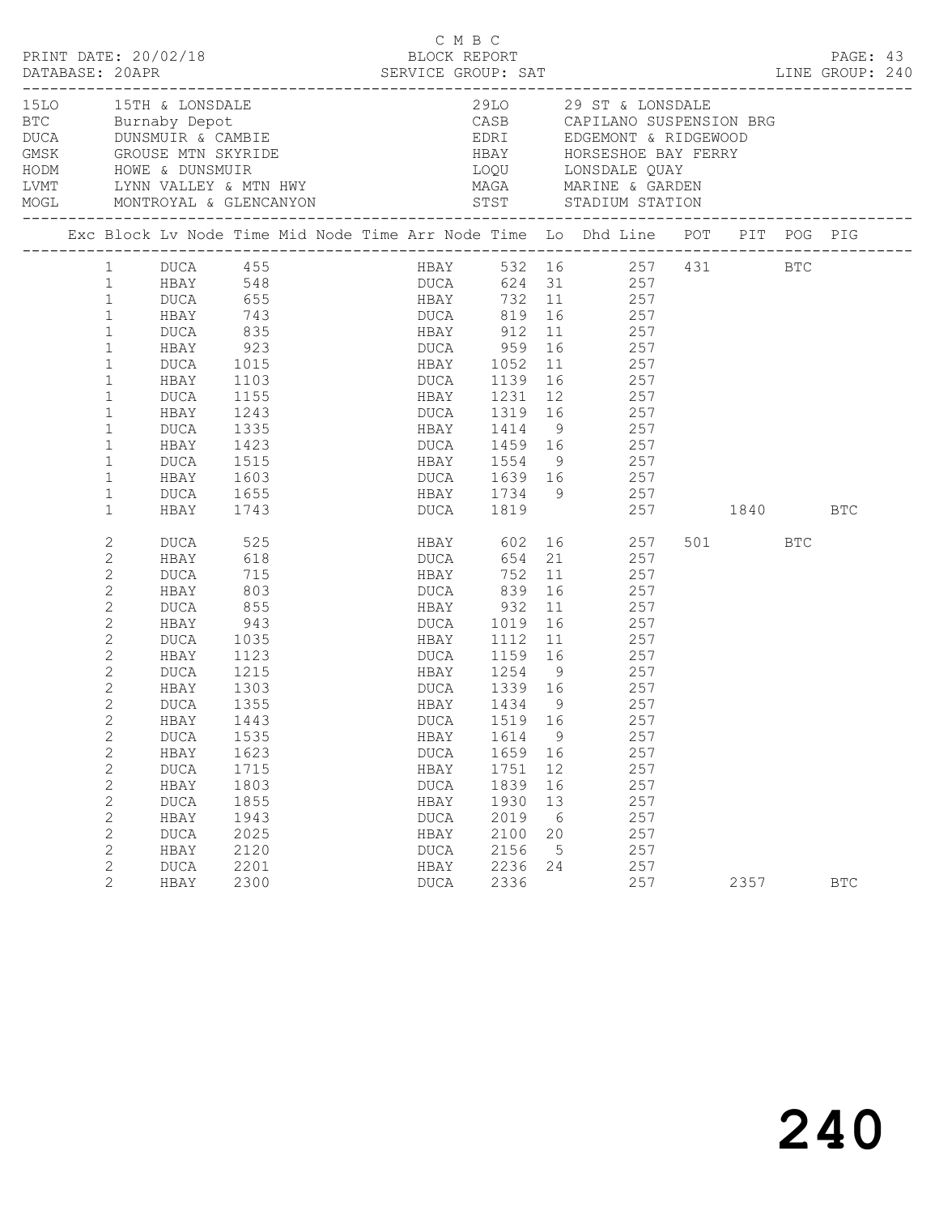C M B C

PRINT DATE: 20/02/18 BLOCK REPORT

DATABASE: 20APR SERVICE GROUP: SAT LINE GROUP: 240

| Code | Location | Code | Location |
|---|---|---|---|
| 15LO | 15TH & LONSDALE | 29LO | 29 ST & LONSDALE |
| BTC | Burnaby Depot | CASB | CAPILANO SUSPENSION BRG |
| DUCA | DUNSMUIR & CAMBIE | EDRI | EDGEMONT & RIDGEWOOD |
| GMSK | GROUSE MTN SKYRIDE | HBAY | HORSESHOE BAY FERRY |
| HODM | HOWE & DUNSMUIR | LOQU | LONSDALE QUAY |
| LVMT | LYNN VALLEY & MTN HWY | MAGA | MARINE & GARDEN |
| MOGL | MONTROYAL & GLENCANYON | STST | STADIUM STATION |

| Exc | Block | Lv Node | Time | Mid Node | Time | Arr Node | Time | Lo | Dhd Line | POT | PIT | POG | PIG |
|---|---|---|---|---|---|---|---|---|---|---|---|---|---|
| | 1 | DUCA | 455 | | | HBAY | 532 | 16 | 257 | 431 | | BTC | |
| | 1 | HBAY | 548 | | | DUCA | 624 | 31 | 257 | | | | |
| | 1 | DUCA | 655 | | | HBAY | 732 | 11 | 257 | | | | |
| | 1 | HBAY | 743 | | | DUCA | 819 | 16 | 257 | | | | |
| | 1 | DUCA | 835 | | | HBAY | 912 | 11 | 257 | | | | |
| | 1 | HBAY | 923 | | | DUCA | 959 | 16 | 257 | | | | |
| | 1 | DUCA | 1015 | | | HBAY | 1052 | 11 | 257 | | | | |
| | 1 | HBAY | 1103 | | | DUCA | 1139 | 16 | 257 | | | | |
| | 1 | DUCA | 1155 | | | HBAY | 1231 | 12 | 257 | | | | |
| | 1 | HBAY | 1243 | | | DUCA | 1319 | 16 | 257 | | | | |
| | 1 | DUCA | 1335 | | | HBAY | 1414 | 9 | 257 | | | | |
| | 1 | HBAY | 1423 | | | DUCA | 1459 | 16 | 257 | | | | |
| | 1 | DUCA | 1515 | | | HBAY | 1554 | 9 | 257 | | | | |
| | 1 | HBAY | 1603 | | | DUCA | 1639 | 16 | 257 | | | | |
| | 1 | DUCA | 1655 | | | HBAY | 1734 | 9 | 257 | | | | |
| | 1 | HBAY | 1743 | | | DUCA | 1819 | | 257 | | 1840 | | BTC |
| | 2 | DUCA | 525 | | | HBAY | 602 | 16 | 257 | 501 | | BTC | |
| | 2 | HBAY | 618 | | | DUCA | 654 | 21 | 257 | | | | |
| | 2 | DUCA | 715 | | | HBAY | 752 | 11 | 257 | | | | |
| | 2 | HBAY | 803 | | | DUCA | 839 | 16 | 257 | | | | |
| | 2 | DUCA | 855 | | | HBAY | 932 | 11 | 257 | | | | |
| | 2 | HBAY | 943 | | | DUCA | 1019 | 16 | 257 | | | | |
| | 2 | DUCA | 1035 | | | HBAY | 1112 | 11 | 257 | | | | |
| | 2 | HBAY | 1123 | | | DUCA | 1159 | 16 | 257 | | | | |
| | 2 | DUCA | 1215 | | | HBAY | 1254 | 9 | 257 | | | | |
| | 2 | HBAY | 1303 | | | DUCA | 1339 | 16 | 257 | | | | |
| | 2 | DUCA | 1355 | | | HBAY | 1434 | 9 | 257 | | | | |
| | 2 | HBAY | 1443 | | | DUCA | 1519 | 16 | 257 | | | | |
| | 2 | DUCA | 1535 | | | HBAY | 1614 | 9 | 257 | | | | |
| | 2 | HBAY | 1623 | | | DUCA | 1659 | 16 | 257 | | | | |
| | 2 | DUCA | 1715 | | | HBAY | 1751 | 12 | 257 | | | | |
| | 2 | HBAY | 1803 | | | DUCA | 1839 | 16 | 257 | | | | |
| | 2 | DUCA | 1855 | | | HBAY | 1930 | 13 | 257 | | | | |
| | 2 | HBAY | 1943 | | | DUCA | 2019 | 6 | 257 | | | | |
| | 2 | DUCA | 2025 | | | HBAY | 2100 | 20 | 257 | | | | |
| | 2 | HBAY | 2120 | | | DUCA | 2156 | 5 | 257 | | | | |
| | 2 | DUCA | 2201 | | | HBAY | 2236 | 24 | 257 | | | | |
| | 2 | HBAY | 2300 | | | DUCA | 2336 | | 257 | | 2357 | | BTC |

240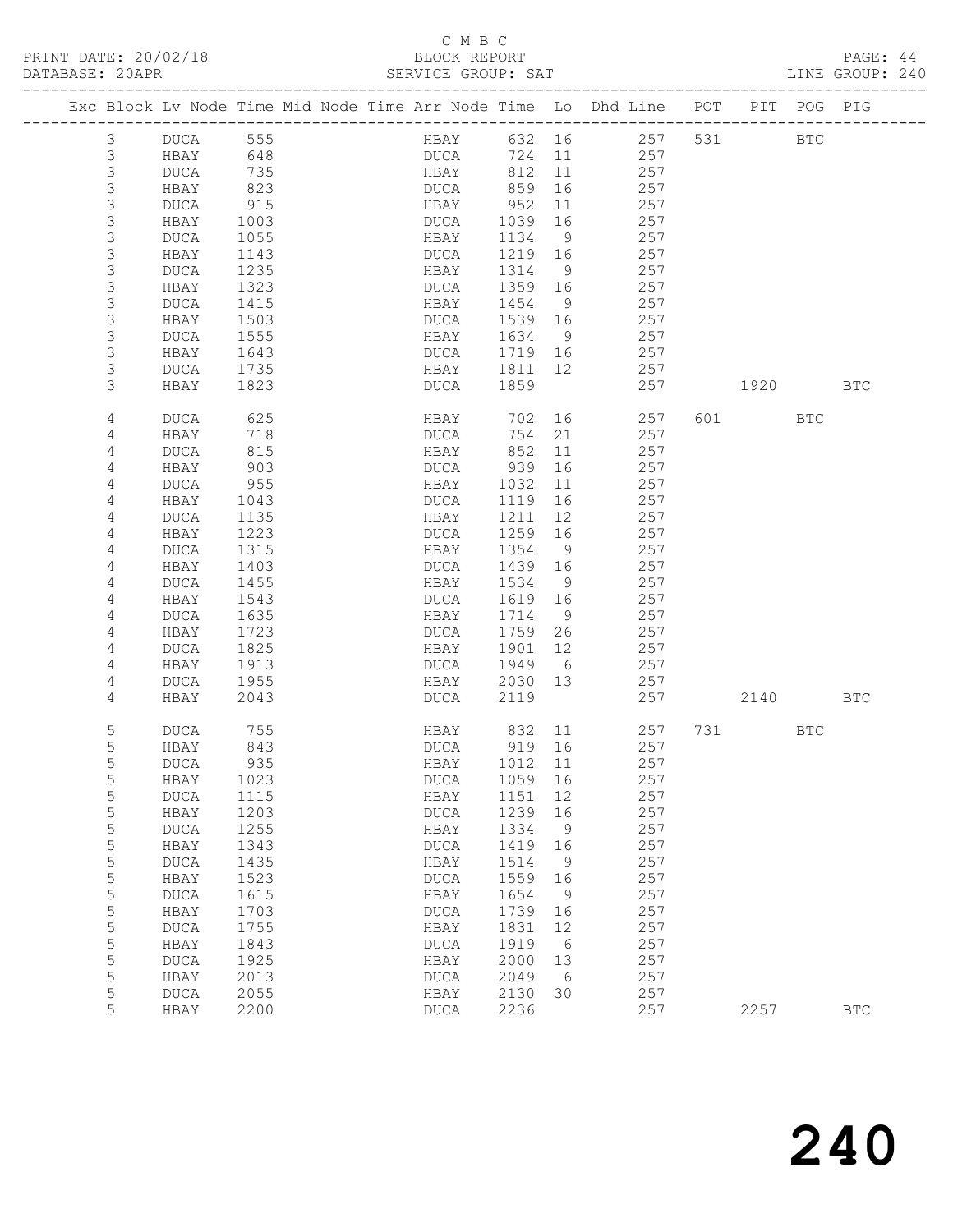C M B C
BLOCK REPORT
SERVICE GROUP: SAT

PRINT DATE: 20/02/18
DATABASE: 20APR
LINE GROUP: 240

| Exc | Block | Lv | Node | Time | Mid Node | Time | Arr Node | Time | Lo | Dhd Line | POT | PIT | POG | PIG |
|---|---|---|---|---|---|---|---|---|---|---|---|---|---|---|
| | 3 | | DUCA | 555 | | | HBAY | 632 | 16 | 257 | 531 | | BTC | |
| | 3 | | HBAY | 648 | | | DUCA | 724 | 11 | 257 | | | | |
| | 3 | | DUCA | 735 | | | HBAY | 812 | 11 | 257 | | | | |
| | 3 | | HBAY | 823 | | | DUCA | 859 | 16 | 257 | | | | |
| | 3 | | DUCA | 915 | | | HBAY | 952 | 11 | 257 | | | | |
| | 3 | | HBAY | 1003 | | | DUCA | 1039 | 16 | 257 | | | | |
| | 3 | | DUCA | 1055 | | | HBAY | 1134 | 9 | 257 | | | | |
| | 3 | | HBAY | 1143 | | | DUCA | 1219 | 16 | 257 | | | | |
| | 3 | | DUCA | 1235 | | | HBAY | 1314 | 9 | 257 | | | | |
| | 3 | | HBAY | 1323 | | | DUCA | 1359 | 16 | 257 | | | | |
| | 3 | | DUCA | 1415 | | | HBAY | 1454 | 9 | 257 | | | | |
| | 3 | | HBAY | 1503 | | | DUCA | 1539 | 16 | 257 | | | | |
| | 3 | | DUCA | 1555 | | | HBAY | 1634 | 9 | 257 | | | | |
| | 3 | | HBAY | 1643 | | | DUCA | 1719 | 16 | 257 | | | | |
| | 3 | | DUCA | 1735 | | | HBAY | 1811 | 12 | 257 | | | | |
| | 3 | | HBAY | 1823 | | | DUCA | 1859 | | 257 | | 1920 | | BTC |
| | 4 | | DUCA | 625 | | | HBAY | 702 | 16 | 257 | 601 | | BTC | |
| | 4 | | HBAY | 718 | | | DUCA | 754 | 21 | 257 | | | | |
| | 4 | | DUCA | 815 | | | HBAY | 852 | 11 | 257 | | | | |
| | 4 | | HBAY | 903 | | | DUCA | 939 | 16 | 257 | | | | |
| | 4 | | DUCA | 955 | | | HBAY | 1032 | 11 | 257 | | | | |
| | 4 | | HBAY | 1043 | | | DUCA | 1119 | 16 | 257 | | | | |
| | 4 | | DUCA | 1135 | | | HBAY | 1211 | 12 | 257 | | | | |
| | 4 | | HBAY | 1223 | | | DUCA | 1259 | 16 | 257 | | | | |
| | 4 | | DUCA | 1315 | | | HBAY | 1354 | 9 | 257 | | | | |
| | 4 | | HBAY | 1403 | | | DUCA | 1439 | 16 | 257 | | | | |
| | 4 | | DUCA | 1455 | | | HBAY | 1534 | 9 | 257 | | | | |
| | 4 | | HBAY | 1543 | | | DUCA | 1619 | 16 | 257 | | | | |
| | 4 | | DUCA | 1635 | | | HBAY | 1714 | 9 | 257 | | | | |
| | 4 | | HBAY | 1723 | | | DUCA | 1759 | 26 | 257 | | | | |
| | 4 | | DUCA | 1825 | | | HBAY | 1901 | 12 | 257 | | | | |
| | 4 | | HBAY | 1913 | | | DUCA | 1949 | 6 | 257 | | | | |
| | 4 | | DUCA | 1955 | | | HBAY | 2030 | 13 | 257 | | | | |
| | 4 | | HBAY | 2043 | | | DUCA | 2119 | | 257 | | 2140 | | BTC |
| | 5 | | DUCA | 755 | | | HBAY | 832 | 11 | 257 | 731 | | BTC | |
| | 5 | | HBAY | 843 | | | DUCA | 919 | 16 | 257 | | | | |
| | 5 | | DUCA | 935 | | | HBAY | 1012 | 11 | 257 | | | | |
| | 5 | | HBAY | 1023 | | | DUCA | 1059 | 16 | 257 | | | | |
| | 5 | | DUCA | 1115 | | | HBAY | 1151 | 12 | 257 | | | | |
| | 5 | | HBAY | 1203 | | | DUCA | 1239 | 16 | 257 | | | | |
| | 5 | | DUCA | 1255 | | | HBAY | 1334 | 9 | 257 | | | | |
| | 5 | | HBAY | 1343 | | | DUCA | 1419 | 16 | 257 | | | | |
| | 5 | | DUCA | 1435 | | | HBAY | 1514 | 9 | 257 | | | | |
| | 5 | | HBAY | 1523 | | | DUCA | 1559 | 16 | 257 | | | | |
| | 5 | | DUCA | 1615 | | | HBAY | 1654 | 9 | 257 | | | | |
| | 5 | | HBAY | 1703 | | | DUCA | 1739 | 16 | 257 | | | | |
| | 5 | | DUCA | 1755 | | | HBAY | 1831 | 12 | 257 | | | | |
| | 5 | | HBAY | 1843 | | | DUCA | 1919 | 6 | 257 | | | | |
| | 5 | | DUCA | 1925 | | | HBAY | 2000 | 13 | 257 | | | | |
| | 5 | | HBAY | 2013 | | | DUCA | 2049 | 6 | 257 | | | | |
| | 5 | | DUCA | 2055 | | | HBAY | 2130 | 30 | 257 | | | | |
| | 5 | | HBAY | 2200 | | | DUCA | 2236 | | 257 | | 2257 | | BTC |

240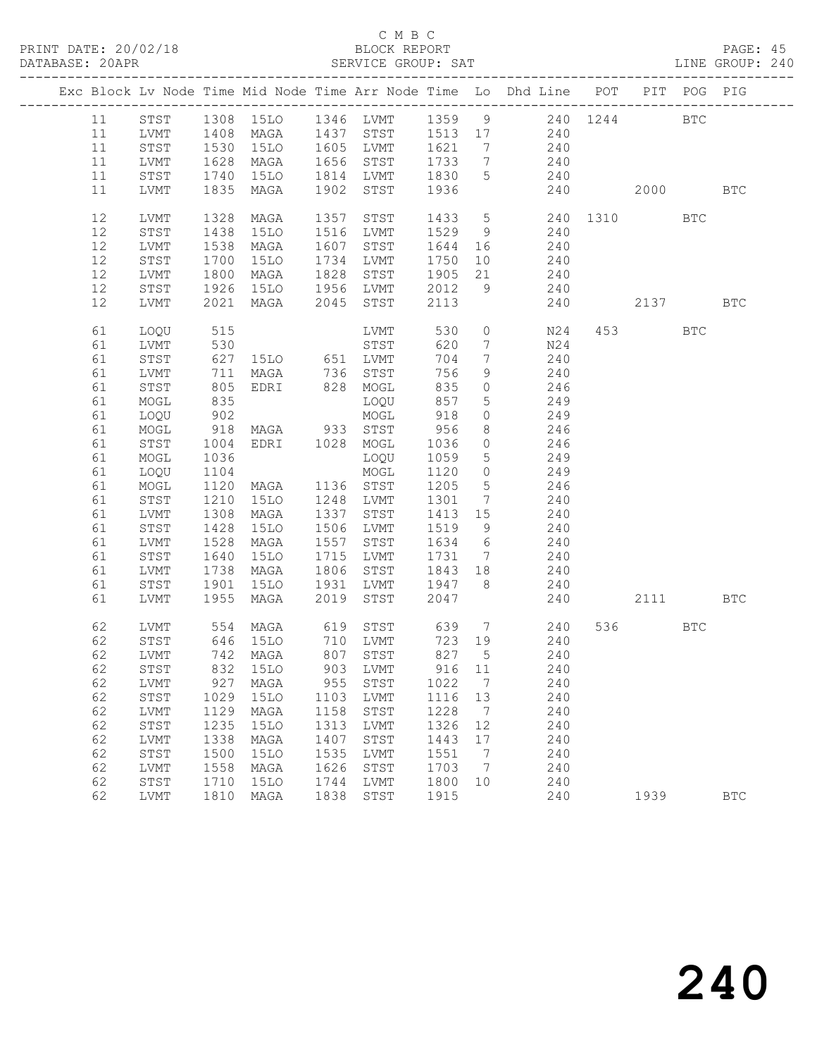C M B C

BLOCK REPORT

SERVICE GROUP: SAT

PRINT DATE: 20/02/18
DATABASE: 20APR
LINE GROUP: 240

| Exc | Block | Lv | Node | Time | Mid Node | Time | Arr Node | Time | Lo | Dhd Line | POT | PIT | POG | PIG |
|---|---|---|---|---|---|---|---|---|---|---|---|---|---|---|
| | 11 | | STST | 1308 | 15LO | 1346 | LVMT | 1359 | 9 | 240 | 1244 | | BTC | |
| | 11 | | LVMT | 1408 | MAGA | 1437 | STST | 1513 | 17 | 240 | | | | |
| | 11 | | STST | 1530 | 15LO | 1605 | LVMT | 1621 | 7 | 240 | | | | |
| | 11 | | LVMT | 1628 | MAGA | 1656 | STST | 1733 | 7 | 240 | | | | |
| | 11 | | STST | 1740 | 15LO | 1814 | LVMT | 1830 | 5 | 240 | | | | |
| | 11 | | LVMT | 1835 | MAGA | 1902 | STST | 1936 | | 240 | | 2000 | | BTC |
| | 12 | | LVMT | 1328 | MAGA | 1357 | STST | 1433 | 5 | 240 | 1310 | | BTC | |
| | 12 | | STST | 1438 | 15LO | 1516 | LVMT | 1529 | 9 | 240 | | | | |
| | 12 | | LVMT | 1538 | MAGA | 1607 | STST | 1644 | 16 | 240 | | | | |
| | 12 | | STST | 1700 | 15LO | 1734 | LVMT | 1750 | 10 | 240 | | | | |
| | 12 | | LVMT | 1800 | MAGA | 1828 | STST | 1905 | 21 | 240 | | | | |
| | 12 | | STST | 1926 | 15LO | 1956 | LVMT | 2012 | 9 | 240 | | | | |
| | 12 | | LVMT | 2021 | MAGA | 2045 | STST | 2113 | | 240 | | 2137 | | BTC |
| | 61 | | LOQU | 515 | | | LVMT | 530 | 0 | N24 | 453 | | BTC | |
| | 61 | | LVMT | 530 | | | STST | 620 | 7 | N24 | | | | |
| | 61 | | STST | 627 | 15LO | 651 | LVMT | 704 | 7 | 240 | | | | |
| | 61 | | LVMT | 711 | MAGA | 736 | STST | 756 | 9 | 240 | | | | |
| | 61 | | STST | 805 | EDRI | 828 | MOGL | 835 | 0 | 246 | | | | |
| | 61 | | MOGL | 835 | | | LOQU | 857 | 5 | 249 | | | | |
| | 61 | | LOQU | 902 | | | MOGL | 918 | 0 | 249 | | | | |
| | 61 | | MOGL | 918 | MAGA | 933 | STST | 956 | 8 | 246 | | | | |
| | 61 | | STST | 1004 | EDRI | 1028 | MOGL | 1036 | 0 | 246 | | | | |
| | 61 | | MOGL | 1036 | | | LOQU | 1059 | 5 | 249 | | | | |
| | 61 | | LOQU | 1104 | | | MOGL | 1120 | 0 | 249 | | | | |
| | 61 | | MOGL | 1120 | MAGA | 1136 | STST | 1205 | 5 | 246 | | | | |
| | 61 | | STST | 1210 | 15LO | 1248 | LVMT | 1301 | 7 | 240 | | | | |
| | 61 | | LVMT | 1308 | MAGA | 1337 | STST | 1413 | 15 | 240 | | | | |
| | 61 | | STST | 1428 | 15LO | 1506 | LVMT | 1519 | 9 | 240 | | | | |
| | 61 | | LVMT | 1528 | MAGA | 1557 | STST | 1634 | 6 | 240 | | | | |
| | 61 | | STST | 1640 | 15LO | 1715 | LVMT | 1731 | 7 | 240 | | | | |
| | 61 | | LVMT | 1738 | MAGA | 1806 | STST | 1843 | 18 | 240 | | | | |
| | 61 | | STST | 1901 | 15LO | 1931 | LVMT | 1947 | 8 | 240 | | | | |
| | 61 | | LVMT | 1955 | MAGA | 2019 | STST | 2047 | | 240 | | 2111 | | BTC |
| | 62 | | LVMT | 554 | MAGA | 619 | STST | 639 | 7 | 240 | 536 | | BTC | |
| | 62 | | STST | 646 | 15LO | 710 | LVMT | 723 | 19 | 240 | | | | |
| | 62 | | LVMT | 742 | MAGA | 807 | STST | 827 | 5 | 240 | | | | |
| | 62 | | STST | 832 | 15LO | 903 | LVMT | 916 | 11 | 240 | | | | |
| | 62 | | LVMT | 927 | MAGA | 955 | STST | 1022 | 7 | 240 | | | | |
| | 62 | | STST | 1029 | 15LO | 1103 | LVMT | 1116 | 13 | 240 | | | | |
| | 62 | | LVMT | 1129 | MAGA | 1158 | STST | 1228 | 7 | 240 | | | | |
| | 62 | | STST | 1235 | 15LO | 1313 | LVMT | 1326 | 12 | 240 | | | | |
| | 62 | | LVMT | 1338 | MAGA | 1407 | STST | 1443 | 17 | 240 | | | | |
| | 62 | | STST | 1500 | 15LO | 1535 | LVMT | 1551 | 7 | 240 | | | | |
| | 62 | | LVMT | 1558 | MAGA | 1626 | STST | 1703 | 7 | 240 | | | | |
| | 62 | | STST | 1710 | 15LO | 1744 | LVMT | 1800 | 10 | 240 | | | | |
| | 62 | | LVMT | 1810 | MAGA | 1838 | STST | 1915 | | 240 | | 1939 | | BTC |

# 240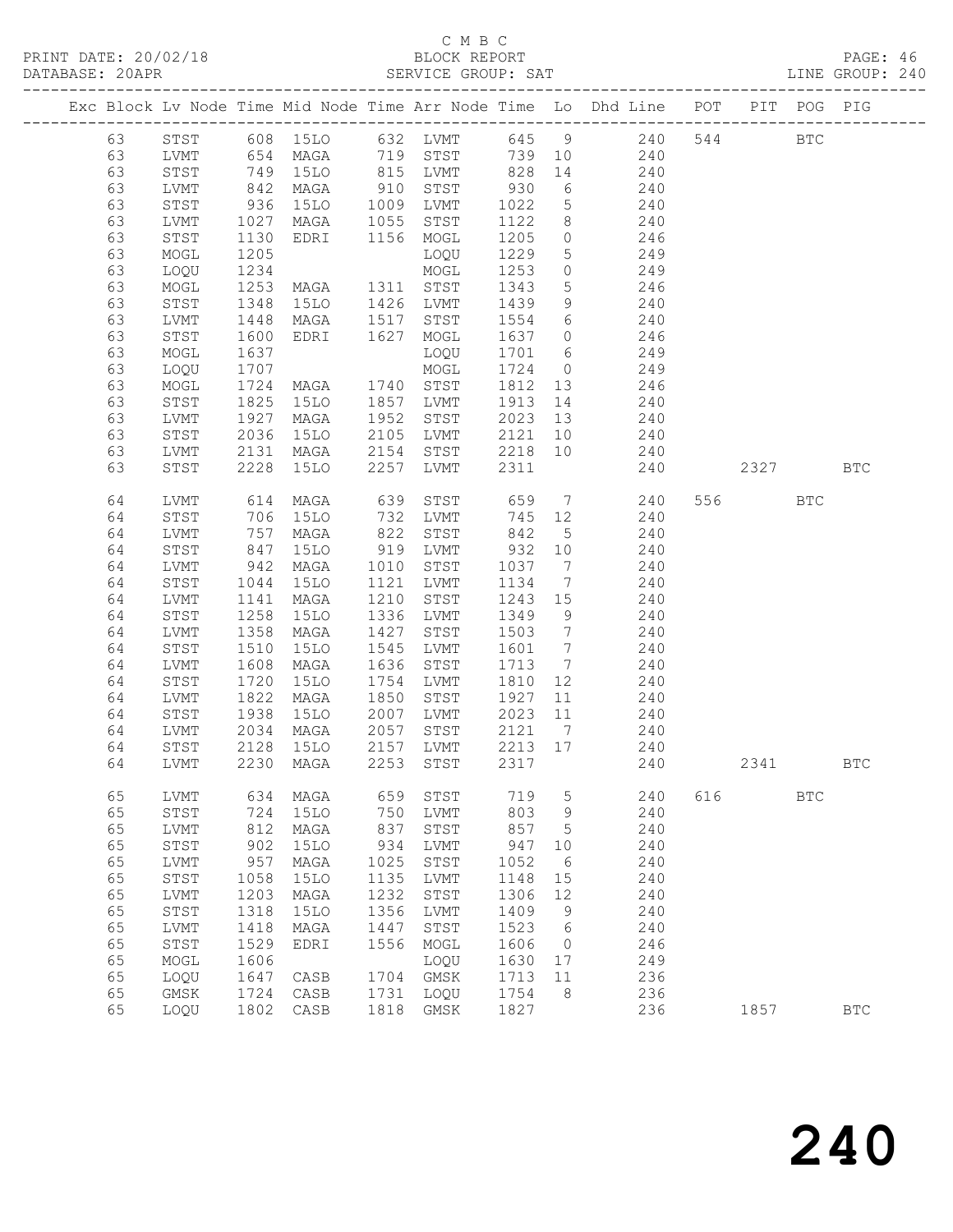C M B C
PRINT DATE: 20/02/18 BLOCK REPORT
DATABASE: 20APR SERVICE GROUP: SAT LINE GROUP: 240

| Exc | Block | Lv Node | Time | Mid Node | Time | Arr Node | Time | Lo | Dhd Line | POT | PIT | POG | PIG |
|---|---|---|---|---|---|---|---|---|---|---|---|---|---|
| | 63 | STST | 608 | 15LO | 632 | LVMT | 645 | 9 | 240 | 544 | | BTC | |
| | 63 | LVMT | 654 | MAGA | 719 | STST | 739 | 10 | 240 | | | | |
| | 63 | STST | 749 | 15LO | 815 | LVMT | 828 | 14 | 240 | | | | |
| | 63 | LVMT | 842 | MAGA | 910 | STST | 930 | 6 | 240 | | | | |
| | 63 | STST | 936 | 15LO | 1009 | LVMT | 1022 | 5 | 240 | | | | |
| | 63 | LVMT | 1027 | MAGA | 1055 | STST | 1122 | 8 | 240 | | | | |
| | 63 | STST | 1130 | EDRI | 1156 | MOGL | 1205 | 0 | 246 | | | | |
| | 63 | MOGL | 1205 | | | LOQU | 1229 | 5 | 249 | | | | |
| | 63 | LOQU | 1234 | | | MOGL | 1253 | 0 | 249 | | | | |
| | 63 | MOGL | 1253 | MAGA | 1311 | STST | 1343 | 5 | 246 | | | | |
| | 63 | STST | 1348 | 15LO | 1426 | LVMT | 1439 | 9 | 240 | | | | |
| | 63 | LVMT | 1448 | MAGA | 1517 | STST | 1554 | 6 | 240 | | | | |
| | 63 | STST | 1600 | EDRI | 1627 | MOGL | 1637 | 0 | 246 | | | | |
| | 63 | MOGL | 1637 | | | LOQU | 1701 | 6 | 249 | | | | |
| | 63 | LOQU | 1707 | | | MOGL | 1724 | 0 | 249 | | | | |
| | 63 | MOGL | 1724 | MAGA | 1740 | STST | 1812 | 13 | 246 | | | | |
| | 63 | STST | 1825 | 15LO | 1857 | LVMT | 1913 | 14 | 240 | | | | |
| | 63 | LVMT | 1927 | MAGA | 1952 | STST | 2023 | 13 | 240 | | | | |
| | 63 | STST | 2036 | 15LO | 2105 | LVMT | 2121 | 10 | 240 | | | | |
| | 63 | LVMT | 2131 | MAGA | 2154 | STST | 2218 | 10 | 240 | | | | |
| | 63 | STST | 2228 | 15LO | 2257 | LVMT | 2311 | | 240 | | 2327 | | BTC |
| | 64 | LVMT | 614 | MAGA | 639 | STST | 659 | 7 | 240 | 556 | | BTC | |
| | 64 | STST | 706 | 15LO | 732 | LVMT | 745 | 12 | 240 | | | | |
| | 64 | LVMT | 757 | MAGA | 822 | STST | 842 | 5 | 240 | | | | |
| | 64 | STST | 847 | 15LO | 919 | LVMT | 932 | 10 | 240 | | | | |
| | 64 | LVMT | 942 | MAGA | 1010 | STST | 1037 | 7 | 240 | | | | |
| | 64 | STST | 1044 | 15LO | 1121 | LVMT | 1134 | 7 | 240 | | | | |
| | 64 | LVMT | 1141 | MAGA | 1210 | STST | 1243 | 15 | 240 | | | | |
| | 64 | STST | 1258 | 15LO | 1336 | LVMT | 1349 | 9 | 240 | | | | |
| | 64 | LVMT | 1358 | MAGA | 1427 | STST | 1503 | 7 | 240 | | | | |
| | 64 | STST | 1510 | 15LO | 1545 | LVMT | 1601 | 7 | 240 | | | | |
| | 64 | LVMT | 1608 | MAGA | 1636 | STST | 1713 | 7 | 240 | | | | |
| | 64 | STST | 1720 | 15LO | 1754 | LVMT | 1810 | 12 | 240 | | | | |
| | 64 | LVMT | 1822 | MAGA | 1850 | STST | 1927 | 11 | 240 | | | | |
| | 64 | STST | 1938 | 15LO | 2007 | LVMT | 2023 | 11 | 240 | | | | |
| | 64 | LVMT | 2034 | MAGA | 2057 | STST | 2121 | 7 | 240 | | | | |
| | 64 | STST | 2128 | 15LO | 2157 | LVMT | 2213 | 17 | 240 | | | | |
| | 64 | LVMT | 2230 | MAGA | 2253 | STST | 2317 | | 240 | | 2341 | | BTC |
| | 65 | LVMT | 634 | MAGA | 659 | STST | 719 | 5 | 240 | 616 | | BTC | |
| | 65 | STST | 724 | 15LO | 750 | LVMT | 803 | 9 | 240 | | | | |
| | 65 | LVMT | 812 | MAGA | 837 | STST | 857 | 5 | 240 | | | | |
| | 65 | STST | 902 | 15LO | 934 | LVMT | 947 | 10 | 240 | | | | |
| | 65 | LVMT | 957 | MAGA | 1025 | STST | 1052 | 6 | 240 | | | | |
| | 65 | STST | 1058 | 15LO | 1135 | LVMT | 1148 | 15 | 240 | | | | |
| | 65 | LVMT | 1203 | MAGA | 1232 | STST | 1306 | 12 | 240 | | | | |
| | 65 | STST | 1318 | 15LO | 1356 | LVMT | 1409 | 9 | 240 | | | | |
| | 65 | LVMT | 1418 | MAGA | 1447 | STST | 1523 | 6 | 240 | | | | |
| | 65 | STST | 1529 | EDRI | 1556 | MOGL | 1606 | 0 | 246 | | | | |
| | 65 | MOGL | 1606 | | | LOQU | 1630 | 17 | 249 | | | | |
| | 65 | LOQU | 1647 | CASB | 1704 | GMSK | 1713 | 11 | 236 | | | | |
| | 65 | GMSK | 1724 | CASB | 1731 | LOQU | 1754 | 8 | 236 | | | | |
| | 65 | LOQU | 1802 | CASB | 1818 | GMSK | 1827 | | 236 | | 1857 | | BTC |

240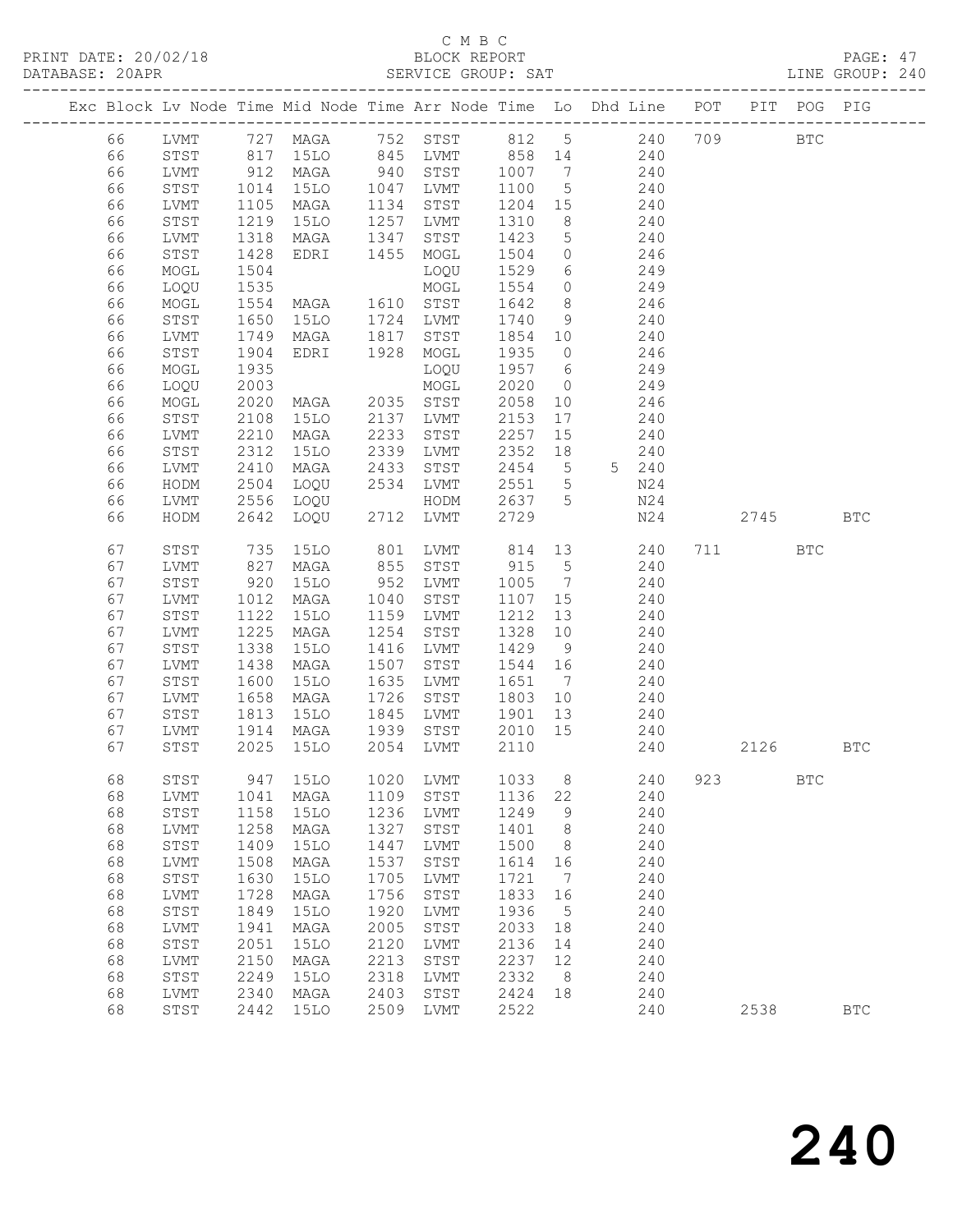C M B C
PRINT DATE: 20/02/18 BLOCK REPORT
DATABASE: 20APR SERVICE GROUP: SAT LINE GROUP: 240

| Exc | Block | Lv | Node | Time | Mid Node | Time | Arr Node | Time | Lo | Dhd Line | POT | PIT | POG | PIG |
|---|---|---|---|---|---|---|---|---|---|---|---|---|---|---|
| | 66 | | LVMT | 727 | MAGA | 752 | STST | 812 | 5 | 240 | 709 | | BTC | |
| | 66 | | STST | 817 | 15LO | 845 | LVMT | 858 | 14 | 240 | | | | |
| | 66 | | LVMT | 912 | MAGA | 940 | STST | 1007 | 7 | 240 | | | | |
| | 66 | | STST | 1014 | 15LO | 1047 | LVMT | 1100 | 5 | 240 | | | | |
| | 66 | | LVMT | 1105 | MAGA | 1134 | STST | 1204 | 15 | 240 | | | | |
| | 66 | | STST | 1219 | 15LO | 1257 | LVMT | 1310 | 8 | 240 | | | | |
| | 66 | | LVMT | 1318 | MAGA | 1347 | STST | 1423 | 5 | 240 | | | | |
| | 66 | | STST | 1428 | EDRI | 1455 | MOGL | 1504 | 0 | 246 | | | | |
| | 66 | | MOGL | 1504 | | | LOQU | 1529 | 6 | 249 | | | | |
| | 66 | | LOQU | 1535 | | | MOGL | 1554 | 0 | 249 | | | | |
| | 66 | | MOGL | 1554 | MAGA | 1610 | STST | 1642 | 8 | 246 | | | | |
| | 66 | | STST | 1650 | 15LO | 1724 | LVMT | 1740 | 9 | 240 | | | | |
| | 66 | | LVMT | 1749 | MAGA | 1817 | STST | 1854 | 10 | 240 | | | | |
| | 66 | | STST | 1904 | EDRI | 1928 | MOGL | 1935 | 0 | 246 | | | | |
| | 66 | | MOGL | 1935 | | | LOQU | 1957 | 6 | 249 | | | | |
| | 66 | | LOQU | 2003 | | | MOGL | 2020 | 0 | 249 | | | | |
| | 66 | | MOGL | 2020 | MAGA | 2035 | STST | 2058 | 10 | 246 | | | | |
| | 66 | | STST | 2108 | 15LO | 2137 | LVMT | 2153 | 17 | 240 | | | | |
| | 66 | | LVMT | 2210 | MAGA | 2233 | STST | 2257 | 15 | 240 | | | | |
| | 66 | | STST | 2312 | 15LO | 2339 | LVMT | 2352 | 18 | 240 | | | | |
| | 66 | | LVMT | 2410 | MAGA | 2433 | STST | 2454 | 5 | 5 240 | | | | |
| | 66 | | HODM | 2504 | LOQU | 2534 | LVMT | 2551 | 5 | N24 | | | | |
| | 66 | | LVMT | 2556 | LOQU | | HODM | 2637 | 5 | N24 | | | | |
| | 66 | | HODM | 2642 | LOQU | 2712 | LVMT | 2729 | | N24 | | 2745 | | BTC |
| | 67 | | STST | 735 | 15LO | 801 | LVMT | 814 | 13 | 240 | 711 | | BTC | |
| | 67 | | LVMT | 827 | MAGA | 855 | STST | 915 | 5 | 240 | | | | |
| | 67 | | STST | 920 | 15LO | 952 | LVMT | 1005 | 7 | 240 | | | | |
| | 67 | | LVMT | 1012 | MAGA | 1040 | STST | 1107 | 15 | 240 | | | | |
| | 67 | | STST | 1122 | 15LO | 1159 | LVMT | 1212 | 13 | 240 | | | | |
| | 67 | | LVMT | 1225 | MAGA | 1254 | STST | 1328 | 10 | 240 | | | | |
| | 67 | | STST | 1338 | 15LO | 1416 | LVMT | 1429 | 9 | 240 | | | | |
| | 67 | | LVMT | 1438 | MAGA | 1507 | STST | 1544 | 16 | 240 | | | | |
| | 67 | | STST | 1600 | 15LO | 1635 | LVMT | 1651 | 7 | 240 | | | | |
| | 67 | | LVMT | 1658 | MAGA | 1726 | STST | 1803 | 10 | 240 | | | | |
| | 67 | | STST | 1813 | 15LO | 1845 | LVMT | 1901 | 13 | 240 | | | | |
| | 67 | | LVMT | 1914 | MAGA | 1939 | STST | 2010 | 15 | 240 | | | | |
| | 67 | | STST | 2025 | 15LO | 2054 | LVMT | 2110 | | 240 | | 2126 | | BTC |
| | 68 | | STST | 947 | 15LO | 1020 | LVMT | 1033 | 8 | 240 | 923 | | BTC | |
| | 68 | | LVMT | 1041 | MAGA | 1109 | STST | 1136 | 22 | 240 | | | | |
| | 68 | | STST | 1158 | 15LO | 1236 | LVMT | 1249 | 9 | 240 | | | | |
| | 68 | | LVMT | 1258 | MAGA | 1327 | STST | 1401 | 8 | 240 | | | | |
| | 68 | | STST | 1409 | 15LO | 1447 | LVMT | 1500 | 8 | 240 | | | | |
| | 68 | | LVMT | 1508 | MAGA | 1537 | STST | 1614 | 16 | 240 | | | | |
| | 68 | | STST | 1630 | 15LO | 1705 | LVMT | 1721 | 7 | 240 | | | | |
| | 68 | | LVMT | 1728 | MAGA | 1756 | STST | 1833 | 16 | 240 | | | | |
| | 68 | | STST | 1849 | 15LO | 1920 | LVMT | 1936 | 5 | 240 | | | | |
| | 68 | | LVMT | 1941 | MAGA | 2005 | STST | 2033 | 18 | 240 | | | | |
| | 68 | | STST | 2051 | 15LO | 2120 | LVMT | 2136 | 14 | 240 | | | | |
| | 68 | | LVMT | 2150 | MAGA | 2213 | STST | 2237 | 12 | 240 | | | | |
| | 68 | | STST | 2249 | 15LO | 2318 | LVMT | 2332 | 8 | 240 | | | | |
| | 68 | | LVMT | 2340 | MAGA | 2403 | STST | 2424 | 18 | 240 | | | | |
| | 68 | | STST | 2442 | 15LO | 2509 | LVMT | 2522 | | 240 | | 2538 | | BTC |

240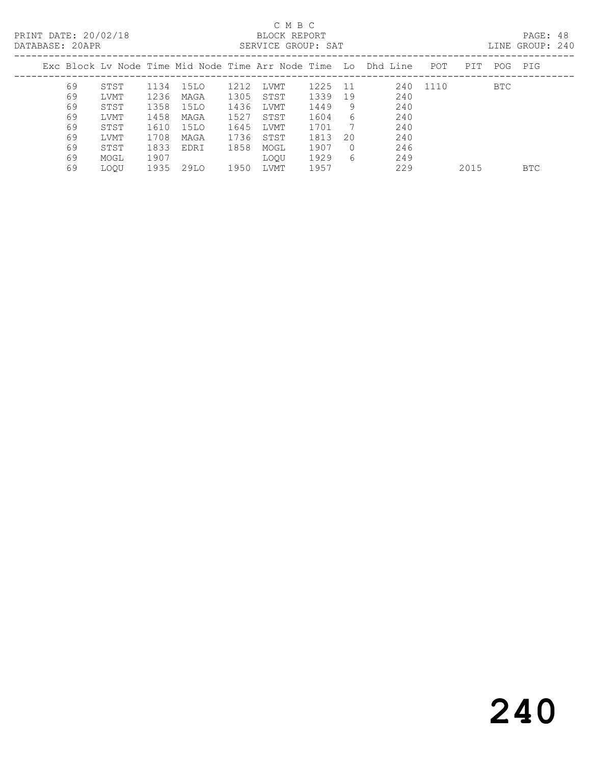C M B C

BLOCK REPORT

PRINT DATE: 20/02/18

DATABASE: 20APR

SERVICE GROUP: SAT

LINE GROUP: 240

| Exc | Block | Lv Node | Time | Mid Node | Time | Arr Node | Time | Lo | Dhd Line | POT | PIT | POG | PIG |
|---|---|---|---|---|---|---|---|---|---|---|---|---|---|
| | 69 | STST | 1134 | 15LO | 1212 | LVMT | 1225 | 11 | 240 | 1110 | | BTC | |
| | 69 | LVMT | 1236 | MAGA | 1305 | STST | 1339 | 19 | 240 | | | | |
| | 69 | STST | 1358 | 15LO | 1436 | LVMT | 1449 | 9 | 240 | | | | |
| | 69 | LVMT | 1458 | MAGA | 1527 | STST | 1604 | 6 | 240 | | | | |
| | 69 | STST | 1610 | 15LO | 1645 | LVMT | 1701 | 7 | 240 | | | | |
| | 69 | LVMT | 1708 | MAGA | 1736 | STST | 1813 | 20 | 240 | | | | |
| | 69 | STST | 1833 | EDRI | 1858 | MOGL | 1907 | 0 | 246 | | | | |
| | 69 | MOGL | 1907 | | | LOQU | 1929 | 6 | 249 | | | | |
| | 69 | LOQU | 1935 | 29LO | 1950 | LVMT | 1957 | | 229 | | 2015 | | BTC |

240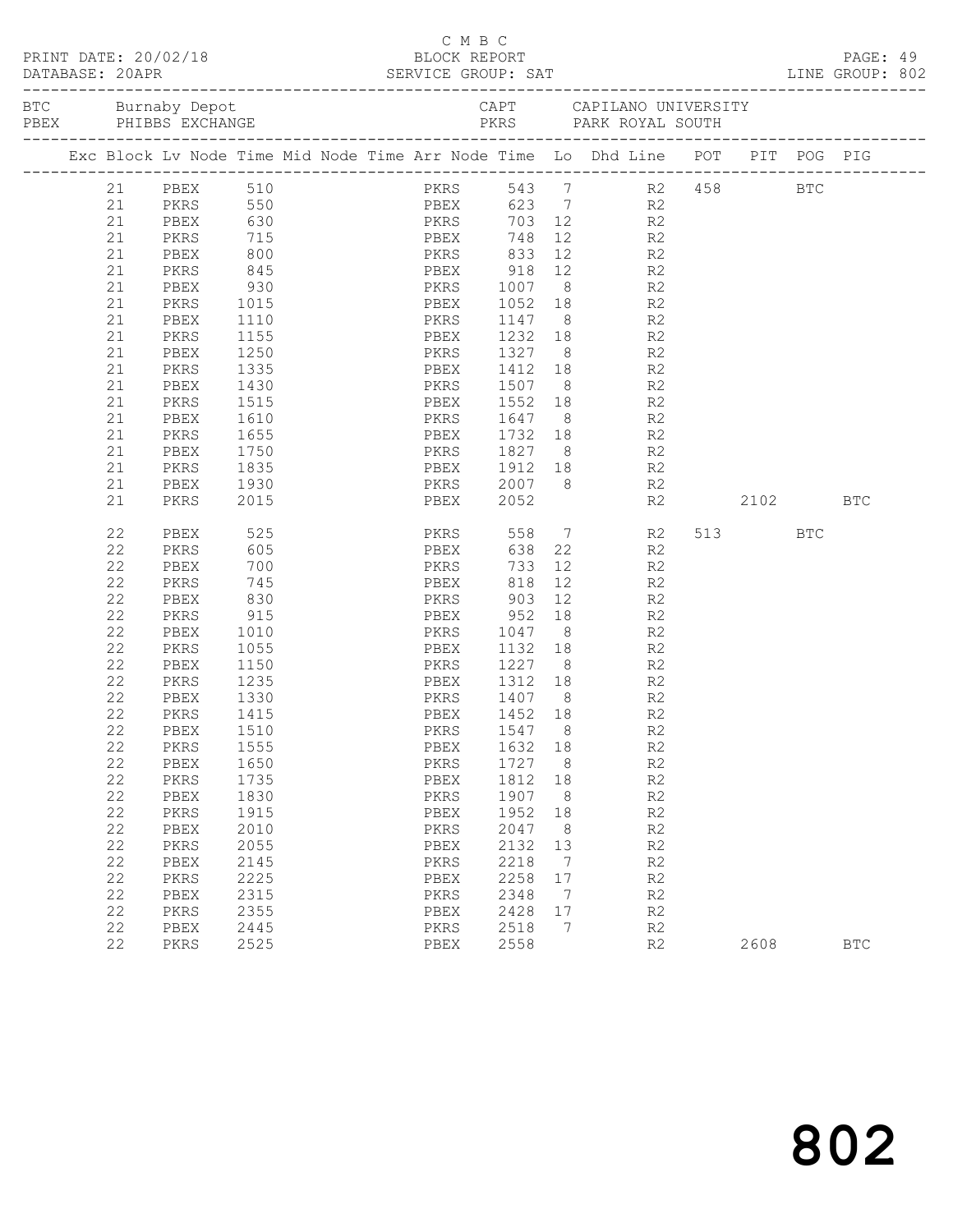C M B C

PRINT DATE: 20/02/18 BLOCK REPORT

DATABASE: 20APR SERVICE GROUP: SAT LINE GROUP: 802

| BTC | Burnaby Depot | CAPT | CAPILANO UNIVERSITY |
|---|---|---|---|
| PBEX | PHIBBS EXCHANGE | PKRS | PARK ROYAL SOUTH |

| Exc | Block | Lv | Node | Time | Mid | Node | Time | Arr | Node | Time | Lo | Dhd | Line | POT | PIT | POG | PIG |
|---|---|---|---|---|---|---|---|---|---|---|---|---|---|---|---|---|---|
| | 21 | | PBEX | 510 | | | | | PKRS | 543 | 7 | | R2 | 458 | | BTC | |
| | 21 | | PKRS | 550 | | | | | PBEX | 623 | 7 | | R2 | | | | |
| | 21 | | PBEX | 630 | | | | | PKRS | 703 | 12 | | R2 | | | | |
| | 21 | | PKRS | 715 | | | | | PBEX | 748 | 12 | | R2 | | | | |
| | 21 | | PBEX | 800 | | | | | PKRS | 833 | 12 | | R2 | | | | |
| | 21 | | PKRS | 845 | | | | | PBEX | 918 | 12 | | R2 | | | | |
| | 21 | | PBEX | 930 | | | | | PKRS | 1007 | 8 | | R2 | | | | |
| | 21 | | PKRS | 1015 | | | | | PBEX | 1052 | 18 | | R2 | | | | |
| | 21 | | PBEX | 1110 | | | | | PKRS | 1147 | 8 | | R2 | | | | |
| | 21 | | PKRS | 1155 | | | | | PBEX | 1232 | 18 | | R2 | | | | |
| | 21 | | PBEX | 1250 | | | | | PKRS | 1327 | 8 | | R2 | | | | |
| | 21 | | PKRS | 1335 | | | | | PBEX | 1412 | 18 | | R2 | | | | |
| | 21 | | PBEX | 1430 | | | | | PKRS | 1507 | 8 | | R2 | | | | |
| | 21 | | PKRS | 1515 | | | | | PBEX | 1552 | 18 | | R2 | | | | |
| | 21 | | PBEX | 1610 | | | | | PKRS | 1647 | 8 | | R2 | | | | |
| | 21 | | PKRS | 1655 | | | | | PBEX | 1732 | 18 | | R2 | | | | |
| | 21 | | PBEX | 1750 | | | | | PKRS | 1827 | 8 | | R2 | | | | |
| | 21 | | PKRS | 1835 | | | | | PBEX | 1912 | 18 | | R2 | | | | |
| | 21 | | PBEX | 1930 | | | | | PKRS | 2007 | 8 | | R2 | | | | |
| | 21 | | PKRS | 2015 | | | | | PBEX | 2052 | | | R2 | | 2102 | | BTC |
| | 22 | | PBEX | 525 | | | | | PKRS | 558 | 7 | | R2 | 513 | | BTC | |
| | 22 | | PKRS | 605 | | | | | PBEX | 638 | 22 | | R2 | | | | |
| | 22 | | PBEX | 700 | | | | | PKRS | 733 | 12 | | R2 | | | | |
| | 22 | | PKRS | 745 | | | | | PBEX | 818 | 12 | | R2 | | | | |
| | 22 | | PBEX | 830 | | | | | PKRS | 903 | 12 | | R2 | | | | |
| | 22 | | PKRS | 915 | | | | | PBEX | 952 | 18 | | R2 | | | | |
| | 22 | | PBEX | 1010 | | | | | PKRS | 1047 | 8 | | R2 | | | | |
| | 22 | | PKRS | 1055 | | | | | PBEX | 1132 | 18 | | R2 | | | | |
| | 22 | | PBEX | 1150 | | | | | PKRS | 1227 | 8 | | R2 | | | | |
| | 22 | | PKRS | 1235 | | | | | PBEX | 1312 | 18 | | R2 | | | | |
| | 22 | | PBEX | 1330 | | | | | PKRS | 1407 | 8 | | R2 | | | | |
| | 22 | | PKRS | 1415 | | | | | PBEX | 1452 | 18 | | R2 | | | | |
| | 22 | | PBEX | 1510 | | | | | PKRS | 1547 | 8 | | R2 | | | | |
| | 22 | | PKRS | 1555 | | | | | PBEX | 1632 | 18 | | R2 | | | | |
| | 22 | | PBEX | 1650 | | | | | PKRS | 1727 | 8 | | R2 | | | | |
| | 22 | | PKRS | 1735 | | | | | PBEX | 1812 | 18 | | R2 | | | | |
| | 22 | | PBEX | 1830 | | | | | PKRS | 1907 | 8 | | R2 | | | | |
| | 22 | | PKRS | 1915 | | | | | PBEX | 1952 | 18 | | R2 | | | | |
| | 22 | | PBEX | 2010 | | | | | PKRS | 2047 | 8 | | R2 | | | | |
| | 22 | | PKRS | 2055 | | | | | PBEX | 2132 | 13 | | R2 | | | | |
| | 22 | | PBEX | 2145 | | | | | PKRS | 2218 | 7 | | R2 | | | | |
| | 22 | | PKRS | 2225 | | | | | PBEX | 2258 | 17 | | R2 | | | | |
| | 22 | | PBEX | 2315 | | | | | PKRS | 2348 | 7 | | R2 | | | | |
| | 22 | | PKRS | 2355 | | | | | PBEX | 2428 | 17 | | R2 | | | | |
| | 22 | | PBEX | 2445 | | | | | PKRS | 2518 | 7 | | R2 | | | | |
| | 22 | | PKRS | 2525 | | | | | PBEX | 2558 | | | R2 | | 2608 | | BTC |

802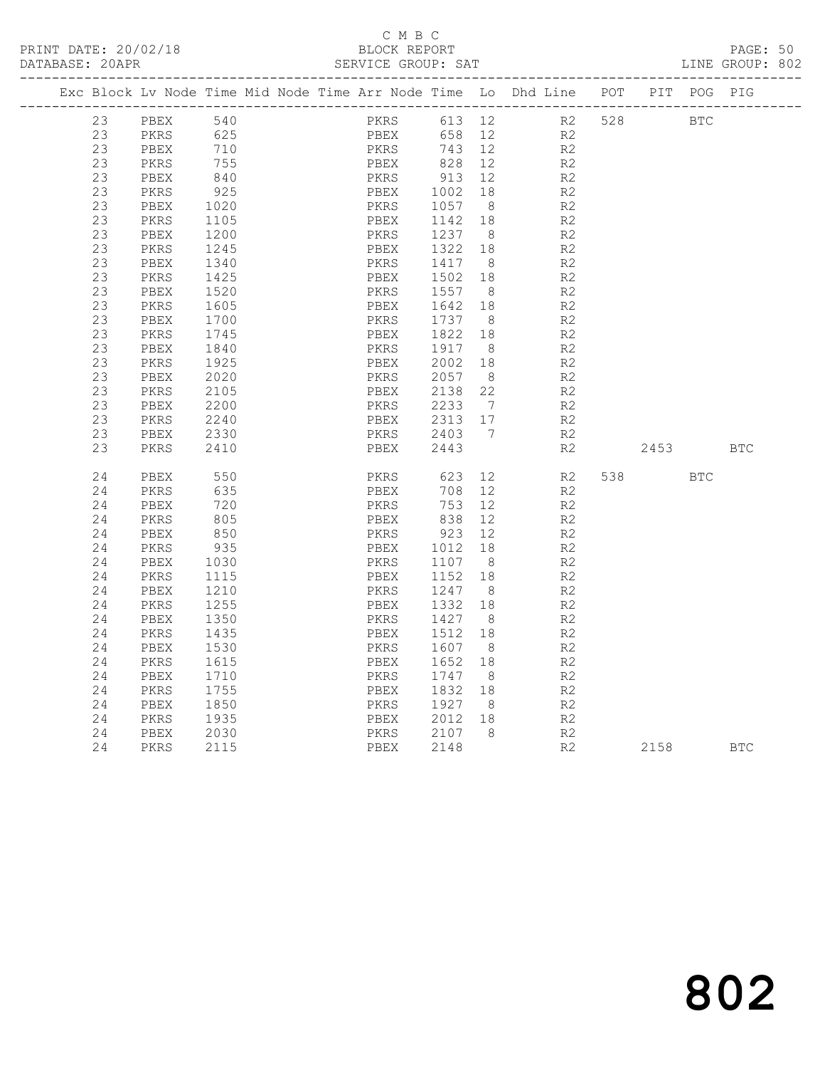C M B C

PRINT DATE: 20/02/18 BLOCK REPORT

DATABASE: 20APR SERVICE GROUP: SAT LINE GROUP: 802

| Exc | Block | Lv | Node | Time | Mid | Node | Time | Arr | Node | Time | Lo | Dhd | Line | POT | PIT | POG | PIG |
|---|---|---|---|---|---|---|---|---|---|---|---|---|---|---|---|---|---|
| | 23 | | PBEX | 540 | | | | | PKRS | 613 | 12 | | R2 | 528 | | BTC | |
| | 23 | | PKRS | 625 | | | | | PBEX | 658 | 12 | | R2 | | | | |
| | 23 | | PBEX | 710 | | | | | PKRS | 743 | 12 | | R2 | | | | |
| | 23 | | PKRS | 755 | | | | | PBEX | 828 | 12 | | R2 | | | | |
| | 23 | | PBEX | 840 | | | | | PKRS | 913 | 12 | | R2 | | | | |
| | 23 | | PKRS | 925 | | | | | PBEX | 1002 | 18 | | R2 | | | | |
| | 23 | | PBEX | 1020 | | | | | PKRS | 1057 | 8 | | R2 | | | | |
| | 23 | | PKRS | 1105 | | | | | PBEX | 1142 | 18 | | R2 | | | | |
| | 23 | | PBEX | 1200 | | | | | PKRS | 1237 | 8 | | R2 | | | | |
| | 23 | | PKRS | 1245 | | | | | PBEX | 1322 | 18 | | R2 | | | | |
| | 23 | | PBEX | 1340 | | | | | PKRS | 1417 | 8 | | R2 | | | | |
| | 23 | | PKRS | 1425 | | | | | PBEX | 1502 | 18 | | R2 | | | | |
| | 23 | | PBEX | 1520 | | | | | PKRS | 1557 | 8 | | R2 | | | | |
| | 23 | | PKRS | 1605 | | | | | PBEX | 1642 | 18 | | R2 | | | | |
| | 23 | | PBEX | 1700 | | | | | PKRS | 1737 | 8 | | R2 | | | | |
| | 23 | | PKRS | 1745 | | | | | PBEX | 1822 | 18 | | R2 | | | | |
| | 23 | | PBEX | 1840 | | | | | PKRS | 1917 | 8 | | R2 | | | | |
| | 23 | | PKRS | 1925 | | | | | PBEX | 2002 | 18 | | R2 | | | | |
| | 23 | | PBEX | 2020 | | | | | PKRS | 2057 | 8 | | R2 | | | | |
| | 23 | | PKRS | 2105 | | | | | PBEX | 2138 | 22 | | R2 | | | | |
| | 23 | | PBEX | 2200 | | | | | PKRS | 2233 | 7 | | R2 | | | | |
| | 23 | | PKRS | 2240 | | | | | PBEX | 2313 | 17 | | R2 | | | | |
| | 23 | | PBEX | 2330 | | | | | PKRS | 2403 | 7 | | R2 | | | | |
| | 23 | | PKRS | 2410 | | | | | PBEX | 2443 | | | R2 | | 2453 | | BTC |
| | 24 | | PBEX | 550 | | | | | PKRS | 623 | 12 | | R2 | 538 | | BTC | |
| | 24 | | PKRS | 635 | | | | | PBEX | 708 | 12 | | R2 | | | | |
| | 24 | | PBEX | 720 | | | | | PKRS | 753 | 12 | | R2 | | | | |
| | 24 | | PKRS | 805 | | | | | PBEX | 838 | 12 | | R2 | | | | |
| | 24 | | PBEX | 850 | | | | | PKRS | 923 | 12 | | R2 | | | | |
| | 24 | | PKRS | 935 | | | | | PBEX | 1012 | 18 | | R2 | | | | |
| | 24 | | PBEX | 1030 | | | | | PKRS | 1107 | 8 | | R2 | | | | |
| | 24 | | PKRS | 1115 | | | | | PBEX | 1152 | 18 | | R2 | | | | |
| | 24 | | PBEX | 1210 | | | | | PKRS | 1247 | 8 | | R2 | | | | |
| | 24 | | PKRS | 1255 | | | | | PBEX | 1332 | 18 | | R2 | | | | |
| | 24 | | PBEX | 1350 | | | | | PKRS | 1427 | 8 | | R2 | | | | |
| | 24 | | PKRS | 1435 | | | | | PBEX | 1512 | 18 | | R2 | | | | |
| | 24 | | PBEX | 1530 | | | | | PKRS | 1607 | 8 | | R2 | | | | |
| | 24 | | PKRS | 1615 | | | | | PBEX | 1652 | 18 | | R2 | | | | |
| | 24 | | PBEX | 1710 | | | | | PKRS | 1747 | 8 | | R2 | | | | |
| | 24 | | PKRS | 1755 | | | | | PBEX | 1832 | 18 | | R2 | | | | |
| | 24 | | PBEX | 1850 | | | | | PKRS | 1927 | 8 | | R2 | | | | |
| | 24 | | PKRS | 1935 | | | | | PBEX | 2012 | 18 | | R2 | | | | |
| | 24 | | PBEX | 2030 | | | | | PKRS | 2107 | 8 | | R2 | | | | |
| | 24 | | PKRS | 2115 | | | | | PBEX | 2148 | | | R2 | | 2158 | | BTC |

802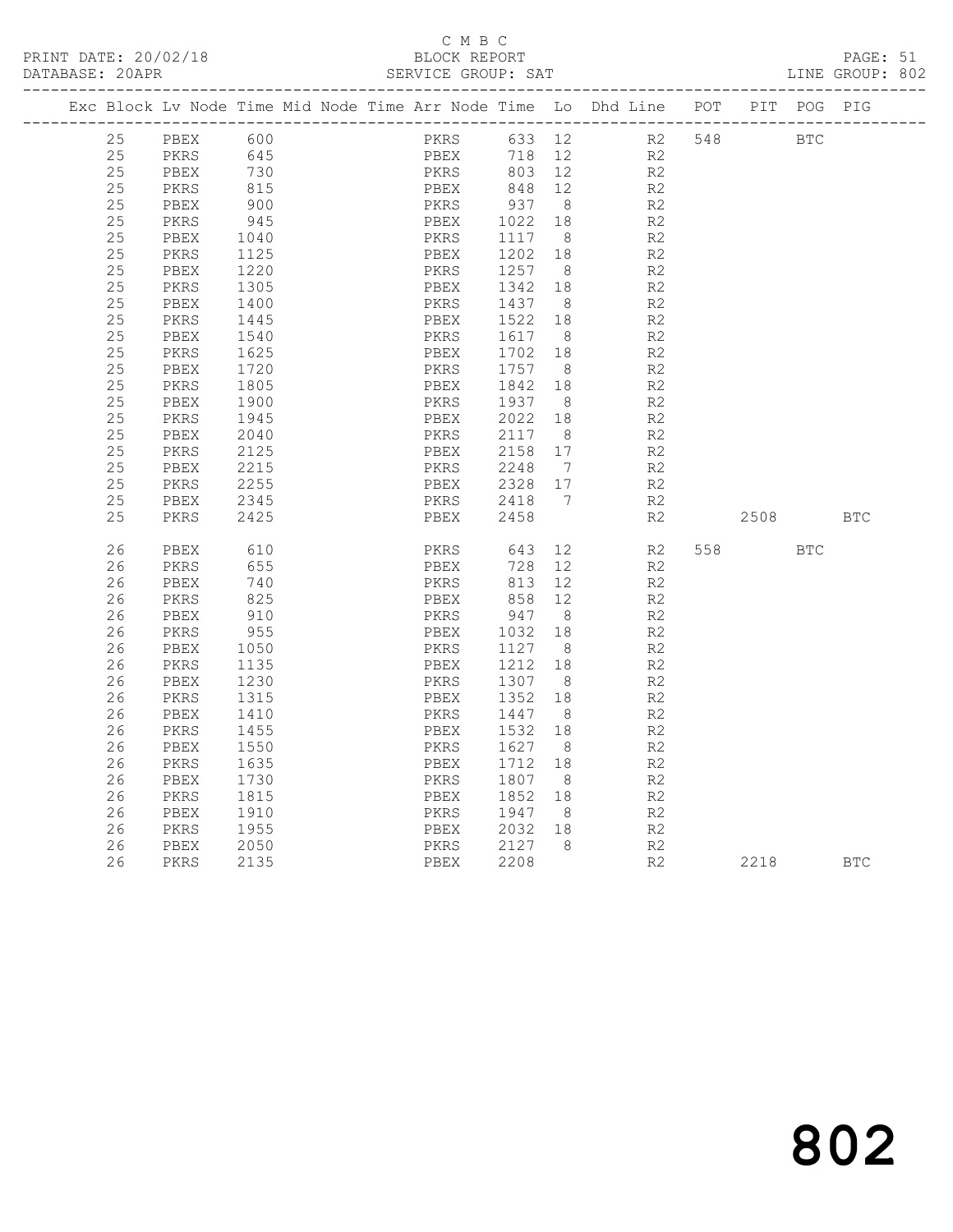C M B C

BLOCK REPORT

SERVICE GROUP: SAT

LINE GROUP: 802

| Exc | Block | Lv | Node | Time | Mid Node | Time | Arr Node | Time | Lo | Dhd Line | POT | PIT | POG | PIG |
|---|---|---|---|---|---|---|---|---|---|---|---|---|---|---|
| | 25 | | PBEX | 600 | | | PKRS | 633 | 12 | R2 | 548 | | BTC | |
| | 25 | | PKRS | 645 | | | PBEX | 718 | 12 | R2 | | | | |
| | 25 | | PBEX | 730 | | | PKRS | 803 | 12 | R2 | | | | |
| | 25 | | PKRS | 815 | | | PBEX | 848 | 12 | R2 | | | | |
| | 25 | | PBEX | 900 | | | PKRS | 937 | 8 | R2 | | | | |
| | 25 | | PKRS | 945 | | | PBEX | 1022 | 18 | R2 | | | | |
| | 25 | | PBEX | 1040 | | | PKRS | 1117 | 8 | R2 | | | | |
| | 25 | | PKRS | 1125 | | | PBEX | 1202 | 18 | R2 | | | | |
| | 25 | | PBEX | 1220 | | | PKRS | 1257 | 8 | R2 | | | | |
| | 25 | | PKRS | 1305 | | | PBEX | 1342 | 18 | R2 | | | | |
| | 25 | | PBEX | 1400 | | | PKRS | 1437 | 8 | R2 | | | | |
| | 25 | | PKRS | 1445 | | | PBEX | 1522 | 18 | R2 | | | | |
| | 25 | | PBEX | 1540 | | | PKRS | 1617 | 8 | R2 | | | | |
| | 25 | | PKRS | 1625 | | | PBEX | 1702 | 18 | R2 | | | | |
| | 25 | | PBEX | 1720 | | | PKRS | 1757 | 8 | R2 | | | | |
| | 25 | | PKRS | 1805 | | | PBEX | 1842 | 18 | R2 | | | | |
| | 25 | | PBEX | 1900 | | | PKRS | 1937 | 8 | R2 | | | | |
| | 25 | | PKRS | 1945 | | | PBEX | 2022 | 18 | R2 | | | | |
| | 25 | | PBEX | 2040 | | | PKRS | 2117 | 8 | R2 | | | | |
| | 25 | | PKRS | 2125 | | | PBEX | 2158 | 17 | R2 | | | | |
| | 25 | | PBEX | 2215 | | | PKRS | 2248 | 7 | R2 | | | | |
| | 25 | | PKRS | 2255 | | | PBEX | 2328 | 17 | R2 | | | | |
| | 25 | | PBEX | 2345 | | | PKRS | 2418 | 7 | R2 | | | | |
| | 25 | | PKRS | 2425 | | | PBEX | 2458 | | R2 | | 2508 | | BTC |
| | 26 | | PBEX | 610 | | | PKRS | 643 | 12 | R2 | 558 | | BTC | |
| | 26 | | PKRS | 655 | | | PBEX | 728 | 12 | R2 | | | | |
| | 26 | | PBEX | 740 | | | PKRS | 813 | 12 | R2 | | | | |
| | 26 | | PKRS | 825 | | | PBEX | 858 | 12 | R2 | | | | |
| | 26 | | PBEX | 910 | | | PKRS | 947 | 8 | R2 | | | | |
| | 26 | | PKRS | 955 | | | PBEX | 1032 | 18 | R2 | | | | |
| | 26 | | PBEX | 1050 | | | PKRS | 1127 | 8 | R2 | | | | |
| | 26 | | PKRS | 1135 | | | PBEX | 1212 | 18 | R2 | | | | |
| | 26 | | PBEX | 1230 | | | PKRS | 1307 | 8 | R2 | | | | |
| | 26 | | PKRS | 1315 | | | PBEX | 1352 | 18 | R2 | | | | |
| | 26 | | PBEX | 1410 | | | PKRS | 1447 | 8 | R2 | | | | |
| | 26 | | PKRS | 1455 | | | PBEX | 1532 | 18 | R2 | | | | |
| | 26 | | PBEX | 1550 | | | PKRS | 1627 | 8 | R2 | | | | |
| | 26 | | PKRS | 1635 | | | PBEX | 1712 | 18 | R2 | | | | |
| | 26 | | PBEX | 1730 | | | PKRS | 1807 | 8 | R2 | | | | |
| | 26 | | PKRS | 1815 | | | PBEX | 1852 | 18 | R2 | | | | |
| | 26 | | PBEX | 1910 | | | PKRS | 1947 | 8 | R2 | | | | |
| | 26 | | PKRS | 1955 | | | PBEX | 2032 | 18 | R2 | | | | |
| | 26 | | PBEX | 2050 | | | PKRS | 2127 | 8 | R2 | | | | |
| | 26 | | PKRS | 2135 | | | PBEX | 2208 | | R2 | | 2218 | | BTC |

802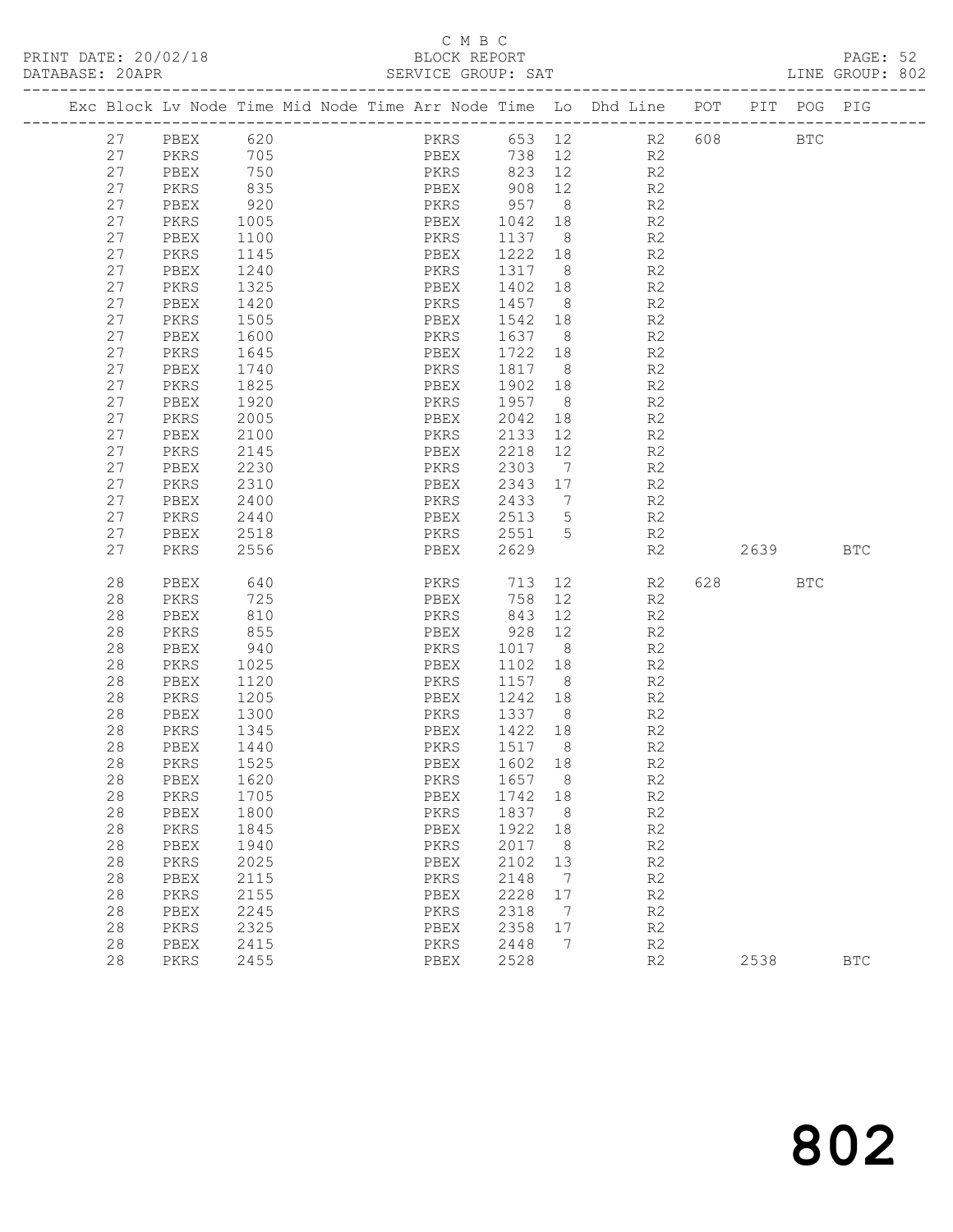C M B C

PRINT DATE: 20/02/18 BLOCK REPORT

DATABASE: 20APR SERVICE GROUP: SAT LINE GROUP: 802

| Exc | Block | Lv | Node | Time | Mid Node | Time | Arr Node | Time | Lo | Dhd Line | POT | PIT | POG | PIG |
|---|---|---|---|---|---|---|---|---|---|---|---|---|---|---|
| | 27 | | PBEX | 620 | | | PKRS | 653 | 12 | R2 | 608 | | BTC | |
| | 27 | | PKRS | 705 | | | PBEX | 738 | 12 | R2 | | | | |
| | 27 | | PBEX | 750 | | | PKRS | 823 | 12 | R2 | | | | |
| | 27 | | PKRS | 835 | | | PBEX | 908 | 12 | R2 | | | | |
| | 27 | | PBEX | 920 | | | PKRS | 957 | 8 | R2 | | | | |
| | 27 | | PKRS | 1005 | | | PBEX | 1042 | 18 | R2 | | | | |
| | 27 | | PBEX | 1100 | | | PKRS | 1137 | 8 | R2 | | | | |
| | 27 | | PKRS | 1145 | | | PBEX | 1222 | 18 | R2 | | | | |
| | 27 | | PBEX | 1240 | | | PKRS | 1317 | 8 | R2 | | | | |
| | 27 | | PKRS | 1325 | | | PBEX | 1402 | 18 | R2 | | | | |
| | 27 | | PBEX | 1420 | | | PKRS | 1457 | 8 | R2 | | | | |
| | 27 | | PKRS | 1505 | | | PBEX | 1542 | 18 | R2 | | | | |
| | 27 | | PBEX | 1600 | | | PKRS | 1637 | 8 | R2 | | | | |
| | 27 | | PKRS | 1645 | | | PBEX | 1722 | 18 | R2 | | | | |
| | 27 | | PBEX | 1740 | | | PKRS | 1817 | 8 | R2 | | | | |
| | 27 | | PKRS | 1825 | | | PBEX | 1902 | 18 | R2 | | | | |
| | 27 | | PBEX | 1920 | | | PKRS | 1957 | 8 | R2 | | | | |
| | 27 | | PKRS | 2005 | | | PBEX | 2042 | 18 | R2 | | | | |
| | 27 | | PBEX | 2100 | | | PKRS | 2133 | 12 | R2 | | | | |
| | 27 | | PKRS | 2145 | | | PBEX | 2218 | 12 | R2 | | | | |
| | 27 | | PBEX | 2230 | | | PKRS | 2303 | 7 | R2 | | | | |
| | 27 | | PKRS | 2310 | | | PBEX | 2343 | 17 | R2 | | | | |
| | 27 | | PBEX | 2400 | | | PKRS | 2433 | 7 | R2 | | | | |
| | 27 | | PKRS | 2440 | | | PBEX | 2513 | 5 | R2 | | | | |
| | 27 | | PBEX | 2518 | | | PKRS | 2551 | 5 | R2 | | | | |
| | 27 | | PKRS | 2556 | | | PBEX | 2629 | | R2 | | 2639 | | BTC |
| | 28 | | PBEX | 640 | | | PKRS | 713 | 12 | R2 | 628 | | BTC | |
| | 28 | | PKRS | 725 | | | PBEX | 758 | 12 | R2 | | | | |
| | 28 | | PBEX | 810 | | | PKRS | 843 | 12 | R2 | | | | |
| | 28 | | PKRS | 855 | | | PBEX | 928 | 12 | R2 | | | | |
| | 28 | | PBEX | 940 | | | PKRS | 1017 | 8 | R2 | | | | |
| | 28 | | PKRS | 1025 | | | PBEX | 1102 | 18 | R2 | | | | |
| | 28 | | PBEX | 1120 | | | PKRS | 1157 | 8 | R2 | | | | |
| | 28 | | PKRS | 1205 | | | PBEX | 1242 | 18 | R2 | | | | |
| | 28 | | PBEX | 1300 | | | PKRS | 1337 | 8 | R2 | | | | |
| | 28 | | PKRS | 1345 | | | PBEX | 1422 | 18 | R2 | | | | |
| | 28 | | PBEX | 1440 | | | PKRS | 1517 | 8 | R2 | | | | |
| | 28 | | PKRS | 1525 | | | PBEX | 1602 | 18 | R2 | | | | |
| | 28 | | PBEX | 1620 | | | PKRS | 1657 | 8 | R2 | | | | |
| | 28 | | PKRS | 1705 | | | PBEX | 1742 | 18 | R2 | | | | |
| | 28 | | PBEX | 1800 | | | PKRS | 1837 | 8 | R2 | | | | |
| | 28 | | PKRS | 1845 | | | PBEX | 1922 | 18 | R2 | | | | |
| | 28 | | PBEX | 1940 | | | PKRS | 2017 | 8 | R2 | | | | |
| | 28 | | PKRS | 2025 | | | PBEX | 2102 | 13 | R2 | | | | |
| | 28 | | PBEX | 2115 | | | PKRS | 2148 | 7 | R2 | | | | |
| | 28 | | PKRS | 2155 | | | PBEX | 2228 | 17 | R2 | | | | |
| | 28 | | PBEX | 2245 | | | PKRS | 2318 | 7 | R2 | | | | |
| | 28 | | PKRS | 2325 | | | PBEX | 2358 | 17 | R2 | | | | |
| | 28 | | PBEX | 2415 | | | PKRS | 2448 | 7 | R2 | | | | |
| | 28 | | PKRS | 2455 | | | PBEX | 2528 | | R2 | | 2538 | | BTC |

802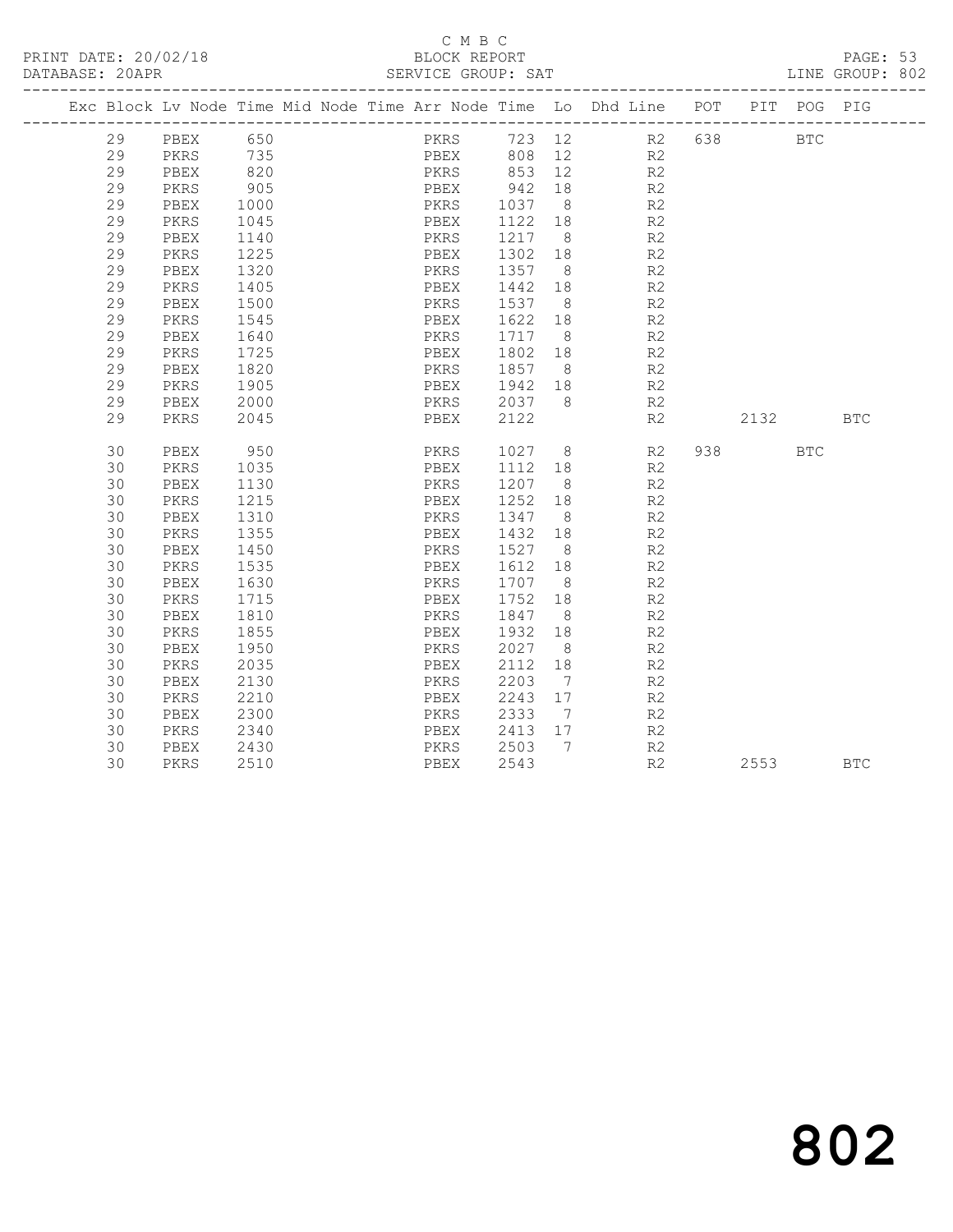C M B C
PRINT DATE: 20/02/18 BLOCK REPORT
DATABASE: 20APR SERVICE GROUP: SAT LINE GROUP: 802

| Exc | Block | Lv | Node | Time | Mid Node | Time | Arr Node | Time | Lo | Dhd Line | POT | PIT | POG | PIG |
|---|---|---|---|---|---|---|---|---|---|---|---|---|---|---|
| | 29 | | PBEX | 650 | | | PKRS | 723 | 12 | R2 | 638 | | BTC | |
| | 29 | | PKRS | 735 | | | PBEX | 808 | 12 | R2 | | | | |
| | 29 | | PBEX | 820 | | | PKRS | 853 | 12 | R2 | | | | |
| | 29 | | PKRS | 905 | | | PBEX | 942 | 18 | R2 | | | | |
| | 29 | | PBEX | 1000 | | | PKRS | 1037 | 8 | R2 | | | | |
| | 29 | | PKRS | 1045 | | | PBEX | 1122 | 18 | R2 | | | | |
| | 29 | | PBEX | 1140 | | | PKRS | 1217 | 8 | R2 | | | | |
| | 29 | | PKRS | 1225 | | | PBEX | 1302 | 18 | R2 | | | | |
| | 29 | | PBEX | 1320 | | | PKRS | 1357 | 8 | R2 | | | | |
| | 29 | | PKRS | 1405 | | | PBEX | 1442 | 18 | R2 | | | | |
| | 29 | | PBEX | 1500 | | | PKRS | 1537 | 8 | R2 | | | | |
| | 29 | | PKRS | 1545 | | | PBEX | 1622 | 18 | R2 | | | | |
| | 29 | | PBEX | 1640 | | | PKRS | 1717 | 8 | R2 | | | | |
| | 29 | | PKRS | 1725 | | | PBEX | 1802 | 18 | R2 | | | | |
| | 29 | | PBEX | 1820 | | | PKRS | 1857 | 8 | R2 | | | | |
| | 29 | | PKRS | 1905 | | | PBEX | 1942 | 18 | R2 | | | | |
| | 29 | | PBEX | 2000 | | | PKRS | 2037 | 8 | R2 | | | | |
| | 29 | | PKRS | 2045 | | | PBEX | 2122 | | R2 | | 2132 | | BTC |
| | 30 | | PBEX | 950 | | | PKRS | 1027 | 8 | R2 | 938 | | BTC | |
| | 30 | | PKRS | 1035 | | | PBEX | 1112 | 18 | R2 | | | | |
| | 30 | | PBEX | 1130 | | | PKRS | 1207 | 8 | R2 | | | | |
| | 30 | | PKRS | 1215 | | | PBEX | 1252 | 18 | R2 | | | | |
| | 30 | | PBEX | 1310 | | | PKRS | 1347 | 8 | R2 | | | | |
| | 30 | | PKRS | 1355 | | | PBEX | 1432 | 18 | R2 | | | | |
| | 30 | | PBEX | 1450 | | | PKRS | 1527 | 8 | R2 | | | | |
| | 30 | | PKRS | 1535 | | | PBEX | 1612 | 18 | R2 | | | | |
| | 30 | | PBEX | 1630 | | | PKRS | 1707 | 8 | R2 | | | | |
| | 30 | | PKRS | 1715 | | | PBEX | 1752 | 18 | R2 | | | | |
| | 30 | | PBEX | 1810 | | | PKRS | 1847 | 8 | R2 | | | | |
| | 30 | | PKRS | 1855 | | | PBEX | 1932 | 18 | R2 | | | | |
| | 30 | | PBEX | 1950 | | | PKRS | 2027 | 8 | R2 | | | | |
| | 30 | | PKRS | 2035 | | | PBEX | 2112 | 18 | R2 | | | | |
| | 30 | | PBEX | 2130 | | | PKRS | 2203 | 7 | R2 | | | | |
| | 30 | | PKRS | 2210 | | | PBEX | 2243 | 17 | R2 | | | | |
| | 30 | | PBEX | 2300 | | | PKRS | 2333 | 7 | R2 | | | | |
| | 30 | | PKRS | 2340 | | | PBEX | 2413 | 17 | R2 | | | | |
| | 30 | | PBEX | 2430 | | | PKRS | 2503 | 7 | R2 | | | | |
| | 30 | | PKRS | 2510 | | | PBEX | 2543 | | R2 | | 2553 | | BTC |

802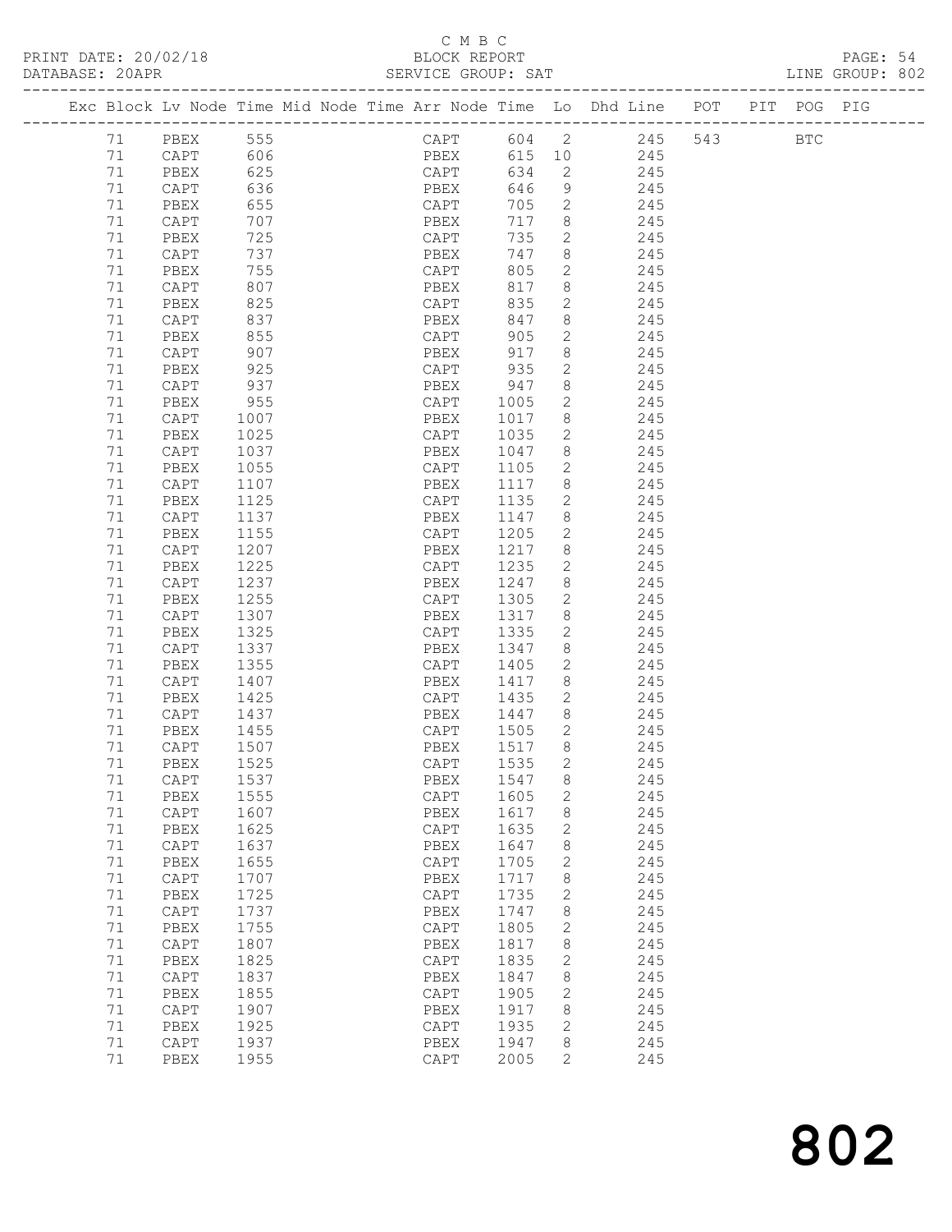C M B C

PRINT DATE: 20/02/18 BLOCK REPORT PAGE: 54
DATABASE: 20APR SERVICE GROUP: SAT LINE GROUP: 802

| Exc | Block | Lv | Node | Time | Mid Node | Time | Arr Node | Time | Lo | Dhd Line | POT | PIT | POG | PIG |
|---|---|---|---|---|---|---|---|---|---|---|---|---|---|---|
| | 71 | | PBEX | 555 | | | CAPT | 604 | 2 | 245 | 543 | | BTC | |
| | 71 | | CAPT | 606 | | | PBEX | 615 | 10 | 245 | | | | |
| | 71 | | PBEX | 625 | | | CAPT | 634 | 2 | 245 | | | | |
| | 71 | | CAPT | 636 | | | PBEX | 646 | 9 | 245 | | | | |
| | 71 | | PBEX | 655 | | | CAPT | 705 | 2 | 245 | | | | |
| | 71 | | CAPT | 707 | | | PBEX | 717 | 8 | 245 | | | | |
| | 71 | | PBEX | 725 | | | CAPT | 735 | 2 | 245 | | | | |
| | 71 | | CAPT | 737 | | | PBEX | 747 | 8 | 245 | | | | |
| | 71 | | PBEX | 755 | | | CAPT | 805 | 2 | 245 | | | | |
| | 71 | | CAPT | 807 | | | PBEX | 817 | 8 | 245 | | | | |
| | 71 | | PBEX | 825 | | | CAPT | 835 | 2 | 245 | | | | |
| | 71 | | CAPT | 837 | | | PBEX | 847 | 8 | 245 | | | | |
| | 71 | | PBEX | 855 | | | CAPT | 905 | 2 | 245 | | | | |
| | 71 | | CAPT | 907 | | | PBEX | 917 | 8 | 245 | | | | |
| | 71 | | PBEX | 925 | | | CAPT | 935 | 2 | 245 | | | | |
| | 71 | | CAPT | 937 | | | PBEX | 947 | 8 | 245 | | | | |
| | 71 | | PBEX | 955 | | | CAPT | 1005 | 2 | 245 | | | | |
| | 71 | | CAPT | 1007 | | | PBEX | 1017 | 8 | 245 | | | | |
| | 71 | | PBEX | 1025 | | | CAPT | 1035 | 2 | 245 | | | | |
| | 71 | | CAPT | 1037 | | | PBEX | 1047 | 8 | 245 | | | | |
| | 71 | | PBEX | 1055 | | | CAPT | 1105 | 2 | 245 | | | | |
| | 71 | | CAPT | 1107 | | | PBEX | 1117 | 8 | 245 | | | | |
| | 71 | | PBEX | 1125 | | | CAPT | 1135 | 2 | 245 | | | | |
| | 71 | | CAPT | 1137 | | | PBEX | 1147 | 8 | 245 | | | | |
| | 71 | | PBEX | 1155 | | | CAPT | 1205 | 2 | 245 | | | | |
| | 71 | | CAPT | 1207 | | | PBEX | 1217 | 8 | 245 | | | | |
| | 71 | | PBEX | 1225 | | | CAPT | 1235 | 2 | 245 | | | | |
| | 71 | | CAPT | 1237 | | | PBEX | 1247 | 8 | 245 | | | | |
| | 71 | | PBEX | 1255 | | | CAPT | 1305 | 2 | 245 | | | | |
| | 71 | | CAPT | 1307 | | | PBEX | 1317 | 8 | 245 | | | | |
| | 71 | | PBEX | 1325 | | | CAPT | 1335 | 2 | 245 | | | | |
| | 71 | | CAPT | 1337 | | | PBEX | 1347 | 8 | 245 | | | | |
| | 71 | | PBEX | 1355 | | | CAPT | 1405 | 2 | 245 | | | | |
| | 71 | | CAPT | 1407 | | | PBEX | 1417 | 8 | 245 | | | | |
| | 71 | | PBEX | 1425 | | | CAPT | 1435 | 2 | 245 | | | | |
| | 71 | | CAPT | 1437 | | | PBEX | 1447 | 8 | 245 | | | | |
| | 71 | | PBEX | 1455 | | | CAPT | 1505 | 2 | 245 | | | | |
| | 71 | | CAPT | 1507 | | | PBEX | 1517 | 8 | 245 | | | | |
| | 71 | | PBEX | 1525 | | | CAPT | 1535 | 2 | 245 | | | | |
| | 71 | | CAPT | 1537 | | | PBEX | 1547 | 8 | 245 | | | | |
| | 71 | | PBEX | 1555 | | | CAPT | 1605 | 2 | 245 | | | | |
| | 71 | | CAPT | 1607 | | | PBEX | 1617 | 8 | 245 | | | | |
| | 71 | | PBEX | 1625 | | | CAPT | 1635 | 2 | 245 | | | | |
| | 71 | | CAPT | 1637 | | | PBEX | 1647 | 8 | 245 | | | | |
| | 71 | | PBEX | 1655 | | | CAPT | 1705 | 2 | 245 | | | | |
| | 71 | | CAPT | 1707 | | | PBEX | 1717 | 8 | 245 | | | | |
| | 71 | | PBEX | 1725 | | | CAPT | 1735 | 2 | 245 | | | | |
| | 71 | | CAPT | 1737 | | | PBEX | 1747 | 8 | 245 | | | | |
| | 71 | | PBEX | 1755 | | | CAPT | 1805 | 2 | 245 | | | | |
| | 71 | | CAPT | 1807 | | | PBEX | 1817 | 8 | 245 | | | | |
| | 71 | | PBEX | 1825 | | | CAPT | 1835 | 2 | 245 | | | | |
| | 71 | | CAPT | 1837 | | | PBEX | 1847 | 8 | 245 | | | | |
| | 71 | | PBEX | 1855 | | | CAPT | 1905 | 2 | 245 | | | | |
| | 71 | | CAPT | 1907 | | | PBEX | 1917 | 8 | 245 | | | | |
| | 71 | | PBEX | 1925 | | | CAPT | 1935 | 2 | 245 | | | | |
| | 71 | | CAPT | 1937 | | | PBEX | 1947 | 8 | 245 | | | | |
| | 71 | | PBEX | 1955 | | | CAPT | 2005 | 2 | 245 | | | | |

# 802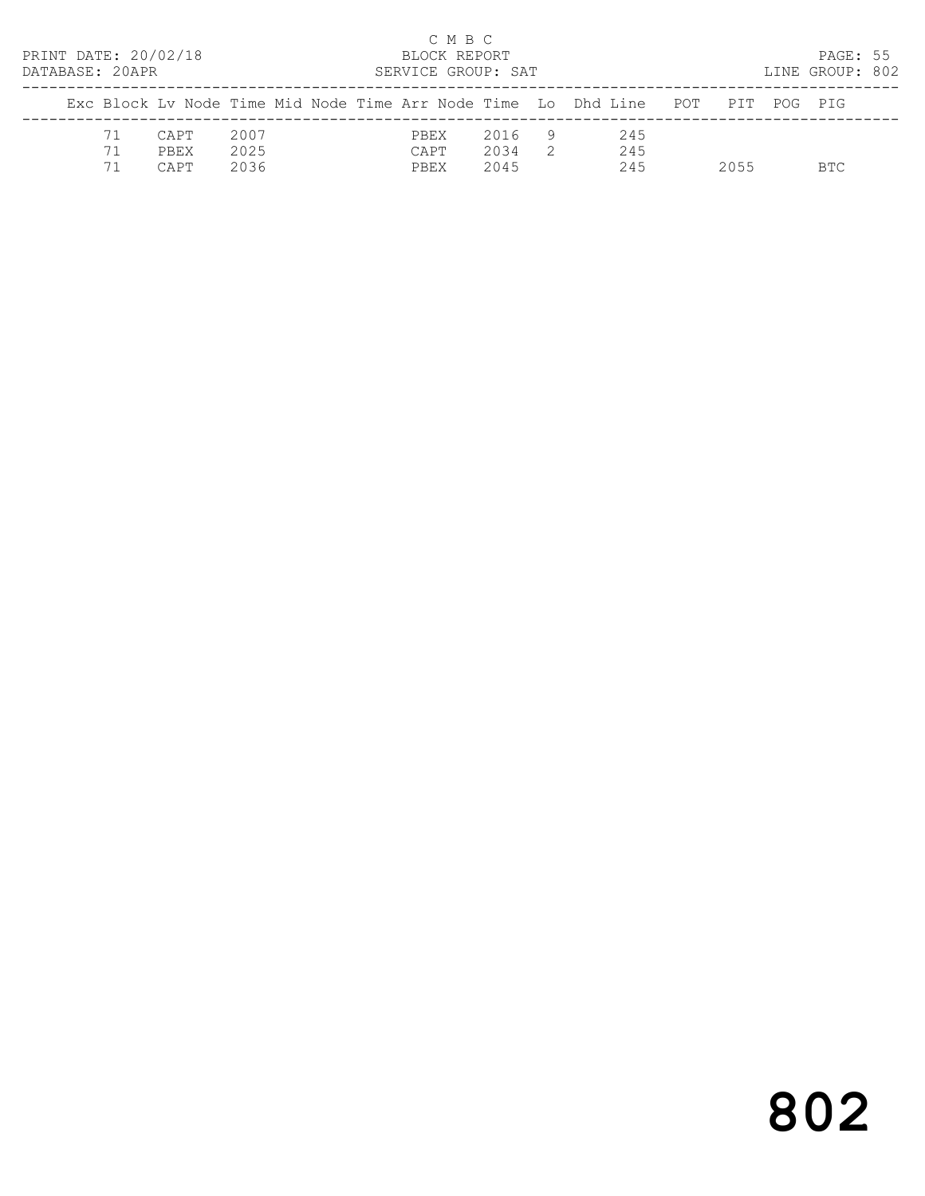C M B C
BLOCK REPORT
SERVICE GROUP: SAT

PRINT DATE: 20/02/18
DATABASE: 20APR

LINE GROUP: 802

| Exc | Block | Lv | Node | Time | Mid | Node | Time | Arr | Node | Time | Lo | Dhd | Line | POT | PIT | POG | PIG |
|---|---|---|---|---|---|---|---|---|---|---|---|---|---|---|---|---|---|
| | 71 | | CAPT | 2007 | | | | | PBEX | 2016 | 9 | | 245 | | | | |
| | 71 | | PBEX | 2025 | | | | | CAPT | 2034 | 2 | | 245 | | | | |
| | 71 | | CAPT | 2036 | | | | | PBEX | 2045 | | | 245 | | 2055 | | BTC |

# 802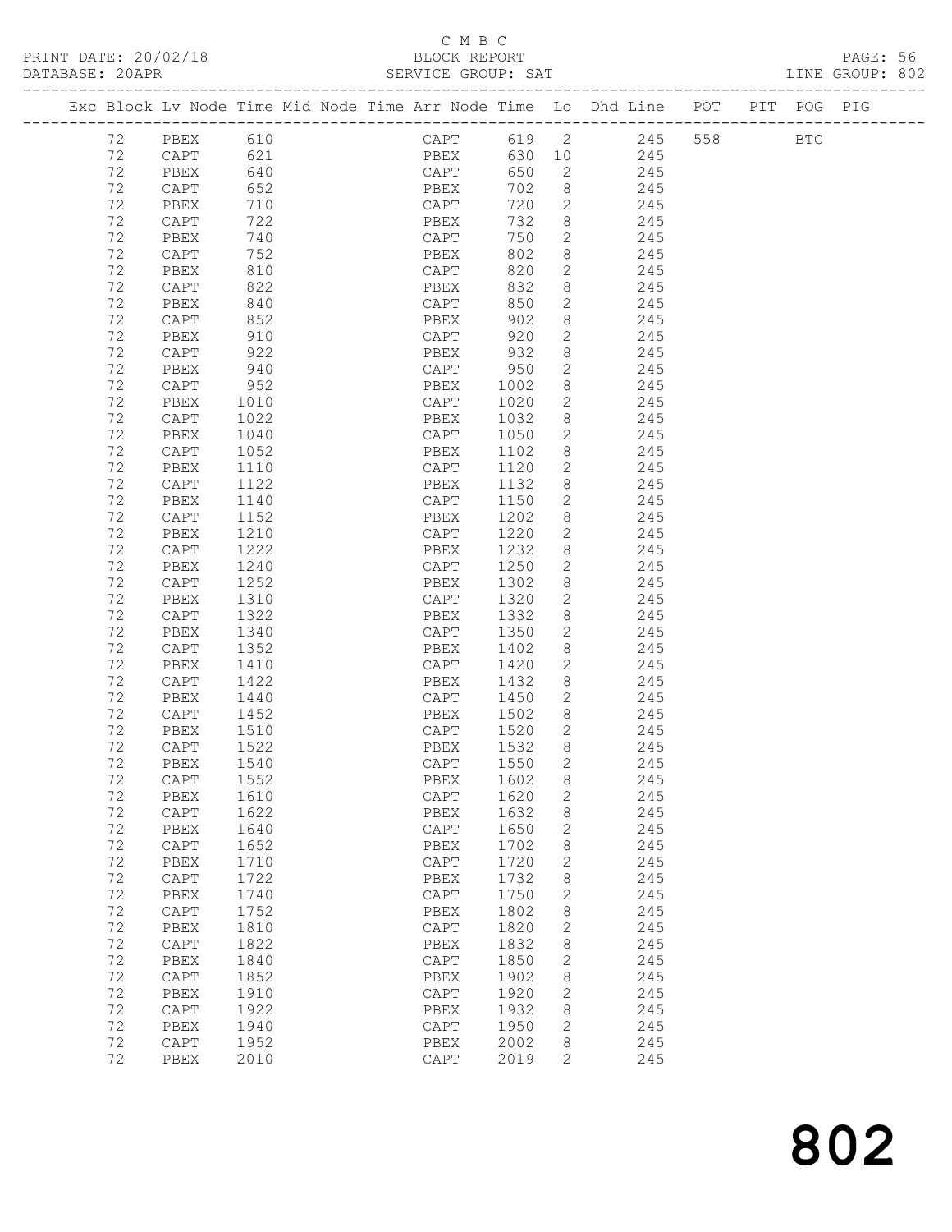C M B C

PRINT DATE: 20/02/18 BLOCK REPORT

DATABASE: 20APR SERVICE GROUP: SAT LINE GROUP: 802

| Exc | Block | Lv | Node | Time | Mid | Node | Time | Arr | Node | Time | Lo | Dhd | Line | POT | PIT | POG | PIG |
|---|---|---|---|---|---|---|---|---|---|---|---|---|---|---|---|---|---|
| | 72 | | PBEX | 610 | | | | | CAPT | 619 | 2 | | 245 | 558 | | BTC | |
| | 72 | | CAPT | 621 | | | | | PBEX | 630 | 10 | | 245 | | | | |
| | 72 | | PBEX | 640 | | | | | CAPT | 650 | 2 | | 245 | | | | |
| | 72 | | CAPT | 652 | | | | | PBEX | 702 | 8 | | 245 | | | | |
| | 72 | | PBEX | 710 | | | | | CAPT | 720 | 2 | | 245 | | | | |
| | 72 | | CAPT | 722 | | | | | PBEX | 732 | 8 | | 245 | | | | |
| | 72 | | PBEX | 740 | | | | | CAPT | 750 | 2 | | 245 | | | | |
| | 72 | | CAPT | 752 | | | | | PBEX | 802 | 8 | | 245 | | | | |
| | 72 | | PBEX | 810 | | | | | CAPT | 820 | 2 | | 245 | | | | |
| | 72 | | CAPT | 822 | | | | | PBEX | 832 | 8 | | 245 | | | | |
| | 72 | | PBEX | 840 | | | | | CAPT | 850 | 2 | | 245 | | | | |
| | 72 | | CAPT | 852 | | | | | PBEX | 902 | 8 | | 245 | | | | |
| | 72 | | PBEX | 910 | | | | | CAPT | 920 | 2 | | 245 | | | | |
| | 72 | | CAPT | 922 | | | | | PBEX | 932 | 8 | | 245 | | | | |
| | 72 | | PBEX | 940 | | | | | CAPT | 950 | 2 | | 245 | | | | |
| | 72 | | CAPT | 952 | | | | | PBEX | 1002 | 8 | | 245 | | | | |
| | 72 | | PBEX | 1010 | | | | | CAPT | 1020 | 2 | | 245 | | | | |
| | 72 | | CAPT | 1022 | | | | | PBEX | 1032 | 8 | | 245 | | | | |
| | 72 | | PBEX | 1040 | | | | | CAPT | 1050 | 2 | | 245 | | | | |
| | 72 | | CAPT | 1052 | | | | | PBEX | 1102 | 8 | | 245 | | | | |
| | 72 | | PBEX | 1110 | | | | | CAPT | 1120 | 2 | | 245 | | | | |
| | 72 | | CAPT | 1122 | | | | | PBEX | 1132 | 8 | | 245 | | | | |
| | 72 | | PBEX | 1140 | | | | | CAPT | 1150 | 2 | | 245 | | | | |
| | 72 | | CAPT | 1152 | | | | | PBEX | 1202 | 8 | | 245 | | | | |
| | 72 | | PBEX | 1210 | | | | | CAPT | 1220 | 2 | | 245 | | | | |
| | 72 | | CAPT | 1222 | | | | | PBEX | 1232 | 8 | | 245 | | | | |
| | 72 | | PBEX | 1240 | | | | | CAPT | 1250 | 2 | | 245 | | | | |
| | 72 | | CAPT | 1252 | | | | | PBEX | 1302 | 8 | | 245 | | | | |
| | 72 | | PBEX | 1310 | | | | | CAPT | 1320 | 2 | | 245 | | | | |
| | 72 | | CAPT | 1322 | | | | | PBEX | 1332 | 8 | | 245 | | | | |
| | 72 | | PBEX | 1340 | | | | | CAPT | 1350 | 2 | | 245 | | | | |
| | 72 | | CAPT | 1352 | | | | | PBEX | 1402 | 8 | | 245 | | | | |
| | 72 | | PBEX | 1410 | | | | | CAPT | 1420 | 2 | | 245 | | | | |
| | 72 | | CAPT | 1422 | | | | | PBEX | 1432 | 8 | | 245 | | | | |
| | 72 | | PBEX | 1440 | | | | | CAPT | 1450 | 2 | | 245 | | | | |
| | 72 | | CAPT | 1452 | | | | | PBEX | 1502 | 8 | | 245 | | | | |
| | 72 | | PBEX | 1510 | | | | | CAPT | 1520 | 2 | | 245 | | | | |
| | 72 | | CAPT | 1522 | | | | | PBEX | 1532 | 8 | | 245 | | | | |
| | 72 | | PBEX | 1540 | | | | | CAPT | 1550 | 2 | | 245 | | | | |
| | 72 | | CAPT | 1552 | | | | | PBEX | 1602 | 8 | | 245 | | | | |
| | 72 | | PBEX | 1610 | | | | | CAPT | 1620 | 2 | | 245 | | | | |
| | 72 | | CAPT | 1622 | | | | | PBEX | 1632 | 8 | | 245 | | | | |
| | 72 | | PBEX | 1640 | | | | | CAPT | 1650 | 2 | | 245 | | | | |
| | 72 | | CAPT | 1652 | | | | | PBEX | 1702 | 8 | | 245 | | | | |
| | 72 | | PBEX | 1710 | | | | | CAPT | 1720 | 2 | | 245 | | | | |
| | 72 | | CAPT | 1722 | | | | | PBEX | 1732 | 8 | | 245 | | | | |
| | 72 | | PBEX | 1740 | | | | | CAPT | 1750 | 2 | | 245 | | | | |
| | 72 | | CAPT | 1752 | | | | | PBEX | 1802 | 8 | | 245 | | | | |
| | 72 | | PBEX | 1810 | | | | | CAPT | 1820 | 2 | | 245 | | | | |
| | 72 | | CAPT | 1822 | | | | | PBEX | 1832 | 8 | | 245 | | | | |
| | 72 | | PBEX | 1840 | | | | | CAPT | 1850 | 2 | | 245 | | | | |
| | 72 | | CAPT | 1852 | | | | | PBEX | 1902 | 8 | | 245 | | | | |
| | 72 | | PBEX | 1910 | | | | | CAPT | 1920 | 2 | | 245 | | | | |
| | 72 | | CAPT | 1922 | | | | | PBEX | 1932 | 8 | | 245 | | | | |
| | 72 | | PBEX | 1940 | | | | | CAPT | 1950 | 2 | | 245 | | | | |
| | 72 | | CAPT | 1952 | | | | | PBEX | 2002 | 8 | | 245 | | | | |
| | 72 | | PBEX | 2010 | | | | | CAPT | 2019 | 2 | | 245 | | | | |

802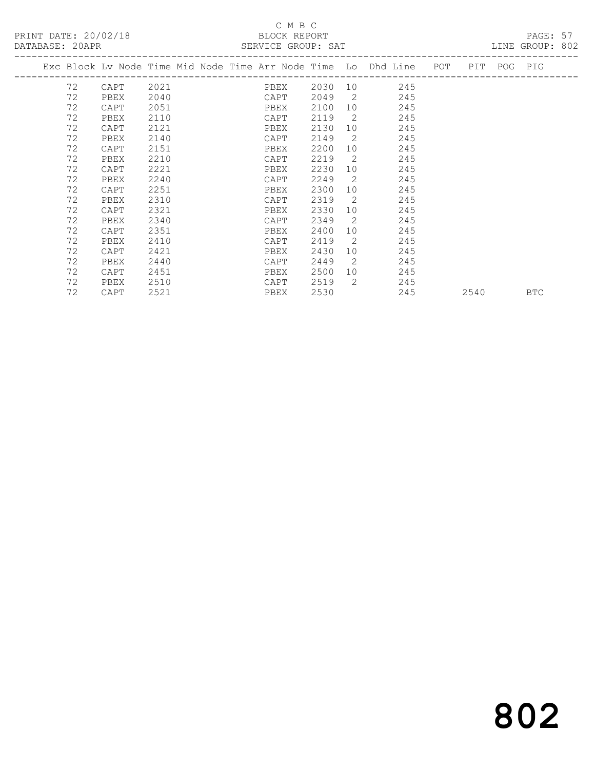C M B C

PRINT DATE: 20/02/18 BLOCK REPORT

DATABASE: 20APR SERVICE GROUP: SAT LINE GROUP: 802

| Exc | Block | Lv Node | Time | Mid Node | Time | Arr Node | Time | Lo | Dhd Line | POT | PIT | POG | PIG |
|---|---|---|---|---|---|---|---|---|---|---|---|---|---|
| | 72 | CAPT | 2021 | | | PBEX | 2030 | 10 | 245 | | | | |
| | 72 | PBEX | 2040 | | | CAPT | 2049 | 2 | 245 | | | | |
| | 72 | CAPT | 2051 | | | PBEX | 2100 | 10 | 245 | | | | |
| | 72 | PBEX | 2110 | | | CAPT | 2119 | 2 | 245 | | | | |
| | 72 | CAPT | 2121 | | | PBEX | 2130 | 10 | 245 | | | | |
| | 72 | PBEX | 2140 | | | CAPT | 2149 | 2 | 245 | | | | |
| | 72 | CAPT | 2151 | | | PBEX | 2200 | 10 | 245 | | | | |
| | 72 | PBEX | 2210 | | | CAPT | 2219 | 2 | 245 | | | | |
| | 72 | CAPT | 2221 | | | PBEX | 2230 | 10 | 245 | | | | |
| | 72 | PBEX | 2240 | | | CAPT | 2249 | 2 | 245 | | | | |
| | 72 | CAPT | 2251 | | | PBEX | 2300 | 10 | 245 | | | | |
| | 72 | PBEX | 2310 | | | CAPT | 2319 | 2 | 245 | | | | |
| | 72 | CAPT | 2321 | | | PBEX | 2330 | 10 | 245 | | | | |
| | 72 | PBEX | 2340 | | | CAPT | 2349 | 2 | 245 | | | | |
| | 72 | CAPT | 2351 | | | PBEX | 2400 | 10 | 245 | | | | |
| | 72 | PBEX | 2410 | | | CAPT | 2419 | 2 | 245 | | | | |
| | 72 | CAPT | 2421 | | | PBEX | 2430 | 10 | 245 | | | | |
| | 72 | PBEX | 2440 | | | CAPT | 2449 | 2 | 245 | | | | |
| | 72 | CAPT | 2451 | | | PBEX | 2500 | 10 | 245 | | | | |
| | 72 | PBEX | 2510 | | | CAPT | 2519 | 2 | 245 | | | | |
| | 72 | CAPT | 2521 | | | PBEX | 2530 | | 245 | | 2540 | | BTC |

802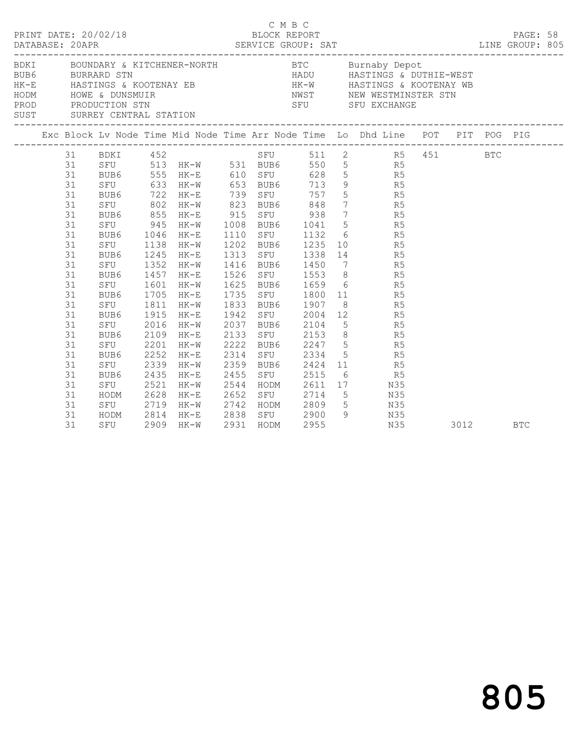C M B C

PRINT DATE: 20/02/18 BLOCK REPORT

DATABASE: 20APR SERVICE GROUP: SAT LINE GROUP: 805

| Code | Description | Code | Description |
|---|---|---|---|
| BDKI | BOUNDARY & KITCHENER-NORTH | BTC | Burnaby Depot |
| BUB6 | BURRARD STN | HADU | HASTINGS & DUTHIE-WEST |
| HK-E | HASTINGS & KOOTENAY EB | HK-W | HASTINGS & KOOTENAY WB |
| HODM | HOWE & DUNSMUIR | NWST | NEW WESTMINSTER STN |
| PROD | PRODUCTION STN | SFU | SFU EXCHANGE |
| SUST | SURREY CENTRAL STATION | | |

| Exc | Block | Lv Node | Time | Mid Node | Time | Arr Node | Time | Lo | Dhd Line | POT | PIT | POG | PIG |
|---|---|---|---|---|---|---|---|---|---|---|---|---|---|
| | 31 | BDKI | 452 | | | SFU | 511 | 2 | R5 | 451 | | BTC | |
| | 31 | SFU | 513 | HK-W | 531 | BUB6 | 550 | 5 | R5 | | | | |
| | 31 | BUB6 | 555 | HK-E | 610 | SFU | 628 | 5 | R5 | | | | |
| | 31 | SFU | 633 | HK-W | 653 | BUB6 | 713 | 9 | R5 | | | | |
| | 31 | BUB6 | 722 | HK-E | 739 | SFU | 757 | 5 | R5 | | | | |
| | 31 | SFU | 802 | HK-W | 823 | BUB6 | 848 | 7 | R5 | | | | |
| | 31 | BUB6 | 855 | HK-E | 915 | SFU | 938 | 7 | R5 | | | | |
| | 31 | SFU | 945 | HK-W | 1008 | BUB6 | 1041 | 5 | R5 | | | | |
| | 31 | BUB6 | 1046 | HK-E | 1110 | SFU | 1132 | 6 | R5 | | | | |
| | 31 | SFU | 1138 | HK-W | 1202 | BUB6 | 1235 | 10 | R5 | | | | |
| | 31 | BUB6 | 1245 | HK-E | 1313 | SFU | 1338 | 14 | R5 | | | | |
| | 31 | SFU | 1352 | HK-W | 1416 | BUB6 | 1450 | 7 | R5 | | | | |
| | 31 | BUB6 | 1457 | HK-E | 1526 | SFU | 1553 | 8 | R5 | | | | |
| | 31 | SFU | 1601 | HK-W | 1625 | BUB6 | 1659 | 6 | R5 | | | | |
| | 31 | BUB6 | 1705 | HK-E | 1735 | SFU | 1800 | 11 | R5 | | | | |
| | 31 | SFU | 1811 | HK-W | 1833 | BUB6 | 1907 | 8 | R5 | | | | |
| | 31 | BUB6 | 1915 | HK-E | 1942 | SFU | 2004 | 12 | R5 | | | | |
| | 31 | SFU | 2016 | HK-W | 2037 | BUB6 | 2104 | 5 | R5 | | | | |
| | 31 | BUB6 | 2109 | HK-E | 2133 | SFU | 2153 | 8 | R5 | | | | |
| | 31 | SFU | 2201 | HK-W | 2222 | BUB6 | 2247 | 5 | R5 | | | | |
| | 31 | BUB6 | 2252 | HK-E | 2314 | SFU | 2334 | 5 | R5 | | | | |
| | 31 | SFU | 2339 | HK-W | 2359 | BUB6 | 2424 | 11 | R5 | | | | |
| | 31 | BUB6 | 2435 | HK-E | 2455 | SFU | 2515 | 6 | R5 | | | | |
| | 31 | SFU | 2521 | HK-W | 2544 | HODM | 2611 | 17 | N35 | | | | |
| | 31 | HODM | 2628 | HK-E | 2652 | SFU | 2714 | 5 | N35 | | | | |
| | 31 | SFU | 2719 | HK-W | 2742 | HODM | 2809 | 5 | N35 | | | | |
| | 31 | HODM | 2814 | HK-E | 2838 | SFU | 2900 | 9 | N35 | | | | |
| | 31 | SFU | 2909 | HK-W | 2931 | HODM | 2955 | | N35 | | 3012 | | BTC |

805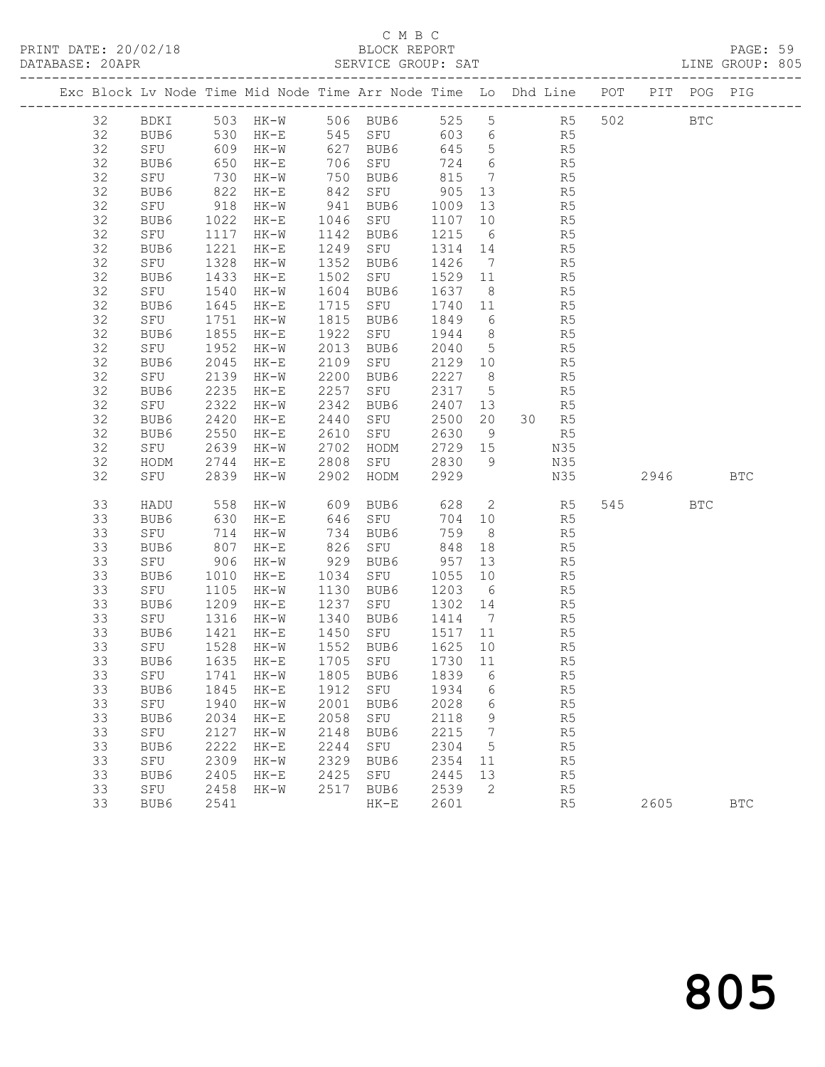C M B C

PRINT DATE: 20/02/18 BLOCK REPORT
DATABASE: 20APR SERVICE GROUP: SAT LINE GROUP: 805

| Exc | Block | Lv | Node | Time | Mid Node | Time | Arr Node | Time | Lo | Dhd | Line | POT | PIT | POG | PIG |
|---|---|---|---|---|---|---|---|---|---|---|---|---|---|---|---|
| | 32 | | BDKI | 503 | HK-W | 506 | BUB6 | 525 | 5 | | R5 | 502 | | BTC | |
| | 32 | | BUB6 | 530 | HK-E | 545 | SFU | 603 | 6 | | R5 | | | | |
| | 32 | | SFU | 609 | HK-W | 627 | BUB6 | 645 | 5 | | R5 | | | | |
| | 32 | | BUB6 | 650 | HK-E | 706 | SFU | 724 | 6 | | R5 | | | | |
| | 32 | | SFU | 730 | HK-W | 750 | BUB6 | 815 | 7 | | R5 | | | | |
| | 32 | | BUB6 | 822 | HK-E | 842 | SFU | 905 | 13 | | R5 | | | | |
| | 32 | | SFU | 918 | HK-W | 941 | BUB6 | 1009 | 13 | | R5 | | | | |
| | 32 | | BUB6 | 1022 | HK-E | 1046 | SFU | 1107 | 10 | | R5 | | | | |
| | 32 | | SFU | 1117 | HK-W | 1142 | BUB6 | 1215 | 6 | | R5 | | | | |
| | 32 | | BUB6 | 1221 | HK-E | 1249 | SFU | 1314 | 14 | | R5 | | | | |
| | 32 | | SFU | 1328 | HK-W | 1352 | BUB6 | 1426 | 7 | | R5 | | | | |
| | 32 | | BUB6 | 1433 | HK-E | 1502 | SFU | 1529 | 11 | | R5 | | | | |
| | 32 | | SFU | 1540 | HK-W | 1604 | BUB6 | 1637 | 8 | | R5 | | | | |
| | 32 | | BUB6 | 1645 | HK-E | 1715 | SFU | 1740 | 11 | | R5 | | | | |
| | 32 | | SFU | 1751 | HK-W | 1815 | BUB6 | 1849 | 6 | | R5 | | | | |
| | 32 | | BUB6 | 1855 | HK-E | 1922 | SFU | 1944 | 8 | | R5 | | | | |
| | 32 | | SFU | 1952 | HK-W | 2013 | BUB6 | 2040 | 5 | | R5 | | | | |
| | 32 | | BUB6 | 2045 | HK-E | 2109 | SFU | 2129 | 10 | | R5 | | | | |
| | 32 | | SFU | 2139 | HK-W | 2200 | BUB6 | 2227 | 8 | | R5 | | | | |
| | 32 | | BUB6 | 2235 | HK-E | 2257 | SFU | 2317 | 5 | | R5 | | | | |
| | 32 | | SFU | 2322 | HK-W | 2342 | BUB6 | 2407 | 13 | | R5 | | | | |
| | 32 | | BUB6 | 2420 | HK-E | 2440 | SFU | 2500 | 20 | 30 | R5 | | | | |
| | 32 | | BUB6 | 2550 | HK-E | 2610 | SFU | 2630 | 9 | | R5 | | | | |
| | 32 | | SFU | 2639 | HK-W | 2702 | HODM | 2729 | 15 | | N35 | | | | |
| | 32 | | HODM | 2744 | HK-E | 2808 | SFU | 2830 | 9 | | N35 | | | | |
| | 32 | | SFU | 2839 | HK-W | 2902 | HODM | 2929 | | | N35 | | 2946 | | BTC |
| | 33 | | HADU | 558 | HK-W | 609 | BUB6 | 628 | 2 | | R5 | 545 | | BTC | |
| | 33 | | BUB6 | 630 | HK-E | 646 | SFU | 704 | 10 | | R5 | | | | |
| | 33 | | SFU | 714 | HK-W | 734 | BUB6 | 759 | 8 | | R5 | | | | |
| | 33 | | BUB6 | 807 | HK-E | 826 | SFU | 848 | 18 | | R5 | | | | |
| | 33 | | SFU | 906 | HK-W | 929 | BUB6 | 957 | 13 | | R5 | | | | |
| | 33 | | BUB6 | 1010 | HK-E | 1034 | SFU | 1055 | 10 | | R5 | | | | |
| | 33 | | SFU | 1105 | HK-W | 1130 | BUB6 | 1203 | 6 | | R5 | | | | |
| | 33 | | BUB6 | 1209 | HK-E | 1237 | SFU | 1302 | 14 | | R5 | | | | |
| | 33 | | SFU | 1316 | HK-W | 1340 | BUB6 | 1414 | 7 | | R5 | | | | |
| | 33 | | BUB6 | 1421 | HK-E | 1450 | SFU | 1517 | 11 | | R5 | | | | |
| | 33 | | SFU | 1528 | HK-W | 1552 | BUB6 | 1625 | 10 | | R5 | | | | |
| | 33 | | BUB6 | 1635 | HK-E | 1705 | SFU | 1730 | 11 | | R5 | | | | |
| | 33 | | SFU | 1741 | HK-W | 1805 | BUB6 | 1839 | 6 | | R5 | | | | |
| | 33 | | BUB6 | 1845 | HK-E | 1912 | SFU | 1934 | 6 | | R5 | | | | |
| | 33 | | SFU | 1940 | HK-W | 2001 | BUB6 | 2028 | 6 | | R5 | | | | |
| | 33 | | BUB6 | 2034 | HK-E | 2058 | SFU | 2118 | 9 | | R5 | | | | |
| | 33 | | SFU | 2127 | HK-W | 2148 | BUB6 | 2215 | 7 | | R5 | | | | |
| | 33 | | BUB6 | 2222 | HK-E | 2244 | SFU | 2304 | 5 | | R5 | | | | |
| | 33 | | SFU | 2309 | HK-W | 2329 | BUB6 | 2354 | 11 | | R5 | | | | |
| | 33 | | BUB6 | 2405 | HK-E | 2425 | SFU | 2445 | 13 | | R5 | | | | |
| | 33 | | SFU | 2458 | HK-W | 2517 | BUB6 | 2539 | 2 | | R5 | | | | |
| | 33 | | BUB6 | 2541 | | | HK-E | 2601 | | | R5 | | 2605 | | BTC |

805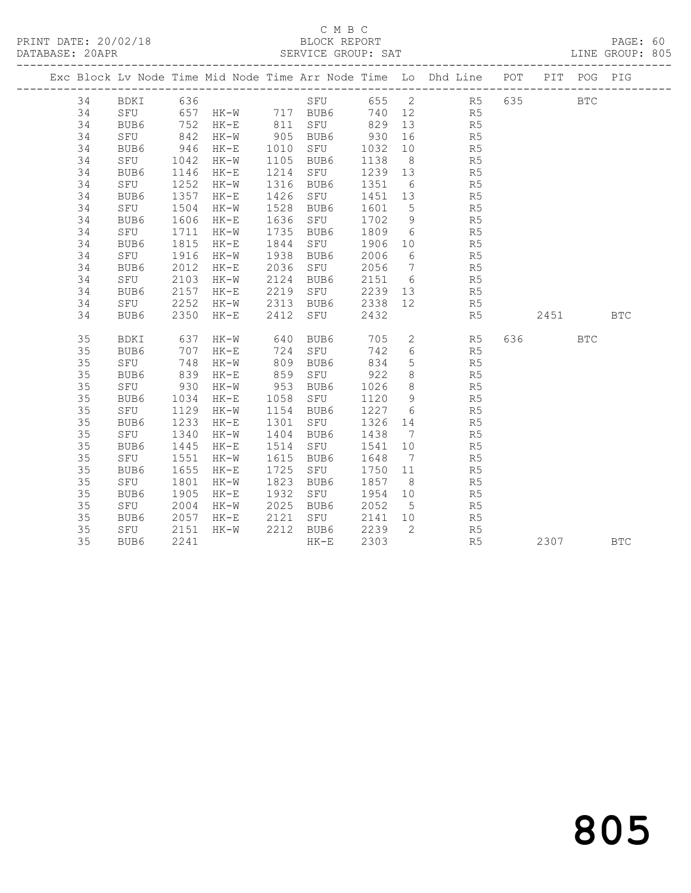C M B C
BLOCK REPORT
SERVICE GROUP: SAT

PRINT DATE: 20/02/18
DATABASE: 20APR
LINE GROUP: 805

| Exc | Block | Lv | Node | Time | Mid Node | Time | Arr Node | Time | Lo | Dhd Line | POT | PIT | POG | PIG |
|---|---|---|---|---|---|---|---|---|---|---|---|---|---|---|
| | 34 | | BDKI | 636 | | | SFU | 655 | 2 | R5 | 635 | | BTC | |
| | 34 | | SFU | 657 | HK-W | 717 | BUB6 | 740 | 12 | R5 | | | | |
| | 34 | | BUB6 | 752 | HK-E | 811 | SFU | 829 | 13 | R5 | | | | |
| | 34 | | SFU | 842 | HK-W | 905 | BUB6 | 930 | 16 | R5 | | | | |
| | 34 | | BUB6 | 946 | HK-E | 1010 | SFU | 1032 | 10 | R5 | | | | |
| | 34 | | SFU | 1042 | HK-W | 1105 | BUB6 | 1138 | 8 | R5 | | | | |
| | 34 | | BUB6 | 1146 | HK-E | 1214 | SFU | 1239 | 13 | R5 | | | | |
| | 34 | | SFU | 1252 | HK-W | 1316 | BUB6 | 1351 | 6 | R5 | | | | |
| | 34 | | BUB6 | 1357 | HK-E | 1426 | SFU | 1451 | 13 | R5 | | | | |
| | 34 | | SFU | 1504 | HK-W | 1528 | BUB6 | 1601 | 5 | R5 | | | | |
| | 34 | | BUB6 | 1606 | HK-E | 1636 | SFU | 1702 | 9 | R5 | | | | |
| | 34 | | SFU | 1711 | HK-W | 1735 | BUB6 | 1809 | 6 | R5 | | | | |
| | 34 | | BUB6 | 1815 | HK-E | 1844 | SFU | 1906 | 10 | R5 | | | | |
| | 34 | | SFU | 1916 | HK-W | 1938 | BUB6 | 2006 | 6 | R5 | | | | |
| | 34 | | BUB6 | 2012 | HK-E | 2036 | SFU | 2056 | 7 | R5 | | | | |
| | 34 | | SFU | 2103 | HK-W | 2124 | BUB6 | 2151 | 6 | R5 | | | | |
| | 34 | | BUB6 | 2157 | HK-E | 2219 | SFU | 2239 | 13 | R5 | | | | |
| | 34 | | SFU | 2252 | HK-W | 2313 | BUB6 | 2338 | 12 | R5 | | | | |
| | 34 | | BUB6 | 2350 | HK-E | 2412 | SFU | 2432 | | R5 | | 2451 | | BTC |
| | 35 | | BDKI | 637 | HK-W | 640 | BUB6 | 705 | 2 | R5 | 636 | | BTC | |
| | 35 | | BUB6 | 707 | HK-E | 724 | SFU | 742 | 6 | R5 | | | | |
| | 35 | | SFU | 748 | HK-W | 809 | BUB6 | 834 | 5 | R5 | | | | |
| | 35 | | BUB6 | 839 | HK-E | 859 | SFU | 922 | 8 | R5 | | | | |
| | 35 | | SFU | 930 | HK-W | 953 | BUB6 | 1026 | 8 | R5 | | | | |
| | 35 | | BUB6 | 1034 | HK-E | 1058 | SFU | 1120 | 9 | R5 | | | | |
| | 35 | | SFU | 1129 | HK-W | 1154 | BUB6 | 1227 | 6 | R5 | | | | |
| | 35 | | BUB6 | 1233 | HK-E | 1301 | SFU | 1326 | 14 | R5 | | | | |
| | 35 | | SFU | 1340 | HK-W | 1404 | BUB6 | 1438 | 7 | R5 | | | | |
| | 35 | | BUB6 | 1445 | HK-E | 1514 | SFU | 1541 | 10 | R5 | | | | |
| | 35 | | SFU | 1551 | HK-W | 1615 | BUB6 | 1648 | 7 | R5 | | | | |
| | 35 | | BUB6 | 1655 | HK-E | 1725 | SFU | 1750 | 11 | R5 | | | | |
| | 35 | | SFU | 1801 | HK-W | 1823 | BUB6 | 1857 | 8 | R5 | | | | |
| | 35 | | BUB6 | 1905 | HK-E | 1932 | SFU | 1954 | 10 | R5 | | | | |
| | 35 | | SFU | 2004 | HK-W | 2025 | BUB6 | 2052 | 5 | R5 | | | | |
| | 35 | | BUB6 | 2057 | HK-E | 2121 | SFU | 2141 | 10 | R5 | | | | |
| | 35 | | SFU | 2151 | HK-W | 2212 | BUB6 | 2239 | 2 | R5 | | | | |
| | 35 | | BUB6 | 2241 | | | HK-E | 2303 | | R5 | | 2307 | | BTC |

805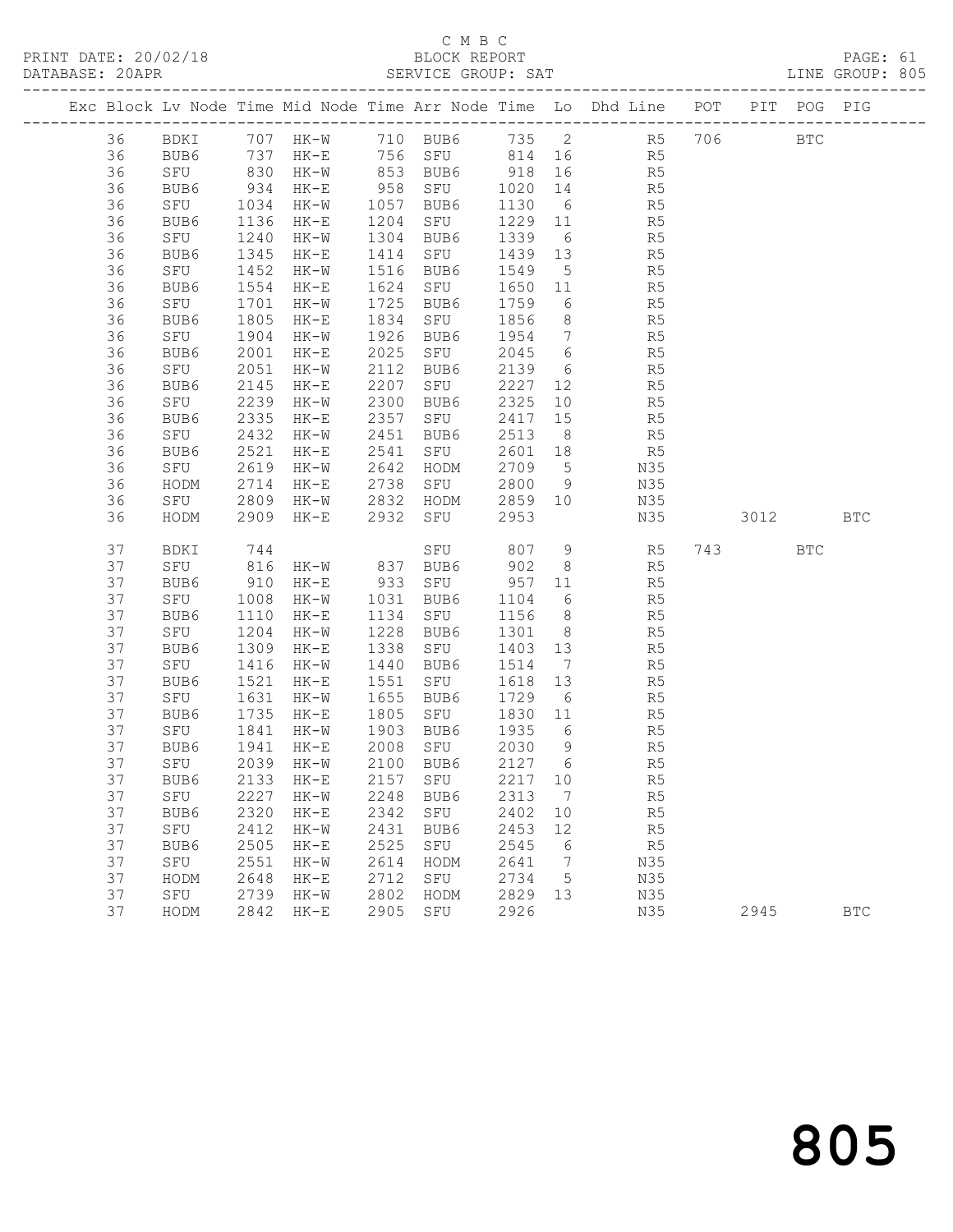C M B C

PRINT DATE: 20/02/18 BLOCK REPORT

DATABASE: 20APR SERVICE GROUP: SAT LINE GROUP: 805

| Exc | Block | Lv | Node | Time | Mid Node | Time | Arr Node | Time | Lo | Dhd Line | POT | PIT | POG | PIG |
|---|---|---|---|---|---|---|---|---|---|---|---|---|---|---|
| | 36 | | BDKI | 707 | HK-W | 710 | BUB6 | 735 | 2 | R5 | 706 | | BTC | |
| | 36 | | BUB6 | 737 | HK-E | 756 | SFU | 814 | 16 | R5 | | | | |
| | 36 | | SFU | 830 | HK-W | 853 | BUB6 | 918 | 16 | R5 | | | | |
| | 36 | | BUB6 | 934 | HK-E | 958 | SFU | 1020 | 14 | R5 | | | | |
| | 36 | | SFU | 1034 | HK-W | 1057 | BUB6 | 1130 | 6 | R5 | | | | |
| | 36 | | BUB6 | 1136 | HK-E | 1204 | SFU | 1229 | 11 | R5 | | | | |
| | 36 | | SFU | 1240 | HK-W | 1304 | BUB6 | 1339 | 6 | R5 | | | | |
| | 36 | | BUB6 | 1345 | HK-E | 1414 | SFU | 1439 | 13 | R5 | | | | |
| | 36 | | SFU | 1452 | HK-W | 1516 | BUB6 | 1549 | 5 | R5 | | | | |
| | 36 | | BUB6 | 1554 | HK-E | 1624 | SFU | 1650 | 11 | R5 | | | | |
| | 36 | | SFU | 1701 | HK-W | 1725 | BUB6 | 1759 | 6 | R5 | | | | |
| | 36 | | BUB6 | 1805 | HK-E | 1834 | SFU | 1856 | 8 | R5 | | | | |
| | 36 | | SFU | 1904 | HK-W | 1926 | BUB6 | 1954 | 7 | R5 | | | | |
| | 36 | | BUB6 | 2001 | HK-E | 2025 | SFU | 2045 | 6 | R5 | | | | |
| | 36 | | SFU | 2051 | HK-W | 2112 | BUB6 | 2139 | 6 | R5 | | | | |
| | 36 | | BUB6 | 2145 | HK-E | 2207 | SFU | 2227 | 12 | R5 | | | | |
| | 36 | | SFU | 2239 | HK-W | 2300 | BUB6 | 2325 | 10 | R5 | | | | |
| | 36 | | BUB6 | 2335 | HK-E | 2357 | SFU | 2417 | 15 | R5 | | | | |
| | 36 | | SFU | 2432 | HK-W | 2451 | BUB6 | 2513 | 8 | R5 | | | | |
| | 36 | | BUB6 | 2521 | HK-E | 2541 | SFU | 2601 | 18 | R5 | | | | |
| | 36 | | SFU | 2619 | HK-W | 2642 | HODM | 2709 | 5 | N35 | | | | |
| | 36 | | HODM | 2714 | HK-E | 2738 | SFU | 2800 | 9 | N35 | | | | |
| | 36 | | SFU | 2809 | HK-W | 2832 | HODM | 2859 | 10 | N35 | | | | |
| | 36 | | HODM | 2909 | HK-E | 2932 | SFU | 2953 | | N35 | | 3012 | | BTC |
| | 37 | | BDKI | 744 | | | SFU | 807 | 9 | R5 | 743 | | BTC | |
| | 37 | | SFU | 816 | HK-W | 837 | BUB6 | 902 | 8 | R5 | | | | |
| | 37 | | BUB6 | 910 | HK-E | 933 | SFU | 957 | 11 | R5 | | | | |
| | 37 | | SFU | 1008 | HK-W | 1031 | BUB6 | 1104 | 6 | R5 | | | | |
| | 37 | | BUB6 | 1110 | HK-E | 1134 | SFU | 1156 | 8 | R5 | | | | |
| | 37 | | SFU | 1204 | HK-W | 1228 | BUB6 | 1301 | 8 | R5 | | | | |
| | 37 | | BUB6 | 1309 | HK-E | 1338 | SFU | 1403 | 13 | R5 | | | | |
| | 37 | | SFU | 1416 | HK-W | 1440 | BUB6 | 1514 | 7 | R5 | | | | |
| | 37 | | BUB6 | 1521 | HK-E | 1551 | SFU | 1618 | 13 | R5 | | | | |
| | 37 | | SFU | 1631 | HK-W | 1655 | BUB6 | 1729 | 6 | R5 | | | | |
| | 37 | | BUB6 | 1735 | HK-E | 1805 | SFU | 1830 | 11 | R5 | | | | |
| | 37 | | SFU | 1841 | HK-W | 1903 | BUB6 | 1935 | 6 | R5 | | | | |
| | 37 | | BUB6 | 1941 | HK-E | 2008 | SFU | 2030 | 9 | R5 | | | | |
| | 37 | | SFU | 2039 | HK-W | 2100 | BUB6 | 2127 | 6 | R5 | | | | |
| | 37 | | BUB6 | 2133 | HK-E | 2157 | SFU | 2217 | 10 | R5 | | | | |
| | 37 | | SFU | 2227 | HK-W | 2248 | BUB6 | 2313 | 7 | R5 | | | | |
| | 37 | | BUB6 | 2320 | HK-E | 2342 | SFU | 2402 | 10 | R5 | | | | |
| | 37 | | SFU | 2412 | HK-W | 2431 | BUB6 | 2453 | 12 | R5 | | | | |
| | 37 | | BUB6 | 2505 | HK-E | 2525 | SFU | 2545 | 6 | R5 | | | | |
| | 37 | | SFU | 2551 | HK-W | 2614 | HODM | 2641 | 7 | N35 | | | | |
| | 37 | | HODM | 2648 | HK-E | 2712 | SFU | 2734 | 5 | N35 | | | | |
| | 37 | | SFU | 2739 | HK-W | 2802 | HODM | 2829 | 13 | N35 | | | | |
| | 37 | | HODM | 2842 | HK-E | 2905 | SFU | 2926 | | N35 | | 2945 | | BTC |

805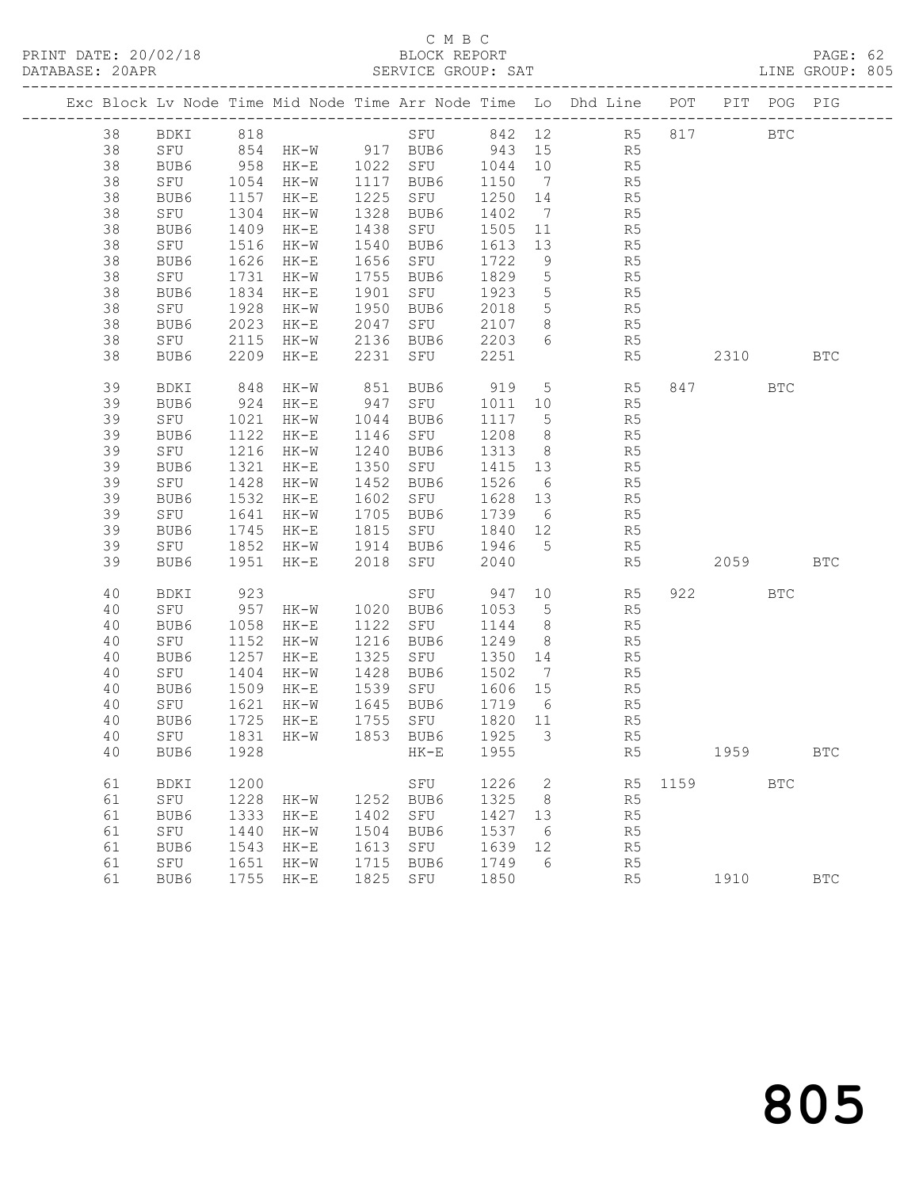C M B C

BLOCK REPORT

SERVICE GROUP: SAT

PRINT DATE: 20/02/18 DATABASE: 20APR LINE GROUP: 805

| Exc | Block | Lv | Node | Time | Mid Node | Time | Arr Node | Time | Lo | Dhd Line | POT | PIT | POG | PIG |
|---|---|---|---|---|---|---|---|---|---|---|---|---|---|---|
| | 38 | | BDKI | 818 | | | SFU | 842 | 12 | R5 | 817 | | BTC | |
| | 38 | | SFU | 854 | HK-W | 917 | BUB6 | 943 | 15 | R5 | | | | |
| | 38 | | BUB6 | 958 | HK-E | 1022 | SFU | 1044 | 10 | R5 | | | | |
| | 38 | | SFU | 1054 | HK-W | 1117 | BUB6 | 1150 | 7 | R5 | | | | |
| | 38 | | BUB6 | 1157 | HK-E | 1225 | SFU | 1250 | 14 | R5 | | | | |
| | 38 | | SFU | 1304 | HK-W | 1328 | BUB6 | 1402 | 7 | R5 | | | | |
| | 38 | | BUB6 | 1409 | HK-E | 1438 | SFU | 1505 | 11 | R5 | | | | |
| | 38 | | SFU | 1516 | HK-W | 1540 | BUB6 | 1613 | 13 | R5 | | | | |
| | 38 | | BUB6 | 1626 | HK-E | 1656 | SFU | 1722 | 9 | R5 | | | | |
| | 38 | | SFU | 1731 | HK-W | 1755 | BUB6 | 1829 | 5 | R5 | | | | |
| | 38 | | BUB6 | 1834 | HK-E | 1901 | SFU | 1923 | 5 | R5 | | | | |
| | 38 | | SFU | 1928 | HK-W | 1950 | BUB6 | 2018 | 5 | R5 | | | | |
| | 38 | | BUB6 | 2023 | HK-E | 2047 | SFU | 2107 | 8 | R5 | | | | |
| | 38 | | SFU | 2115 | HK-W | 2136 | BUB6 | 2203 | 6 | R5 | | | | |
| | 38 | | BUB6 | 2209 | HK-E | 2231 | SFU | 2251 | | R5 | | 2310 | | BTC |
| | 39 | | BDKI | 848 | HK-W | 851 | BUB6 | 919 | 5 | R5 | 847 | | BTC | |
| | 39 | | BUB6 | 924 | HK-E | 947 | SFU | 1011 | 10 | R5 | | | | |
| | 39 | | SFU | 1021 | HK-W | 1044 | BUB6 | 1117 | 5 | R5 | | | | |
| | 39 | | BUB6 | 1122 | HK-E | 1146 | SFU | 1208 | 8 | R5 | | | | |
| | 39 | | SFU | 1216 | HK-W | 1240 | BUB6 | 1313 | 8 | R5 | | | | |
| | 39 | | BUB6 | 1321 | HK-E | 1350 | SFU | 1415 | 13 | R5 | | | | |
| | 39 | | SFU | 1428 | HK-W | 1452 | BUB6 | 1526 | 6 | R5 | | | | |
| | 39 | | BUB6 | 1532 | HK-E | 1602 | SFU | 1628 | 13 | R5 | | | | |
| | 39 | | SFU | 1641 | HK-W | 1705 | BUB6 | 1739 | 6 | R5 | | | | |
| | 39 | | BUB6 | 1745 | HK-E | 1815 | SFU | 1840 | 12 | R5 | | | | |
| | 39 | | SFU | 1852 | HK-W | 1914 | BUB6 | 1946 | 5 | R5 | | | | |
| | 39 | | BUB6 | 1951 | HK-E | 2018 | SFU | 2040 | | R5 | | 2059 | | BTC |
| | 40 | | BDKI | 923 | | | SFU | 947 | 10 | R5 | 922 | | BTC | |
| | 40 | | SFU | 957 | HK-W | 1020 | BUB6 | 1053 | 5 | R5 | | | | |
| | 40 | | BUB6 | 1058 | HK-E | 1122 | SFU | 1144 | 8 | R5 | | | | |
| | 40 | | SFU | 1152 | HK-W | 1216 | BUB6 | 1249 | 8 | R5 | | | | |
| | 40 | | BUB6 | 1257 | HK-E | 1325 | SFU | 1350 | 14 | R5 | | | | |
| | 40 | | SFU | 1404 | HK-W | 1428 | BUB6 | 1502 | 7 | R5 | | | | |
| | 40 | | BUB6 | 1509 | HK-E | 1539 | SFU | 1606 | 15 | R5 | | | | |
| | 40 | | SFU | 1621 | HK-W | 1645 | BUB6 | 1719 | 6 | R5 | | | | |
| | 40 | | BUB6 | 1725 | HK-E | 1755 | SFU | 1820 | 11 | R5 | | | | |
| | 40 | | SFU | 1831 | HK-W | 1853 | BUB6 | 1925 | 3 | R5 | | | | |
| | 40 | | BUB6 | 1928 | | | HK-E | 1955 | | R5 | | 1959 | | BTC |
| | 61 | | BDKI | 1200 | | | SFU | 1226 | 2 | R5 | 1159 | | BTC | |
| | 61 | | SFU | 1228 | HK-W | 1252 | BUB6 | 1325 | 8 | R5 | | | | |
| | 61 | | BUB6 | 1333 | HK-E | 1402 | SFU | 1427 | 13 | R5 | | | | |
| | 61 | | SFU | 1440 | HK-W | 1504 | BUB6 | 1537 | 6 | R5 | | | | |
| | 61 | | BUB6 | 1543 | HK-E | 1613 | SFU | 1639 | 12 | R5 | | | | |
| | 61 | | SFU | 1651 | HK-W | 1715 | BUB6 | 1749 | 6 | R5 | | | | |
| | 61 | | BUB6 | 1755 | HK-E | 1825 | SFU | 1850 | | R5 | | 1910 | | BTC |

805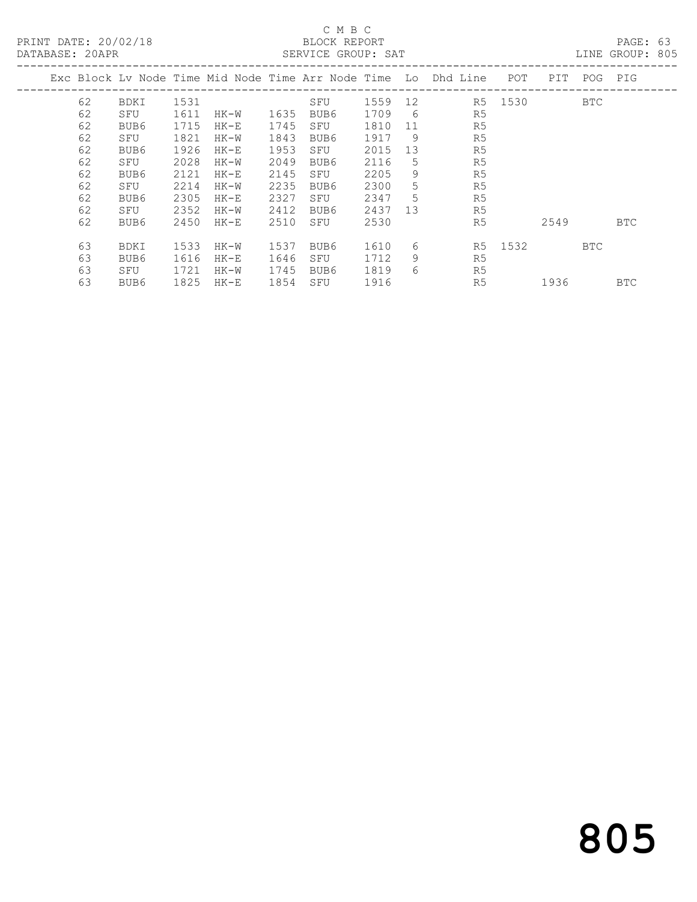C M B C

BLOCK REPORT

SERVICE GROUP: SAT

PRINT DATE: 20/02/18

DATABASE: 20APR

LINE GROUP: 805

| Exc | Block | Lv | Node | Time | Mid Node | Time | Arr Node | Time | Lo | Dhd Line | POT | PIT | POG | PIG |
|---|---|---|---|---|---|---|---|---|---|---|---|---|---|---|
| | 62 | | BDKI | 1531 | | | SFU | 1559 | 12 | R5 | 1530 | | BTC | |
| | 62 | | SFU | 1611 | HK-W | 1635 | BUB6 | 1709 | 6 | R5 | | | | |
| | 62 | | BUB6 | 1715 | HK-E | 1745 | SFU | 1810 | 11 | R5 | | | | |
| | 62 | | SFU | 1821 | HK-W | 1843 | BUB6 | 1917 | 9 | R5 | | | | |
| | 62 | | BUB6 | 1926 | HK-E | 1953 | SFU | 2015 | 13 | R5 | | | | |
| | 62 | | SFU | 2028 | HK-W | 2049 | BUB6 | 2116 | 5 | R5 | | | | |
| | 62 | | BUB6 | 2121 | HK-E | 2145 | SFU | 2205 | 9 | R5 | | | | |
| | 62 | | SFU | 2214 | HK-W | 2235 | BUB6 | 2300 | 5 | R5 | | | | |
| | 62 | | BUB6 | 2305 | HK-E | 2327 | SFU | 2347 | 5 | R5 | | | | |
| | 62 | | SFU | 2352 | HK-W | 2412 | BUB6 | 2437 | 13 | R5 | | | | |
| | 62 | | BUB6 | 2450 | HK-E | 2510 | SFU | 2530 | | R5 | | 2549 | | BTC |
| | 63 | | BDKI | 1533 | HK-W | 1537 | BUB6 | 1610 | 6 | R5 | 1532 | | BTC | |
| | 63 | | BUB6 | 1616 | HK-E | 1646 | SFU | 1712 | 9 | R5 | | | | |
| | 63 | | SFU | 1721 | HK-W | 1745 | BUB6 | 1819 | 6 | R5 | | | | |
| | 63 | | BUB6 | 1825 | HK-E | 1854 | SFU | 1916 | | R5 | | 1936 | | BTC |

805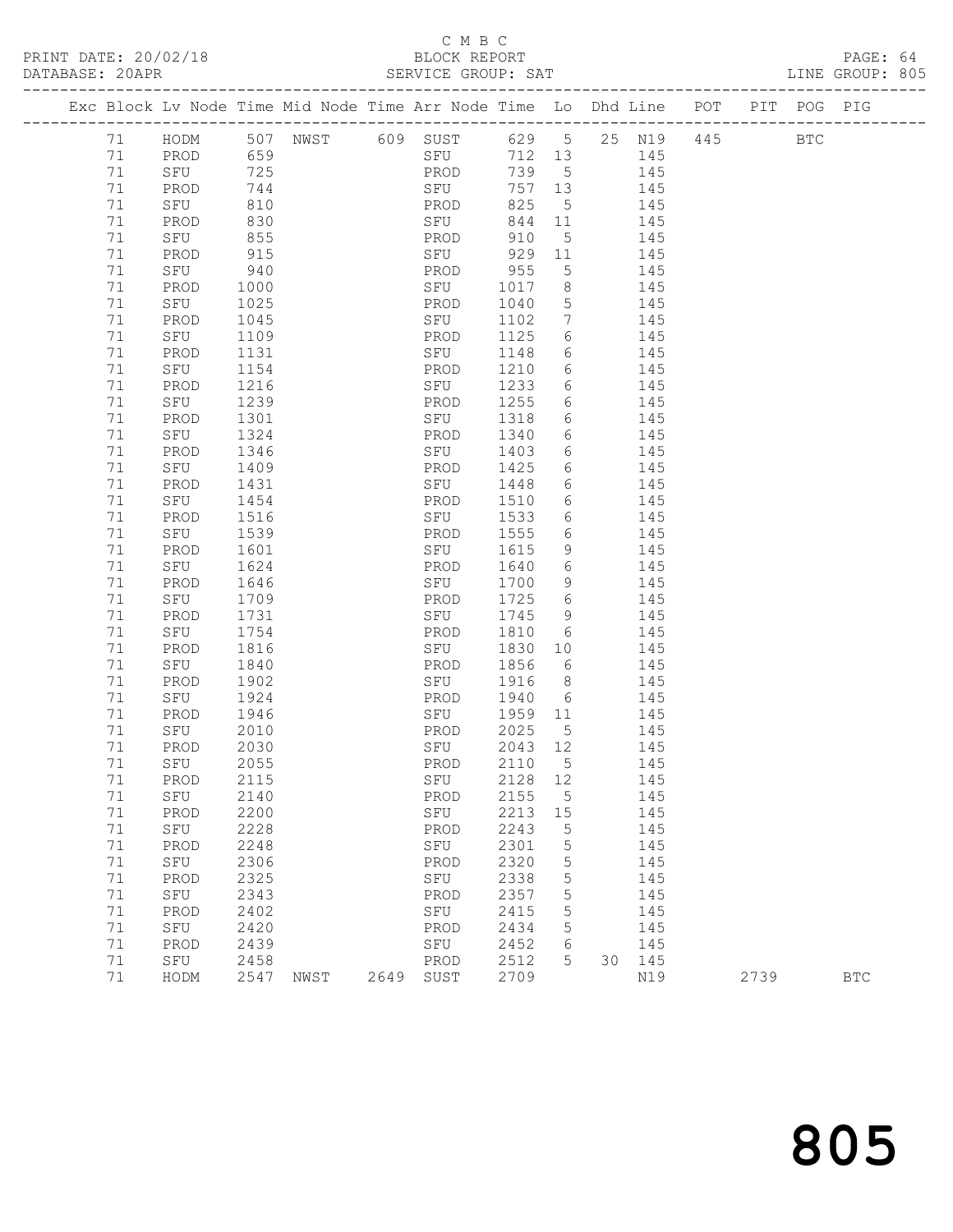C M B C

PRINT DATE: 20/02/18 BLOCK REPORT

DATABASE: 20APR SERVICE GROUP: SAT LINE GROUP: 805

| Exc | Block | Lv | Node | Time | Mid Node | Time | Arr Node | Time | Lo | Dhd | Line | POT | PIT | POG | PIG |
|---|---|---|---|---|---|---|---|---|---|---|---|---|---|---|---|
| | 71 | | HODM | 507 | NWST | 609 | SUST | 629 | 5 | 25 | N19 | 445 | | BTC | |
| | 71 | | PROD | 659 | | | SFU | 712 | 13 | | 145 | | | | |
| | 71 | | SFU | 725 | | | PROD | 739 | 5 | | 145 | | | | |
| | 71 | | PROD | 744 | | | SFU | 757 | 13 | | 145 | | | | |
| | 71 | | SFU | 810 | | | PROD | 825 | 5 | | 145 | | | | |
| | 71 | | PROD | 830 | | | SFU | 844 | 11 | | 145 | | | | |
| | 71 | | SFU | 855 | | | PROD | 910 | 5 | | 145 | | | | |
| | 71 | | PROD | 915 | | | SFU | 929 | 11 | | 145 | | | | |
| | 71 | | SFU | 940 | | | PROD | 955 | 5 | | 145 | | | | |
| | 71 | | PROD | 1000 | | | SFU | 1017 | 8 | | 145 | | | | |
| | 71 | | SFU | 1025 | | | PROD | 1040 | 5 | | 145 | | | | |
| | 71 | | PROD | 1045 | | | SFU | 1102 | 7 | | 145 | | | | |
| | 71 | | SFU | 1109 | | | PROD | 1125 | 6 | | 145 | | | | |
| | 71 | | PROD | 1131 | | | SFU | 1148 | 6 | | 145 | | | | |
| | 71 | | SFU | 1154 | | | PROD | 1210 | 6 | | 145 | | | | |
| | 71 | | PROD | 1216 | | | SFU | 1233 | 6 | | 145 | | | | |
| | 71 | | SFU | 1239 | | | PROD | 1255 | 6 | | 145 | | | | |
| | 71 | | PROD | 1301 | | | SFU | 1318 | 6 | | 145 | | | | |
| | 71 | | SFU | 1324 | | | PROD | 1340 | 6 | | 145 | | | | |
| | 71 | | PROD | 1346 | | | SFU | 1403 | 6 | | 145 | | | | |
| | 71 | | SFU | 1409 | | | PROD | 1425 | 6 | | 145 | | | | |
| | 71 | | PROD | 1431 | | | SFU | 1448 | 6 | | 145 | | | | |
| | 71 | | SFU | 1454 | | | PROD | 1510 | 6 | | 145 | | | | |
| | 71 | | PROD | 1516 | | | SFU | 1533 | 6 | | 145 | | | | |
| | 71 | | SFU | 1539 | | | PROD | 1555 | 6 | | 145 | | | | |
| | 71 | | PROD | 1601 | | | SFU | 1615 | 9 | | 145 | | | | |
| | 71 | | SFU | 1624 | | | PROD | 1640 | 6 | | 145 | | | | |
| | 71 | | PROD | 1646 | | | SFU | 1700 | 9 | | 145 | | | | |
| | 71 | | SFU | 1709 | | | PROD | 1725 | 6 | | 145 | | | | |
| | 71 | | PROD | 1731 | | | SFU | 1745 | 9 | | 145 | | | | |
| | 71 | | SFU | 1754 | | | PROD | 1810 | 6 | | 145 | | | | |
| | 71 | | PROD | 1816 | | | SFU | 1830 | 10 | | 145 | | | | |
| | 71 | | SFU | 1840 | | | PROD | 1856 | 6 | | 145 | | | | |
| | 71 | | PROD | 1902 | | | SFU | 1916 | 8 | | 145 | | | | |
| | 71 | | SFU | 1924 | | | PROD | 1940 | 6 | | 145 | | | | |
| | 71 | | PROD | 1946 | | | SFU | 1959 | 11 | | 145 | | | | |
| | 71 | | SFU | 2010 | | | PROD | 2025 | 5 | | 145 | | | | |
| | 71 | | PROD | 2030 | | | SFU | 2043 | 12 | | 145 | | | | |
| | 71 | | SFU | 2055 | | | PROD | 2110 | 5 | | 145 | | | | |
| | 71 | | PROD | 2115 | | | SFU | 2128 | 12 | | 145 | | | | |
| | 71 | | SFU | 2140 | | | PROD | 2155 | 5 | | 145 | | | | |
| | 71 | | PROD | 2200 | | | SFU | 2213 | 15 | | 145 | | | | |
| | 71 | | SFU | 2228 | | | PROD | 2243 | 5 | | 145 | | | | |
| | 71 | | PROD | 2248 | | | SFU | 2301 | 5 | | 145 | | | | |
| | 71 | | SFU | 2306 | | | PROD | 2320 | 5 | | 145 | | | | |
| | 71 | | PROD | 2325 | | | SFU | 2338 | 5 | | 145 | | | | |
| | 71 | | SFU | 2343 | | | PROD | 2357 | 5 | | 145 | | | | |
| | 71 | | PROD | 2402 | | | SFU | 2415 | 5 | | 145 | | | | |
| | 71 | | SFU | 2420 | | | PROD | 2434 | 5 | | 145 | | | | |
| | 71 | | PROD | 2439 | | | SFU | 2452 | 6 | | 145 | | | | |
| | 71 | | SFU | 2458 | | | PROD | 2512 | 5 | 30 | 145 | | | | |
| | 71 | | HODM | 2547 | NWST | 2649 | SUST | 2709 | | | N19 | | 2739 | | BTC |

805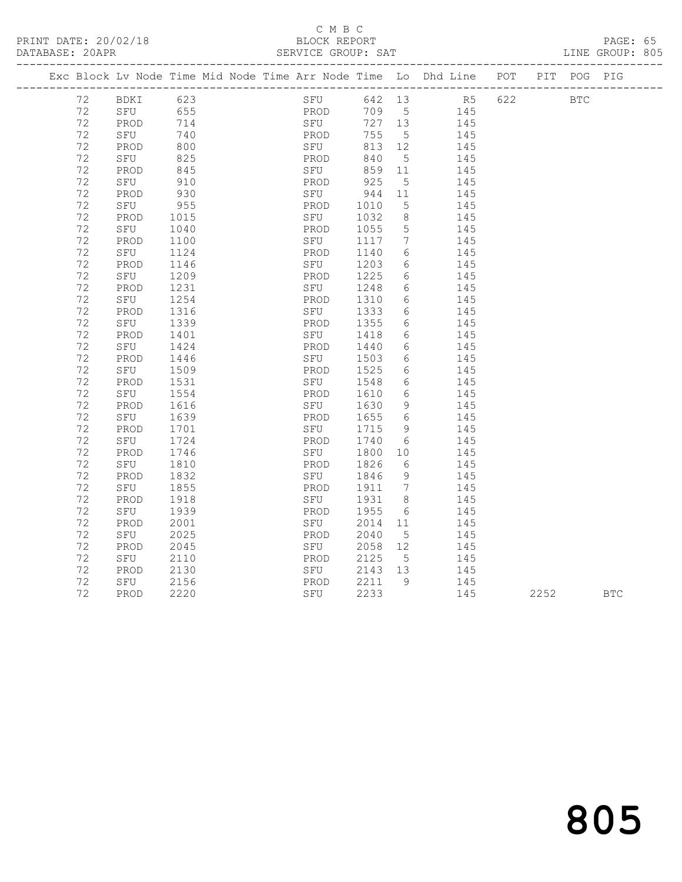C M B C

BLOCK REPORT

SERVICE GROUP: SAT

PRINT DATE: 20/02/18

DATABASE: 20APR

LINE GROUP: 805

| Exc | Block | Lv | Node | Time | Mid Node | Time | Arr Node | Time | Lo | Dhd Line | POT | PIT | POG | PIG |
|---|---|---|---|---|---|---|---|---|---|---|---|---|---|---|
| | 72 | | BDKI | 623 | | | SFU | 642 | 13 | R5 | 622 | | BTC | |
| | 72 | | SFU | 655 | | | PROD | 709 | 5 | 145 | | | | |
| | 72 | | PROD | 714 | | | SFU | 727 | 13 | 145 | | | | |
| | 72 | | SFU | 740 | | | PROD | 755 | 5 | 145 | | | | |
| | 72 | | PROD | 800 | | | SFU | 813 | 12 | 145 | | | | |
| | 72 | | SFU | 825 | | | PROD | 840 | 5 | 145 | | | | |
| | 72 | | PROD | 845 | | | SFU | 859 | 11 | 145 | | | | |
| | 72 | | SFU | 910 | | | PROD | 925 | 5 | 145 | | | | |
| | 72 | | PROD | 930 | | | SFU | 944 | 11 | 145 | | | | |
| | 72 | | SFU | 955 | | | PROD | 1010 | 5 | 145 | | | | |
| | 72 | | PROD | 1015 | | | SFU | 1032 | 8 | 145 | | | | |
| | 72 | | SFU | 1040 | | | PROD | 1055 | 5 | 145 | | | | |
| | 72 | | PROD | 1100 | | | SFU | 1117 | 7 | 145 | | | | |
| | 72 | | SFU | 1124 | | | PROD | 1140 | 6 | 145 | | | | |
| | 72 | | PROD | 1146 | | | SFU | 1203 | 6 | 145 | | | | |
| | 72 | | SFU | 1209 | | | PROD | 1225 | 6 | 145 | | | | |
| | 72 | | PROD | 1231 | | | SFU | 1248 | 6 | 145 | | | | |
| | 72 | | SFU | 1254 | | | PROD | 1310 | 6 | 145 | | | | |
| | 72 | | PROD | 1316 | | | SFU | 1333 | 6 | 145 | | | | |
| | 72 | | SFU | 1339 | | | PROD | 1355 | 6 | 145 | | | | |
| | 72 | | PROD | 1401 | | | SFU | 1418 | 6 | 145 | | | | |
| | 72 | | SFU | 1424 | | | PROD | 1440 | 6 | 145 | | | | |
| | 72 | | PROD | 1446 | | | SFU | 1503 | 6 | 145 | | | | |
| | 72 | | SFU | 1509 | | | PROD | 1525 | 6 | 145 | | | | |
| | 72 | | PROD | 1531 | | | SFU | 1548 | 6 | 145 | | | | |
| | 72 | | SFU | 1554 | | | PROD | 1610 | 6 | 145 | | | | |
| | 72 | | PROD | 1616 | | | SFU | 1630 | 9 | 145 | | | | |
| | 72 | | SFU | 1639 | | | PROD | 1655 | 6 | 145 | | | | |
| | 72 | | PROD | 1701 | | | SFU | 1715 | 9 | 145 | | | | |
| | 72 | | SFU | 1724 | | | PROD | 1740 | 6 | 145 | | | | |
| | 72 | | PROD | 1746 | | | SFU | 1800 | 10 | 145 | | | | |
| | 72 | | SFU | 1810 | | | PROD | 1826 | 6 | 145 | | | | |
| | 72 | | PROD | 1832 | | | SFU | 1846 | 9 | 145 | | | | |
| | 72 | | SFU | 1855 | | | PROD | 1911 | 7 | 145 | | | | |
| | 72 | | PROD | 1918 | | | SFU | 1931 | 8 | 145 | | | | |
| | 72 | | SFU | 1939 | | | PROD | 1955 | 6 | 145 | | | | |
| | 72 | | PROD | 2001 | | | SFU | 2014 | 11 | 145 | | | | |
| | 72 | | SFU | 2025 | | | PROD | 2040 | 5 | 145 | | | | |
| | 72 | | PROD | 2045 | | | SFU | 2058 | 12 | 145 | | | | |
| | 72 | | SFU | 2110 | | | PROD | 2125 | 5 | 145 | | | | |
| | 72 | | PROD | 2130 | | | SFU | 2143 | 13 | 145 | | | | |
| | 72 | | SFU | 2156 | | | PROD | 2211 | 9 | 145 | | | | |
| | 72 | | PROD | 2220 | | | SFU | 2233 | | 145 | | 2252 | | BTC |

805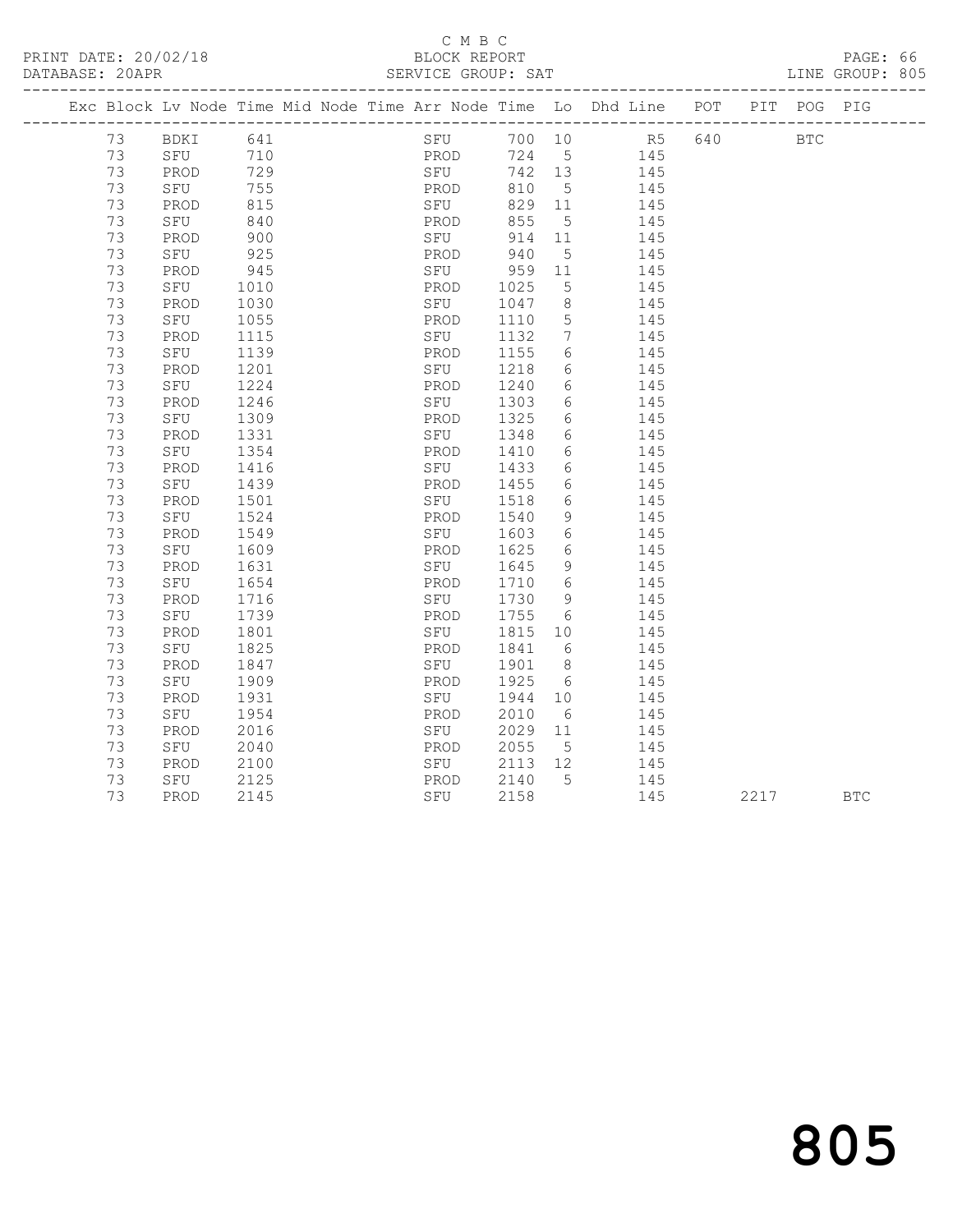C M B C

PRINT DATE: 20/02/18 BLOCK REPORT

DATABASE: 20APR SERVICE GROUP: SAT LINE GROUP: 805

| Exc | Block | Lv | Node | Time | Mid Node | Time | Arr Node | Time | Lo | Dhd Line | POT | PIT | POG | PIG |
|---|---|---|---|---|---|---|---|---|---|---|---|---|---|---|
| | 73 | | BDKI | 641 | | | SFU | 700 | 10 | R5 | 640 | | BTC | |
| | 73 | | SFU | 710 | | | PROD | 724 | 5 | 145 | | | | |
| | 73 | | PROD | 729 | | | SFU | 742 | 13 | 145 | | | | |
| | 73 | | SFU | 755 | | | PROD | 810 | 5 | 145 | | | | |
| | 73 | | PROD | 815 | | | SFU | 829 | 11 | 145 | | | | |
| | 73 | | SFU | 840 | | | PROD | 855 | 5 | 145 | | | | |
| | 73 | | PROD | 900 | | | SFU | 914 | 11 | 145 | | | | |
| | 73 | | SFU | 925 | | | PROD | 940 | 5 | 145 | | | | |
| | 73 | | PROD | 945 | | | SFU | 959 | 11 | 145 | | | | |
| | 73 | | SFU | 1010 | | | PROD | 1025 | 5 | 145 | | | | |
| | 73 | | PROD | 1030 | | | SFU | 1047 | 8 | 145 | | | | |
| | 73 | | SFU | 1055 | | | PROD | 1110 | 5 | 145 | | | | |
| | 73 | | PROD | 1115 | | | SFU | 1132 | 7 | 145 | | | | |
| | 73 | | SFU | 1139 | | | PROD | 1155 | 6 | 145 | | | | |
| | 73 | | PROD | 1201 | | | SFU | 1218 | 6 | 145 | | | | |
| | 73 | | SFU | 1224 | | | PROD | 1240 | 6 | 145 | | | | |
| | 73 | | PROD | 1246 | | | SFU | 1303 | 6 | 145 | | | | |
| | 73 | | SFU | 1309 | | | PROD | 1325 | 6 | 145 | | | | |
| | 73 | | PROD | 1331 | | | SFU | 1348 | 6 | 145 | | | | |
| | 73 | | SFU | 1354 | | | PROD | 1410 | 6 | 145 | | | | |
| | 73 | | PROD | 1416 | | | SFU | 1433 | 6 | 145 | | | | |
| | 73 | | SFU | 1439 | | | PROD | 1455 | 6 | 145 | | | | |
| | 73 | | PROD | 1501 | | | SFU | 1518 | 6 | 145 | | | | |
| | 73 | | SFU | 1524 | | | PROD | 1540 | 9 | 145 | | | | |
| | 73 | | PROD | 1549 | | | SFU | 1603 | 6 | 145 | | | | |
| | 73 | | SFU | 1609 | | | PROD | 1625 | 6 | 145 | | | | |
| | 73 | | PROD | 1631 | | | SFU | 1645 | 9 | 145 | | | | |
| | 73 | | SFU | 1654 | | | PROD | 1710 | 6 | 145 | | | | |
| | 73 | | PROD | 1716 | | | SFU | 1730 | 9 | 145 | | | | |
| | 73 | | SFU | 1739 | | | PROD | 1755 | 6 | 145 | | | | |
| | 73 | | PROD | 1801 | | | SFU | 1815 | 10 | 145 | | | | |
| | 73 | | SFU | 1825 | | | PROD | 1841 | 6 | 145 | | | | |
| | 73 | | PROD | 1847 | | | SFU | 1901 | 8 | 145 | | | | |
| | 73 | | SFU | 1909 | | | PROD | 1925 | 6 | 145 | | | | |
| | 73 | | PROD | 1931 | | | SFU | 1944 | 10 | 145 | | | | |
| | 73 | | SFU | 1954 | | | PROD | 2010 | 6 | 145 | | | | |
| | 73 | | PROD | 2016 | | | SFU | 2029 | 11 | 145 | | | | |
| | 73 | | SFU | 2040 | | | PROD | 2055 | 5 | 145 | | | | |
| | 73 | | PROD | 2100 | | | SFU | 2113 | 12 | 145 | | | | |
| | 73 | | SFU | 2125 | | | PROD | 2140 | 5 | 145 | | | | |
| | 73 | | PROD | 2145 | | | SFU | 2158 | | 145 | | 2217 | | BTC |

805